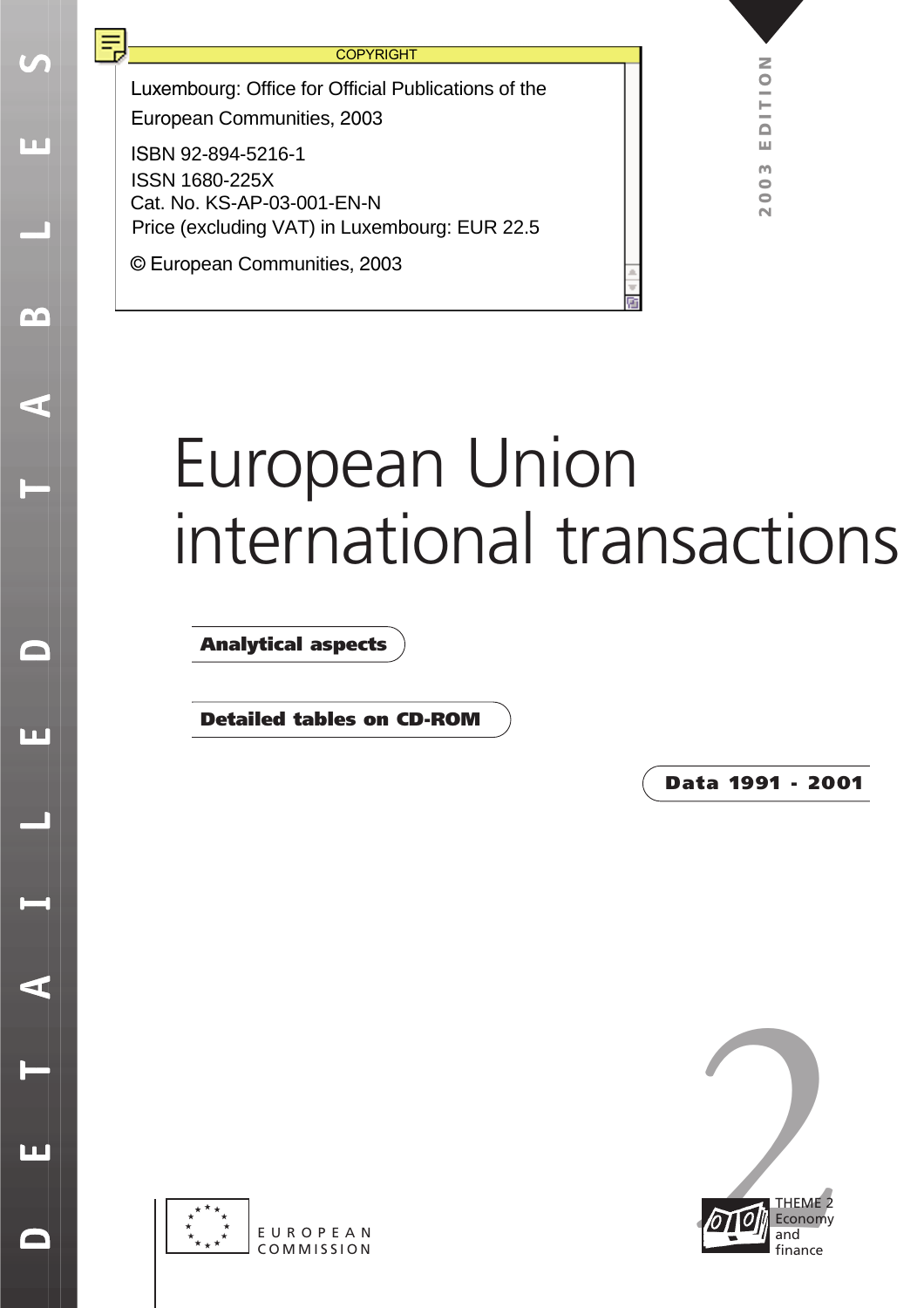COPYRIGHT

Luxembourg: Office for Official Publications of the European Communities, 2003

ISBN 92-894-5216-1

ISSN 1680-225X

Cat. No. KS-AP-03-001-EN-N

Price (excluding VAT) in Luxembourg: EUR 22.5

© European Communities, 2003

DETAILED TABLES

2003 EDITION

# European Union international transactions

**Analytical aspects**

**Detailed tables on CD-ROM**

**Data 1991 - 2001**

EUROPEAN COMMISSION

THEME 2
Economy and finance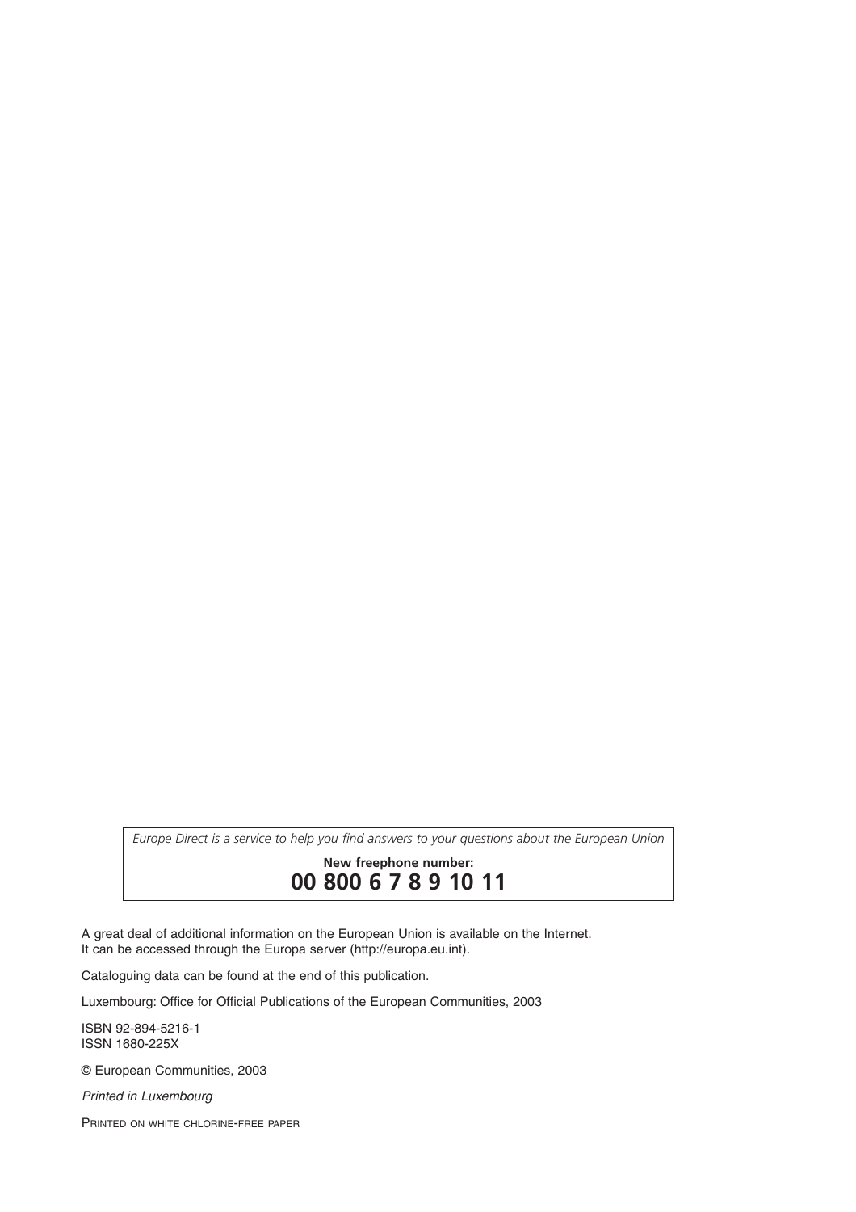*Europe Direct is a service to help you find answers to your questions about the European Union*

**New freephone number:**

**00 800 6 7 8 9 10 11**

A great deal of additional information on the European Union is available on the Internet.
It can be accessed through the Europa server (http://europa.eu.int).

Cataloguing data can be found at the end of this publication.

Luxembourg: Office for Official Publications of the European Communities, 2003

ISBN 92-894-5216-1
ISSN 1680-225X

© European Communities, 2003

*Printed in Luxembourg*

PRINTED ON WHITE CHLORINE-FREE PAPER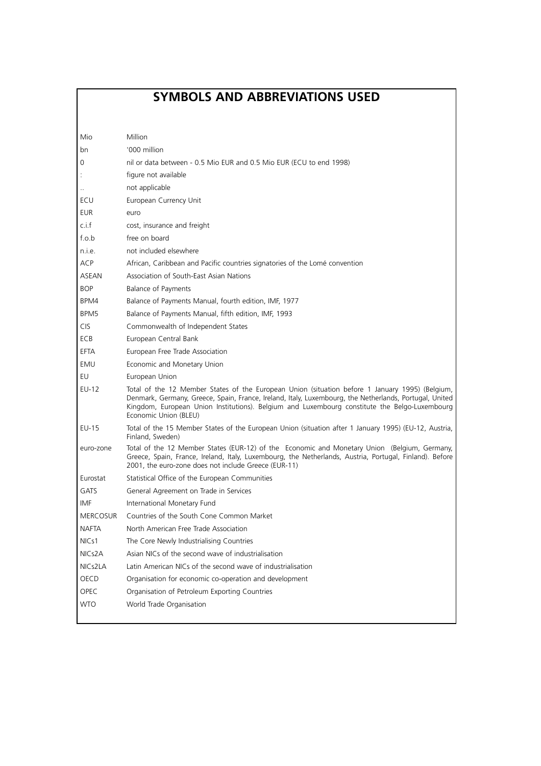# SYMBOLS AND ABBREVIATIONS USED

| | |
|---|---|
| Mio | Million |
| bn | '000 million |
| 0 | nil or data between - 0.5 Mio EUR and 0.5 Mio EUR (ECU to end 1998) |
| : | figure not available |
| .. | not applicable |
| ECU | European Currency Unit |
| EUR | euro |
| c.i.f | cost, insurance and freight |
| f.o.b | free on board |
| n.i.e. | not included elsewhere |
| ACP | African, Caribbean and Pacific countries signatories of the Lomé convention |
| ASEAN | Association of South-East Asian Nations |
| BOP | Balance of Payments |
| BPM4 | Balance of Payments Manual, fourth edition, IMF, 1977 |
| BPM5 | Balance of Payments Manual, fifth edition, IMF, 1993 |
| CIS | Commonwealth of Independent States |
| ECB | European Central Bank |
| EFTA | European Free Trade Association |
| EMU | Economic and Monetary Union |
| EU | European Union |
| EU-12 | Total of the 12 Member States of the European Union (situation before 1 January 1995) (Belgium, Denmark, Germany, Greece, Spain, France, Ireland, Italy, Luxembourg, the Netherlands, Portugal, United Kingdom, European Union Institutions). Belgium and Luxembourg constitute the Belgo-Luxembourg Economic Union (BLEU) |
| EU-15 | Total of the 15 Member States of the European Union (situation after 1 January 1995) (EU-12, Austria, Finland, Sweden) |
| euro-zone | Total of the 12 Member States (EUR-12) of the Economic and Monetary Union (Belgium, Germany, Greece, Spain, France, Ireland, Italy, Luxembourg, the Netherlands, Austria, Portugal, Finland). Before 2001, the euro-zone does not include Greece (EUR-11) |
| Eurostat | Statistical Office of the European Communities |
| GATS | General Agreement on Trade in Services |
| IMF | International Monetary Fund |
| MERCOSUR | Countries of the South Cone Common Market |
| NAFTA | North American Free Trade Association |
| NICs1 | The Core Newly Industrialising Countries |
| NICs2A | Asian NICs of the second wave of industrialisation |
| NICs2LA | Latin American NICs of the second wave of industrialisation |
| OECD | Organisation for economic co-operation and development |
| OPEC | Organisation of Petroleum Exporting Countries |
| WTO | World Trade Organisation |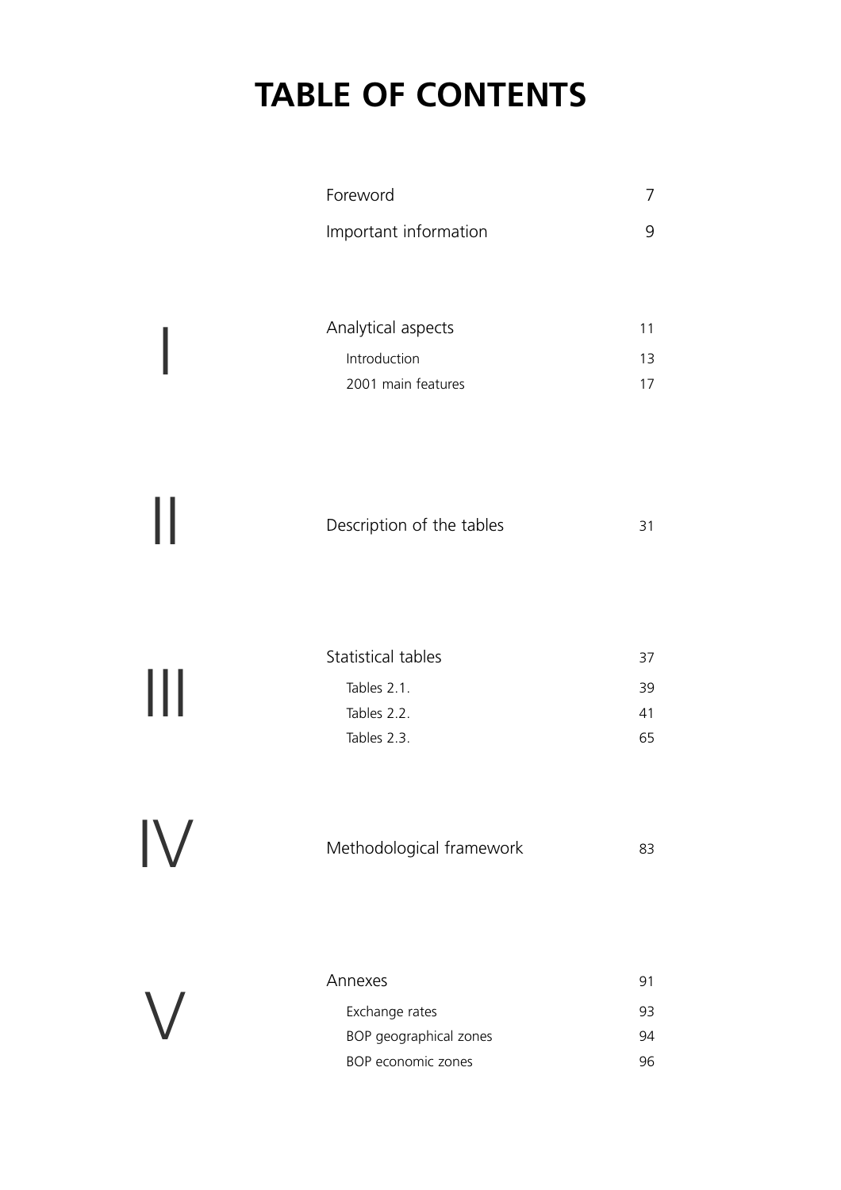# TABLE OF CONTENTS

| | | |
|---|---|---|
| | Foreword | 7 |
| | Important information | 9 |
| I | Analytical aspects | 11 |
| | Introduction | 13 |
| | 2001 main features | 17 |
| II | Description of the tables | 31 |
| III | Statistical tables | 37 |
| | Tables 2.1. | 39 |
| | Tables 2.2. | 41 |
| | Tables 2.3. | 65 |
| IV | Methodological framework | 83 |
| V | Annexes | 91 |
| | Exchange rates | 93 |
| | BOP geographical zones | 94 |
| | BOP economic zones | 96 |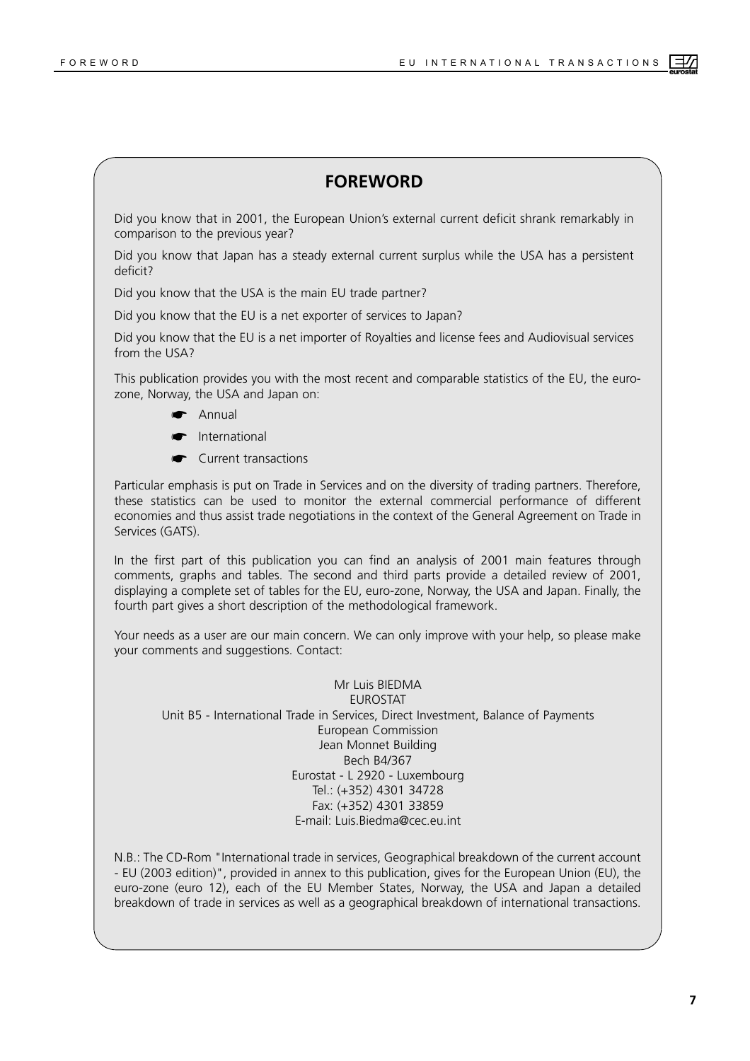# FOREWORD

Did you know that in 2001, the European Union's external current deficit shrank remarkably in comparison to the previous year?

Did you know that Japan has a steady external current surplus while the USA has a persistent deficit?

Did you know that the USA is the main EU trade partner?

Did you know that the EU is a net exporter of services to Japan?

Did you know that the EU is a net importer of Royalties and license fees and Audiovisual services from the USA?

This publication provides you with the most recent and comparable statistics of the EU, the euro-zone, Norway, the USA and Japan on:

- Annual
- International
- Current transactions

Particular emphasis is put on Trade in Services and on the diversity of trading partners. Therefore, these statistics can be used to monitor the external commercial performance of different economies and thus assist trade negotiations in the context of the General Agreement on Trade in Services (GATS).

In the first part of this publication you can find an analysis of 2001 main features through comments, graphs and tables. The second and third parts provide a detailed review of 2001, displaying a complete set of tables for the EU, euro-zone, Norway, the USA and Japan. Finally, the fourth part gives a short description of the methodological framework.

Your needs as a user are our main concern. We can only improve with your help, so please make your comments and suggestions. Contact:

Mr Luis BIEDMA
EUROSTAT
Unit B5 - International Trade in Services, Direct Investment, Balance of Payments
European Commission
Jean Monnet Building
Bech B4/367
Eurostat - L 2920 - Luxembourg
Tel.: (+352) 4301 34728
Fax: (+352) 4301 33859
E-mail: Luis.Biedma@cec.eu.int

N.B.: The CD-Rom "International trade in services, Geographical breakdown of the current account - EU (2003 edition)", provided in annex to this publication, gives for the European Union (EU), the euro-zone (euro 12), each of the EU Member States, Norway, the USA and Japan a detailed breakdown of trade in services as well as a geographical breakdown of international transactions.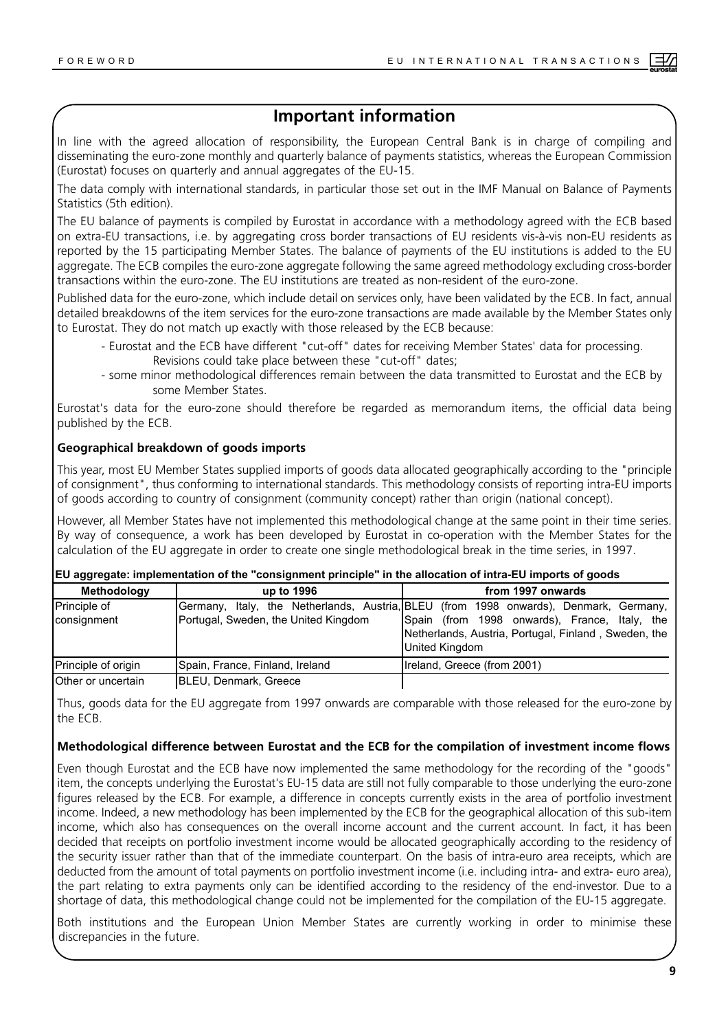## Important information

In line with the agreed allocation of responsibility, the European Central Bank is in charge of compiling and disseminating the euro-zone monthly and quarterly balance of payments statistics, whereas the European Commission (Eurostat) focuses on quarterly and annual aggregates of the EU-15.

The data comply with international standards, in particular those set out in the IMF Manual on Balance of Payments Statistics (5th edition).

The EU balance of payments is compiled by Eurostat in accordance with a methodology agreed with the ECB based on extra-EU transactions, i.e. by aggregating cross border transactions of EU residents vis-à-vis non-EU residents as reported by the 15 participating Member States. The balance of payments of the EU institutions is added to the EU aggregate. The ECB compiles the euro-zone aggregate following the same agreed methodology excluding cross-border transactions within the euro-zone. The EU institutions are treated as non-resident of the euro-zone.

Published data for the euro-zone, which include detail on services only, have been validated by the ECB. In fact, annual detailed breakdowns of the item services for the euro-zone transactions are made available by the Member States only to Eurostat. They do not match up exactly with those released by the ECB because:

- Eurostat and the ECB have different "cut-off" dates for receiving Member States' data for processing. Revisions could take place between these "cut-off" dates;
- some minor methodological differences remain between the data transmitted to Eurostat and the ECB by some Member States.

Eurostat's data for the euro-zone should therefore be regarded as memorandum items, the official data being published by the ECB.

### Geographical breakdown of goods imports

This year, most EU Member States supplied imports of goods data allocated geographically according to the "principle of consignment", thus conforming to international standards. This methodology consists of reporting intra-EU imports of goods according to country of consignment (community concept) rather than origin (national concept).

However, all Member States have not implemented this methodological change at the same point in their time series. By way of consequence, a work has been developed by Eurostat in co-operation with the Member States for the calculation of the EU aggregate in order to create one single methodological break in the time series, in 1997.

**EU aggregate: implementation of the "consignment principle" in the allocation of intra-EU imports of goods**

| Methodology | up to 1996 | from 1997 onwards |
|---|---|---|
| Principle of consignment | Germany, Italy, the Netherlands, Austria, Portugal, Sweden, the United Kingdom | BLEU (from 1998 onwards), Denmark, Germany, Spain (from 1998 onwards), France, Italy, the Netherlands, Austria, Portugal, Finland , Sweden, the United Kingdom |
| Principle of origin | Spain, France, Finland, Ireland | Ireland, Greece (from 2001) |
| Other or uncertain | BLEU, Denmark, Greece | |

Thus, goods data for the EU aggregate from 1997 onwards are comparable with those released for the euro-zone by the ECB.

### Methodological difference between Eurostat and the ECB for the compilation of investment income flows

Even though Eurostat and the ECB have now implemented the same methodology for the recording of the "goods" item, the concepts underlying the Eurostat's EU-15 data are still not fully comparable to those underlying the euro-zone figures released by the ECB. For example, a difference in concepts currently exists in the area of portfolio investment income. Indeed, a new methodology has been implemented by the ECB for the geographical allocation of this sub-item income, which also has consequences on the overall income account and the current account. In fact, it has been decided that receipts on portfolio investment income would be allocated geographically according to the residency of the security issuer rather than that of the immediate counterpart. On the basis of intra-euro area receipts, which are deducted from the amount of total payments on portfolio investment income (i.e. including intra- and extra- euro area), the part relating to extra payments only can be identified according to the residency of the end-investor. Due to a shortage of data, this methodological change could not be implemented for the compilation of the EU-15 aggregate.

Both institutions and the European Union Member States are currently working in order to minimise these discrepancies in the future.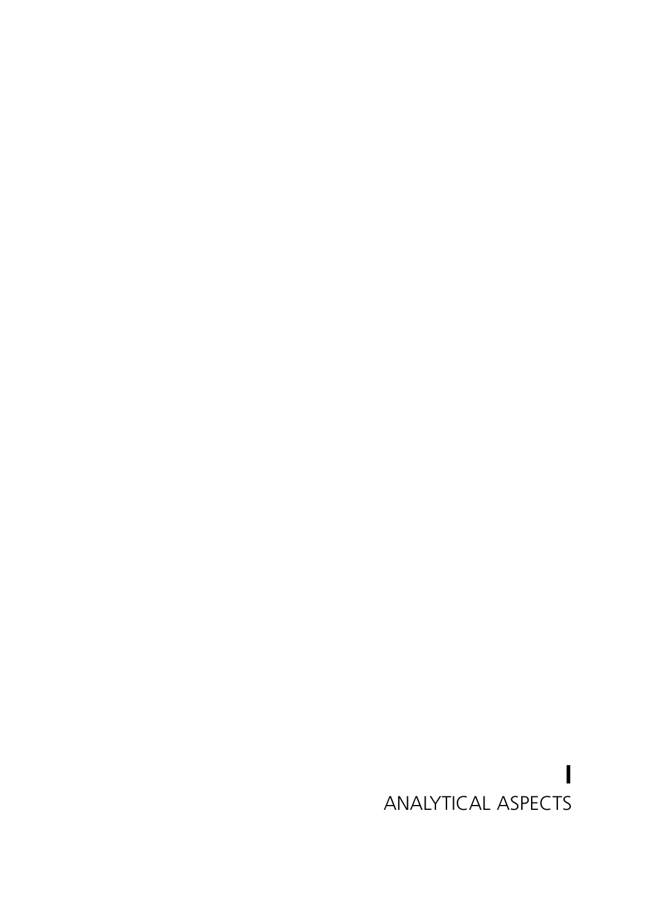# I
# ANALYTICAL ASPECTS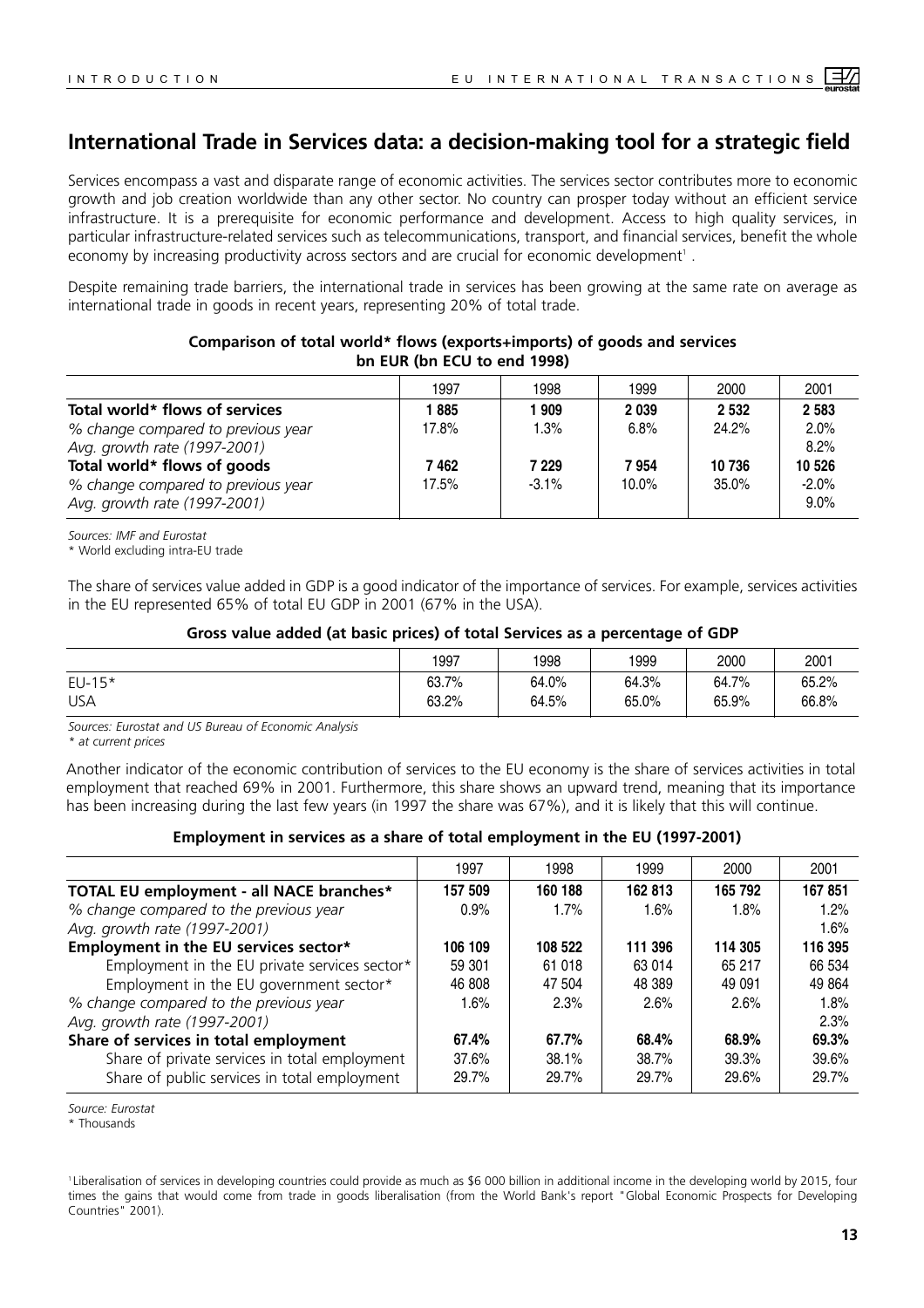## International Trade in Services data: a decision-making tool for a strategic field

Services encompass a vast and disparate range of economic activities. The services sector contributes more to economic growth and job creation worldwide than any other sector. No country can prosper today without an efficient service infrastructure. It is a prerequisite for economic performance and development. Access to high quality services, in particular infrastructure-related services such as telecommunications, transport, and financial services, benefit the whole economy by increasing productivity across sectors and are crucial for economic development[1] .

Despite remaining trade barriers, the international trade in services has been growing at the same rate on average as international trade in goods in recent years, representing 20% of total trade.

**Comparison of total world\* flows (exports+imports) of goods and services**
**bn EUR (bn ECU to end 1998)**

| | 1997 | 1998 | 1999 | 2000 | 2001 |
|---|---|---|---|---|---|
| **Total world\* flows of services** | **1 885** | **1 909** | **2 039** | **2 532** | **2 583** |
| *% change compared to previous year* | 17.8% | 1.3% | 6.8% | 24.2% | 2.0% |
| *Avg. growth rate (1997-2001)* | | | | | 8.2% |
| **Total world\* flows of goods** | **7 462** | **7 229** | **7 954** | **10 736** | **10 526** |
| *% change compared to previous year* | 17.5% | -3.1% | 10.0% | 35.0% | -2.0% |
| *Avg. growth rate (1997-2001)* | | | | | 9.0% |

*Sources: IMF and Eurostat*

\* World excluding intra-EU trade

The share of services value added in GDP is a good indicator of the importance of services. For example, services activities in the EU represented 65% of total EU GDP in 2001 (67% in the USA).

**Gross value added (at basic prices) of total Services as a percentage of GDP**

| | 1997 | 1998 | 1999 | 2000 | 2001 |
|---|---|---|---|---|---|
| EU-15\* | 63.7% | 64.0% | 64.3% | 64.7% | 65.2% |
| USA | 63.2% | 64.5% | 65.0% | 65.9% | 66.8% |

*Sources: Eurostat and US Bureau of Economic Analysis*

*\* at current prices*

Another indicator of the economic contribution of services to the EU economy is the share of services activities in total employment that reached 69% in 2001. Furthermore, this share shows an upward trend, meaning that its importance has been increasing during the last few years (in 1997 the share was 67%), and it is likely that this will continue.

**Employment in services as a share of total employment in the EU (1997-2001)**

| | 1997 | 1998 | 1999 | 2000 | 2001 |
|---|---|---|---|---|---|
| **TOTAL EU employment - all NACE branches\*** | **157 509** | **160 188** | **162 813** | **165 792** | **167 851** |
| *% change compared to the previous year* | 0.9% | 1.7% | 1.6% | 1.8% | 1.2% |
| *Avg. growth rate (1997-2001)* | | | | | 1.6% |
| **Employment in the EU services sector\*** | **106 109** | **108 522** | **111 396** | **114 305** | **116 395** |
| Employment in the EU private services sector\* | 59 301 | 61 018 | 63 014 | 65 217 | 66 534 |
| Employment in the EU government sector\* | 46 808 | 47 504 | 48 389 | 49 091 | 49 864 |
| *% change compared to the previous year* | 1.6% | 2.3% | 2.6% | 2.6% | 1.8% |
| *Avg. growth rate (1997-2001)* | | | | | 2.3% |
| **Share of services in total employment** | **67.4%** | **67.7%** | **68.4%** | **68.9%** | **69.3%** |
| Share of private services in total employment | 37.6% | 38.1% | 38.7% | 39.3% | 39.6% |
| Share of public services in total employment | 29.7% | 29.7% | 29.7% | 29.6% | 29.7% |

*Source: Eurostat*

\* Thousands

[1] Liberalisation of services in developing countries could provide as much as $6 000 billion in additional income in the developing world by 2015, four times the gains that would come from trade in goods liberalisation (from the World Bank's report "Global Economic Prospects for Developing Countries" 2001).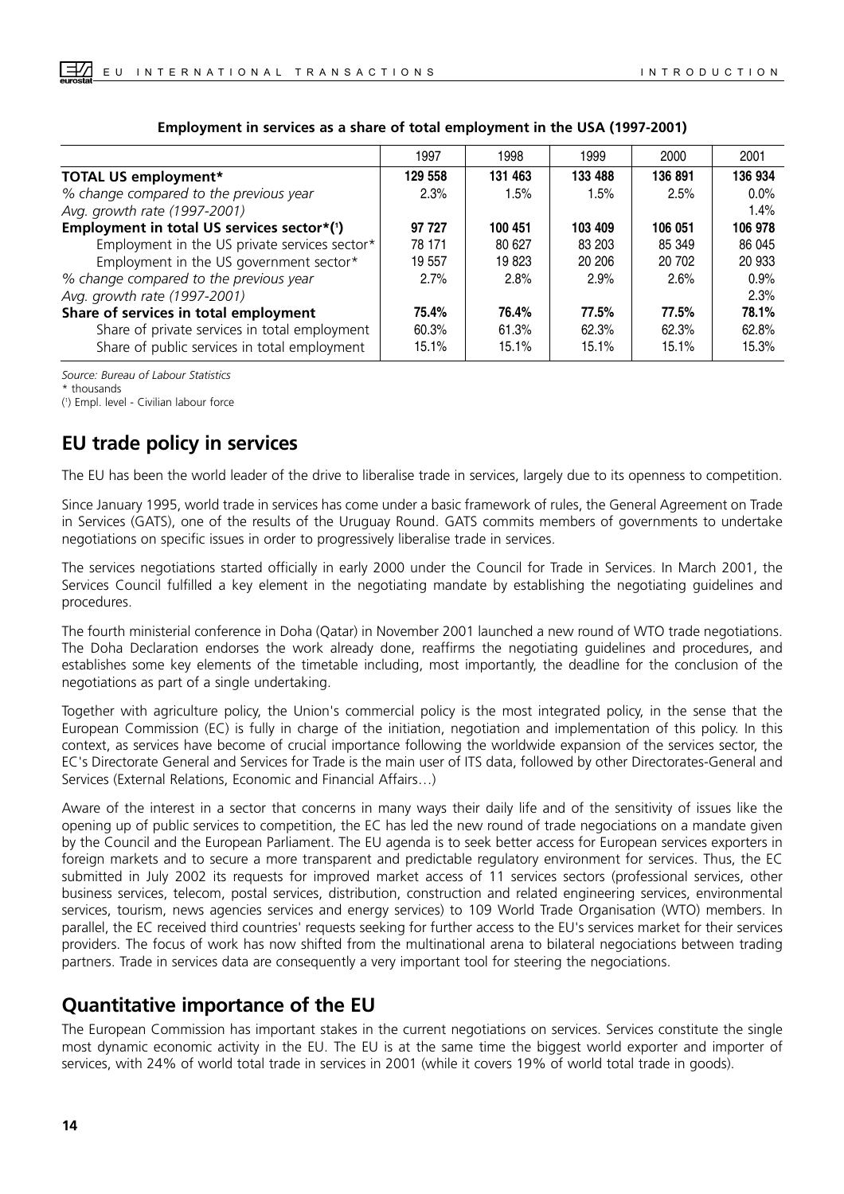**Employment in services as a share of total employment in the USA (1997-2001)**

| | 1997 | 1998 | 1999 | 2000 | 2001 |
|---|---|---|---|---|---|
| **TOTAL US employment*** | **129 558** | **131 463** | **133 488** | **136 891** | **136 934** |
| *% change compared to the previous year* | 2.3% | 1.5% | 1.5% | 2.5% | 0.0% |
| *Avg. growth rate (1997-2001)* | | | | | 1.4% |
| **Employment in total US services sector*(1)** | **97 727** | **100 451** | **103 409** | **106 051** | **106 978** |
| Employment in the US private services sector* | 78 171 | 80 627 | 83 203 | 85 349 | 86 045 |
| Employment in the US government sector* | 19 557 | 19 823 | 20 206 | 20 702 | 20 933 |
| *% change compared to the previous year* | 2.7% | 2.8% | 2.9% | 2.6% | 0.9% |
| *Avg. growth rate (1997-2001)* | | | | | 2.3% |
| **Share of services in total employment** | **75.4%** | **76.4%** | **77.5%** | **77.5%** | **78.1%** |
| Share of private services in total employment | 60.3% | 61.3% | 62.3% | 62.3% | 62.8% |
| Share of public services in total employment | 15.1% | 15.1% | 15.1% | 15.1% | 15.3% |

*Source: Bureau of Labour Statistics*

\* thousands

(1) Empl. level - Civilian labour force

## EU trade policy in services

The EU has been the world leader of the drive to liberalise trade in services, largely due to its openness to competition.

Since January 1995, world trade in services has come under a basic framework of rules, the General Agreement on Trade in Services (GATS), one of the results of the Uruguay Round. GATS commits members of governments to undertake negotiations on specific issues in order to progressively liberalise trade in services.

The services negotiations started officially in early 2000 under the Council for Trade in Services. In March 2001, the Services Council fulfilled a key element in the negotiating mandate by establishing the negotiating guidelines and procedures.

The fourth ministerial conference in Doha (Qatar) in November 2001 launched a new round of WTO trade negotiations. The Doha Declaration endorses the work already done, reaffirms the negotiating guidelines and procedures, and establishes some key elements of the timetable including, most importantly, the deadline for the conclusion of the negotiations as part of a single undertaking.

Together with agriculture policy, the Union's commercial policy is the most integrated policy, in the sense that the European Commission (EC) is fully in charge of the initiation, negotiation and implementation of this policy. In this context, as services have become of crucial importance following the worldwide expansion of the services sector, the EC's Directorate General and Services for Trade is the main user of ITS data, followed by other Directorates-General and Services (External Relations, Economic and Financial Affairs…)

Aware of the interest in a sector that concerns in many ways their daily life and of the sensitivity of issues like the opening up of public services to competition, the EC has led the new round of trade negociations on a mandate given by the Council and the European Parliament. The EU agenda is to seek better access for European services exporters in foreign markets and to secure a more transparent and predictable regulatory environment for services. Thus, the EC submitted in July 2002 its requests for improved market access of 11 services sectors (professional services, other business services, telecom, postal services, distribution, construction and related engineering services, environmental services, tourism, news agencies services and energy services) to 109 World Trade Organisation (WTO) members. In parallel, the EC received third countries' requests seeking for further access to the EU's services market for their services providers. The focus of work has now shifted from the multinational arena to bilateral negociations between trading partners. Trade in services data are consequently a very important tool for steering the negociations.

## Quantitative importance of the EU

The European Commission has important stakes in the current negotiations on services. Services constitute the single most dynamic economic activity in the EU. The EU is at the same time the biggest world exporter and importer of services, with 24% of world total trade in services in 2001 (while it covers 19% of world total trade in goods).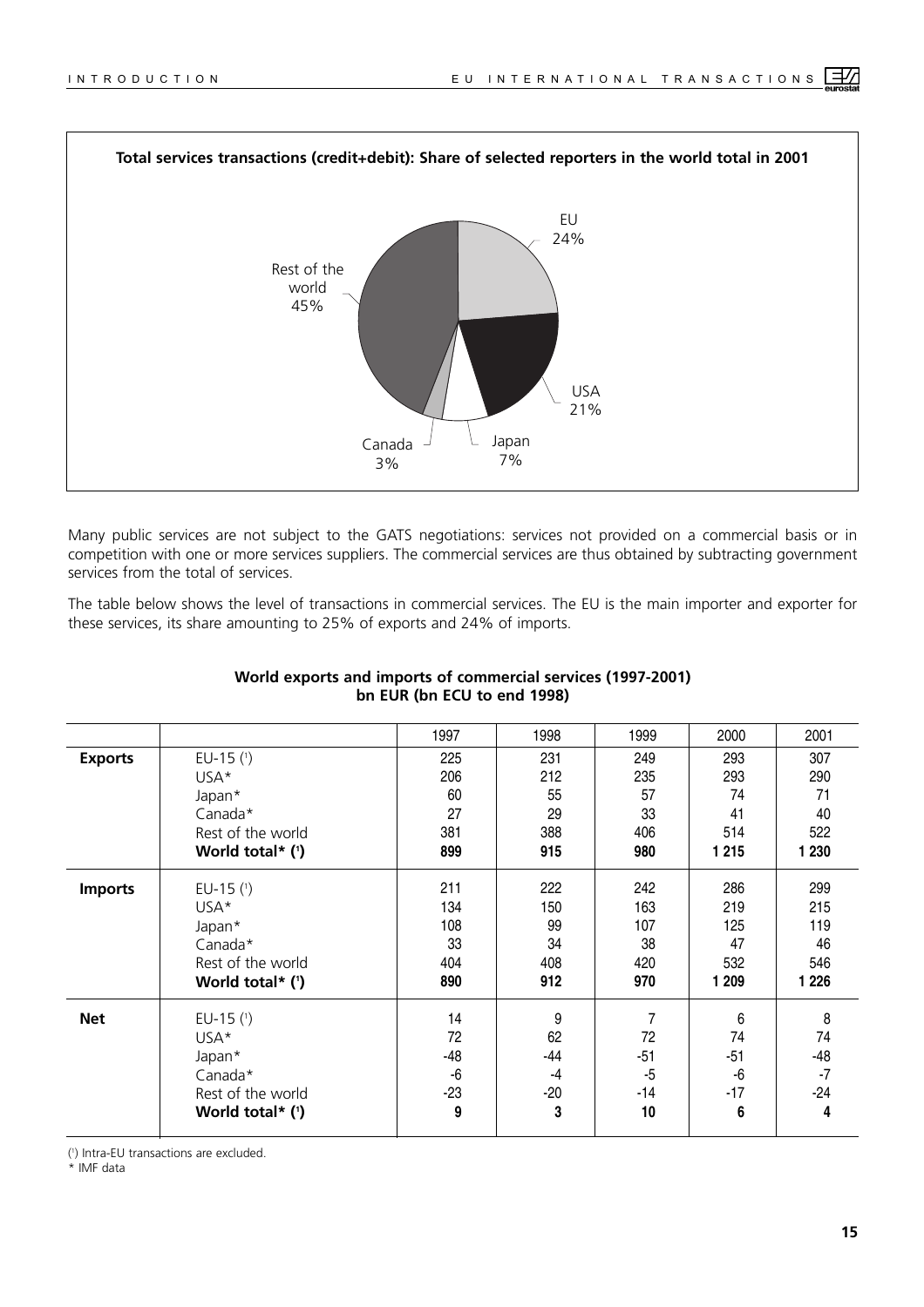**Total services transactions (credit+debit): Share of selected reporters in the world total in 2001**

EU 24%

USA 21%

Japan 7%

Canada 3%

Rest of the world 45%

Many public services are not subject to the GATS negotiations: services not provided on a commercial basis or in competition with one or more services suppliers. The commercial services are thus obtained by subtracting government services from the total of services.

The table below shows the level of transactions in commercial services. The EU is the main importer and exporter for these services, its share amounting to 25% of exports and 24% of imports.

**World exports and imports of commercial services (1997-2001)**
**bn EUR (bn ECU to end 1998)**

| | | 1997 | 1998 | 1999 | 2000 | 2001 |
|---|---|---|---|---|---|---|
| **Exports** | EU-15 (1) | 225 | 231 | 249 | 293 | 307 |
| | USA* | 206 | 212 | 235 | 293 | 290 |
| | Japan* | 60 | 55 | 57 | 74 | 71 |
| | Canada* | 27 | 29 | 33 | 41 | 40 |
| | Rest of the world | 381 | 388 | 406 | 514 | 522 |
| | **World total* (1)** | **899** | **915** | **980** | **1 215** | **1 230** |
| **Imports** | EU-15 (1) | 211 | 222 | 242 | 286 | 299 |
| | USA* | 134 | 150 | 163 | 219 | 215 |
| | Japan* | 108 | 99 | 107 | 125 | 119 |
| | Canada* | 33 | 34 | 38 | 47 | 46 |
| | Rest of the world | 404 | 408 | 420 | 532 | 546 |
| | **World total* (1)** | **890** | **912** | **970** | **1 209** | **1 226** |
| **Net** | EU-15 (1) | 14 | 9 | 7 | 6 | 8 |
| | USA* | 72 | 62 | 72 | 74 | 74 |
| | Japan* | -48 | -44 | -51 | -51 | -48 |
| | Canada* | -6 | -4 | -5 | -6 | -7 |
| | Rest of the world | -23 | -20 | -14 | -17 | -24 |
| | **World total* (1)** | **9** | **3** | **10** | **6** | **4** |

(1) Intra-EU transactions are excluded.

\* IMF data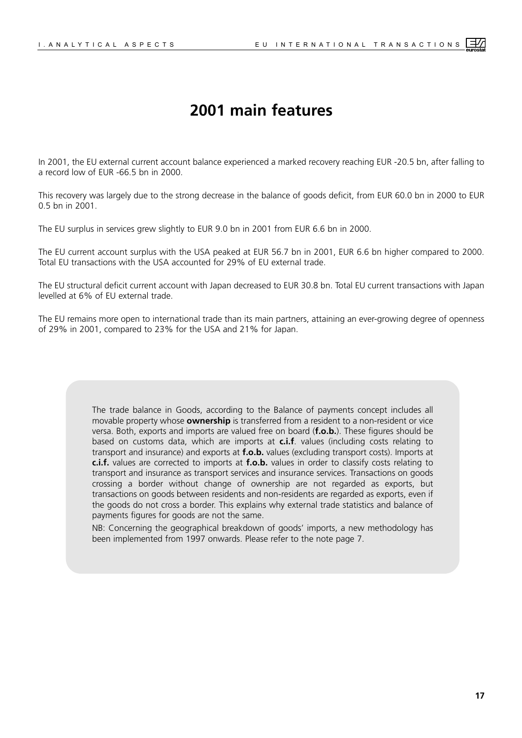# 2001 main features

In 2001, the EU external current account balance experienced a marked recovery reaching EUR -20.5 bn, after falling to a record low of EUR -66.5 bn in 2000.

This recovery was largely due to the strong decrease in the balance of goods deficit, from EUR 60.0 bn in 2000 to EUR 0.5 bn in 2001.

The EU surplus in services grew slightly to EUR 9.0 bn in 2001 from EUR 6.6 bn in 2000.

The EU current account surplus with the USA peaked at EUR 56.7 bn in 2001, EUR 6.6 bn higher compared to 2000. Total EU transactions with the USA accounted for 29% of EU external trade.

The EU structural deficit current account with Japan decreased to EUR 30.8 bn. Total EU current transactions with Japan levelled at 6% of EU external trade.

The EU remains more open to international trade than its main partners, attaining an ever-growing degree of openness of 29% in 2001, compared to 23% for the USA and 21% for Japan.

The trade balance in Goods, according to the Balance of payments concept includes all movable property whose **ownership** is transferred from a resident to a non-resident or vice versa. Both, exports and imports are valued free on board (**f.o.b.**). These figures should be based on customs data, which are imports at **c.i.f**. values (including costs relating to transport and insurance) and exports at **f.o.b.** values (excluding transport costs). Imports at **c.i.f.** values are corrected to imports at **f.o.b.** values in order to classify costs relating to transport and insurance as transport services and insurance services. Transactions on goods crossing a border without change of ownership are not regarded as exports, but transactions on goods between residents and non-residents are regarded as exports, even if the goods do not cross a border. This explains why external trade statistics and balance of payments figures for goods are not the same.

NB: Concerning the geographical breakdown of goods' imports, a new methodology has been implemented from 1997 onwards. Please refer to the note page 7.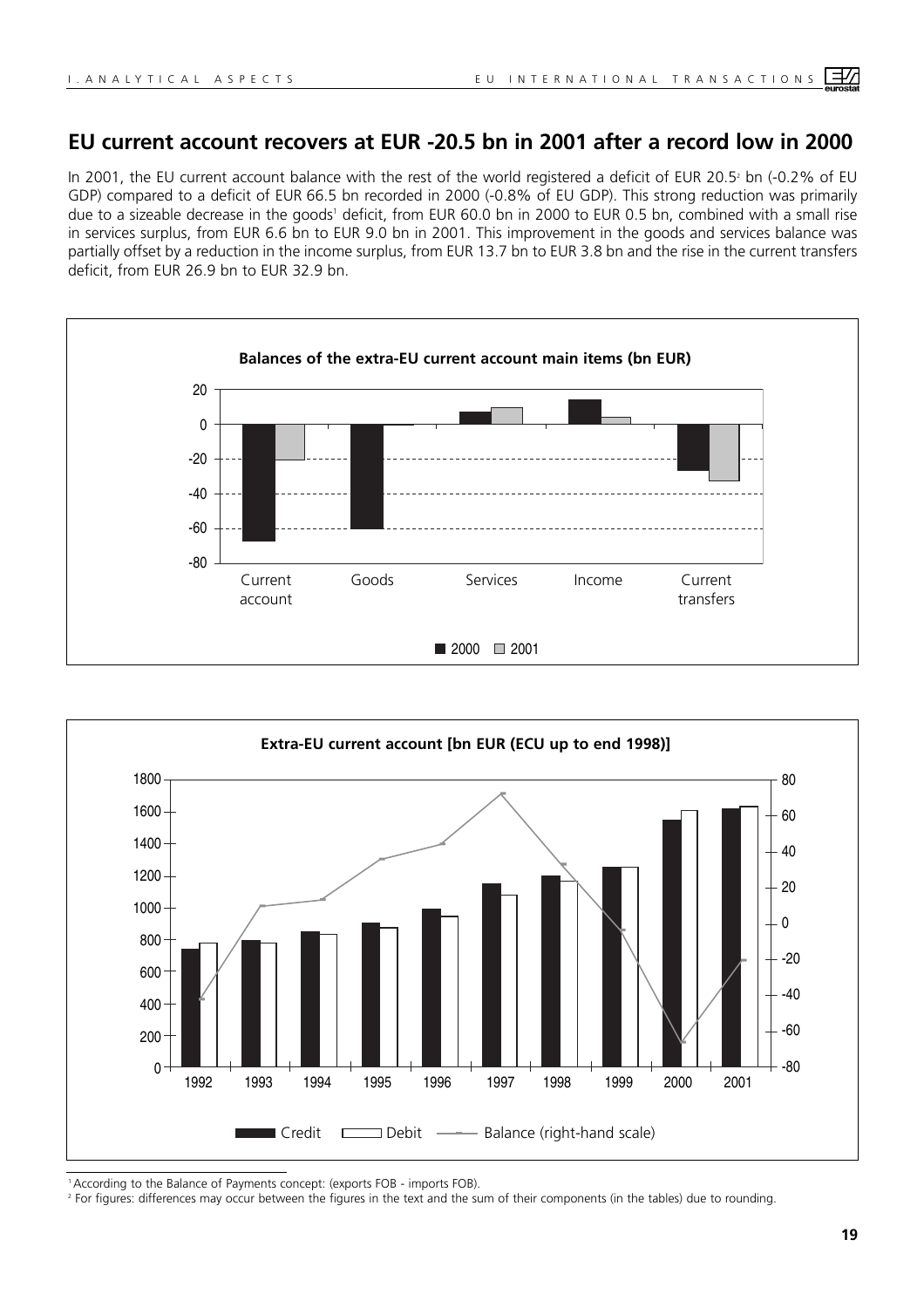## EU current account recovers at EUR -20.5 bn in 2001 after a record low in 2000

In 2001, the EU current account balance with the rest of the world registered a deficit of EUR 20.5[2] bn (-0.2% of EU GDP) compared to a deficit of EUR 66.5 bn recorded in 2000 (-0.8% of EU GDP). This strong reduction was primarily due to a sizeable decrease in the goods[1] deficit, from EUR 60.0 bn in 2000 to EUR 0.5 bn, combined with a small rise in services surplus, from EUR 6.6 bn to EUR 9.0 bn in 2001. This improvement in the goods and services balance was partially offset by a reduction in the income surplus, from EUR 13.7 bn to EUR 3.8 bn and the rise in the current transfers deficit, from EUR 26.9 bn to EUR 32.9 bn.

**Balances of the extra-EU current account main items (bn EUR)**

**Extra-EU current account [bn EUR (ECU up to end 1998)]**

[1] According to the Balance of Payments concept: (exports FOB - imports FOB).

[2] For figures: differences may occur between the figures in the text and the sum of their components (in the tables) due to rounding.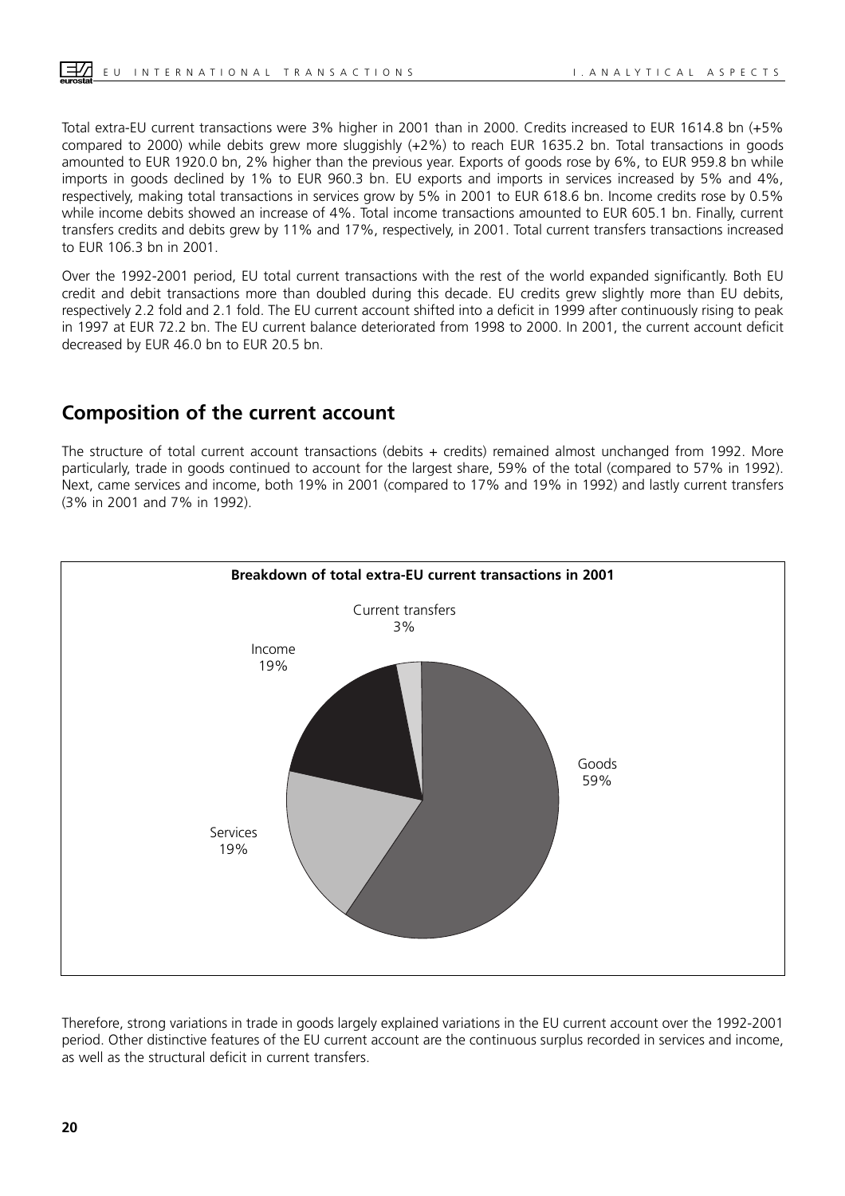Total extra-EU current transactions were 3% higher in 2001 than in 2000. Credits increased to EUR 1614.8 bn (+5% compared to 2000) while debits grew more sluggishly (+2%) to reach EUR 1635.2 bn. Total transactions in goods amounted to EUR 1920.0 bn, 2% higher than the previous year. Exports of goods rose by 6%, to EUR 959.8 bn while imports in goods declined by 1% to EUR 960.3 bn. EU exports and imports in services increased by 5% and 4%, respectively, making total transactions in services grow by 5% in 2001 to EUR 618.6 bn. Income credits rose by 0.5% while income debits showed an increase of 4%. Total income transactions amounted to EUR 605.1 bn. Finally, current transfers credits and debits grew by 11% and 17%, respectively, in 2001. Total current transfers transactions increased to EUR 106.3 bn in 2001.

Over the 1992-2001 period, EU total current transactions with the rest of the world expanded significantly. Both EU credit and debit transactions more than doubled during this decade. EU credits grew slightly more than EU debits, respectively 2.2 fold and 2.1 fold. The EU current account shifted into a deficit in 1999 after continuously rising to peak in 1997 at EUR 72.2 bn. The EU current balance deteriorated from 1998 to 2000. In 2001, the current account deficit decreased by EUR 46.0 bn to EUR 20.5 bn.

## Composition of the current account

The structure of total current account transactions (debits + credits) remained almost unchanged from 1992. More particularly, trade in goods continued to account for the largest share, 59% of the total (compared to 57% in 1992). Next, came services and income, both 19% in 2001 (compared to 17% and 19% in 1992) and lastly current transfers (3% in 2001 and 7% in 1992).

**Breakdown of total extra-EU current transactions in 2001**

| Component | Share |
|---|---|
| Goods | 59% |
| Services | 19% |
| Income | 19% |
| Current transfers | 3% |

Therefore, strong variations in trade in goods largely explained variations in the EU current account over the 1992-2001 period. Other distinctive features of the EU current account are the continuous surplus recorded in services and income, as well as the structural deficit in current transfers.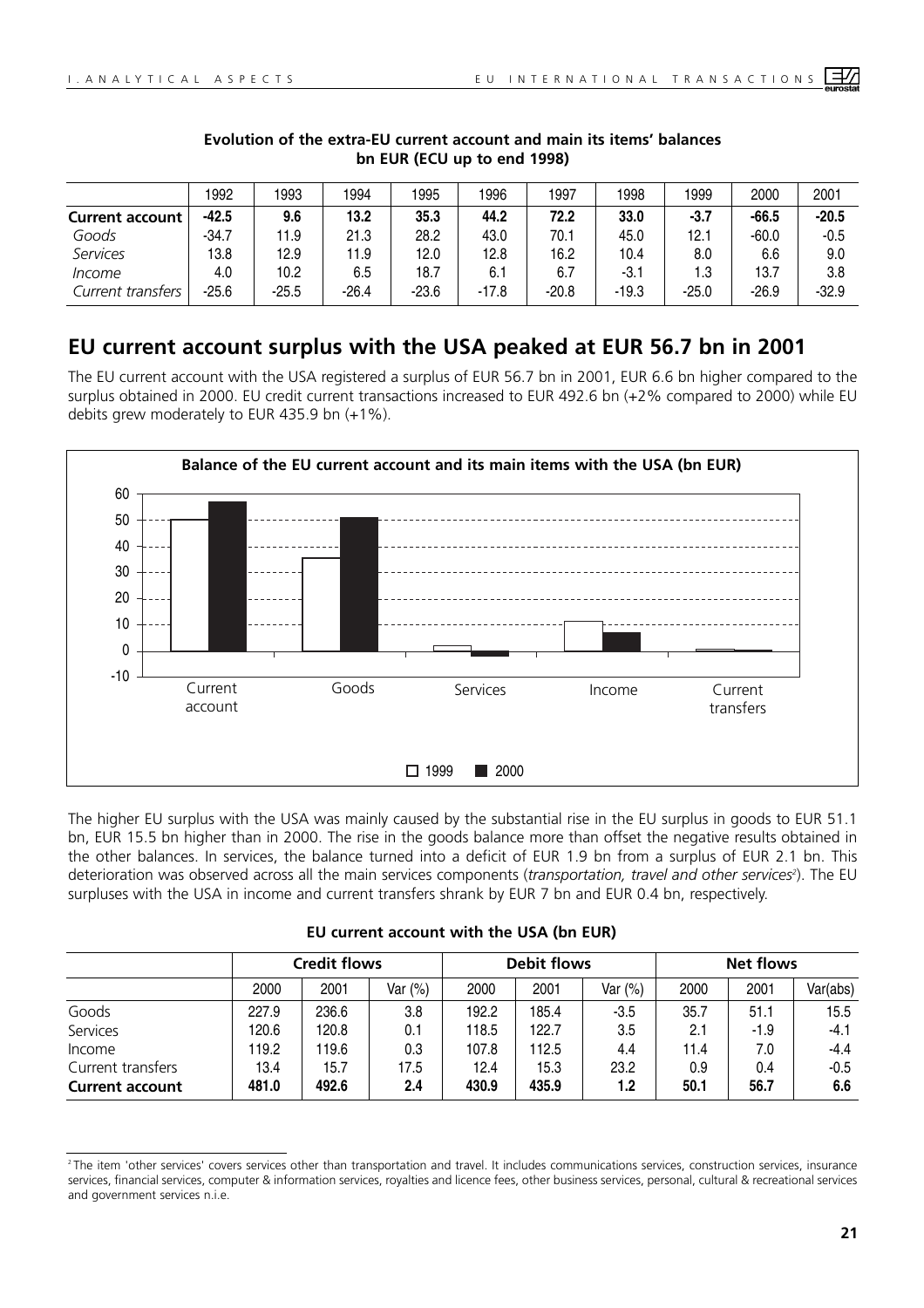**Evolution of the extra-EU current account and main its items' balances**
**bn EUR (ECU up to end 1998)**

| | 1992 | 1993 | 1994 | 1995 | 1996 | 1997 | 1998 | 1999 | 2000 | 2001 |
|---|---|---|---|---|---|---|---|---|---|---|
| **Current account** | **-42.5** | **9.6** | **13.2** | **35.3** | **44.2** | **72.2** | **33.0** | **-3.7** | **-66.5** | **-20.5** |
| *Goods* | -34.7 | 11.9 | 21.3 | 28.2 | 43.0 | 70.1 | 45.0 | 12.1 | -60.0 | -0.5 |
| *Services* | 13.8 | 12.9 | 11.9 | 12.0 | 12.8 | 16.2 | 10.4 | 8.0 | 6.6 | 9.0 |
| *Income* | 4.0 | 10.2 | 6.5 | 18.7 | 6.1 | 6.7 | -3.1 | 1.3 | 13.7 | 3.8 |
| *Current transfers* | -25.6 | -25.5 | -26.4 | -23.6 | -17.8 | -20.8 | -19.3 | -25.0 | -26.9 | -32.9 |

## EU current account surplus with the USA peaked at EUR 56.7 bn in 2001

The EU current account with the USA registered a surplus of EUR 56.7 bn in 2001, EUR 6.6 bn higher compared to the surplus obtained in 2000. EU credit current transactions increased to EUR 492.6 bn (+2% compared to 2000) while EU debits grew moderately to EUR 435.9 bn (+1%).

**Balance of the EU current account and its main items with the USA (bn EUR)**

The higher EU surplus with the USA was mainly caused by the substantial rise in the EU surplus in goods to EUR 51.1 bn, EUR 15.5 bn higher than in 2000. The rise in the goods balance more than offset the negative results obtained in the other balances. In services, the balance turned into a deficit of EUR 1.9 bn from a surplus of EUR 2.1 bn. This deterioration was observed across all the main services components (*transportation, travel and other services*[2]). The EU surpluses with the USA in income and current transfers shrank by EUR 7 bn and EUR 0.4 bn, respectively.

**EU current account with the USA (bn EUR)**

| | Credit flows | | | Debit flows | | | Net flows | | |
|---|---|---|---|---|---|---|---|---|---|
| | 2000 | 2001 | Var (%) | 2000 | 2001 | Var (%) | 2000 | 2001 | Var(abs) |
| Goods | 227.9 | 236.6 | 3.8 | 192.2 | 185.4 | -3.5 | 35.7 | 51.1 | 15.5 |
| Services | 120.6 | 120.8 | 0.1 | 118.5 | 122.7 | 3.5 | 2.1 | -1.9 | -4.1 |
| Income | 119.2 | 119.6 | 0.3 | 107.8 | 112.5 | 4.4 | 11.4 | 7.0 | -4.4 |
| Current transfers | 13.4 | 15.7 | 17.5 | 12.4 | 15.3 | 23.2 | 0.9 | 0.4 | -0.5 |
| **Current account** | **481.0** | **492.6** | **2.4** | **430.9** | **435.9** | **1.2** | **50.1** | **56.7** | **6.6** |

[2] The item 'other services' covers services other than transportation and travel. It includes communications services, construction services, insurance services, financial services, computer & information services, royalties and licence fees, other business services, personal, cultural & recreational services and government services n.i.e.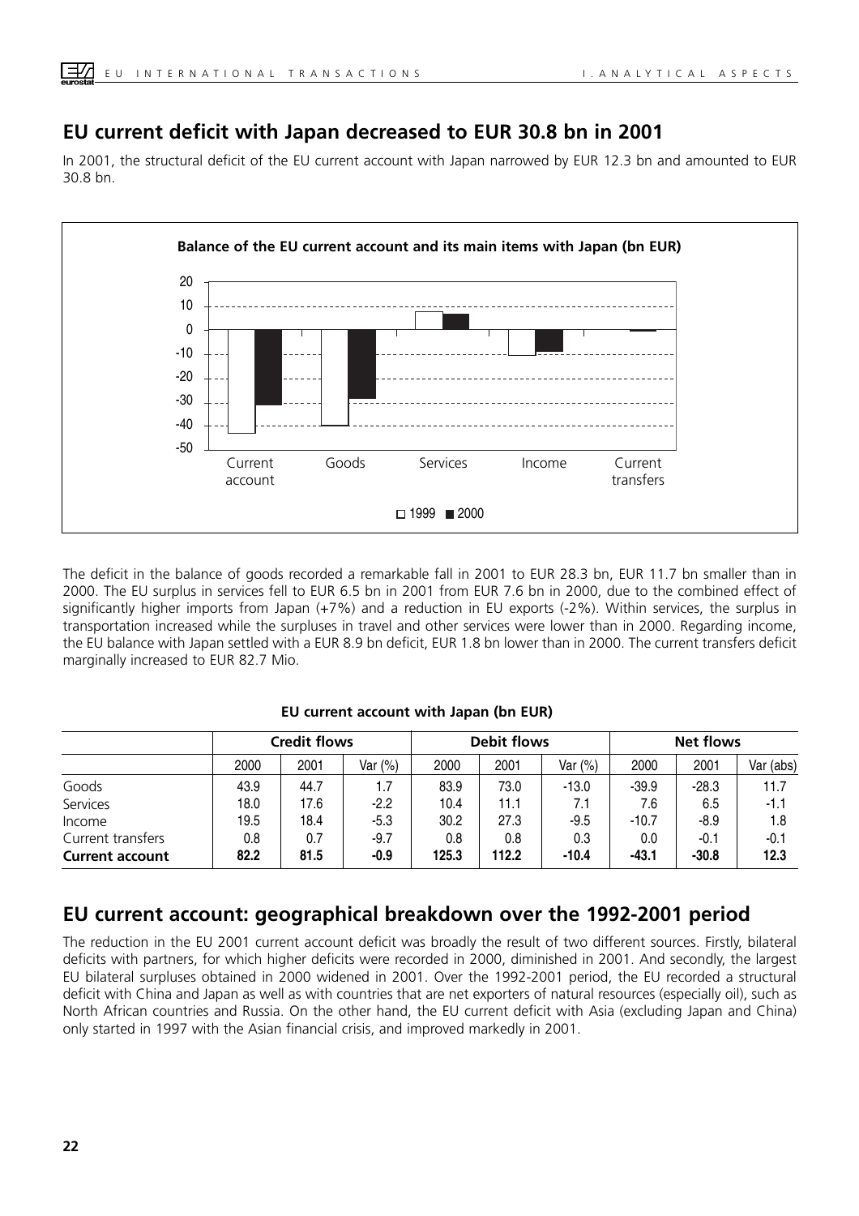## EU current deficit with Japan decreased to EUR 30.8 bn in 2001

In 2001, the structural deficit of the EU current account with Japan narrowed by EUR 12.3 bn and amounted to EUR 30.8 bn.

**Balance of the EU current account and its main items with Japan (bn EUR)**

The deficit in the balance of goods recorded a remarkable fall in 2001 to EUR 28.3 bn, EUR 11.7 bn smaller than in 2000. The EU surplus in services fell to EUR 6.5 bn in 2001 from EUR 7.6 bn in 2000, due to the combined effect of significantly higher imports from Japan (+7%) and a reduction in EU exports (-2%). Within services, the surplus in transportation increased while the surpluses in travel and other services were lower than in 2000. Regarding income, the EU balance with Japan settled with a EUR 8.9 bn deficit, EUR 1.8 bn lower than in 2000. The current transfers deficit marginally increased to EUR 82.7 Mio.

**EU current account with Japan (bn EUR)**

| | Credit flows | | | Debit flows | | | Net flows | | |
|---|---|---|---|---|---|---|---|---|---|
| | 2000 | 2001 | Var (%) | 2000 | 2001 | Var (%) | 2000 | 2001 | Var (abs) |
| Goods | 43.9 | 44.7 | 1.7 | 83.9 | 73.0 | -13.0 | -39.9 | -28.3 | 11.7 |
| Services | 18.0 | 17.6 | -2.2 | 10.4 | 11.1 | 7.1 | 7.6 | 6.5 | -1.1 |
| Income | 19.5 | 18.4 | -5.3 | 30.2 | 27.3 | -9.5 | -10.7 | -8.9 | 1.8 |
| Current transfers | 0.8 | 0.7 | -9.7 | 0.8 | 0.8 | 0.3 | 0.0 | -0.1 | -0.1 |
| **Current account** | **82.2** | **81.5** | **-0.9** | **125.3** | **112.2** | **-10.4** | **-43.1** | **-30.8** | **12.3** |

## EU current account: geographical breakdown over the 1992-2001 period

The reduction in the EU 2001 current account deficit was broadly the result of two different sources. Firstly, bilateral deficits with partners, for which higher deficits were recorded in 2000, diminished in 2001. And secondly, the largest EU bilateral surpluses obtained in 2000 widened in 2001. Over the 1992-2001 period, the EU recorded a structural deficit with China and Japan as well as with countries that are net exporters of natural resources (especially oil), such as North African countries and Russia. On the other hand, the EU current deficit with Asia (excluding Japan and China) only started in 1997 with the Asian financial crisis, and improved markedly in 2001.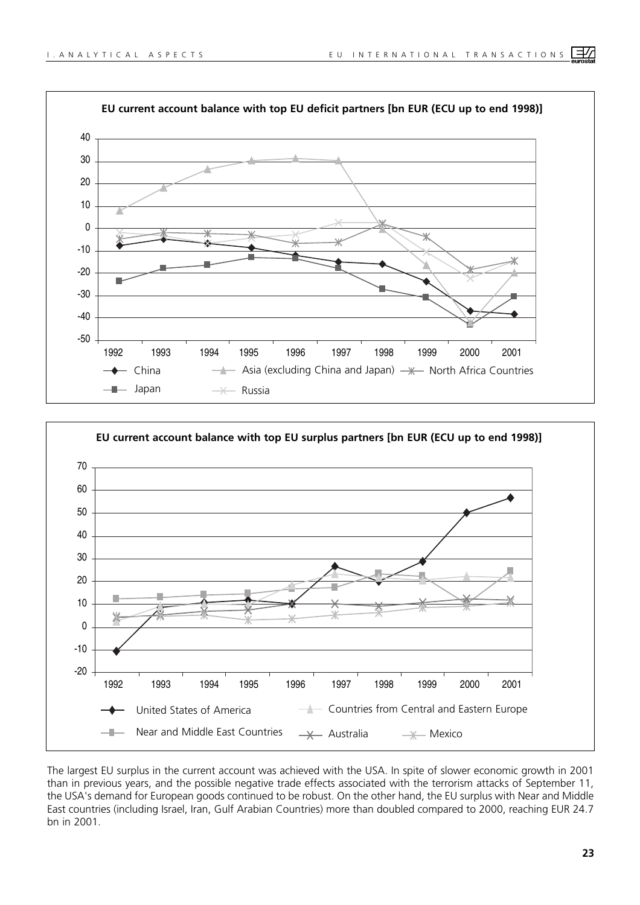**EU current account balance with top EU deficit partners [bn EUR (ECU up to end 1998)]**

**EU current account balance with top EU surplus partners [bn EUR (ECU up to end 1998)]**

The largest EU surplus in the current account was achieved with the USA. In spite of slower economic growth in 2001 than in previous years, and the possible negative trade effects associated with the terrorism attacks of September 11, the USA's demand for European goods continued to be robust. On the other hand, the EU surplus with Near and Middle East countries (including Israel, Iran, Gulf Arabian Countries) more than doubled compared to 2000, reaching EUR 24.7 bn in 2001.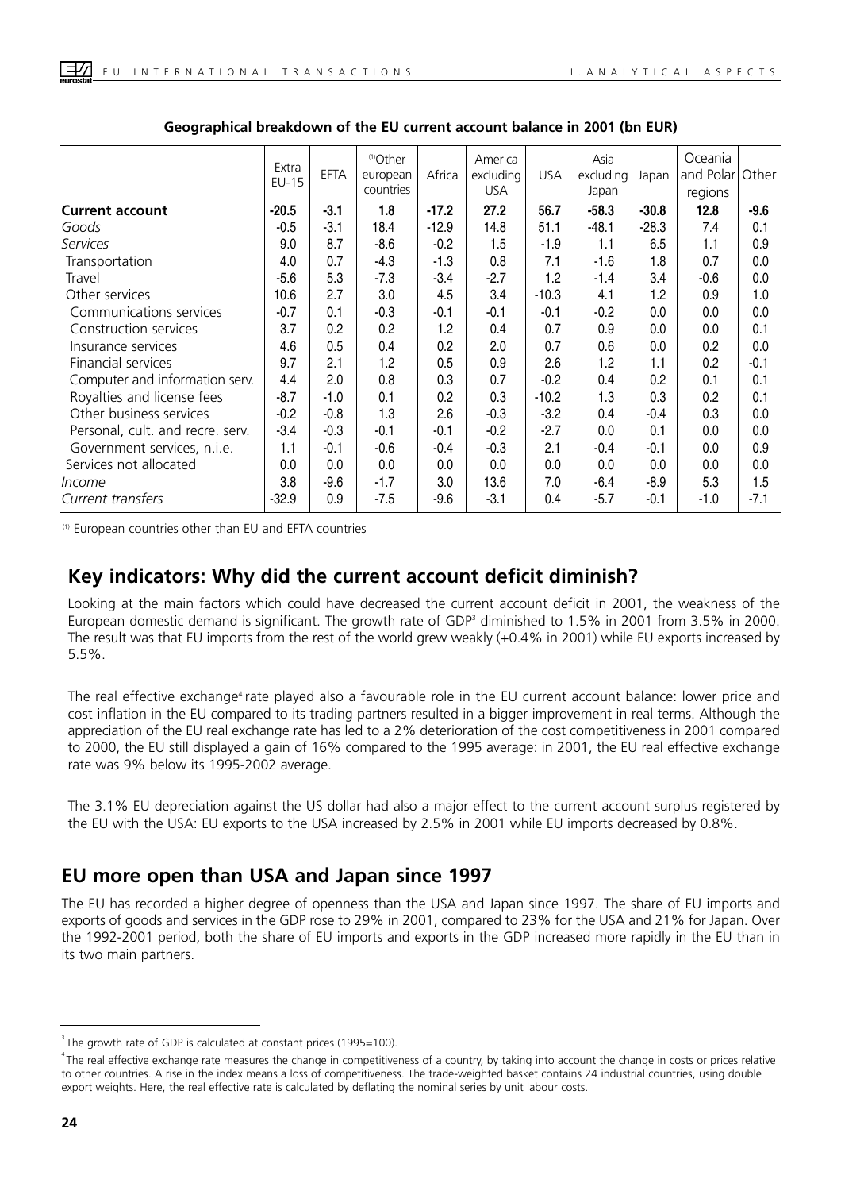**Geographical breakdown of the EU current account balance in 2001 (bn EUR)**

| | Extra EU-15 | EFTA | [1]Other european countries | Africa | America excluding USA | USA | Asia excluding Japan | Japan | Oceania and Polar regions | Other |
|---|---|---|---|---|---|---|---|---|---|---|
| **Current account** | **-20.5** | **-3.1** | **1.8** | **-17.2** | **27.2** | **56.7** | **-58.3** | **-30.8** | **12.8** | **-9.6** |
| *Goods* | -0.5 | -3.1 | 18.4 | -12.9 | 14.8 | 51.1 | -48.1 | -28.3 | 7.4 | 0.1 |
| *Services* | 9.0 | 8.7 | -8.6 | -0.2 | 1.5 | -1.9 | 1.1 | 6.5 | 1.1 | 0.9 |
| Transportation | 4.0 | 0.7 | -4.3 | -1.3 | 0.8 | 7.1 | -1.6 | 1.8 | 0.7 | 0.0 |
| Travel | -5.6 | 5.3 | -7.3 | -3.4 | -2.7 | 1.2 | -1.4 | 3.4 | -0.6 | 0.0 |
| Other services | 10.6 | 2.7 | 3.0 | 4.5 | 3.4 | -10.3 | 4.1 | 1.2 | 0.9 | 1.0 |
| Communications services | -0.7 | 0.1 | -0.3 | -0.1 | -0.1 | -0.1 | -0.2 | 0.0 | 0.0 | 0.0 |
| Construction services | 3.7 | 0.2 | 0.2 | 1.2 | 0.4 | 0.7 | 0.9 | 0.0 | 0.0 | 0.1 |
| Insurance services | 4.6 | 0.5 | 0.4 | 0.2 | 2.0 | 0.7 | 0.6 | 0.0 | 0.2 | 0.0 |
| Financial services | 9.7 | 2.1 | 1.2 | 0.5 | 0.9 | 2.6 | 1.2 | 1.1 | 0.2 | -0.1 |
| Computer and information serv. | 4.4 | 2.0 | 0.8 | 0.3 | 0.7 | -0.2 | 0.4 | 0.2 | 0.1 | 0.1 |
| Royalties and license fees | -8.7 | -1.0 | 0.1 | 0.2 | 0.3 | -10.2 | 1.3 | 0.3 | 0.2 | 0.1 |
| Other business services | -0.2 | -0.8 | 1.3 | 2.6 | -0.3 | -3.2 | 0.4 | -0.4 | 0.3 | 0.0 |
| Personal, cult. and recre. serv. | -3.4 | -0.3 | -0.1 | -0.1 | -0.2 | -2.7 | 0.0 | 0.1 | 0.0 | 0.0 |
| Government services, n.i.e. | 1.1 | -0.1 | -0.6 | -0.4 | -0.3 | 2.1 | -0.4 | -0.1 | 0.0 | 0.9 |
| Services not allocated | 0.0 | 0.0 | 0.0 | 0.0 | 0.0 | 0.0 | 0.0 | 0.0 | 0.0 | 0.0 |
| *Income* | 3.8 | -9.6 | -1.7 | 3.0 | 13.6 | 7.0 | -6.4 | -8.9 | 5.3 | 1.5 |
| *Current transfers* | -32.9 | 0.9 | -7.5 | -9.6 | -3.1 | 0.4 | -5.7 | -0.1 | -1.0 | -7.1 |

[1] European countries other than EU and EFTA countries

## Key indicators: Why did the current account deficit diminish?

Looking at the main factors which could have decreased the current account deficit in 2001, the weakness of the European domestic demand is significant. The growth rate of GDP[3] diminished to 1.5% in 2001 from 3.5% in 2000. The result was that EU imports from the rest of the world grew weakly (+0.4% in 2001) while EU exports increased by 5.5%.

The real effective exchange[4] rate played also a favourable role in the EU current account balance: lower price and cost inflation in the EU compared to its trading partners resulted in a bigger improvement in real terms. Although the appreciation of the EU real exchange rate has led to a 2% deterioration of the cost competitiveness in 2001 compared to 2000, the EU still displayed a gain of 16% compared to the 1995 average: in 2001, the EU real effective exchange rate was 9% below its 1995-2002 average.

The 3.1% EU depreciation against the US dollar had also a major effect to the current account surplus registered by the EU with the USA: EU exports to the USA increased by 2.5% in 2001 while EU imports decreased by 0.8%.

## EU more open than USA and Japan since 1997

The EU has recorded a higher degree of openness than the USA and Japan since 1997. The share of EU imports and exports of goods and services in the GDP rose to 29% in 2001, compared to 23% for the USA and 21% for Japan. Over the 1992-2001 period, both the share of EU imports and exports in the GDP increased more rapidly in the EU than in its two main partners.

[3] The growth rate of GDP is calculated at constant prices (1995=100).

[4] The real effective exchange rate measures the change in competitiveness of a country, by taking into account the change in costs or prices relative to other countries. A rise in the index means a loss of competitiveness. The trade-weighted basket contains 24 industrial countries, using double export weights. Here, the real effective rate is calculated by deflating the nominal series by unit labour costs.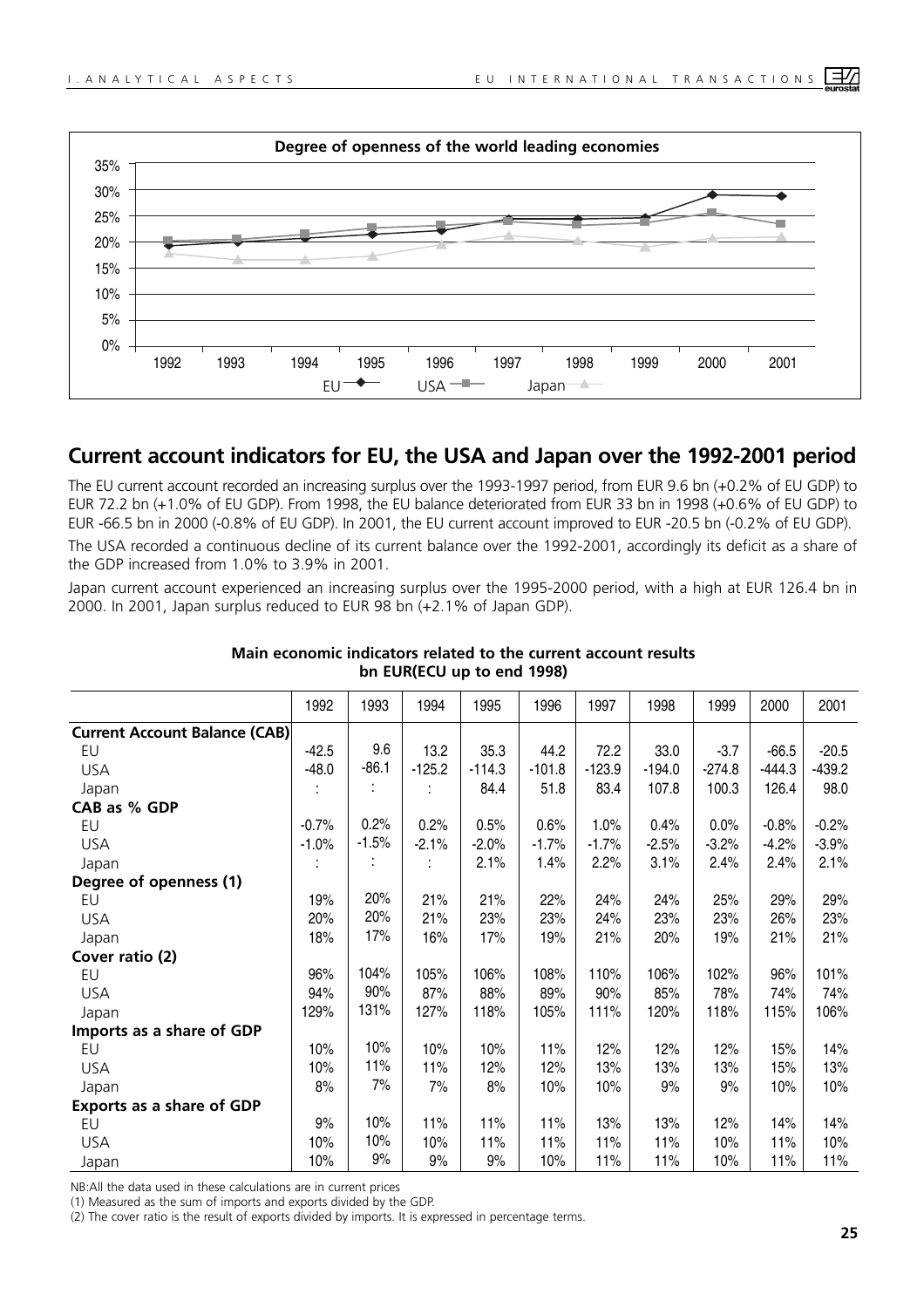**Degree of openness of the world leading economies**

## Current account indicators for EU, the USA and Japan over the 1992-2001 period

The EU current account recorded an increasing surplus over the 1993-1997 period, from EUR 9.6 bn (+0.2% of EU GDP) to EUR 72.2 bn (+1.0% of EU GDP). From 1998, the EU balance deteriorated from EUR 33 bn in 1998 (+0.6% of EU GDP) to EUR -66.5 bn in 2000 (-0.8% of EU GDP). In 2001, the EU current account improved to EUR -20.5 bn (-0.2% of EU GDP).

The USA recorded a continuous decline of its current balance over the 1992-2001, accordingly its deficit as a share of the GDP increased from 1.0% to 3.9% in 2001.

Japan current account experienced an increasing surplus over the 1995-2000 period, with a high at EUR 126.4 bn in 2000. In 2001, Japan surplus reduced to EUR 98 bn (+2.1% of Japan GDP).

**Main economic indicators related to the current account results**
**bn EUR(ECU up to end 1998)**

| | 1992 | 1993 | 1994 | 1995 | 1996 | 1997 | 1998 | 1999 | 2000 | 2001 |
|---|---|---|---|---|---|---|---|---|---|---|
| **Current Account Balance (CAB)** | | | | | | | | | | |
| EU | -42.5 | 9.6 | 13.2 | 35.3 | 44.2 | 72.2 | 33.0 | -3.7 | -66.5 | -20.5 |
| USA | -48.0 | -86.1 | -125.2 | -114.3 | -101.8 | -123.9 | -194.0 | -274.8 | -444.3 | -439.2 |
| Japan | : | : | : | 84.4 | 51.8 | 83.4 | 107.8 | 100.3 | 126.4 | 98.0 |
| **CAB as % GDP** | | | | | | | | | | |
| EU | -0.7% | 0.2% | 0.2% | 0.5% | 0.6% | 1.0% | 0.4% | 0.0% | -0.8% | -0.2% |
| USA | -1.0% | -1.5% | -2.1% | -2.0% | -1.7% | -1.7% | -2.5% | -3.2% | -4.2% | -3.9% |
| Japan | : | : | : | 2.1% | 1.4% | 2.2% | 3.1% | 2.4% | 2.4% | 2.1% |
| **Degree of openness (1)** | | | | | | | | | | |
| EU | 19% | 20% | 21% | 21% | 22% | 24% | 24% | 25% | 29% | 29% |
| USA | 20% | 20% | 21% | 23% | 23% | 24% | 23% | 23% | 26% | 23% |
| Japan | 18% | 17% | 16% | 17% | 19% | 21% | 20% | 19% | 21% | 21% |
| **Cover ratio (2)** | | | | | | | | | | |
| EU | 96% | 104% | 105% | 106% | 108% | 110% | 106% | 102% | 96% | 101% |
| USA | 94% | 90% | 87% | 88% | 89% | 90% | 85% | 78% | 74% | 74% |
| Japan | 129% | 131% | 127% | 118% | 105% | 111% | 120% | 118% | 115% | 106% |
| **Imports as a share of GDP** | | | | | | | | | | |
| EU | 10% | 10% | 10% | 10% | 11% | 12% | 12% | 12% | 15% | 14% |
| USA | 10% | 11% | 11% | 12% | 12% | 13% | 13% | 13% | 15% | 13% |
| Japan | 8% | 7% | 7% | 8% | 10% | 10% | 9% | 9% | 10% | 10% |
| **Exports as a share of GDP** | | | | | | | | | | |
| EU | 9% | 10% | 11% | 11% | 11% | 13% | 13% | 12% | 14% | 14% |
| USA | 10% | 10% | 10% | 11% | 11% | 11% | 11% | 10% | 11% | 10% |
| Japan | 10% | 9% | 9% | 9% | 10% | 11% | 11% | 10% | 11% | 11% |

NB:All the data used in these calculations are in current prices

(1) Measured as the sum of imports and exports divided by the GDP.

(2) The cover ratio is the result of exports divided by imports. It is expressed in percentage terms.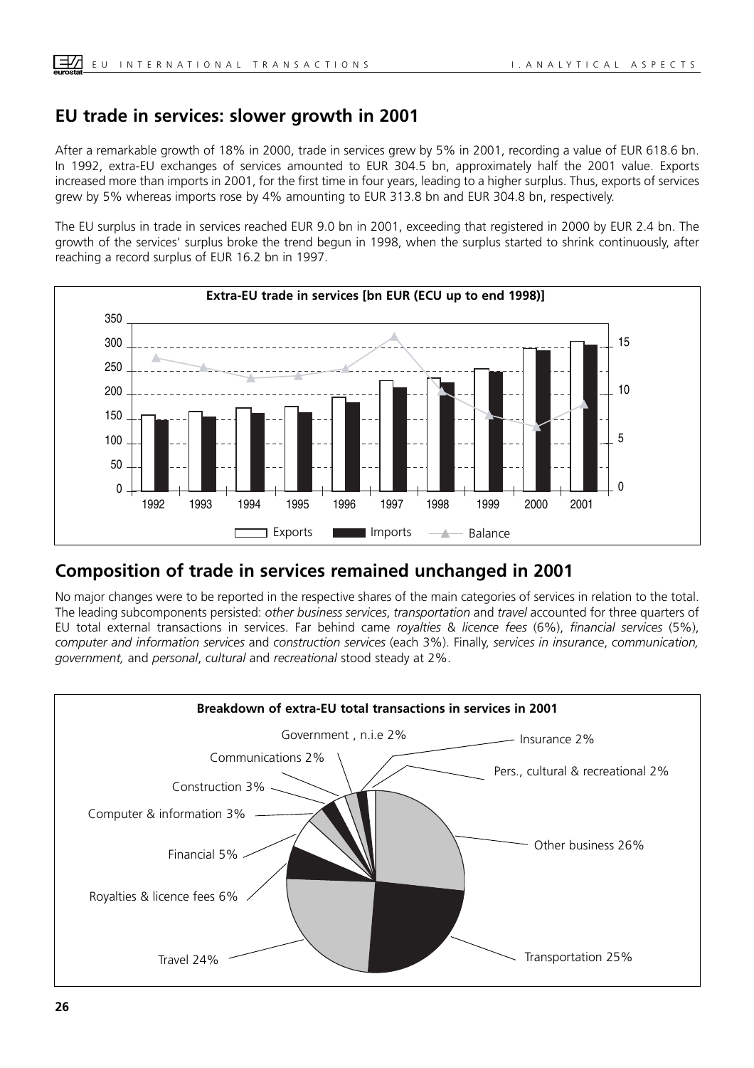## EU trade in services: slower growth in 2001

After a remarkable growth of 18% in 2000, trade in services grew by 5% in 2001, recording a value of EUR 618.6 bn. In 1992, extra-EU exchanges of services amounted to EUR 304.5 bn, approximately half the 2001 value. Exports increased more than imports in 2001, for the first time in four years, leading to a higher surplus. Thus, exports of services grew by 5% whereas imports rose by 4% amounting to EUR 313.8 bn and EUR 304.8 bn, respectively.

The EU surplus in trade in services reached EUR 9.0 bn in 2001, exceeding that registered in 2000 by EUR 2.4 bn. The growth of the services' surplus broke the trend begun in 1998, when the surplus started to shrink continuously, after reaching a record surplus of EUR 16.2 bn in 1997.

**Extra-EU trade in services [bn EUR (ECU up to end 1998)]**

## Composition of trade in services remained unchanged in 2001

No major changes were to be reported in the respective shares of the main categories of services in relation to the total. The leading subcomponents persisted: *other business services*, *transportation* and *travel* accounted for three quarters of EU total external transactions in services. Far behind came *royalties* & *licence fees* (6%), *financial services* (5%), *computer and information services* and *construction services* (each 3%). Finally, *services in insurance*, *communication, government,* and *personal*, *cultural* and *recreational* stood steady at 2%.

**Breakdown of extra-EU total transactions in services in 2001**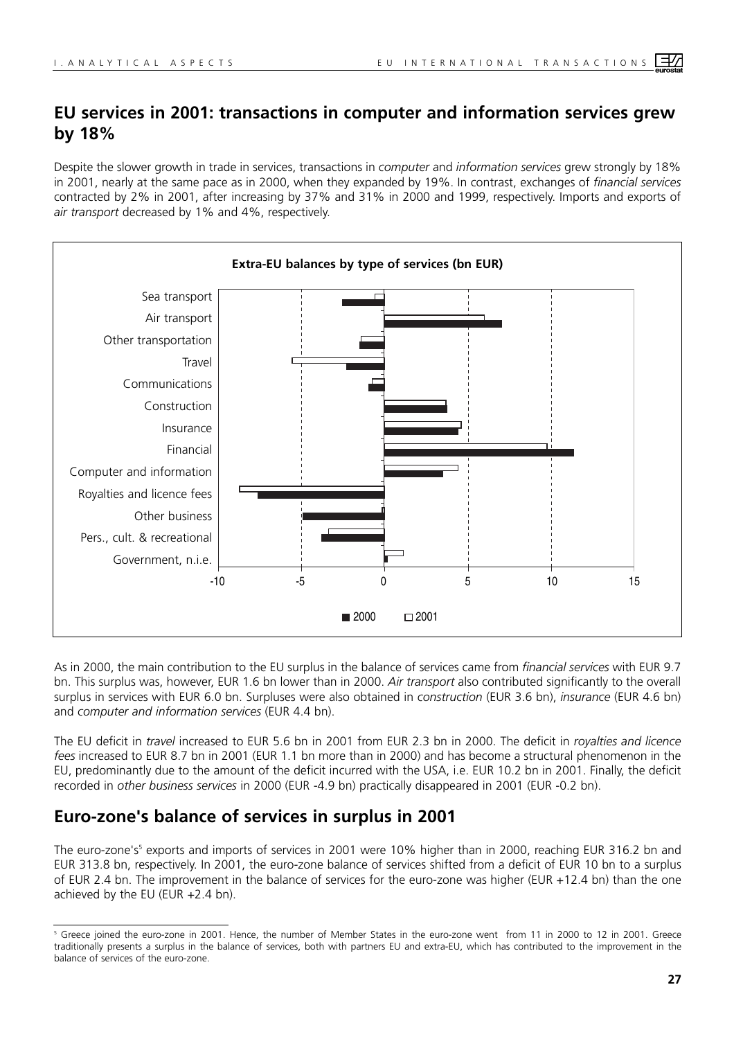## EU services in 2001: transactions in computer and information services grew by 18%

Despite the slower growth in trade in services, transactions in *computer* and *information services* grew strongly by 18% in 2001, nearly at the same pace as in 2000, when they expanded by 19%. In contrast, exchanges of *financial services* contracted by 2% in 2001, after increasing by 37% and 31% in 2000 and 1999, respectively. Imports and exports of *air transport* decreased by 1% and 4%, respectively.

**Extra-EU balances by type of services (bn EUR)**

Sea transport
Air transport
Other transportation
Travel
Communications
Construction
Insurance
Financial
Computer and information
Royalties and licence fees
Other business
Pers., cult. & recreational
Government, n.i.e.

-10 -5 0 5 10 15

■ 2000 □ 2001

As in 2000, the main contribution to the EU surplus in the balance of services came from *financial services* with EUR 9.7 bn. This surplus was, however, EUR 1.6 bn lower than in 2000. *Air transport* also contributed significantly to the overall surplus in services with EUR 6.0 bn. Surpluses were also obtained in *construction* (EUR 3.6 bn), *insurance* (EUR 4.6 bn) and *computer and information services* (EUR 4.4 bn).

The EU deficit in *travel* increased to EUR 5.6 bn in 2001 from EUR 2.3 bn in 2000. The deficit in *royalties and licence fees* increased to EUR 8.7 bn in 2001 (EUR 1.1 bn more than in 2000) and has become a structural phenomenon in the EU, predominantly due to the amount of the deficit incurred with the USA, i.e. EUR 10.2 bn in 2001. Finally, the deficit recorded in *other business services* in 2000 (EUR -4.9 bn) practically disappeared in 2001 (EUR -0.2 bn).

## Euro-zone's balance of services in surplus in 2001

The euro-zone's[5] exports and imports of services in 2001 were 10% higher than in 2000, reaching EUR 316.2 bn and EUR 313.8 bn, respectively. In 2001, the euro-zone balance of services shifted from a deficit of EUR 10 bn to a surplus of EUR 2.4 bn. The improvement in the balance of services for the euro-zone was higher (EUR +12.4 bn) than the one achieved by the EU (EUR +2.4 bn).

[5] Greece joined the euro-zone in 2001. Hence, the number of Member States in the euro-zone went from 11 in 2000 to 12 in 2001. Greece traditionally presents a surplus in the balance of services, both with partners EU and extra-EU, which has contributed to the improvement in the balance of services of the euro-zone.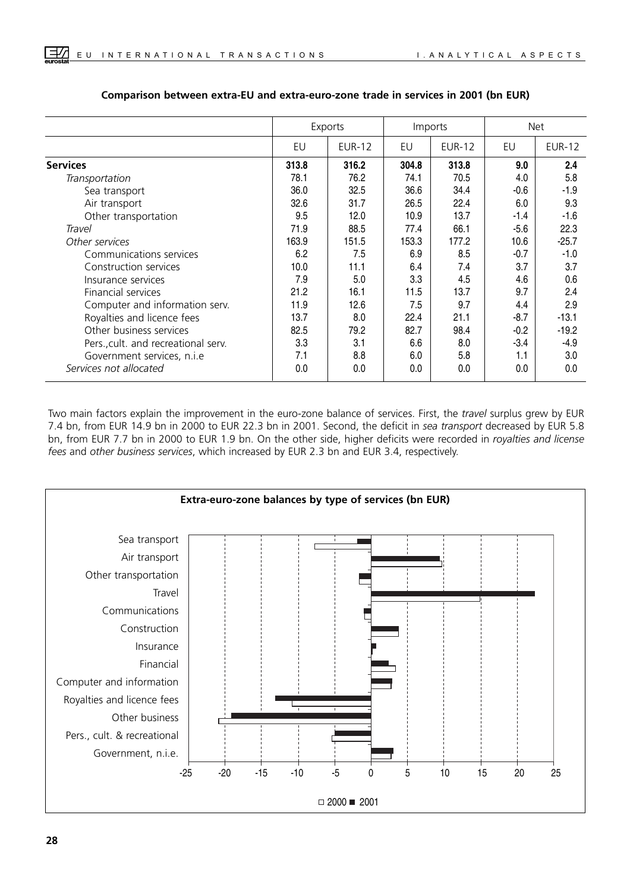**Comparison between extra-EU and extra-euro-zone trade in services in 2001 (bn EUR)**

| | Exports | | Imports | | Net | |
|---|---|---|---|---|---|---|
| | EU | EUR-12 | EU | EUR-12 | EU | EUR-12 |
| **Services** | **313.8** | **316.2** | **304.8** | **313.8** | **9.0** | **2.4** |
| *Transportation* | 78.1 | 76.2 | 74.1 | 70.5 | 4.0 | 5.8 |
| Sea transport | 36.0 | 32.5 | 36.6 | 34.4 | -0.6 | -1.9 |
| Air transport | 32.6 | 31.7 | 26.5 | 22.4 | 6.0 | 9.3 |
| Other transportation | 9.5 | 12.0 | 10.9 | 13.7 | -1.4 | -1.6 |
| *Travel* | 71.9 | 88.5 | 77.4 | 66.1 | -5.6 | 22.3 |
| *Other services* | 163.9 | 151.5 | 153.3 | 177.2 | 10.6 | -25.7 |
| Communications services | 6.2 | 7.5 | 6.9 | 8.5 | -0.7 | -1.0 |
| Construction services | 10.0 | 11.1 | 6.4 | 7.4 | 3.7 | 3.7 |
| Insurance services | 7.9 | 5.0 | 3.3 | 4.5 | 4.6 | 0.6 |
| Financial services | 21.2 | 16.1 | 11.5 | 13.7 | 9.7 | 2.4 |
| Computer and information serv. | 11.9 | 12.6 | 7.5 | 9.7 | 4.4 | 2.9 |
| Royalties and licence fees | 13.7 | 8.0 | 22.4 | 21.1 | -8.7 | -13.1 |
| Other business services | 82.5 | 79.2 | 82.7 | 98.4 | -0.2 | -19.2 |
| Pers.,cult. and recreational serv. | 3.3 | 3.1 | 6.6 | 8.0 | -3.4 | -4.9 |
| Government services, n.i.e | 7.1 | 8.8 | 6.0 | 5.8 | 1.1 | 3.0 |
| *Services not allocated* | 0.0 | 0.0 | 0.0 | 0.0 | 0.0 | 0.0 |

Two main factors explain the improvement in the euro-zone balance of services. First, the *travel* surplus grew by EUR 7.4 bn, from EUR 14.9 bn in 2000 to EUR 22.3 bn in 2001. Second, the deficit in *sea transport* decreased by EUR 5.8 bn, from EUR 7.7 bn in 2000 to EUR 1.9 bn. On the other side, higher deficits were recorded in *royalties and license fees* and *other business services*, which increased by EUR 2.3 bn and EUR 3.4, respectively.

**Extra-euro-zone balances by type of services (bn EUR)**

□ 2000 ■ 2001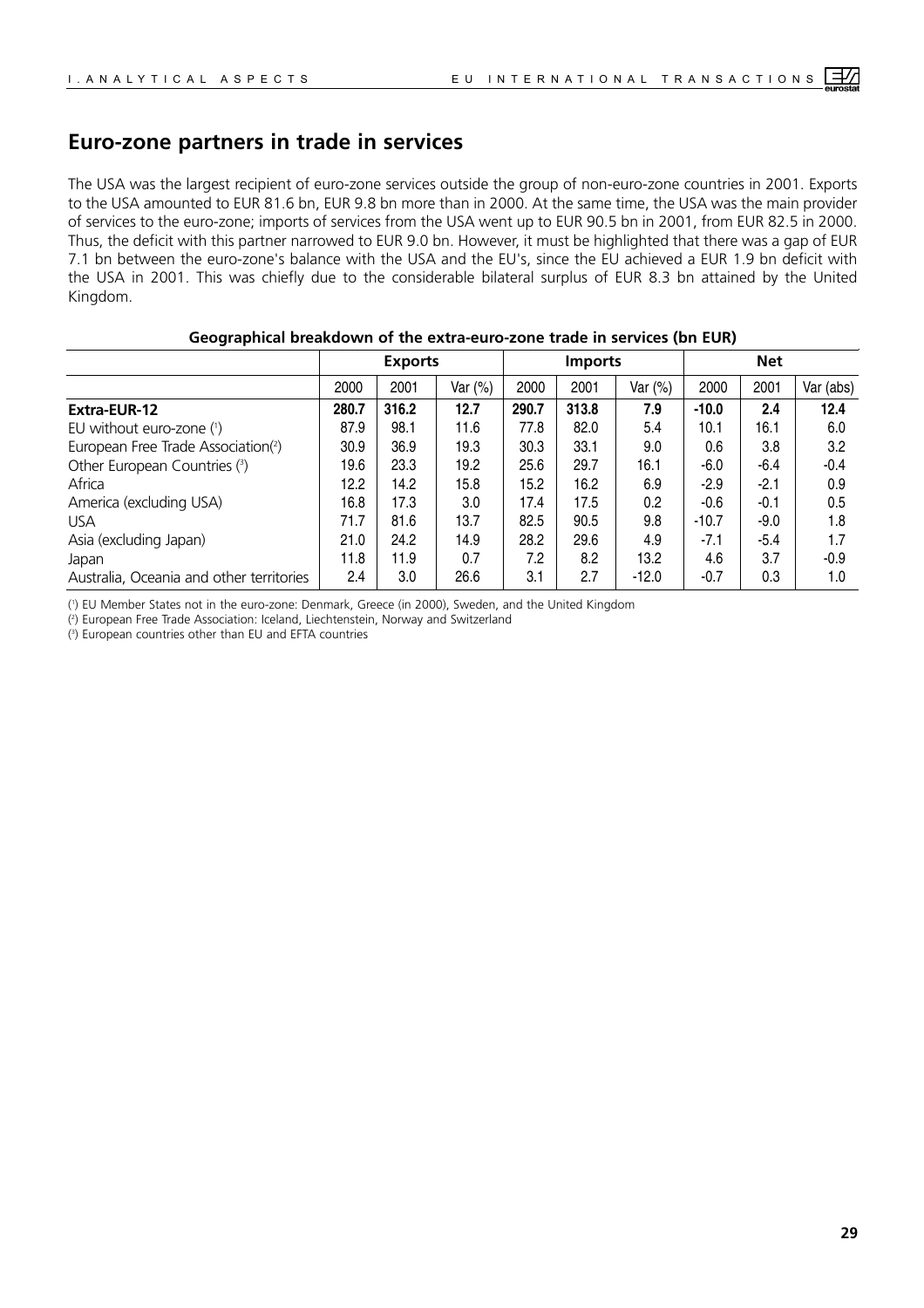## Euro-zone partners in trade in services

The USA was the largest recipient of euro-zone services outside the group of non-euro-zone countries in 2001. Exports to the USA amounted to EUR 81.6 bn, EUR 9.8 bn more than in 2000. At the same time, the USA was the main provider of services to the euro-zone; imports of services from the USA went up to EUR 90.5 bn in 2001, from EUR 82.5 in 2000. Thus, the deficit with this partner narrowed to EUR 9.0 bn. However, it must be highlighted that there was a gap of EUR 7.1 bn between the euro-zone's balance with the USA and the EU's, since the EU achieved a EUR 1.9 bn deficit with the USA in 2001. This was chiefly due to the considerable bilateral surplus of EUR 8.3 bn attained by the United Kingdom.

**Geographical breakdown of the extra-euro-zone trade in services (bn EUR)**

| | Exports | | | Imports | | | Net | | |
|---|---|---|---|---|---|---|---|---|---|
| | 2000 | 2001 | Var (%) | 2000 | 2001 | Var (%) | 2000 | 2001 | Var (abs) |
| **Extra-EUR-12** | **280.7** | **316.2** | **12.7** | **290.7** | **313.8** | **7.9** | **-10.0** | **2.4** | **12.4** |
| EU without euro-zone (1) | 87.9 | 98.1 | 11.6 | 77.8 | 82.0 | 5.4 | 10.1 | 16.1 | 6.0 |
| European Free Trade Association(2) | 30.9 | 36.9 | 19.3 | 30.3 | 33.1 | 9.0 | 0.6 | 3.8 | 3.2 |
| Other European Countries (3) | 19.6 | 23.3 | 19.2 | 25.6 | 29.7 | 16.1 | -6.0 | -6.4 | -0.4 |
| Africa | 12.2 | 14.2 | 15.8 | 15.2 | 16.2 | 6.9 | -2.9 | -2.1 | 0.9 |
| America (excluding USA) | 16.8 | 17.3 | 3.0 | 17.4 | 17.5 | 0.2 | -0.6 | -0.1 | 0.5 |
| USA | 71.7 | 81.6 | 13.7 | 82.5 | 90.5 | 9.8 | -10.7 | -9.0 | 1.8 |
| Asia (excluding Japan) | 21.0 | 24.2 | 14.9 | 28.2 | 29.6 | 4.9 | -7.1 | -5.4 | 1.7 |
| Japan | 11.8 | 11.9 | 0.7 | 7.2 | 8.2 | 13.2 | 4.6 | 3.7 | -0.9 |
| Australia, Oceania and other territories | 2.4 | 3.0 | 26.6 | 3.1 | 2.7 | -12.0 | -0.7 | 0.3 | 1.0 |

(1) EU Member States not in the euro-zone: Denmark, Greece (in 2000), Sweden, and the United Kingdom
(2) European Free Trade Association: Iceland, Liechtenstein, Norway and Switzerland
(3) European countries other than EU and EFTA countries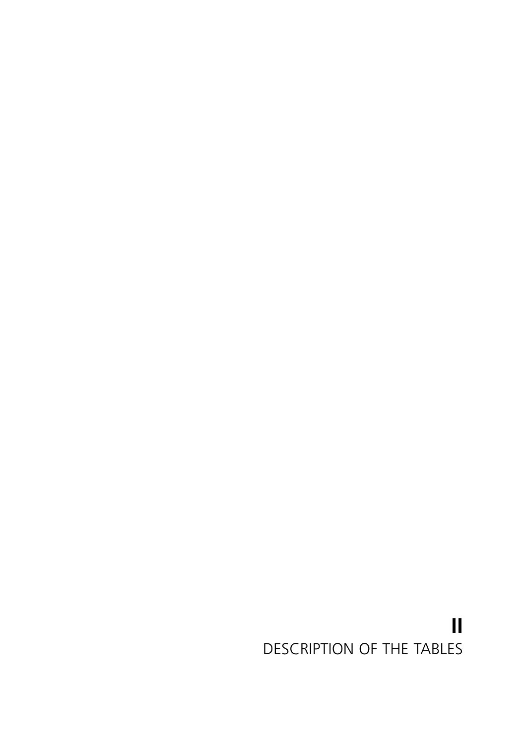# II
# DESCRIPTION OF THE TABLES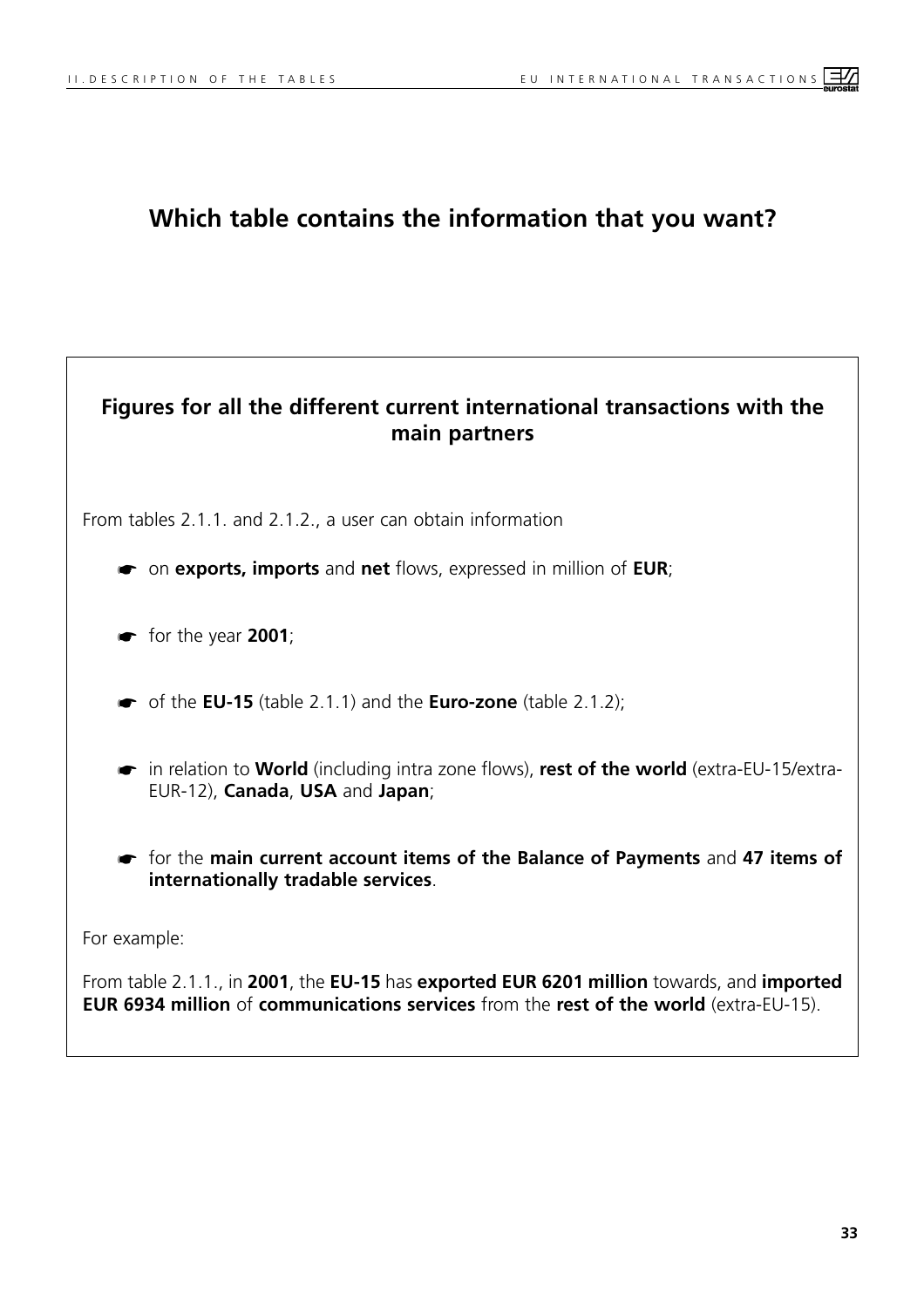# Which table contains the information that you want?

## Figures for all the different current international transactions with the main partners

From tables 2.1.1. and 2.1.2., a user can obtain information

- ☛ on **exports, imports** and **net** flows, expressed in million of **EUR**;
- ☛ for the year **2001**;
- ☛ of the **EU-15** (table 2.1.1) and the **Euro-zone** (table 2.1.2);
- ☛ in relation to **World** (including intra zone flows), **rest of the world** (extra-EU-15/extra-EUR-12), **Canada**, **USA** and **Japan**;
- ☛ for the **main current account items of the Balance of Payments** and **47 items of internationally tradable services**.

For example:

From table 2.1.1., in **2001**, the **EU-15** has **exported EUR 6201 million** towards, and **imported EUR 6934 million** of **communications services** from the **rest of the world** (extra-EU-15).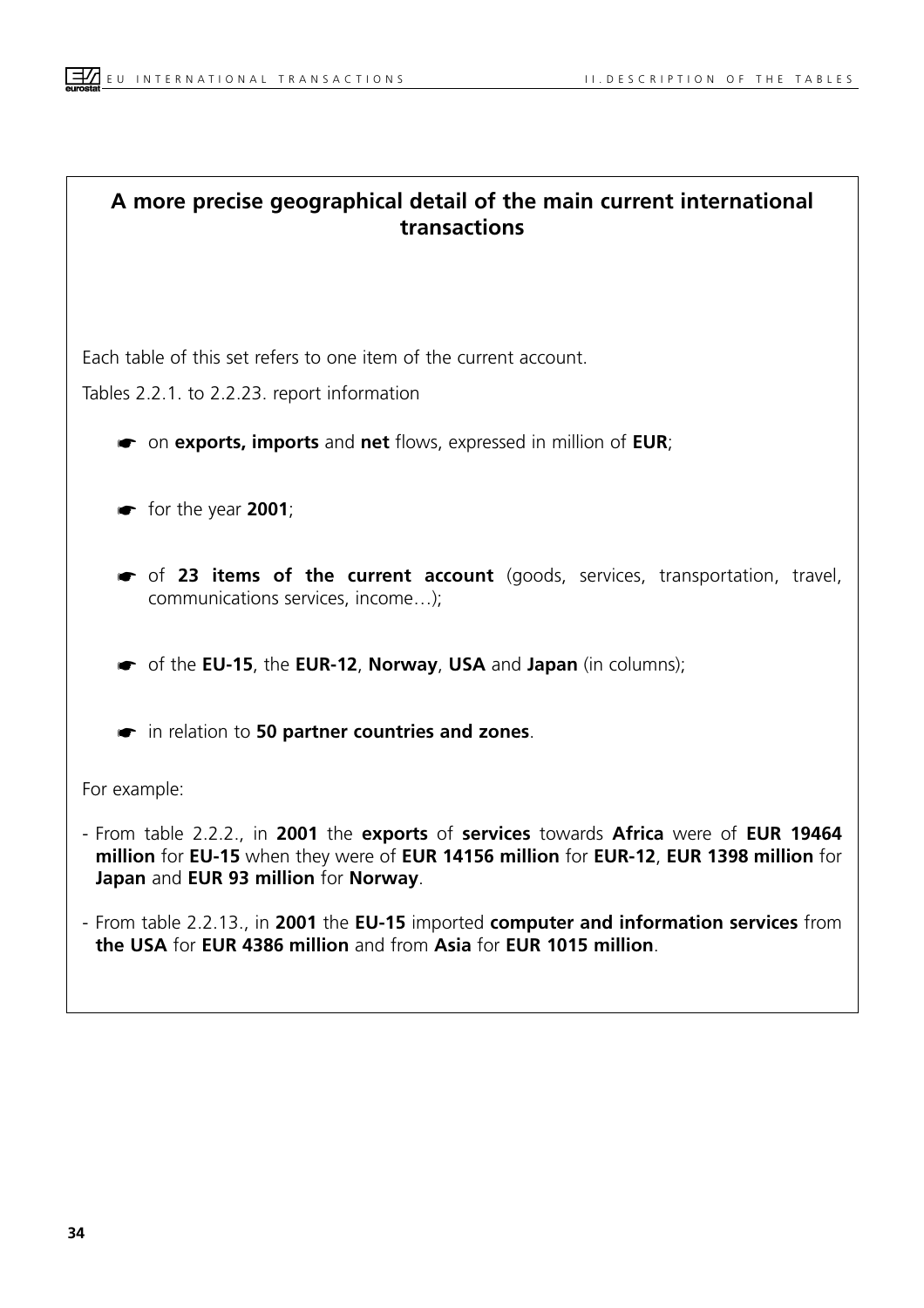## A more precise geographical detail of the main current international transactions

Each table of this set refers to one item of the current account.

Tables 2.2.1. to 2.2.23. report information

- on **exports, imports** and **net** flows, expressed in million of **EUR**;
- for the year **2001**;
- of **23 items of the current account** (goods, services, transportation, travel, communications services, income…);
- of the **EU-15**, the **EUR-12**, **Norway**, **USA** and **Japan** (in columns);
- in relation to **50 partner countries and zones**.

For example:

- From table 2.2.2., in **2001** the **exports** of **services** towards **Africa** were of **EUR 19464 million** for **EU-15** when they were of **EUR 14156 million** for **EUR-12**, **EUR 1398 million** for **Japan** and **EUR 93 million** for **Norway**.
- From table 2.2.13., in **2001** the **EU-15** imported **computer and information services** from **the USA** for **EUR 4386 million** and from **Asia** for **EUR 1015 million**.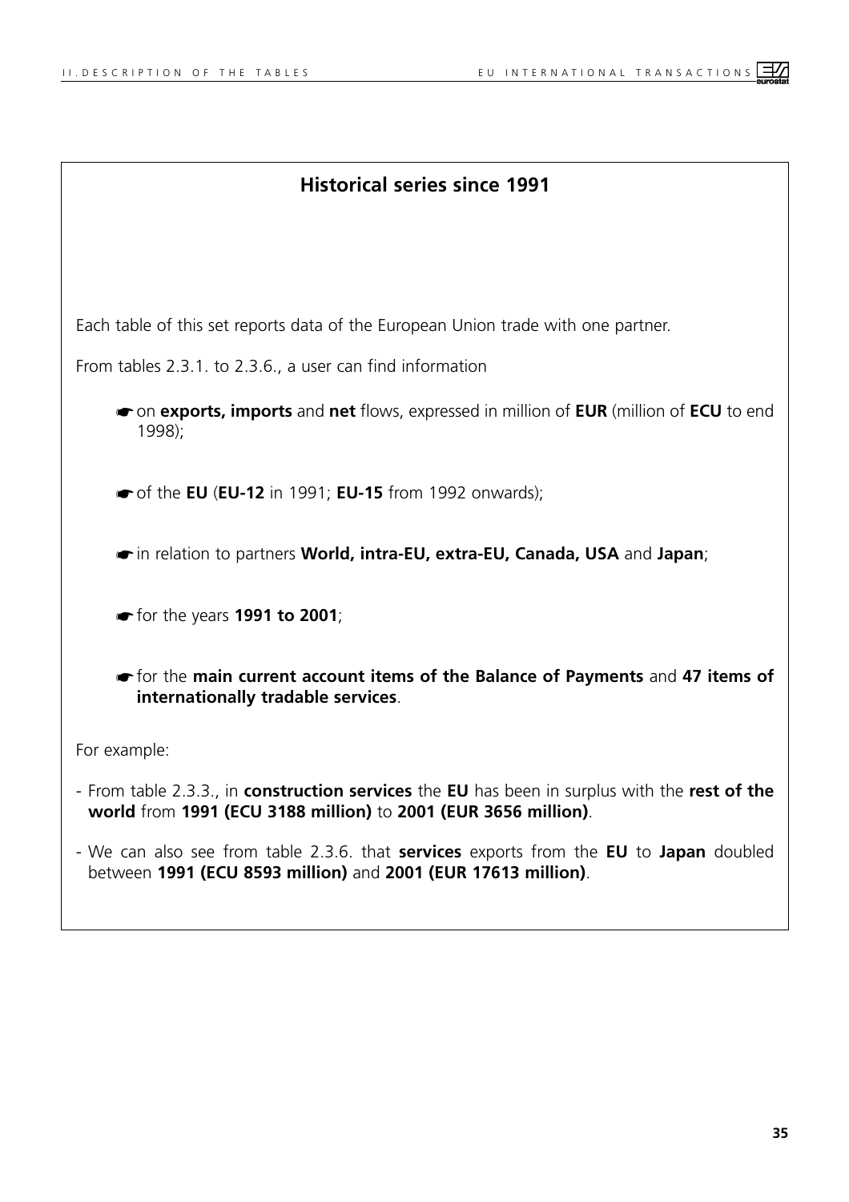## Historical series since 1991

Each table of this set reports data of the European Union trade with one partner.

From tables 2.3.1. to 2.3.6., a user can find information

- on **exports, imports** and **net** flows, expressed in million of **EUR** (million of **ECU** to end 1998);
- of the **EU** (**EU-12** in 1991; **EU-15** from 1992 onwards);
- in relation to partners **World, intra-EU, extra-EU, Canada, USA** and **Japan**;
- for the years **1991 to 2001**;
- for the **main current account items of the Balance of Payments** and **47 items of internationally tradable services**.

For example:

- From table 2.3.3., in **construction services** the **EU** has been in surplus with the **rest of the world** from **1991 (ECU 3188 million)** to **2001 (EUR 3656 million)**.
- We can also see from table 2.3.6. that **services** exports from the **EU** to **Japan** doubled between **1991 (ECU 8593 million)** and **2001 (EUR 17613 million)**.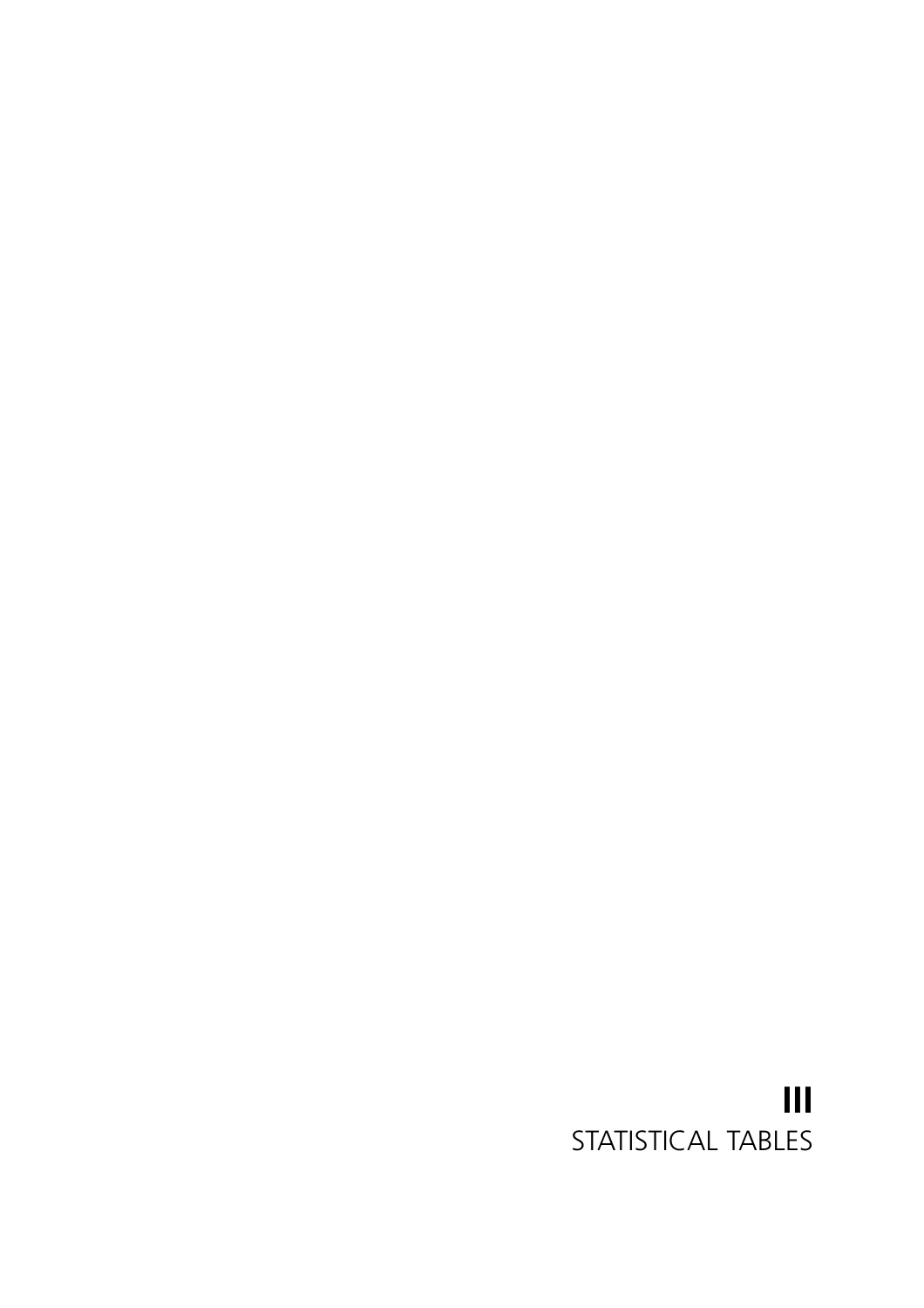# III
# STATISTICAL TABLES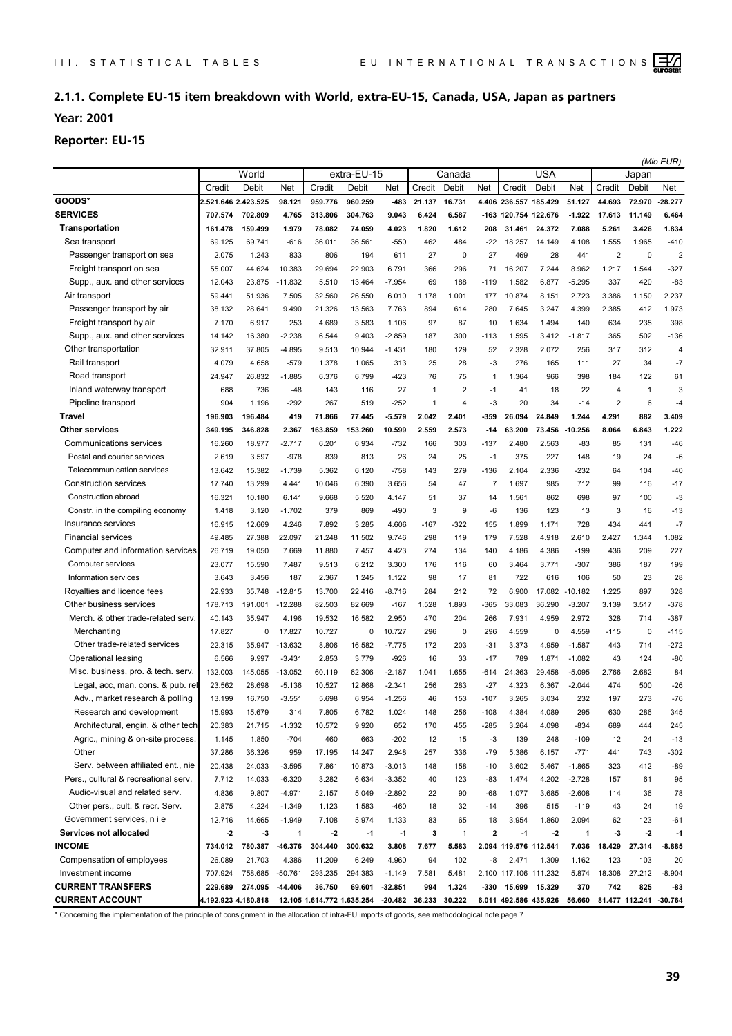## 2.1.1. Complete EU-15 item breakdown with World, extra-EU-15, Canada, USA, Japan as partners

**Year: 2001**

**Reporter: EU-15**

*(Mio EUR)*

| | World | | | extra-EU-15 | | | Canada | | | USA | | | Japan | | |
|---|---|---|---|---|---|---|---|---|---|---|---|---|---|---|---|
| | Credit | Debit | Net | Credit | Debit | Net | Credit | Debit | Net | Credit | Debit | Net | Credit | Debit | Net |
| **GOODS*** | **2.521.646** | **2.423.525** | **98.121** | **959.776** | **960.259** | **-483** | **21.137** | **16.731** | **4.406** | **236.557** | **185.429** | **51.127** | **44.693** | **72.970** | **-28.277** |
| **SERVICES** | **707.574** | **702.809** | **4.765** | **313.806** | **304.763** | **9.043** | **6.424** | **6.587** | **-163** | **120.754** | **122.676** | **-1.922** | **17.613** | **11.149** | **6.464** |
| **Transportation** | **161.478** | **159.499** | **1.979** | **78.082** | **74.059** | **4.023** | **1.820** | **1.612** | **208** | **31.461** | **24.372** | **7.088** | **5.261** | **3.426** | **1.834** |
| Sea transport | 69.125 | 69.741 | -616 | 36.011 | 36.561 | -550 | 462 | 484 | -22 | 18.257 | 14.149 | 4.108 | 1.555 | 1.965 | -410 |
| Passenger transport on sea | 2.075 | 1.243 | 833 | 806 | 194 | 611 | 27 | 0 | 27 | 469 | 28 | 441 | 2 | 0 | 2 |
| Freight transport on sea | 55.007 | 44.624 | 10.383 | 29.694 | 22.903 | 6.791 | 366 | 296 | 71 | 16.207 | 7.244 | 8.962 | 1.217 | 1.544 | -327 |
| Supp., aux. and other services | 12.043 | 23.875 | -11.832 | 5.510 | 13.464 | -7.954 | 69 | 188 | -119 | 1.582 | 6.877 | -5.295 | 337 | 420 | -83 |
| Air transport | 59.441 | 51.936 | 7.505 | 32.560 | 26.550 | 6.010 | 1.178 | 1.001 | 177 | 10.874 | 8.151 | 2.723 | 3.386 | 1.150 | 2.237 |
| Passenger transport by air | 38.132 | 28.641 | 9.490 | 21.326 | 13.563 | 7.763 | 894 | 614 | 280 | 7.645 | 3.247 | 4.399 | 2.385 | 412 | 1.973 |
| Freight transport by air | 7.170 | 6.917 | 253 | 4.689 | 3.583 | 1.106 | 97 | 87 | 10 | 1.634 | 1.494 | 140 | 634 | 235 | 398 |
| Supp., aux. and other services | 14.142 | 16.380 | -2.238 | 6.544 | 9.403 | -2.859 | 187 | 300 | -113 | 1.595 | 3.412 | -1.817 | 365 | 502 | -136 |
| Other transportation | 32.911 | 37.805 | -4.895 | 9.513 | 10.944 | -1.431 | 180 | 129 | 52 | 2.328 | 2.072 | 256 | 317 | 312 | 4 |
| Rail transport | 4.079 | 4.658 | -579 | 1.378 | 1.065 | 313 | 25 | 28 | -3 | 276 | 165 | 111 | 27 | 34 | -7 |
| Road transport | 24.947 | 26.832 | -1.885 | 6.376 | 6.799 | -423 | 76 | 75 | 1 | 1.364 | 966 | 398 | 184 | 122 | 61 |
| Inland waterway transport | 688 | 736 | -48 | 143 | 116 | 27 | 1 | 2 | -1 | 41 | 18 | 22 | 4 | 1 | 3 |
| Pipeline transport | 904 | 1.196 | -292 | 267 | 519 | -252 | 1 | 4 | -3 | 20 | 34 | -14 | 2 | 6 | -4 |
| **Travel** | **196.903** | **196.484** | **419** | **71.866** | **77.445** | **-5.579** | **2.042** | **2.401** | **-359** | **26.094** | **24.849** | **1.244** | **4.291** | **882** | **3.409** |
| **Other services** | **349.195** | **346.828** | **2.367** | **163.859** | **153.260** | **10.599** | **2.559** | **2.573** | **-14** | **63.200** | **73.456** | **-10.256** | **8.064** | **6.843** | **1.222** |
| Communications services | 16.260 | 18.977 | -2.717 | 6.201 | 6.934 | -732 | 166 | 303 | -137 | 2.480 | 2.563 | -83 | 85 | 131 | -46 |
| Postal and courier services | 2.619 | 3.597 | -978 | 839 | 813 | 26 | 24 | 25 | -1 | 375 | 227 | 148 | 19 | 24 | -6 |
| Telecommunication services | 13.642 | 15.382 | -1.739 | 5.362 | 6.120 | -758 | 143 | 279 | -136 | 2.104 | 2.336 | -232 | 64 | 104 | -40 |
| Construction services | 17.740 | 13.299 | 4.441 | 10.046 | 6.390 | 3.656 | 54 | 47 | 7 | 1.697 | 985 | 712 | 99 | 116 | -17 |
| Construction abroad | 16.321 | 10.180 | 6.141 | 9.668 | 5.520 | 4.147 | 51 | 37 | 14 | 1.561 | 862 | 698 | 97 | 100 | -3 |
| Constr. in the compiling economy | 1.418 | 3.120 | -1.702 | 379 | 869 | -490 | 3 | 9 | -6 | 136 | 123 | 13 | 3 | 16 | -13 |
| Insurance services | 16.915 | 12.669 | 4.246 | 7.892 | 3.285 | 4.606 | -167 | -322 | 155 | 1.899 | 1.171 | 728 | 434 | 441 | -7 |
| Financial services | 49.485 | 27.388 | 22.097 | 21.248 | 11.502 | 9.746 | 298 | 119 | 179 | 7.528 | 4.918 | 2.610 | 2.427 | 1.344 | 1.082 |
| Computer and information services | 26.719 | 19.050 | 7.669 | 11.880 | 7.457 | 4.423 | 274 | 134 | 140 | 4.186 | 4.386 | -199 | 436 | 209 | 227 |
| Computer services | 23.077 | 15.590 | 7.487 | 9.513 | 6.212 | 3.300 | 176 | 116 | 60 | 3.464 | 3.771 | -307 | 386 | 187 | 199 |
| Information services | 3.643 | 3.456 | 187 | 2.367 | 1.245 | 1.122 | 98 | 17 | 81 | 722 | 616 | 106 | 50 | 23 | 28 |
| Royalties and licence fees | 22.933 | 35.748 | -12.815 | 13.700 | 22.416 | -8.716 | 284 | 212 | 72 | 6.900 | 17.082 | -10.182 | 1.225 | 897 | 328 |
| Other business services | 178.713 | 191.001 | -12.288 | 82.503 | 82.669 | -167 | 1.528 | 1.893 | -365 | 33.083 | 36.290 | -3.207 | 3.139 | 3.517 | -378 |
| Merch. & other trade-related serv. | 40.143 | 35.947 | 4.196 | 19.532 | 16.582 | 2.950 | 470 | 204 | 266 | 7.931 | 4.959 | 2.972 | 328 | 714 | -387 |
| Merchanting | 17.827 | 0 | 17.827 | 10.727 | 0 | 10.727 | 296 | 0 | 296 | 4.559 | 0 | 4.559 | -115 | 0 | -115 |
| Other trade-related services | 22.315 | 35.947 | -13.632 | 8.806 | 16.582 | -7.775 | 172 | 203 | -31 | 3.373 | 4.959 | -1.587 | 443 | 714 | -272 |
| Operational leasing | 6.566 | 9.997 | -3.431 | 2.853 | 3.779 | -926 | 16 | 33 | -17 | 789 | 1.871 | -1.082 | 43 | 124 | -80 |
| Misc. business, pro. & tech. serv. | 132.003 | 145.055 | -13.052 | 60.119 | 62.306 | -2.187 | 1.041 | 1.655 | -614 | 24.363 | 29.458 | -5.095 | 2.766 | 2.682 | 84 |
| Legal, acc, man. cons. & pub. rel | 23.562 | 28.698 | -5.136 | 10.527 | 12.868 | -2.341 | 256 | 283 | -27 | 4.323 | 6.367 | -2.044 | 474 | 500 | -26 |
| Adv., market research & polling | 13.199 | 16.750 | -3.551 | 5.698 | 6.954 | -1.256 | 46 | 153 | -107 | 3.265 | 3.034 | 232 | 197 | 273 | -76 |
| Research and development | 15.993 | 15.679 | 314 | 7.805 | 6.782 | 1.024 | 148 | 256 | -108 | 4.384 | 4.089 | 295 | 630 | 286 | 345 |
| Architectural, engin. & other tech | 20.383 | 21.715 | -1.332 | 10.572 | 9.920 | 652 | 170 | 455 | -285 | 3.264 | 4.098 | -834 | 689 | 444 | 245 |
| Agric., mining & on-site process. | 1.145 | 1.850 | -704 | 460 | 663 | -202 | 12 | 15 | -3 | 139 | 248 | -109 | 12 | 24 | -13 |
| Other | 37.286 | 36.326 | 959 | 17.195 | 14.247 | 2.948 | 257 | 336 | -79 | 5.386 | 6.157 | -771 | 441 | 743 | -302 |
| Serv. between affiliated ent., nie | 20.438 | 24.033 | -3.595 | 7.861 | 10.873 | -3.013 | 148 | 158 | -10 | 3.602 | 5.467 | -1.865 | 323 | 412 | -89 |
| Pers., cultural & recreational serv. | 7.712 | 14.033 | -6.320 | 3.282 | 6.634 | -3.352 | 40 | 123 | -83 | 1.474 | 4.202 | -2.728 | 157 | 61 | 95 |
| Audio-visual and related serv. | 4.836 | 9.807 | -4.971 | 2.157 | 5.049 | -2.892 | 22 | 90 | -68 | 1.077 | 3.685 | -2.608 | 114 | 36 | 78 |
| Other pers., cult. & recr. Serv. | 2.875 | 4.224 | -1.349 | 1.123 | 1.583 | -460 | 18 | 32 | -14 | 396 | 515 | -119 | 43 | 24 | 19 |
| Government services, n i e | 12.716 | 14.665 | -1.949 | 7.108 | 5.974 | 1.133 | 83 | 65 | 18 | 3.954 | 1.860 | 2.094 | 62 | 123 | -61 |
| **Services not allocated** | **-2** | **-3** | **1** | **-2** | **-1** | **-1** | **3** | **1** | **2** | **-1** | **-2** | **1** | **-3** | **-2** | **-1** |
| **INCOME** | **734.012** | **780.387** | **-46.376** | **304.440** | **300.632** | **3.808** | **7.677** | **5.583** | **2.094** | **119.576** | **112.541** | **7.036** | **18.429** | **27.314** | **-8.885** |
| Compensation of employees | 26.089 | 21.703 | 4.386 | 11.209 | 6.249 | 4.960 | 94 | 102 | -8 | 2.471 | 1.309 | 1.162 | 123 | 103 | 20 |
| Investment income | 707.924 | 758.685 | -50.761 | 293.235 | 294.383 | -1.149 | 7.581 | 5.481 | 2.100 | 117.106 | 111.232 | 5.874 | 18.308 | 27.212 | -8.904 |
| **CURRENT TRANSFERS** | **229.689** | **274.095** | **-44.406** | **36.750** | **69.601** | **-32.851** | **994** | **1.324** | **-330** | **15.699** | **15.329** | **370** | **742** | **825** | **-83** |
| **CURRENT ACCOUNT** | **4.192.923** | **4.180.818** | **12.105** | **1.614.772** | **1.635.254** | **-20.482** | **36.233** | **30.222** | **6.011** | **492.586** | **435.926** | **56.660** | **81.477** | **112.241** | **-30.764** |

\* Concerning the implementation of the principle of consignment in the allocation of intra-EU imports of goods, see methodological note page 7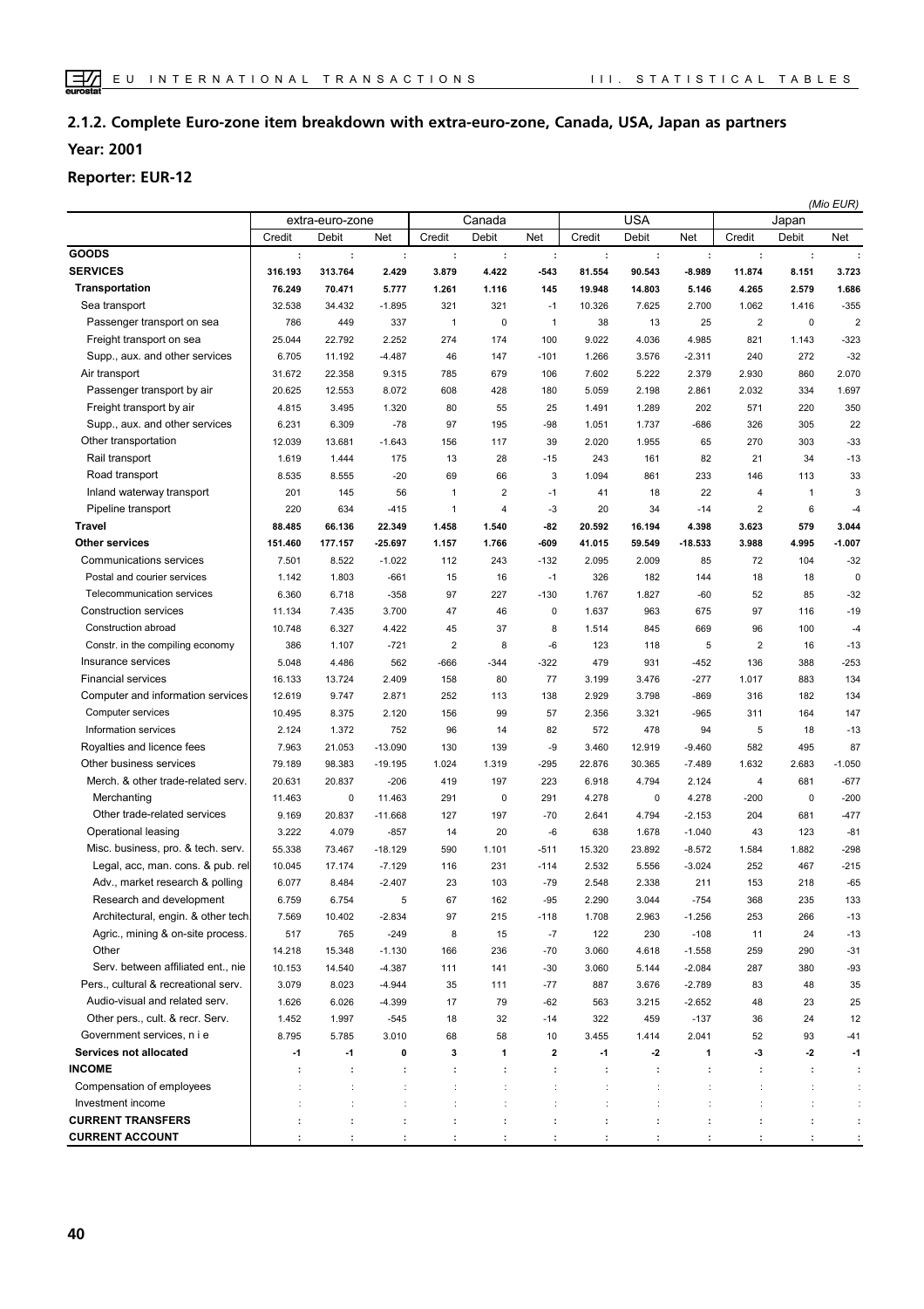## 2.1.2. Complete Euro-zone item breakdown with extra-euro-zone, Canada, USA, Japan as partners

**Year: 2001**

**Reporter: EUR-12**

*(Mio EUR)*

| | extra-euro-zone | | | Canada | | | USA | | | Japan | | |
|---|---|---|---|---|---|---|---|---|---|---|---|---|
| | Credit | Debit | Net | Credit | Debit | Net | Credit | Debit | Net | Credit | Debit | Net |
| **GOODS** | : | : | : | : | : | : | : | : | : | : | : | : |
| **SERVICES** | **316.193** | **313.764** | **2.429** | **3.879** | **4.422** | **-543** | **81.554** | **90.543** | **-8.989** | **11.874** | **8.151** | **3.723** |
| **Transportation** | **76.249** | **70.471** | **5.777** | **1.261** | **1.116** | **145** | **19.948** | **14.803** | **5.146** | **4.265** | **2.579** | **1.686** |
| Sea transport | 32.538 | 34.432 | -1.895 | 321 | 321 | -1 | 10.326 | 7.625 | 2.700 | 1.062 | 1.416 | -355 |
| Passenger transport on sea | 786 | 449 | 337 | 1 | 0 | 1 | 38 | 13 | 25 | 2 | 0 | 2 |
| Freight transport on sea | 25.044 | 22.792 | 2.252 | 274 | 174 | 100 | 9.022 | 4.036 | 4.985 | 821 | 1.143 | -323 |
| Supp., aux. and other services | 6.705 | 11.192 | -4.487 | 46 | 147 | -101 | 1.266 | 3.576 | -2.311 | 240 | 272 | -32 |
| Air transport | 31.672 | 22.358 | 9.315 | 785 | 679 | 106 | 7.602 | 5.222 | 2.379 | 2.930 | 860 | 2.070 |
| Passenger transport by air | 20.625 | 12.553 | 8.072 | 608 | 428 | 180 | 5.059 | 2.198 | 2.861 | 2.032 | 334 | 1.697 |
| Freight transport by air | 4.815 | 3.495 | 1.320 | 80 | 55 | 25 | 1.491 | 1.289 | 202 | 571 | 220 | 350 |
| Supp., aux. and other services | 6.231 | 6.309 | -78 | 97 | 195 | -98 | 1.051 | 1.737 | -686 | 326 | 305 | 22 |
| Other transportation | 12.039 | 13.681 | -1.643 | 156 | 117 | 39 | 2.020 | 1.955 | 65 | 270 | 303 | -33 |
| Rail transport | 1.619 | 1.444 | 175 | 13 | 28 | -15 | 243 | 161 | 82 | 21 | 34 | -13 |
| Road transport | 8.535 | 8.555 | -20 | 69 | 66 | 3 | 1.094 | 861 | 233 | 146 | 113 | 33 |
| Inland waterway transport | 201 | 145 | 56 | 1 | 2 | -1 | 41 | 18 | 22 | 4 | 1 | 3 |
| Pipeline transport | 220 | 634 | -415 | 1 | 4 | -3 | 20 | 34 | -14 | 2 | 6 | -4 |
| **Travel** | **88.485** | **66.136** | **22.349** | **1.458** | **1.540** | **-82** | **20.592** | **16.194** | **4.398** | **3.623** | **579** | **3.044** |
| **Other services** | **151.460** | **177.157** | **-25.697** | **1.157** | **1.766** | **-609** | **41.015** | **59.549** | **-18.533** | **3.988** | **4.995** | **-1.007** |
| Communications services | 7.501 | 8.522 | -1.022 | 112 | 243 | -132 | 2.095 | 2.009 | 85 | 72 | 104 | -32 |
| Postal and courier services | 1.142 | 1.803 | -661 | 15 | 16 | -1 | 326 | 182 | 144 | 18 | 18 | 0 |
| Telecommunication services | 6.360 | 6.718 | -358 | 97 | 227 | -130 | 1.767 | 1.827 | -60 | 52 | 85 | -32 |
| Construction services | 11.134 | 7.435 | 3.700 | 47 | 46 | 0 | 1.637 | 963 | 675 | 97 | 116 | -19 |
| Construction abroad | 10.748 | 6.327 | 4.422 | 45 | 37 | 8 | 1.514 | 845 | 669 | 96 | 100 | -4 |
| Constr. in the compiling economy | 386 | 1.107 | -721 | 2 | 8 | -6 | 123 | 118 | 5 | 2 | 16 | -13 |
| Insurance services | 5.048 | 4.486 | 562 | -666 | -344 | -322 | 479 | 931 | -452 | 136 | 388 | -253 |
| Financial services | 16.133 | 13.724 | 2.409 | 158 | 80 | 77 | 3.199 | 3.476 | -277 | 1.017 | 883 | 134 |
| Computer and information services | 12.619 | 9.747 | 2.871 | 252 | 113 | 138 | 2.929 | 3.798 | -869 | 316 | 182 | 134 |
| Computer services | 10.495 | 8.375 | 2.120 | 156 | 99 | 57 | 2.356 | 3.321 | -965 | 311 | 164 | 147 |
| Information services | 2.124 | 1.372 | 752 | 96 | 14 | 82 | 572 | 478 | 94 | 5 | 18 | -13 |
| Royalties and licence fees | 7.963 | 21.053 | -13.090 | 130 | 139 | -9 | 3.460 | 12.919 | -9.460 | 582 | 495 | 87 |
| Other business services | 79.189 | 98.383 | -19.195 | 1.024 | 1.319 | -295 | 22.876 | 30.365 | -7.489 | 1.632 | 2.683 | -1.050 |
| Merch. & other trade-related serv. | 20.631 | 20.837 | -206 | 419 | 197 | 223 | 6.918 | 4.794 | 2.124 | 4 | 681 | -677 |
| Merchanting | 11.463 | 0 | 11.463 | 291 | 0 | 291 | 4.278 | 0 | 4.278 | -200 | 0 | -200 |
| Other trade-related services | 9.169 | 20.837 | -11.668 | 127 | 197 | -70 | 2.641 | 4.794 | -2.153 | 204 | 681 | -477 |
| Operational leasing | 3.222 | 4.079 | -857 | 14 | 20 | -6 | 638 | 1.678 | -1.040 | 43 | 123 | -81 |
| Misc. business, pro. & tech. serv. | 55.338 | 73.467 | -18.129 | 590 | 1.101 | -511 | 15.320 | 23.892 | -8.572 | 1.584 | 1.882 | -298 |
| Legal, acc, man. cons. & pub. rel | 10.045 | 17.174 | -7.129 | 116 | 231 | -114 | 2.532 | 5.556 | -3.024 | 252 | 467 | -215 |
| Adv., market research & polling | 6.077 | 8.484 | -2.407 | 23 | 103 | -79 | 2.548 | 2.338 | 211 | 153 | 218 | -65 |
| Research and development | 6.759 | 6.754 | 5 | 67 | 162 | -95 | 2.290 | 3.044 | -754 | 368 | 235 | 133 |
| Architectural, engin. & other tech. | 7.569 | 10.402 | -2.834 | 97 | 215 | -118 | 1.708 | 2.963 | -1.256 | 253 | 266 | -13 |
| Agric., mining & on-site process. | 517 | 765 | -249 | 8 | 15 | -7 | 122 | 230 | -108 | 11 | 24 | -13 |
| Other | 14.218 | 15.348 | -1.130 | 166 | 236 | -70 | 3.060 | 4.618 | -1.558 | 259 | 290 | -31 |
| Serv. between affiliated ent., nie | 10.153 | 14.540 | -4.387 | 111 | 141 | -30 | 3.060 | 5.144 | -2.084 | 287 | 380 | -93 |
| Pers., cultural & recreational serv. | 3.079 | 8.023 | -4.944 | 35 | 111 | -77 | 887 | 3.676 | -2.789 | 83 | 48 | 35 |
| Audio-visual and related serv. | 1.626 | 6.026 | -4.399 | 17 | 79 | -62 | 563 | 3.215 | -2.652 | 48 | 23 | 25 |
| Other pers., cult. & recr. Serv. | 1.452 | 1.997 | -545 | 18 | 32 | -14 | 322 | 459 | -137 | 36 | 24 | 12 |
| Government services, n i e | 8.795 | 5.785 | 3.010 | 68 | 58 | 10 | 3.455 | 1.414 | 2.041 | 52 | 93 | -41 |
| **Services not allocated** | **-1** | **-1** | **0** | **3** | **1** | **2** | **-1** | **-2** | **1** | **-3** | **-2** | **-1** |
| **INCOME** | : | : | : | : | : | : | : | : | : | : | : | : |
| Compensation of employees | : | : | : | : | : | : | : | : | : | : | : | : |
| Investment income | : | : | : | : | : | : | : | : | : | : | : | : |
| **CURRENT TRANSFERS** | : | : | : | : | : | : | : | : | : | : | : | : |
| **CURRENT ACCOUNT** | : | : | : | : | : | : | : | : | : | : | : | : |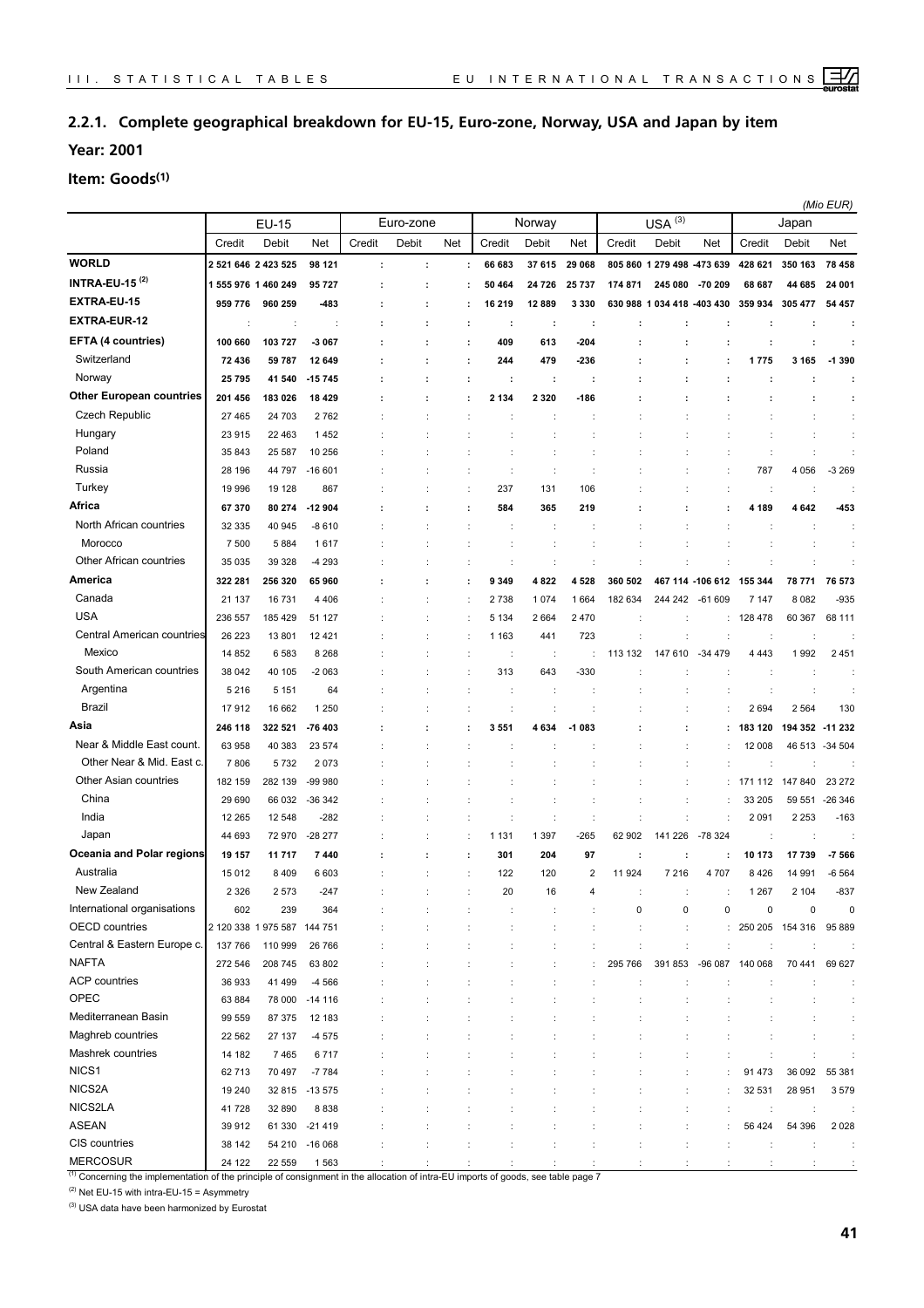## 2.2.1. Complete geographical breakdown for EU-15, Euro-zone, Norway, USA and Japan by item

**Year: 2001**

**Item: Goods[(1)]**

*(Mio EUR)*

| | EU-15 | | | Euro-zone | | | Norway | | | USA [(3)] | | | Japan | | |
|---|---|---|---|---|---|---|---|---|---|---|---|---|---|---|---|
| | Credit | Debit | Net | Credit | Debit | Net | Credit | Debit | Net | Credit | Debit | Net | Credit | Debit | Net |
| **WORLD** | **2 521 646** | **2 423 525** | **98 121** | : | : | : | **66 683** | **37 615** | **29 068** | **805 860** | **1 279 498** | **-473 639** | **428 621** | **350 163** | **78 458** |
| **INTRA-EU-15 [(2)]** | **1 555 976** | **1 460 249** | **95 727** | : | : | : | **50 464** | **24 726** | **25 737** | **174 871** | **245 080** | **-70 209** | **68 687** | **44 685** | **24 001** |
| **EXTRA-EU-15** | **959 776** | **960 259** | **-483** | : | : | : | **16 219** | **12 889** | **3 330** | **630 988** | **1 034 418** | **-403 430** | **359 934** | **305 477** | **54 457** |
| **EXTRA-EUR-12** | : | : | : | : | : | : | : | : | : | : | : | : | : | : | : |
| **EFTA (4 countries)** | **100 660** | **103 727** | **-3 067** | : | : | : | **409** | **613** | **-204** | : | : | : | : | : | : |
| Switzerland | **72 436** | **59 787** | **12 649** | : | : | : | **244** | **479** | **-236** | : | : | : | **1 775** | **3 165** | **-1 390** |
| Norway | **25 795** | **41 540** | **-15 745** | : | : | : | : | : | : | : | : | : | : | : | : |
| **Other European countries** | **201 456** | **183 026** | **18 429** | : | : | : | **2 134** | **2 320** | **-186** | : | : | : | : | : | : |
| Czech Republic | 27 465 | 24 703 | 2 762 | : | : | : | : | : | : | : | : | : | : | : | : |
| Hungary | 23 915 | 22 463 | 1 452 | : | : | : | : | : | : | : | : | : | : | : | : |
| Poland | 35 843 | 25 587 | 10 256 | : | : | : | : | : | : | : | : | : | : | : | : |
| Russia | 28 196 | 44 797 | -16 601 | : | : | : | : | : | : | : | : | : | 787 | 4 056 | -3 269 |
| Turkey | 19 996 | 19 128 | 867 | : | : | : | 237 | 131 | 106 | : | : | : | : | : | : |
| **Africa** | **67 370** | **80 274** | **-12 904** | : | : | : | **584** | **365** | **219** | : | : | : | **4 189** | **4 642** | **-453** |
| North African countries | 32 335 | 40 945 | -8 610 | : | : | : | : | : | : | : | : | : | : | : | : |
| Morocco | 7 500 | 5 884 | 1 617 | : | : | : | : | : | : | : | : | : | : | : | : |
| Other African countries | 35 035 | 39 328 | -4 293 | : | : | : | : | : | : | : | : | : | : | : | : |
| **America** | **322 281** | **256 320** | **65 960** | : | : | : | **9 349** | **4 822** | **4 528** | **360 502** | **467 114** | **-106 612** | **155 344** | **78 771** | **76 573** |
| Canada | 21 137 | 16 731 | 4 406 | : | : | : | 2 738 | 1 074 | 1 664 | 182 634 | 244 242 | -61 609 | 7 147 | 8 082 | -935 |
| USA | 236 557 | 185 429 | 51 127 | : | : | : | 5 134 | 2 664 | 2 470 | : | : | : | 128 478 | 60 367 | 68 111 |
| Central American countries | 26 223 | 13 801 | 12 421 | : | : | : | 1 163 | 441 | 723 | : | : | : | : | : | : |
| Mexico | 14 852 | 6 583 | 8 268 | : | : | : | : | : | : | 113 132 | 147 610 | -34 479 | 4 443 | 1 992 | 2 451 |
| South American countries | 38 042 | 40 105 | -2 063 | : | : | : | 313 | 643 | -330 | : | : | : | : | : | : |
| Argentina | 5 216 | 5 151 | 64 | : | : | : | : | : | : | : | : | : | : | : | : |
| Brazil | 17 912 | 16 662 | 1 250 | : | : | : | : | : | : | : | : | : | 2 694 | 2 564 | 130 |
| **Asia** | **246 118** | **322 521** | **-76 403** | : | : | : | **3 551** | **4 634** | **-1 083** | : | : | : | **183 120** | **194 352** | **-11 232** |
| Near & Middle East count. | 63 958 | 40 383 | 23 574 | : | : | : | : | : | : | : | : | : | 12 008 | 46 513 | -34 504 |
| Other Near & Mid. East c. | 7 806 | 5 732 | 2 073 | : | : | : | : | : | : | : | : | : | : | : | : |
| Other Asian countries | 182 159 | 282 139 | -99 980 | : | : | : | : | : | : | : | : | : | 171 112 | 147 840 | 23 272 |
| China | 29 690 | 66 032 | -36 342 | : | : | : | : | : | : | : | : | : | 33 205 | 59 551 | -26 346 |
| India | 12 265 | 12 548 | -282 | : | : | : | : | : | : | : | : | : | 2 091 | 2 253 | -163 |
| Japan | 44 693 | 72 970 | -28 277 | : | : | : | 1 131 | 1 397 | -265 | 62 902 | 141 226 | -78 324 | : | : | : |
| **Oceania and Polar regions** | **19 157** | **11 717** | **7 440** | : | : | : | **301** | **204** | **97** | : | : | : | **10 173** | **17 739** | **-7 566** |
| Australia | 15 012 | 8 409 | 6 603 | : | : | : | 122 | 120 | 2 | 11 924 | 7 216 | 4 707 | 8 426 | 14 991 | -6 564 |
| New Zealand | 2 326 | 2 573 | -247 | : | : | : | 20 | 16 | 4 | : | : | : | 1 267 | 2 104 | -837 |
| International organisations | 602 | 239 | 364 | : | : | : | : | : | : | 0 | 0 | 0 | 0 | 0 | 0 |
| OECD countries | 2 120 338 | 1 975 587 | 144 751 | : | : | : | : | : | : | : | : | : | 250 205 | 154 316 | 95 889 |
| Central & Eastern Europe c. | 137 766 | 110 999 | 26 766 | : | : | : | : | : | : | : | : | : | : | : | : |
| NAFTA | 272 546 | 208 745 | 63 802 | : | : | : | : | : | : | 295 766 | 391 853 | -96 087 | 140 068 | 70 441 | 69 627 |
| ACP countries | 36 933 | 41 499 | -4 566 | : | : | : | : | : | : | : | : | : | : | : | : |
| OPEC | 63 884 | 78 000 | -14 116 | : | : | : | : | : | : | : | : | : | : | : | : |
| Mediterranean Basin | 99 559 | 87 375 | 12 183 | : | : | : | : | : | : | : | : | : | : | : | : |
| Maghreb countries | 22 562 | 27 137 | -4 575 | : | : | : | : | : | : | : | : | : | : | : | : |
| Mashrek countries | 14 182 | 7 465 | 6 717 | : | : | : | : | : | : | : | : | : | : | : | : |
| NICS1 | 62 713 | 70 497 | -7 784 | : | : | : | : | : | : | : | : | : | 91 473 | 36 092 | 55 381 |
| NICS2A | 19 240 | 32 815 | -13 575 | : | : | : | : | : | : | : | : | : | 32 531 | 28 951 | 3 579 |
| NICS2LA | 41 728 | 32 890 | 8 838 | : | : | : | : | : | : | : | : | : | : | : | : |
| ASEAN | 39 912 | 61 330 | -21 419 | : | : | : | : | : | : | : | : | : | 56 424 | 54 396 | 2 028 |
| CIS countries | 38 142 | 54 210 | -16 068 | : | : | : | : | : | : | : | : | : | : | : | : |
| MERCOSUR | 24 122 | 22 559 | 1 563 | : | : | : | : | : | : | : | : | : | : | : | : |

(1) Concerning the implementation of the principle of consignment in the allocation of intra-EU imports of goods, see table page 7

(2) Net EU-15 with intra-EU-15 = Asymmetry

(3) USA data have been harmonized by Eurostat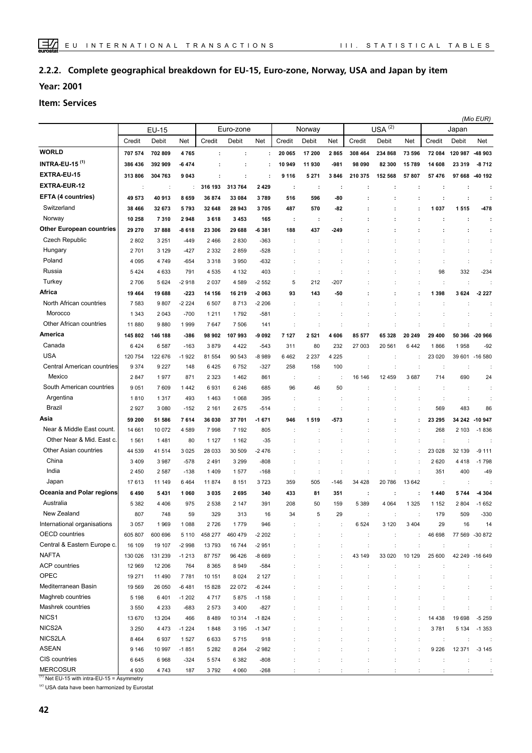## 2.2.2. Complete geographical breakdown for EU-15, Euro-zone, Norway, USA and Japan by item

**Year: 2001**

**Item: Services**

*(Mio EUR)*

| | EU-15 | | | Euro-zone | | | Norway | | | USA [2] | | | Japan | | |
|---|---|---|---|---|---|---|---|---|---|---|---|---|---|---|---|
| | Credit | Debit | Net | Credit | Debit | Net | Credit | Debit | Net | Credit | Debit | Net | Credit | Debit | Net |
| **WORLD** | **707 574** | **702 809** | **4 765** | **:** | **:** | **:** | **20 065** | **17 200** | **2 865** | **308 464** | **234 868** | **73 596** | **72 084** | **120 987** | **-48 903** |
| **INTRA-EU-15 [1]** | **386 436** | **392 909** | **-6 474** | **:** | **:** | **:** | **10 949** | **11 930** | **-981** | **98 090** | **82 300** | **15 789** | **14 608** | **23 319** | **-8 712** |
| **EXTRA-EU-15** | **313 806** | **304 763** | **9 043** | **:** | **:** | **:** | **9 116** | **5 271** | **3 846** | **210 375** | **152 568** | **57 807** | **57 476** | **97 668** | **-40 192** |
| **EXTRA-EUR-12** | : | : | : | **316 193** | **313 764** | **2 429** | **:** | **:** | **:** | **:** | **:** | **:** | **:** | **:** | **:** |
| **EFTA (4 countries)** | **49 573** | **40 913** | **8 659** | **36 874** | **33 084** | **3 789** | **516** | **596** | **-80** | **:** | **:** | **:** | **:** | **:** | **:** |
| Switzerland | **38 466** | **32 673** | **5 793** | **32 648** | **28 943** | **3 705** | **487** | **570** | **-82** | **:** | **:** | **:** | **1 037** | **1 515** | **-478** |
| Norway | **10 258** | **7 310** | **2 948** | **3 618** | **3 453** | **165** | **:** | **:** | **:** | **:** | **:** | **:** | **:** | **:** | **:** |
| **Other European countries** | **29 270** | **37 888** | **-8 618** | **23 306** | **29 688** | **-6 381** | **188** | **437** | **-249** | **:** | **:** | **:** | **:** | **:** | **:** |
| Czech Republic | 2 802 | 3 251 | -449 | 2 466 | 2 830 | -363 | : | : | : | : | : | : | : | : | : |
| Hungary | 2 701 | 3 129 | -427 | 2 332 | 2 859 | -528 | : | : | : | : | : | : | : | : | : |
| Poland | 4 095 | 4 749 | -654 | 3 318 | 3 950 | -632 | : | : | : | : | : | : | : | : | : |
| Russia | 5 424 | 4 633 | 791 | 4 535 | 4 132 | 403 | : | : | : | : | : | : | 98 | 332 | -234 |
| Turkey | 2 706 | 5 624 | -2 918 | 2 037 | 4 589 | -2 552 | 5 | 212 | -207 | : | : | : | : | : | : |
| **Africa** | **19 464** | **19 688** | **-223** | **14 156** | **16 219** | **-2 063** | **93** | **143** | **-50** | **:** | **:** | **:** | **1 398** | **3 624** | **-2 227** |
| North African countries | 7 583 | 9 807 | -2 224 | 6 507 | 8 713 | -2 206 | : | : | : | : | : | : | : | : | : |
| Morocco | 1 343 | 2 043 | -700 | 1 211 | 1 792 | -581 | : | : | : | : | : | : | : | : | : |
| Other African countries | 11 880 | 9 880 | 1 999 | 7 647 | 7 506 | 141 | : | : | : | : | : | : | : | : | : |
| **America** | **145 802** | **146 188** | **-386** | **98 902** | **107 993** | **-9 092** | **7 127** | **2 521** | **4 606** | **85 577** | **65 328** | **20 249** | **29 400** | **50 366** | **-20 966** |
| Canada | 6 424 | 6 587 | -163 | 3 879 | 4 422 | -543 | 311 | 80 | 232 | 27 003 | 20 561 | 6 442 | 1 866 | 1 958 | -92 |
| USA | 120 754 | 122 676 | -1 922 | 81 554 | 90 543 | -8 989 | 6 462 | 2 237 | 4 225 | : | : | : | 23 020 | 39 601 | -16 580 |
| Central American countries | 9 374 | 9 227 | 148 | 6 425 | 6 752 | -327 | 258 | 158 | 100 | : | : | : | : | : | : |
| Mexico | 2 847 | 1 977 | 871 | 2 323 | 1 462 | 861 | : | : | : | 16 146 | 12 459 | 3 687 | 714 | 690 | 24 |
| South American countries | 9 051 | 7 609 | 1 442 | 6 931 | 6 246 | 685 | 96 | 46 | 50 | : | : | : | : | : | : |
| Argentina | 1 810 | 1 317 | 493 | 1 463 | 1 068 | 395 | : | : | : | : | : | : | : | : | : |
| Brazil | 2 927 | 3 080 | -152 | 2 161 | 2 675 | -514 | : | : | : | : | : | : | 569 | 483 | 86 |
| **Asia** | **59 200** | **51 586** | **7 614** | **36 030** | **37 701** | **-1 671** | **946** | **1 519** | **-573** | **:** | **:** | **:** | **23 295** | **34 242** | **-10 947** |
| Near & Middle East count. | 14 661 | 10 072 | 4 589 | 7 998 | 7 192 | 805 | : | : | : | : | : | : | 268 | 2 103 | -1 836 |
| Other Near & Mid. East c. | 1 561 | 1 481 | 80 | 1 127 | 1 162 | -35 | : | : | : | : | : | : | : | : | : |
| Other Asian countries | 44 539 | 41 514 | 3 025 | 28 033 | 30 509 | -2 476 | : | : | : | : | : | : | 23 028 | 32 139 | -9 111 |
| China | 3 409 | 3 987 | -578 | 2 491 | 3 299 | -808 | : | : | : | : | : | : | 2 620 | 4 418 | -1 798 |
| India | 2 450 | 2 587 | -138 | 1 409 | 1 577 | -168 | : | : | : | : | : | : | 351 | 400 | -49 |
| Japan | 17 613 | 11 149 | 6 464 | 11 874 | 8 151 | 3 723 | 359 | 505 | -146 | 34 428 | 20 786 | 13 642 | : | : | : |
| **Oceania and Polar regions** | **6 490** | **5 431** | **1 060** | **3 035** | **2 695** | **340** | **433** | **81** | **351** | **:** | **:** | **:** | **1 440** | **5 744** | **-4 304** |
| Australia | 5 382 | 4 406 | 975 | 2 538 | 2 147 | 391 | 208 | 50 | 159 | 5 389 | 4 064 | 1 325 | 1 152 | 2 804 | -1 652 |
| New Zealand | 807 | 748 | 59 | 329 | 313 | 16 | 34 | 5 | 29 | : | : | : | 179 | 509 | -330 |
| International organisations | 3 057 | 1 969 | 1 088 | 2 726 | 1 779 | 946 | : | : | : | 6 524 | 3 120 | 3 404 | 29 | 16 | 14 |
| OECD countries | 605 807 | 600 696 | 5 110 | 458 277 | 460 479 | -2 202 | : | : | : | : | : | : | 46 698 | 77 569 | -30 872 |
| Central & Eastern Europe c. | 16 109 | 19 107 | -2 998 | 13 793 | 16 744 | -2 951 | : | : | : | : | : | : | : | : | : |
| NAFTA | 130 026 | 131 239 | -1 213 | 87 757 | 96 426 | -8 669 | : | : | : | 43 149 | 33 020 | 10 129 | 25 600 | 42 249 | -16 649 |
| ACP countries | 12 969 | 12 206 | 764 | 8 365 | 8 949 | -584 | : | : | : | : | : | : | : | : | : |
| OPEC | 19 271 | 11 490 | 7 781 | 10 151 | 8 024 | 2 127 | : | : | : | : | : | : | : | : | : |
| Mediterranean Basin | 19 569 | 26 050 | -6 481 | 15 828 | 22 072 | -6 244 | : | : | : | : | : | : | : | : | : |
| Maghreb countries | 5 198 | 6 401 | -1 202 | 4 717 | 5 875 | -1 158 | : | : | : | : | : | : | : | : | : |
| Mashrek countries | 3 550 | 4 233 | -683 | 2 573 | 3 400 | -827 | : | : | : | : | : | : | : | : | : |
| NICS1 | 13 670 | 13 204 | 466 | 8 489 | 10 314 | -1 824 | : | : | : | : | : | : | 14 438 | 19 698 | -5 259 |
| NICS2A | 3 250 | 4 473 | -1 224 | 1 848 | 3 195 | -1 347 | : | : | : | : | : | : | 3 781 | 5 134 | -1 353 |
| NICS2LA | 8 464 | 6 937 | 1 527 | 6 633 | 5 715 | 918 | : | : | : | : | : | : | : | : | : |
| ASEAN | 9 146 | 10 997 | -1 851 | 5 282 | 8 264 | -2 982 | : | : | : | : | : | : | 9 226 | 12 371 | -3 145 |
| CIS countries | 6 645 | 6 968 | -324 | 5 574 | 6 382 | -808 | : | : | : | : | : | : | : | : | : |
| MERCOSUR | 4 930 | 4 743 | 187 | 3 792 | 4 060 | -268 | : | : | : | : | : | : | : | : | : |

[1] Net EU-15 with intra-EU-15 = Asymmetry

[2] USA data have been harmonized by Eurostat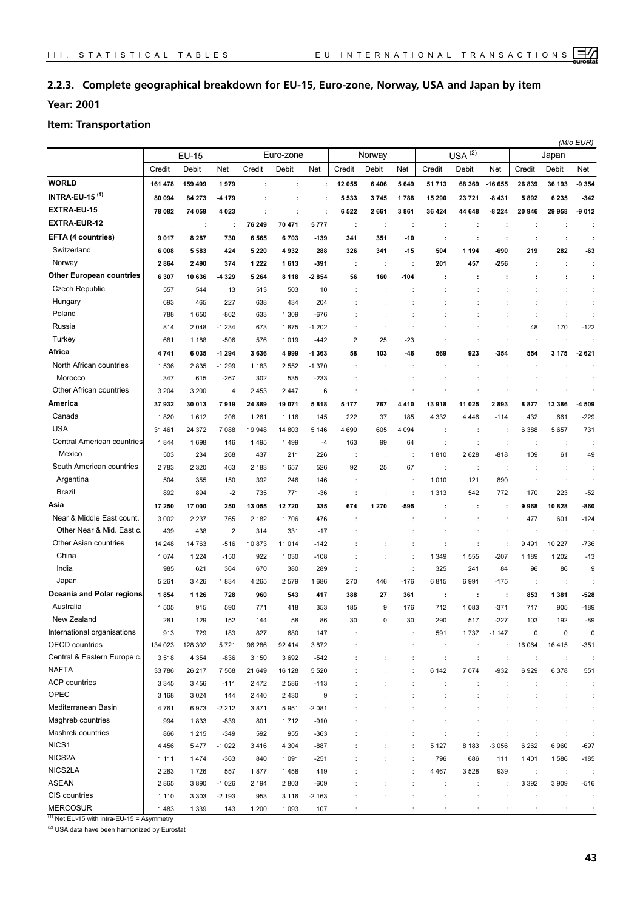## 2.2.3. Complete geographical breakdown for EU-15, Euro-zone, Norway, USA and Japan by item

**Year: 2001**

**Item: Transportation**

*(Mio EUR)*

| | EU-15 | | | Euro-zone | | | Norway | | | USA [2] | | | Japan | | |
|---|---|---|---|---|---|---|---|---|---|---|---|---|---|---|---|
| | Credit | Debit | Net | Credit | Debit | Net | Credit | Debit | Net | Credit | Debit | Net | Credit | Debit | Net |
| **WORLD** | **161 478** | **159 499** | **1 979** | **:** | **:** | **:** | **12 055** | **6 406** | **5 649** | **51 713** | **68 369** | **-16 655** | **26 839** | **36 193** | **-9 354** |
| **INTRA-EU-15 [1]** | **80 094** | **84 273** | **-4 179** | **:** | **:** | **:** | **5 533** | **3 745** | **1 788** | **15 290** | **23 721** | **-8 431** | **5 892** | **6 235** | **-342** |
| **EXTRA-EU-15** | **78 082** | **74 059** | **4 023** | **:** | **:** | **:** | **6 522** | **2 661** | **3 861** | **36 424** | **44 648** | **-8 224** | **20 946** | **29 958** | **-9 012** |
| **EXTRA-EUR-12** | : | : | : | **76 249** | **70 471** | **5 777** | **:** | **:** | **:** | **:** | **:** | **:** | **:** | **:** | **:** |
| **EFTA (4 countries)** | **9 017** | **8 287** | **730** | **6 565** | **6 703** | **-139** | **341** | **351** | **-10** | **:** | **:** | **:** | **:** | **:** | **:** |
| Switzerland | 6 008 | 5 583 | 424 | 5 220 | 4 932 | 288 | 326 | 341 | -15 | 504 | 1 194 | -690 | 219 | 282 | -63 |
| Norway | **2 864** | **2 490** | **374** | **1 222** | **1 613** | **-391** | **:** | **:** | **:** | **201** | **457** | **-256** | **:** | **:** | **:** |
| **Other European countries** | **6 307** | **10 636** | **-4 329** | **5 264** | **8 118** | **-2 854** | **56** | **160** | **-104** | **:** | **:** | **:** | **:** | **:** | **:** |
| Czech Republic | 557 | 544 | 13 | 513 | 503 | 10 | : | : | : | : | : | : | : | : | : |
| Hungary | 693 | 465 | 227 | 638 | 434 | 204 | : | : | : | : | : | : | : | : | : |
| Poland | 788 | 1 650 | -862 | 633 | 1 309 | -676 | : | : | : | : | : | : | : | : | : |
| Russia | 814 | 2 048 | -1 234 | 673 | 1 875 | -1 202 | : | : | : | : | : | : | 48 | 170 | -122 |
| Turkey | 681 | 1 188 | -506 | 576 | 1 019 | -442 | 2 | 25 | -23 | : | : | : | : | : | : |
| **Africa** | **4 741** | **6 035** | **-1 294** | **3 636** | **4 999** | **-1 363** | **58** | **103** | **-46** | **569** | **923** | **-354** | **554** | **3 175** | **-2 621** |
| North African countries | 1 536 | 2 835 | -1 299 | 1 183 | 2 552 | -1 370 | : | : | : | : | : | : | : | : | : |
| Morocco | 347 | 615 | -267 | 302 | 535 | -233 | : | : | : | : | : | : | : | : | : |
| Other African countries | 3 204 | 3 200 | 4 | 2 453 | 2 447 | 6 | : | : | : | : | : | : | : | : | : |
| **America** | **37 932** | **30 013** | **7 919** | **24 889** | **19 071** | **5 818** | **5 177** | **767** | **4 410** | **13 918** | **11 025** | **2 893** | **8 877** | **13 386** | **-4 509** |
| Canada | 1 820 | 1 612 | 208 | 1 261 | 1 116 | 145 | 222 | 37 | 185 | 4 332 | 4 446 | -114 | 432 | 661 | -229 |
| USA | 31 461 | 24 372 | 7 088 | 19 948 | 14 803 | 5 146 | 4 699 | 605 | 4 094 | : | : | : | 6 388 | 5 657 | 731 |
| Central American countries | 1 844 | 1 698 | 146 | 1 495 | 1 499 | -4 | 163 | 99 | 64 | : | : | : | : | : | : |
| Mexico | 503 | 234 | 268 | 437 | 211 | 226 | : | : | : | 1 810 | 2 628 | -818 | 109 | 61 | 49 |
| South American countries | 2 783 | 2 320 | 463 | 2 183 | 1 657 | 526 | 92 | 25 | 67 | : | : | : | : | : | : |
| Argentina | 504 | 355 | 150 | 392 | 246 | 146 | : | : | : | 1 010 | 121 | 890 | : | : | : |
| Brazil | 892 | 894 | -2 | 735 | 771 | -36 | : | : | : | 1 313 | 542 | 772 | 170 | 223 | -52 |
| **Asia** | **17 250** | **17 000** | **250** | **13 055** | **12 720** | **335** | **674** | **1 270** | **-595** | **:** | **:** | **:** | **9 968** | **10 828** | **-860** |
| Near & Middle East count. | 3 002 | 2 237 | 765 | 2 182 | 1 706 | 476 | : | : | : | : | : | : | 477 | 601 | -124 |
| Other Near & Mid. East c. | 439 | 438 | 2 | 314 | 331 | -17 | : | : | : | : | : | : | : | : | : |
| Other Asian countries | 14 248 | 14 763 | -516 | 10 873 | 11 014 | -142 | : | : | : | : | : | : | 9 491 | 10 227 | -736 |
| China | 1 074 | 1 224 | -150 | 922 | 1 030 | -108 | : | : | : | 1 349 | 1 555 | -207 | 1 189 | 1 202 | -13 |
| India | 985 | 621 | 364 | 670 | 380 | 289 | : | : | : | 325 | 241 | 84 | 96 | 86 | 9 |
| Japan | 5 261 | 3 426 | 1 834 | 4 265 | 2 579 | 1 686 | 270 | 446 | -176 | 6 815 | 6 991 | -175 | : | : | : |
| **Oceania and Polar regions** | **1 854** | **1 126** | **728** | **960** | **543** | **417** | **388** | **27** | **361** | **:** | **:** | **:** | **853** | **1 381** | **-528** |
| Australia | 1 505 | 915 | 590 | 771 | 418 | 353 | 185 | 9 | 176 | 712 | 1 083 | -371 | 717 | 905 | -189 |
| New Zealand | 281 | 129 | 152 | 144 | 58 | 86 | 30 | 0 | 30 | 290 | 517 | -227 | 103 | 192 | -89 |
| International organisations | 913 | 729 | 183 | 827 | 680 | 147 | : | : | : | 591 | 1 737 | -1 147 | 0 | 0 | 0 |
| OECD countries | 134 023 | 128 302 | 5 721 | 96 286 | 92 414 | 3 872 | : | : | : | : | : | : | 16 064 | 16 415 | -351 |
| Central & Eastern Europe c. | 3 518 | 4 354 | -836 | 3 150 | 3 692 | -542 | : | : | : | : | : | : | : | : | : |
| NAFTA | 33 786 | 26 217 | 7 568 | 21 649 | 16 128 | 5 520 | : | : | : | 6 142 | 7 074 | -932 | 6 929 | 6 378 | 551 |
| ACP countries | 3 345 | 3 456 | -111 | 2 472 | 2 586 | -113 | : | : | : | : | : | : | : | : | : |
| OPEC | 3 168 | 3 024 | 144 | 2 440 | 2 430 | 9 | : | : | : | : | : | : | : | : | : |
| Mediterranean Basin | 4 761 | 6 973 | -2 212 | 3 871 | 5 951 | -2 081 | : | : | : | : | : | : | : | : | : |
| Maghreb countries | 994 | 1 833 | -839 | 801 | 1 712 | -910 | : | : | : | : | : | : | : | : | : |
| Mashrek countries | 866 | 1 215 | -349 | 592 | 955 | -363 | : | : | : | : | : | : | : | : | : |
| NICS1 | 4 456 | 5 477 | -1 022 | 3 416 | 4 304 | -887 | : | : | : | 5 127 | 8 183 | -3 056 | 6 262 | 6 960 | -697 |
| NICS2A | 1 111 | 1 474 | -363 | 840 | 1 091 | -251 | : | : | : | 796 | 686 | 111 | 1 401 | 1 586 | -185 |
| NICS2LA | 2 283 | 1 726 | 557 | 1 877 | 1 458 | 419 | : | : | : | 4 467 | 3 528 | 939 | : | : | : |
| ASEAN | 2 865 | 3 890 | -1 026 | 2 194 | 2 803 | -609 | : | : | : | : | : | : | 3 392 | 3 909 | -516 |
| CIS countries | 1 110 | 3 303 | -2 193 | 953 | 3 116 | -2 163 | : | : | : | : | : | : | : | : | : |
| MERCOSUR | 1 483 | 1 339 | 143 | 1 200 | 1 093 | 107 | : | : | : | : | : | : | : | : | : |

[1] Net EU-15 with intra-EU-15 = Asymmetry

[2] USA data have been harmonized by Eurostat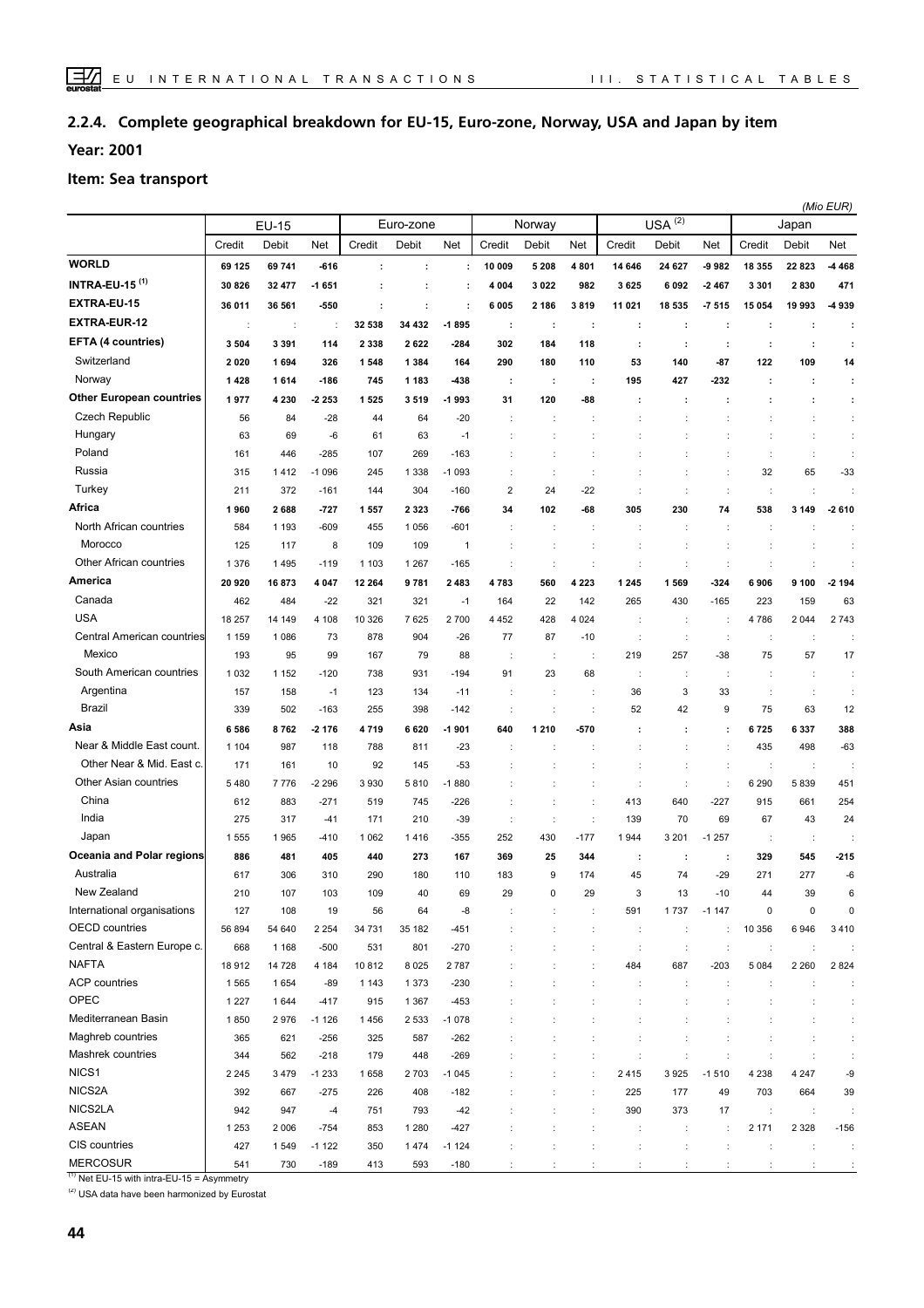## 2.2.4. Complete geographical breakdown for EU-15, Euro-zone, Norway, USA and Japan by item

**Year: 2001**

**Item: Sea transport**

*(Mio EUR)*

| | EU-15 | | | Euro-zone | | | Norway | | | USA (2) | | | Japan | | |
|---|---|---|---|---|---|---|---|---|---|---|---|---|---|---|---|
| | Credit | Debit | Net | Credit | Debit | Net | Credit | Debit | Net | Credit | Debit | Net | Credit | Debit | Net |
| **WORLD** | **69 125** | **69 741** | **-616** | : | : | : | **10 009** | **5 208** | **4 801** | **14 646** | **24 627** | **-9 982** | **18 355** | **22 823** | **-4 468** |
| **INTRA-EU-15 (1)** | **30 826** | **32 477** | **-1 651** | : | : | : | **4 004** | **3 022** | **982** | **3 625** | **6 092** | **-2 467** | **3 301** | **2 830** | **471** |
| **EXTRA-EU-15** | **36 011** | **36 561** | **-550** | : | : | : | **6 005** | **2 186** | **3 819** | **11 021** | **18 535** | **-7 515** | **15 054** | **19 993** | **-4 939** |
| **EXTRA-EUR-12** | : | : | : | **32 538** | **34 432** | **-1 895** | : | : | : | : | : | : | : | : | : |
| **EFTA (4 countries)** | **3 504** | **3 391** | **114** | **2 338** | **2 622** | **-284** | **302** | **184** | **118** | : | : | : | : | : | : |
| Switzerland | **2 020** | **1 694** | **326** | **1 548** | **1 384** | **164** | **290** | **180** | **110** | **53** | **140** | **-87** | **122** | **109** | **14** |
| Norway | **1 428** | **1 614** | **-186** | **745** | **1 183** | **-438** | : | : | : | **195** | **427** | **-232** | : | : | : |
| **Other European countries** | **1 977** | **4 230** | **-2 253** | **1 525** | **3 519** | **-1 993** | **31** | **120** | **-88** | : | : | : | : | : | : |
| Czech Republic | 56 | 84 | -28 | 44 | 64 | -20 | : | : | : | : | : | : | : | : | : |
| Hungary | 63 | 69 | -6 | 61 | 63 | -1 | : | : | : | : | : | : | : | : | : |
| Poland | 161 | 446 | -285 | 107 | 269 | -163 | : | : | : | : | : | : | : | : | : |
| Russia | 315 | 1 412 | -1 096 | 245 | 1 338 | -1 093 | : | : | : | : | : | : | 32 | 65 | -33 |
| Turkey | 211 | 372 | -161 | 144 | 304 | -160 | 2 | 24 | -22 | : | : | : | : | : | : |
| **Africa** | **1 960** | **2 688** | **-727** | **1 557** | **2 323** | **-766** | **34** | **102** | **-68** | **305** | **230** | **74** | **538** | **3 149** | **-2 610** |
| North African countries | 584 | 1 193 | -609 | 455 | 1 056 | -601 | : | : | : | : | : | : | : | : | : |
| Morocco | 125 | 117 | 8 | 109 | 109 | 1 | : | : | : | : | : | : | : | : | : |
| Other African countries | 1 376 | 1 495 | -119 | 1 103 | 1 267 | -165 | : | : | : | : | : | : | : | : | : |
| **America** | **20 920** | **16 873** | **4 047** | **12 264** | **9 781** | **2 483** | **4 783** | **560** | **4 223** | **1 245** | **1 569** | **-324** | **6 906** | **9 100** | **-2 194** |
| Canada | 462 | 484 | -22 | 321 | 321 | -1 | 164 | 22 | 142 | 265 | 430 | -165 | 223 | 159 | 63 |
| USA | 18 257 | 14 149 | 4 108 | 10 326 | 7 625 | 2 700 | 4 452 | 428 | 4 024 | : | : | : | 4 786 | 2 044 | 2 743 |
| Central American countries | 1 159 | 1 086 | 73 | 878 | 904 | -26 | 77 | 87 | -10 | : | : | : | : | : | : |
| Mexico | 193 | 95 | 99 | 167 | 79 | 88 | : | : | : | 219 | 257 | -38 | 75 | 57 | 17 |
| South American countries | 1 032 | 1 152 | -120 | 738 | 931 | -194 | 91 | 23 | 68 | : | : | : | : | : | : |
| Argentina | 157 | 158 | -1 | 123 | 134 | -11 | : | : | : | 36 | 3 | 33 | : | : | : |
| Brazil | 339 | 502 | -163 | 255 | 398 | -142 | : | : | : | 52 | 42 | 9 | 75 | 63 | 12 |
| **Asia** | **6 586** | **8 762** | **-2 176** | **4 719** | **6 620** | **-1 901** | **640** | **1 210** | **-570** | : | : | : | **6 725** | **6 337** | **388** |
| Near & Middle East count. | 1 104 | 987 | 118 | 788 | 811 | -23 | : | : | : | : | : | : | 435 | 498 | -63 |
| Other Near & Mid. East c. | 171 | 161 | 10 | 92 | 145 | -53 | : | : | : | : | : | : | : | : | : |
| Other Asian countries | 5 480 | 7 776 | -2 296 | 3 930 | 5 810 | -1 880 | : | : | : | : | : | : | 6 290 | 5 839 | 451 |
| China | 612 | 883 | -271 | 519 | 745 | -226 | : | : | : | 413 | 640 | -227 | 915 | 661 | 254 |
| India | 275 | 317 | -41 | 171 | 210 | -39 | : | : | : | 139 | 70 | 69 | 67 | 43 | 24 |
| Japan | 1 555 | 1 965 | -410 | 1 062 | 1 416 | -355 | 252 | 430 | -177 | 1 944 | 3 201 | -1 257 | : | : | : |
| **Oceania and Polar regions** | **886** | **481** | **405** | **440** | **273** | **167** | **369** | **25** | **344** | : | : | : | **329** | **545** | **-215** |
| Australia | 617 | 306 | 310 | 290 | 180 | 110 | 183 | 9 | 174 | 45 | 74 | -29 | 271 | 277 | -6 |
| New Zealand | 210 | 107 | 103 | 109 | 40 | 69 | 29 | 0 | 29 | 3 | 13 | -10 | 44 | 39 | 6 |
| International organisations | 127 | 108 | 19 | 56 | 64 | -8 | : | : | : | 591 | 1 737 | -1 147 | 0 | 0 | 0 |
| OECD countries | 56 894 | 54 640 | 2 254 | 34 731 | 35 182 | -451 | : | : | : | : | : | : | 10 356 | 6 946 | 3 410 |
| Central & Eastern Europe c. | 668 | 1 168 | -500 | 531 | 801 | -270 | : | : | : | : | : | : | : | : | : |
| NAFTA | 18 912 | 14 728 | 4 184 | 10 812 | 8 025 | 2 787 | : | : | : | 484 | 687 | -203 | 5 084 | 2 260 | 2 824 |
| ACP countries | 1 565 | 1 654 | -89 | 1 143 | 1 373 | -230 | : | : | : | : | : | : | : | : | : |
| OPEC | 1 227 | 1 644 | -417 | 915 | 1 367 | -453 | : | : | : | : | : | : | : | : | : |
| Mediterranean Basin | 1 850 | 2 976 | -1 126 | 1 456 | 2 533 | -1 078 | : | : | : | : | : | : | : | : | : |
| Maghreb countries | 365 | 621 | -256 | 325 | 587 | -262 | : | : | : | : | : | : | : | : | : |
| Mashrek countries | 344 | 562 | -218 | 179 | 448 | -269 | : | : | : | : | : | : | : | : | : |
| NICS1 | 2 245 | 3 479 | -1 233 | 1 658 | 2 703 | -1 045 | : | : | : | 2 415 | 3 925 | -1 510 | 4 238 | 4 247 | -9 |
| NICS2A | 392 | 667 | -275 | 226 | 408 | -182 | : | : | : | 225 | 177 | 49 | 703 | 664 | 39 |
| NICS2LA | 942 | 947 | -4 | 751 | 793 | -42 | : | : | : | 390 | 373 | 17 | : | : | : |
| ASEAN | 1 253 | 2 006 | -754 | 853 | 1 280 | -427 | : | : | : | : | : | : | 2 171 | 2 328 | -156 |
| CIS countries | 427 | 1 549 | -1 122 | 350 | 1 474 | -1 124 | : | : | : | : | : | : | : | : | : |
| MERCOSUR | 541 | 730 | -189 | 413 | 593 | -180 | : | : | : | : | : | : | : | : | : |

(1) Net EU-15 with intra-EU-15 = Asymmetry

(2) USA data have been harmonized by Eurostat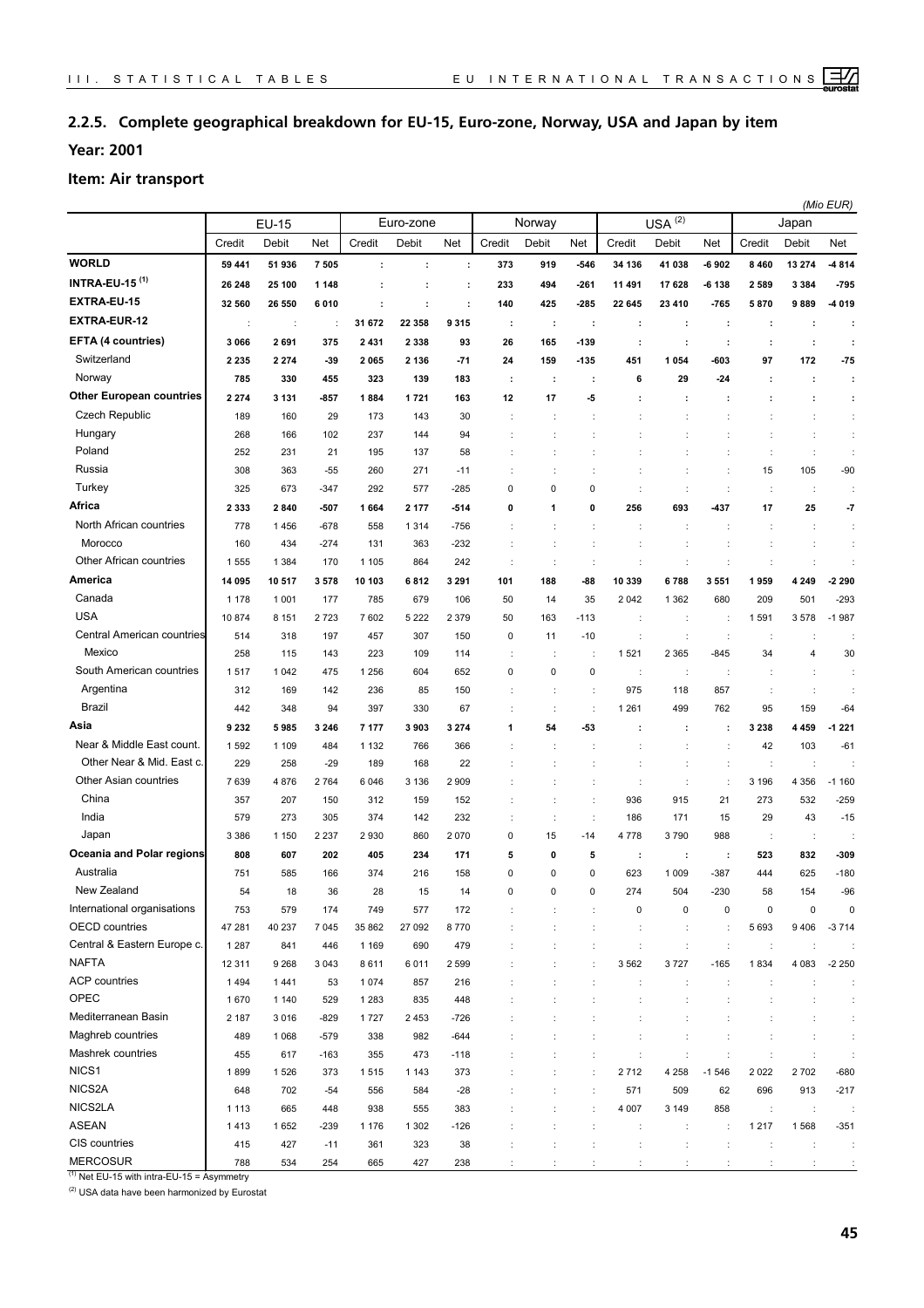## 2.2.5. Complete geographical breakdown for EU-15, Euro-zone, Norway, USA and Japan by item

**Year: 2001**

**Item: Air transport**

*(Mio EUR)*

| | EU-15 | | | Euro-zone | | | Norway | | | USA (2) | | | Japan | | |
|---|---|---|---|---|---|---|---|---|---|---|---|---|---|---|---|
| | Credit | Debit | Net | Credit | Debit | Net | Credit | Debit | Net | Credit | Debit | Net | Credit | Debit | Net |
| **WORLD** | **59 441** | **51 936** | **7 505** | **:** | **:** | **:** | **373** | **919** | **-546** | **34 136** | **41 038** | **-6 902** | **8 460** | **13 274** | **-4 814** |
| **INTRA-EU-15 (1)** | **26 248** | **25 100** | **1 148** | **:** | **:** | **:** | **233** | **494** | **-261** | **11 491** | **17 628** | **-6 138** | **2 589** | **3 384** | **-795** |
| **EXTRA-EU-15** | **32 560** | **26 550** | **6 010** | **:** | **:** | **:** | **140** | **425** | **-285** | **22 645** | **23 410** | **-765** | **5 870** | **9 889** | **-4 019** |
| **EXTRA-EUR-12** | : | : | : | **31 672** | **22 358** | **9 315** | **:** | **:** | **:** | **:** | **:** | **:** | **:** | **:** | **:** |
| **EFTA (4 countries)** | **3 066** | **2 691** | **375** | **2 431** | **2 338** | **93** | **26** | **165** | **-139** | **:** | **:** | **:** | **:** | **:** | **:** |
| Switzerland | 2 235 | 2 274 | -39 | 2 065 | 2 136 | -71 | 24 | 159 | -135 | 451 | 1 054 | -603 | 97 | 172 | -75 |
| Norway | 785 | 330 | 455 | 323 | 139 | 183 | : | : | : | 6 | 29 | -24 | : | : | : |
| **Other European countries** | **2 274** | **3 131** | **-857** | **1 884** | **1 721** | **163** | **12** | **17** | **-5** | **:** | **:** | **:** | **:** | **:** | **:** |
| Czech Republic | 189 | 160 | 29 | 173 | 143 | 30 | : | : | : | : | : | : | : | : | : |
| Hungary | 268 | 166 | 102 | 237 | 144 | 94 | : | : | : | : | : | : | : | : | : |
| Poland | 252 | 231 | 21 | 195 | 137 | 58 | : | : | : | : | : | : | : | : | : |
| Russia | 308 | 363 | -55 | 260 | 271 | -11 | : | : | : | : | : | : | 15 | 105 | -90 |
| Turkey | 325 | 673 | -347 | 292 | 577 | -285 | 0 | 0 | 0 | : | : | : | : | : | : |
| **Africa** | **2 333** | **2 840** | **-507** | **1 664** | **2 177** | **-514** | **0** | **1** | **0** | **256** | **693** | **-437** | **17** | **25** | **-7** |
| North African countries | 778 | 1 456 | -678 | 558 | 1 314 | -756 | : | : | : | : | : | : | : | : | : |
| Morocco | 160 | 434 | -274 | 131 | 363 | -232 | : | : | : | : | : | : | : | : | : |
| Other African countries | 1 555 | 1 384 | 170 | 1 105 | 864 | 242 | : | : | : | : | : | : | : | : | : |
| **America** | **14 095** | **10 517** | **3 578** | **10 103** | **6 812** | **3 291** | **101** | **188** | **-88** | **10 339** | **6 788** | **3 551** | **1 959** | **4 249** | **-2 290** |
| Canada | 1 178 | 1 001 | 177 | 785 | 679 | 106 | 50 | 14 | 35 | 2 042 | 1 362 | 680 | 209 | 501 | -293 |
| USA | 10 874 | 8 151 | 2 723 | 7 602 | 5 222 | 2 379 | 50 | 163 | -113 | : | : | : | 1 591 | 3 578 | -1 987 |
| Central American countries | 514 | 318 | 197 | 457 | 307 | 150 | 0 | 11 | -10 | : | : | : | : | : | : |
| Mexico | 258 | 115 | 143 | 223 | 109 | 114 | : | : | : | 1 521 | 2 365 | -845 | 34 | 4 | 30 |
| South American countries | 1 517 | 1 042 | 475 | 1 256 | 604 | 652 | 0 | 0 | 0 | : | : | : | : | : | : |
| Argentina | 312 | 169 | 142 | 236 | 85 | 150 | : | : | : | 975 | 118 | 857 | : | : | : |
| Brazil | 442 | 348 | 94 | 397 | 330 | 67 | : | : | : | 1 261 | 499 | 762 | 95 | 159 | -64 |
| **Asia** | **9 232** | **5 985** | **3 246** | **7 177** | **3 903** | **3 274** | **1** | **54** | **-53** | **:** | **:** | **:** | **3 238** | **4 459** | **-1 221** |
| Near & Middle East count. | 1 592 | 1 109 | 484 | 1 132 | 766 | 366 | : | : | : | : | : | : | 42 | 103 | -61 |
| Other Near & Mid. East c. | 229 | 258 | -29 | 189 | 168 | 22 | : | : | : | : | : | : | : | : | : |
| Other Asian countries | 7 639 | 4 876 | 2 764 | 6 046 | 3 136 | 2 909 | : | : | : | : | : | : | 3 196 | 4 356 | -1 160 |
| China | 357 | 207 | 150 | 312 | 159 | 152 | : | : | : | 936 | 915 | 21 | 273 | 532 | -259 |
| India | 579 | 273 | 305 | 374 | 142 | 232 | : | : | : | 186 | 171 | 15 | 29 | 43 | -15 |
| Japan | 3 386 | 1 150 | 2 237 | 2 930 | 860 | 2 070 | 0 | 15 | -14 | 4 778 | 3 790 | 988 | : | : | : |
| **Oceania and Polar regions** | **808** | **607** | **202** | **405** | **234** | **171** | **5** | **0** | **5** | **:** | **:** | **:** | **523** | **832** | **-309** |
| Australia | 751 | 585 | 166 | 374 | 216 | 158 | 0 | 0 | 0 | 623 | 1 009 | -387 | 444 | 625 | -180 |
| New Zealand | 54 | 18 | 36 | 28 | 15 | 14 | 0 | 0 | 0 | 274 | 504 | -230 | 58 | 154 | -96 |
| International organisations | 753 | 579 | 174 | 749 | 577 | 172 | : | : | : | 0 | 0 | 0 | 0 | 0 | 0 |
| OECD countries | 47 281 | 40 237 | 7 045 | 35 862 | 27 092 | 8 770 | : | : | : | : | : | : | 5 693 | 9 406 | -3 714 |
| Central & Eastern Europe c. | 1 287 | 841 | 446 | 1 169 | 690 | 479 | : | : | : | : | : | : | : | : | : |
| NAFTA | 12 311 | 9 268 | 3 043 | 8 611 | 6 011 | 2 599 | : | : | : | 3 562 | 3 727 | -165 | 1 834 | 4 083 | -2 250 |
| ACP countries | 1 494 | 1 441 | 53 | 1 074 | 857 | 216 | : | : | : | : | : | : | : | : | : |
| OPEC | 1 670 | 1 140 | 529 | 1 283 | 835 | 448 | : | : | : | : | : | : | : | : | : |
| Mediterranean Basin | 2 187 | 3 016 | -829 | 1 727 | 2 453 | -726 | : | : | : | : | : | : | : | : | : |
| Maghreb countries | 489 | 1 068 | -579 | 338 | 982 | -644 | : | : | : | : | : | : | : | : | : |
| Mashrek countries | 455 | 617 | -163 | 355 | 473 | -118 | : | : | : | : | : | : | : | : | : |
| NICS1 | 1 899 | 1 526 | 373 | 1 515 | 1 143 | 373 | : | : | : | 2 712 | 4 258 | -1 546 | 2 022 | 2 702 | -680 |
| NICS2A | 648 | 702 | -54 | 556 | 584 | -28 | : | : | : | 571 | 509 | 62 | 696 | 913 | -217 |
| NICS2LA | 1 113 | 665 | 448 | 938 | 555 | 383 | : | : | : | 4 007 | 3 149 | 858 | : | : | : |
| ASEAN | 1 413 | 1 652 | -239 | 1 176 | 1 302 | -126 | : | : | : | : | : | : | 1 217 | 1 568 | -351 |
| CIS countries | 415 | 427 | -11 | 361 | 323 | 38 | : | : | : | : | : | : | : | : | : |
| MERCOSUR | 788 | 534 | 254 | 665 | 427 | 238 | : | : | : | : | : | : | : | : | : |

(1) Net EU-15 with intra-EU-15 = Asymmetry

(2) USA data have been harmonized by Eurostat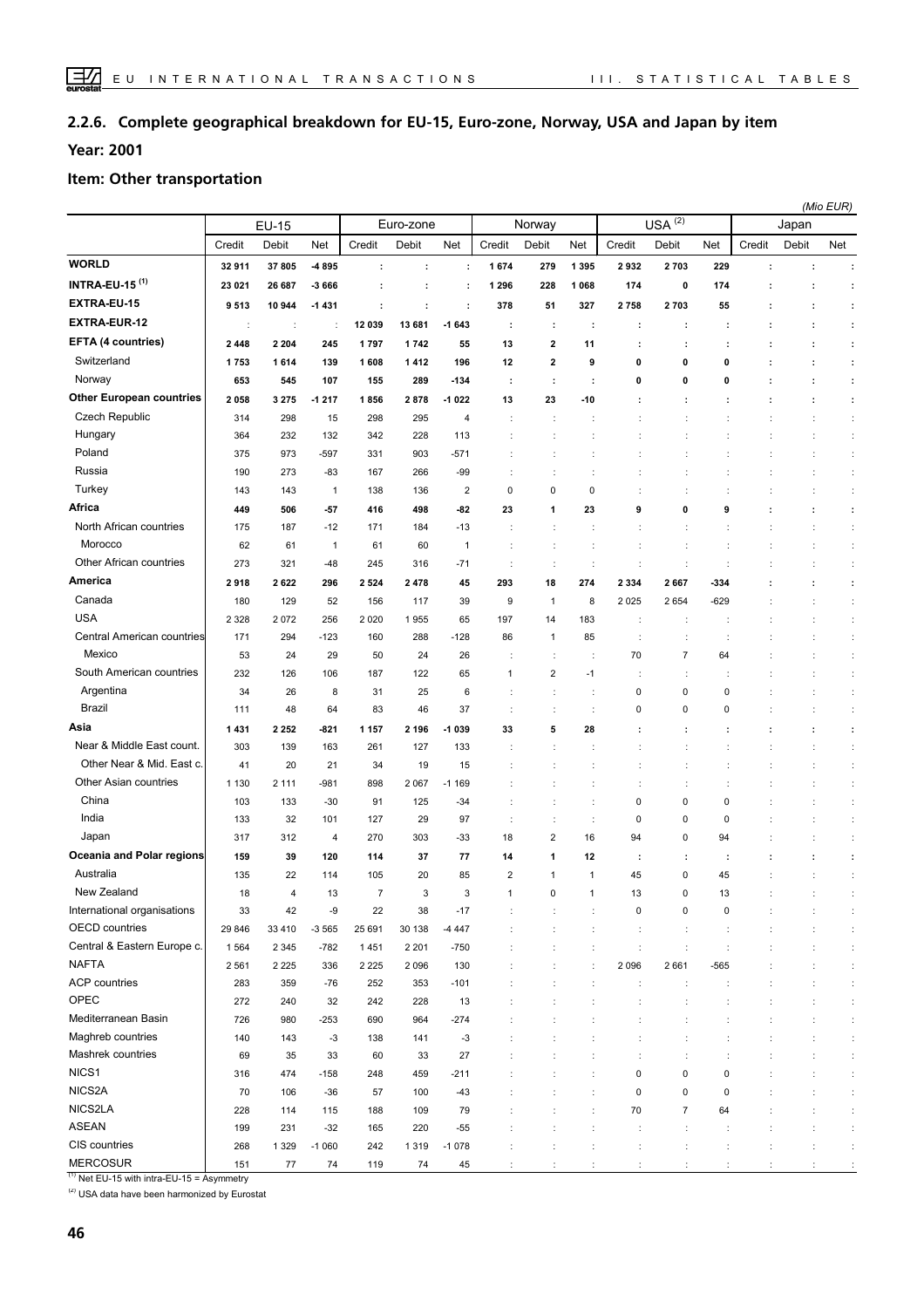## 2.2.6. Complete geographical breakdown for EU-15, Euro-zone, Norway, USA and Japan by item

**Year: 2001**

### Item: Other transportation

*(Mio EUR)*

| | EU-15 | | | Euro-zone | | | Norway | | | USA [2] | | | Japan | | |
|---|---|---|---|---|---|---|---|---|---|---|---|---|---|---|---|
| | Credit | Debit | Net | Credit | Debit | Net | Credit | Debit | Net | Credit | Debit | Net | Credit | Debit | Net |
| **WORLD** | **32 911** | **37 805** | **-4 895** | **:** | **:** | **:** | **1 674** | **279** | **1 395** | **2 932** | **2 703** | **229** | **:** | **:** | **:** |
| **INTRA-EU-15 [1]** | **23 021** | **26 687** | **-3 666** | **:** | **:** | **:** | **1 296** | **228** | **1 068** | **174** | **0** | **174** | **:** | **:** | **:** |
| **EXTRA-EU-15** | **9 513** | **10 944** | **-1 431** | **:** | **:** | **:** | **378** | **51** | **327** | **2 758** | **2 703** | **55** | **:** | **:** | **:** |
| **EXTRA-EUR-12** | : | : | : | **12 039** | **13 681** | **-1 643** | **:** | **:** | **:** | **:** | **:** | **:** | **:** | **:** | **:** |
| **EFTA (4 countries)** | **2 448** | **2 204** | **245** | **1 797** | **1 742** | **55** | **13** | **2** | **11** | **:** | **:** | **:** | **:** | **:** | **:** |
| Switzerland | **1 753** | **1 614** | **139** | **1 608** | **1 412** | **196** | **12** | **2** | **9** | **0** | **0** | **0** | **:** | **:** | **:** |
| Norway | **653** | **545** | **107** | **155** | **289** | **-134** | **:** | **:** | **:** | **0** | **0** | **0** | **:** | **:** | **:** |
| **Other European countries** | **2 058** | **3 275** | **-1 217** | **1 856** | **2 878** | **-1 022** | **13** | **23** | **-10** | **:** | **:** | **:** | **:** | **:** | **:** |
| Czech Republic | 314 | 298 | 15 | 298 | 295 | 4 | : | : | : | : | : | : | : | : | : |
| Hungary | 364 | 232 | 132 | 342 | 228 | 113 | : | : | : | : | : | : | : | : | : |
| Poland | 375 | 973 | -597 | 331 | 903 | -571 | : | : | : | : | : | : | : | : | : |
| Russia | 190 | 273 | -83 | 167 | 266 | -99 | : | : | : | : | : | : | : | : | : |
| Turkey | 143 | 143 | 1 | 138 | 136 | 2 | 0 | 0 | 0 | : | : | : | : | : | : |
| **Africa** | **449** | **506** | **-57** | **416** | **498** | **-82** | **23** | **1** | **23** | **9** | **0** | **9** | **:** | **:** | **:** |
| North African countries | 175 | 187 | -12 | 171 | 184 | -13 | : | : | : | : | : | : | : | : | : |
| Morocco | 62 | 61 | 1 | 61 | 60 | 1 | : | : | : | : | : | : | : | : | : |
| Other African countries | 273 | 321 | -48 | 245 | 316 | -71 | : | : | : | : | : | : | : | : | : |
| **America** | **2 918** | **2 622** | **296** | **2 524** | **2 478** | **45** | **293** | **18** | **274** | **2 334** | **2 667** | **-334** | **:** | **:** | **:** |
| Canada | 180 | 129 | 52 | 156 | 117 | 39 | 9 | 1 | 8 | 2 025 | 2 654 | -629 | : | : | : |
| USA | 2 328 | 2 072 | 256 | 2 020 | 1 955 | 65 | 197 | 14 | 183 | : | : | : | : | : | : |
| Central American countries | 171 | 294 | -123 | 160 | 288 | -128 | 86 | 1 | 85 | : | : | : | : | : | : |
| Mexico | 53 | 24 | 29 | 50 | 24 | 26 | : | : | : | 70 | 7 | 64 | : | : | : |
| South American countries | 232 | 126 | 106 | 187 | 122 | 65 | 1 | 2 | -1 | : | : | : | : | : | : |
| Argentina | 34 | 26 | 8 | 31 | 25 | 6 | : | : | : | 0 | 0 | 0 | : | : | : |
| Brazil | 111 | 48 | 64 | 83 | 46 | 37 | : | : | : | 0 | 0 | 0 | : | : | : |
| **Asia** | **1 431** | **2 252** | **-821** | **1 157** | **2 196** | **-1 039** | **33** | **5** | **28** | **:** | **:** | **:** | **:** | **:** | **:** |
| Near & Middle East count. | 303 | 139 | 163 | 261 | 127 | 133 | : | : | : | : | : | : | : | : | : |
| Other Near & Mid. East c. | 41 | 20 | 21 | 34 | 19 | 15 | : | : | : | : | : | : | : | : | : |
| Other Asian countries | 1 130 | 2 111 | -981 | 898 | 2 067 | -1 169 | : | : | : | : | : | : | : | : | : |
| China | 103 | 133 | -30 | 91 | 125 | -34 | : | : | : | 0 | 0 | 0 | : | : | : |
| India | 133 | 32 | 101 | 127 | 29 | 97 | : | : | : | 0 | 0 | 0 | : | : | : |
| Japan | 317 | 312 | 4 | 270 | 303 | -33 | 18 | 2 | 16 | 94 | 0 | 94 | : | : | : |
| **Oceania and Polar regions** | **159** | **39** | **120** | **114** | **37** | **77** | **14** | **1** | **12** | **:** | **:** | **:** | **:** | **:** | **:** |
| Australia | 135 | 22 | 114 | 105 | 20 | 85 | 2 | 1 | 1 | 45 | 0 | 45 | : | : | : |
| New Zealand | 18 | 4 | 13 | 7 | 3 | 3 | 1 | 0 | 1 | 13 | 0 | 13 | : | : | : |
| International organisations | 33 | 42 | -9 | 22 | 38 | -17 | : | : | : | 0 | 0 | 0 | : | : | : |
| OECD countries | 29 846 | 33 410 | -3 565 | 25 691 | 30 138 | -4 447 | : | : | : | : | : | : | : | : | : |
| Central & Eastern Europe c. | 1 564 | 2 345 | -782 | 1 451 | 2 201 | -750 | : | : | : | : | : | : | : | : | : |
| NAFTA | 2 561 | 2 225 | 336 | 2 225 | 2 096 | 130 | : | : | : | 2 096 | 2 661 | -565 | : | : | : |
| ACP countries | 283 | 359 | -76 | 252 | 353 | -101 | : | : | : | : | : | : | : | : | : |
| OPEC | 272 | 240 | 32 | 242 | 228 | 13 | : | : | : | : | : | : | : | : | : |
| Mediterranean Basin | 726 | 980 | -253 | 690 | 964 | -274 | : | : | : | : | : | : | : | : | : |
| Maghreb countries | 140 | 143 | -3 | 138 | 141 | -3 | : | : | : | : | : | : | : | : | : |
| Mashrek countries | 69 | 35 | 33 | 60 | 33 | 27 | : | : | : | : | : | : | : | : | : |
| NICS1 | 316 | 474 | -158 | 248 | 459 | -211 | : | : | : | 0 | 0 | 0 | : | : | : |
| NICS2A | 70 | 106 | -36 | 57 | 100 | -43 | : | : | : | 0 | 0 | 0 | : | : | : |
| NICS2LA | 228 | 114 | 115 | 188 | 109 | 79 | : | : | : | 70 | 7 | 64 | : | : | : |
| ASEAN | 199 | 231 | -32 | 165 | 220 | -55 | : | : | : | : | : | : | : | : | : |
| CIS countries | 268 | 1 329 | -1 060 | 242 | 1 319 | -1 078 | : | : | : | : | : | : | : | : | : |
| MERCOSUR | 151 | 77 | 74 | 119 | 74 | 45 | : | : | : | : | : | : | : | : | : |

[1] Net EU-15 with intra-EU-15 = Asymmetry

[2] USA data have been harmonized by Eurostat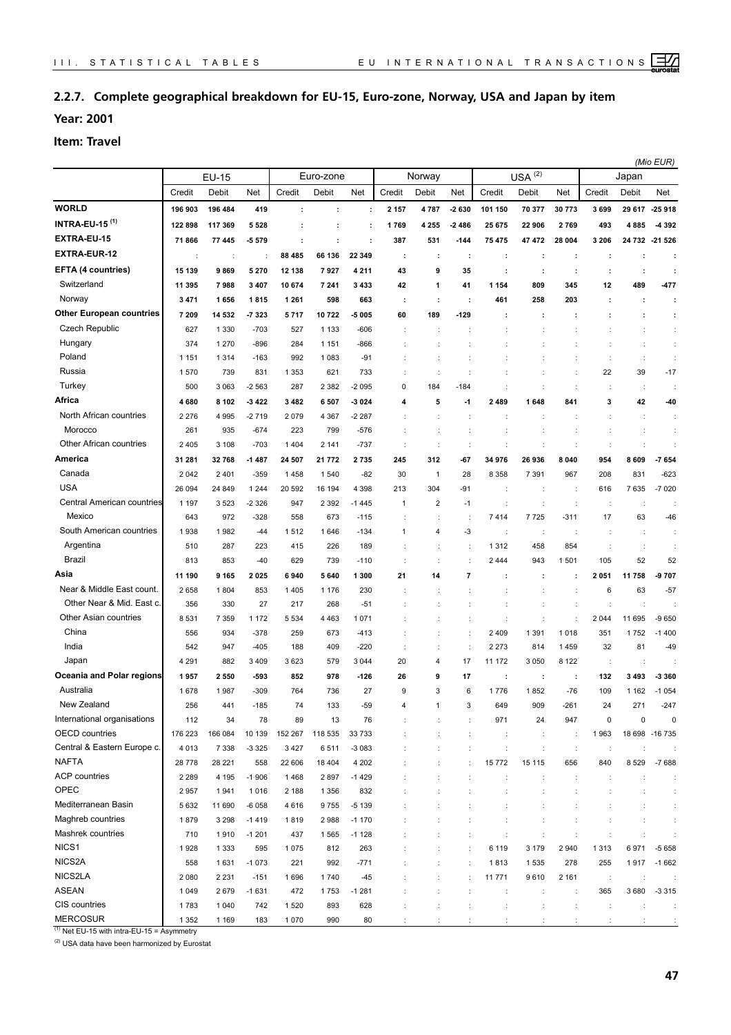## 2.2.7. Complete geographical breakdown for EU-15, Euro-zone, Norway, USA and Japan by item

**Year: 2001**

**Item: Travel**

*(Mio EUR)*

| | EU-15 | | | Euro-zone | | | Norway | | | USA [(2)] | | | Japan | | |
|---|---|---|---|---|---|---|---|---|---|---|---|---|---|---|---|
| | Credit | Debit | Net | Credit | Debit | Net | Credit | Debit | Net | Credit | Debit | Net | Credit | Debit | Net |
| **WORLD** | **196 903** | **196 484** | **419** | **:** | **:** | **:** | **2 157** | **4 787** | **-2 630** | **101 150** | **70 377** | **30 773** | **3 699** | **29 617** | **-25 918** |
| **INTRA-EU-15 [(1)]** | **122 898** | **117 369** | **5 528** | **:** | **:** | **:** | **1 769** | **4 255** | **-2 486** | **25 675** | **22 906** | **2 769** | **493** | **4 885** | **-4 392** |
| **EXTRA-EU-15** | **71 866** | **77 445** | **-5 579** | **:** | **:** | **:** | **387** | **531** | **-144** | **75 475** | **47 472** | **28 004** | **3 206** | **24 732** | **-21 526** |
| **EXTRA-EUR-12** | : | : | : | **88 485** | **66 136** | **22 349** | **:** | **:** | **:** | **:** | **:** | **:** | **:** | **:** | **:** |
| **EFTA (4 countries)** | **15 139** | **9 869** | **5 270** | **12 138** | **7 927** | **4 211** | **43** | **9** | **35** | **:** | **:** | **:** | **:** | **:** | **:** |
| Switzerland | **11 395** | **7 988** | **3 407** | **10 674** | **7 241** | **3 433** | **42** | **1** | **41** | **1 154** | **809** | **345** | **12** | **489** | **-477** |
| Norway | **3 471** | **1 656** | **1 815** | **1 261** | **598** | **663** | **:** | **:** | **:** | **461** | **258** | **203** | **:** | **:** | **:** |
| **Other European countries** | **7 209** | **14 532** | **-7 323** | **5 717** | **10 722** | **-5 005** | **60** | **189** | **-129** | **:** | **:** | **:** | **:** | **:** | **:** |
| Czech Republic | 627 | 1 330 | -703 | 527 | 1 133 | -606 | : | : | : | : | : | : | : | : | : |
| Hungary | 374 | 1 270 | -896 | 284 | 1 151 | -866 | : | : | : | : | : | : | : | : | : |
| Poland | 1 151 | 1 314 | -163 | 992 | 1 083 | -91 | : | : | : | : | : | : | : | : | : |
| Russia | 1 570 | 739 | 831 | 1 353 | 621 | 733 | : | : | : | : | : | : | 22 | 39 | -17 |
| Turkey | 500 | 3 063 | -2 563 | 287 | 2 382 | -2 095 | 0 | 184 | -184 | : | : | : | : | : | : |
| **Africa** | **4 680** | **8 102** | **-3 422** | **3 482** | **6 507** | **-3 024** | **4** | **5** | **-1** | **2 489** | **1 648** | **841** | **3** | **42** | **-40** |
| North African countries | 2 276 | 4 995 | -2 719 | 2 079 | 4 367 | -2 287 | : | : | : | : | : | : | : | : | : |
| Morocco | 261 | 935 | -674 | 223 | 799 | -576 | : | : | : | : | : | : | : | : | : |
| Other African countries | 2 405 | 3 108 | -703 | 1 404 | 2 141 | -737 | : | : | : | : | : | : | : | : | : |
| **America** | **31 281** | **32 768** | **-1 487** | **24 507** | **21 772** | **2 735** | **245** | **312** | **-67** | **34 976** | **26 936** | **8 040** | **954** | **8 609** | **-7 654** |
| Canada | 2 042 | 2 401 | -359 | 1 458 | 1 540 | -82 | 30 | 1 | 28 | 8 358 | 7 391 | 967 | 208 | 831 | -623 |
| USA | 26 094 | 24 849 | 1 244 | 20 592 | 16 194 | 4 398 | 213 | 304 | -91 | : | : | : | 616 | 7 635 | -7 020 |
| Central American countries | 1 197 | 3 523 | -2 326 | 947 | 2 392 | -1 445 | 1 | 2 | -1 | : | : | : | : | : | : |
| Mexico | 643 | 972 | -328 | 558 | 673 | -115 | : | : | : | 7 414 | 7 725 | -311 | 17 | 63 | -46 |
| South American countries | 1 938 | 1 982 | -44 | 1 512 | 1 646 | -134 | 1 | 4 | -3 | : | : | : | : | : | : |
| Argentina | 510 | 287 | 223 | 415 | 226 | 189 | : | : | : | 1 312 | 458 | 854 | : | : | : |
| Brazil | 813 | 853 | -40 | 629 | 739 | -110 | : | : | : | 2 444 | 943 | 1 501 | 105 | 52 | 52 |
| **Asia** | **11 190** | **9 165** | **2 025** | **6 940** | **5 640** | **1 300** | **21** | **14** | **7** | **:** | **:** | **:** | **2 051** | **11 758** | **-9 707** |
| Near & Middle East count. | 2 658 | 1 804 | 853 | 1 405 | 1 176 | 230 | : | : | : | : | : | : | 6 | 63 | -57 |
| Other Near & Mid. East c. | 356 | 330 | 27 | 217 | 268 | -51 | : | : | : | : | : | : | : | : | : |
| Other Asian countries | 8 531 | 7 359 | 1 172 | 5 534 | 4 463 | 1 071 | : | : | : | : | : | : | 2 044 | 11 695 | -9 650 |
| China | 556 | 934 | -378 | 259 | 673 | -413 | : | : | : | 2 409 | 1 391 | 1 018 | 351 | 1 752 | -1 400 |
| India | 542 | 947 | -405 | 188 | 409 | -220 | : | : | : | 2 273 | 814 | 1 459 | 32 | 81 | -49 |
| Japan | 4 291 | 882 | 3 409 | 3 623 | 579 | 3 044 | 20 | 4 | 17 | 11 172 | 3 050 | 8 122 | : | : | : |
| **Oceania and Polar regions** | **1 957** | **2 550** | **-593** | **852** | **978** | **-126** | **26** | **9** | **17** | **:** | **:** | **:** | **132** | **3 493** | **-3 360** |
| Australia | 1 678 | 1 987 | -309 | 764 | 736 | 27 | 9 | 3 | 6 | 1 776 | 1 852 | -76 | 109 | 1 162 | -1 054 |
| New Zealand | 256 | 441 | -185 | 74 | 133 | -59 | 4 | 1 | 3 | 649 | 909 | -261 | 24 | 271 | -247 |
| International organisations | 112 | 34 | 78 | 89 | 13 | 76 | : | : | : | 971 | 24 | 947 | 0 | 0 | 0 |
| OECD countries | 176 223 | 166 084 | 10 139 | 152 267 | 118 535 | 33 733 | : | : | : | : | : | : | 1 963 | 18 698 | -16 735 |
| Central & Eastern Europe c. | 4 013 | 7 338 | -3 325 | 3 427 | 6 511 | -3 083 | : | : | : | : | : | : | : | : | : |
| NAFTA | 28 778 | 28 221 | 558 | 22 606 | 18 404 | 4 202 | : | : | : | 15 772 | 15 115 | 656 | 840 | 8 529 | -7 688 |
| ACP countries | 2 289 | 4 195 | -1 906 | 1 468 | 2 897 | -1 429 | : | : | : | : | : | : | : | : | : |
| OPEC | 2 957 | 1 941 | 1 016 | 2 188 | 1 356 | 832 | : | : | : | : | : | : | : | : | : |
| Mediterranean Basin | 5 632 | 11 690 | -6 058 | 4 616 | 9 755 | -5 139 | : | : | : | : | : | : | : | : | : |
| Maghreb countries | 1 879 | 3 298 | -1 419 | 1 819 | 2 988 | -1 170 | : | : | : | : | : | : | : | : | : |
| Mashrek countries | 710 | 1 910 | -1 201 | 437 | 1 565 | -1 128 | : | : | : | : | : | : | : | : | : |
| NICS1 | 1 928 | 1 333 | 595 | 1 075 | 812 | 263 | : | : | : | 6 119 | 3 179 | 2 940 | 1 313 | 6 971 | -5 658 |
| NICS2A | 558 | 1 631 | -1 073 | 221 | 992 | -771 | : | : | : | 1 813 | 1 535 | 278 | 255 | 1 917 | -1 662 |
| NICS2LA | 2 080 | 2 231 | -151 | 1 696 | 1 740 | -45 | : | : | : | 11 771 | 9 610 | 2 161 | : | : | : |
| ASEAN | 1 049 | 2 679 | -1 631 | 472 | 1 753 | -1 281 | : | : | : | : | : | : | 365 | 3 680 | -3 315 |
| CIS countries | 1 783 | 1 040 | 742 | 1 520 | 893 | 628 | : | : | : | : | : | : | : | : | : |
| MERCOSUR | 1 352 | 1 169 | 183 | 1 070 | 990 | 80 | : | : | : | : | : | : | : | : | : |

(1) Net EU-15 with intra-EU-15 = Asymmetry

(2) USA data have been harmonized by Eurostat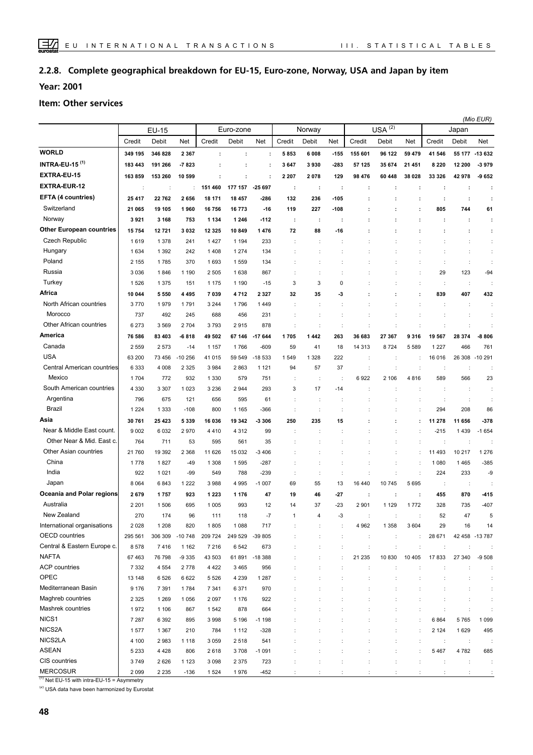## 2.2.8. Complete geographical breakdown for EU-15, Euro-zone, Norway, USA and Japan by item

**Year: 2001**

**Item: Other services**

*(Mio EUR)*

| | EU-15 | | | Euro-zone | | | Norway | | | USA [(2)] | | | Japan | | |
|---|---|---|---|---|---|---|---|---|---|---|---|---|---|---|---|
| | Credit | Debit | Net | Credit | Debit | Net | Credit | Debit | Net | Credit | Debit | Net | Credit | Debit | Net |
| **WORLD** | **349 195** | **346 828** | **2 367** | **:** | **:** | **:** | **5 853** | **6 008** | **-155** | **155 601** | **96 122** | **59 479** | **41 546** | **55 177** | **-13 632** |
| **INTRA-EU-15 [(1)]** | **183 443** | **191 266** | **-7 823** | **:** | **:** | **:** | **3 647** | **3 930** | **-283** | **57 125** | **35 674** | **21 451** | **8 220** | **12 200** | **-3 979** |
| **EXTRA-EU-15** | **163 859** | **153 260** | **10 599** | **:** | **:** | **:** | **2 207** | **2 078** | **129** | **98 476** | **60 448** | **38 028** | **33 326** | **42 978** | **-9 652** |
| **EXTRA-EUR-12** | : | : | : | **151 460** | **177 157** | **-25 697** | **:** | **:** | **:** | **:** | **:** | **:** | **:** | **:** | **:** |
| **EFTA (4 countries)** | **25 417** | **22 762** | **2 656** | **18 171** | **18 457** | **-286** | **132** | **236** | **-105** | **:** | **:** | **:** | **:** | **:** | **:** |
| Switzerland | 21 065 | 19 105 | 1 960 | 16 756 | 16 773 | -16 | 119 | 227 | -108 | : | : | : | 805 | 744 | 61 |
| Norway | 3 921 | 3 168 | 753 | 1 134 | 1 246 | -112 | : | : | : | : | : | : | : | : | : |
| **Other European countries** | **15 754** | **12 721** | **3 032** | **12 325** | **10 849** | **1 476** | **72** | **88** | **-16** | **:** | **:** | **:** | **:** | **:** | **:** |
| Czech Republic | 1 619 | 1 378 | 241 | 1 427 | 1 194 | 233 | : | : | : | : | : | : | : | : | : |
| Hungary | 1 634 | 1 392 | 242 | 1 408 | 1 274 | 134 | : | : | : | : | : | : | : | : | : |
| Poland | 2 155 | 1 785 | 370 | 1 693 | 1 559 | 134 | : | : | : | : | : | : | : | : | : |
| Russia | 3 036 | 1 846 | 1 190 | 2 505 | 1 638 | 867 | : | : | : | : | : | : | 29 | 123 | -94 |
| Turkey | 1 526 | 1 375 | 151 | 1 175 | 1 190 | -15 | 3 | 3 | 0 | : | : | : | : | : | : |
| **Africa** | **10 044** | **5 550** | **4 495** | **7 039** | **4 712** | **2 327** | **32** | **35** | **-3** | **:** | **:** | **:** | **839** | **407** | **432** |
| North African countries | 3 770 | 1 979 | 1 791 | 3 244 | 1 796 | 1 449 | : | : | : | : | : | : | : | : | : |
| Morocco | 737 | 492 | 245 | 688 | 456 | 231 | : | : | : | : | : | : | : | : | : |
| Other African countries | 6 273 | 3 569 | 2 704 | 3 793 | 2 915 | 878 | : | : | : | : | : | : | : | : | : |
| **America** | **76 586** | **83 403** | **-6 818** | **49 502** | **67 146** | **-17 644** | **1 705** | **1 442** | **263** | **36 683** | **27 367** | **9 316** | **19 567** | **28 374** | **-8 806** |
| Canada | 2 559 | 2 573 | -14 | 1 157 | 1 766 | -609 | 59 | 41 | 18 | 14 313 | 8 724 | 5 589 | 1 227 | 466 | 761 |
| USA | 63 200 | 73 456 | -10 256 | 41 015 | 59 549 | -18 533 | 1 549 | 1 328 | 222 | : | : | : | 16 016 | 26 308 | -10 291 |
| Central American countries | 6 333 | 4 008 | 2 325 | 3 984 | 2 863 | 1 121 | 94 | 57 | 37 | : | : | : | : | : | : |
| Mexico | 1 704 | 772 | 932 | 1 330 | 579 | 751 | : | : | : | 6 922 | 2 106 | 4 816 | 589 | 566 | 23 |
| South American countries | 4 330 | 3 307 | 1 023 | 3 236 | 2 944 | 293 | 3 | 17 | -14 | : | : | : | : | : | : |
| Argentina | 796 | 675 | 121 | 656 | 595 | 61 | : | : | : | : | : | : | : | : | : |
| Brazil | 1 224 | 1 333 | -108 | 800 | 1 165 | -366 | : | : | : | : | : | : | 294 | 208 | 86 |
| **Asia** | **30 761** | **25 423** | **5 339** | **16 036** | **19 342** | **-3 306** | **250** | **235** | **15** | **:** | **:** | **:** | **11 278** | **11 656** | **-378** |
| Near & Middle East count. | 9 002 | 6 032 | 2 970 | 4 410 | 4 312 | 99 | : | : | : | : | : | : | -215 | 1 439 | -1 654 |
| Other Near & Mid. East c. | 764 | 711 | 53 | 595 | 561 | 35 | : | : | : | : | : | : | : | : | : |
| Other Asian countries | 21 760 | 19 392 | 2 368 | 11 626 | 15 032 | -3 406 | : | : | : | : | : | : | 11 493 | 10 217 | 1 276 |
| China | 1 778 | 1 827 | -49 | 1 308 | 1 595 | -287 | : | : | : | : | : | : | 1 080 | 1 465 | -385 |
| India | 922 | 1 021 | -99 | 549 | 788 | -239 | : | : | : | : | : | : | 224 | 233 | -9 |
| Japan | 8 064 | 6 843 | 1 222 | 3 988 | 4 995 | -1 007 | 69 | 55 | 13 | 16 440 | 10 745 | 5 695 | : | : | : |
| **Oceania and Polar regions** | **2 679** | **1 757** | **923** | **1 223** | **1 176** | **47** | **19** | **46** | **-27** | **:** | **:** | **:** | **455** | **870** | **-415** |
| Australia | 2 201 | 1 506 | 695 | 1 005 | 993 | 12 | 14 | 37 | -23 | 2 901 | 1 129 | 1 772 | 328 | 735 | -407 |
| New Zealand | 270 | 174 | 96 | 111 | 118 | -7 | 1 | 4 | -3 | : | : | : | 52 | 47 | 5 |
| International organisations | 2 028 | 1 208 | 820 | 1 805 | 1 088 | 717 | : | : | : | 4 962 | 1 358 | 3 604 | 29 | 16 | 14 |
| OECD countries | 295 561 | 306 309 | -10 748 | 209 724 | 249 529 | -39 805 | : | : | : | : | : | : | 28 671 | 42 458 | -13 787 |
| Central & Eastern Europe c. | 8 578 | 7 416 | 1 162 | 7 216 | 6 542 | 673 | : | : | : | : | : | : | : | : | : |
| NAFTA | 67 463 | 76 798 | -9 335 | 43 503 | 61 891 | -18 388 | : | : | : | 21 235 | 10 830 | 10 405 | 17 833 | 27 340 | -9 508 |
| ACP countries | 7 332 | 4 554 | 2 778 | 4 422 | 3 465 | 956 | : | : | : | : | : | : | : | : | : |
| OPEC | 13 148 | 6 526 | 6 622 | 5 526 | 4 239 | 1 287 | : | : | : | : | : | : | : | : | : |
| Mediterranean Basin | 9 176 | 7 391 | 1 784 | 7 341 | 6 371 | 970 | : | : | : | : | : | : | : | : | : |
| Maghreb countries | 2 325 | 1 269 | 1 056 | 2 097 | 1 176 | 922 | : | : | : | : | : | : | : | : | : |
| Mashrek countries | 1 972 | 1 106 | 867 | 1 542 | 878 | 664 | : | : | : | : | : | : | : | : | : |
| NICS1 | 7 287 | 6 392 | 895 | 3 998 | 5 196 | -1 198 | : | : | : | : | : | : | 6 864 | 5 765 | 1 099 |
| NICS2A | 1 577 | 1 367 | 210 | 784 | 1 112 | -328 | : | : | : | : | : | : | 2 124 | 1 629 | 495 |
| NICS2LA | 4 100 | 2 983 | 1 118 | 3 059 | 2 518 | 541 | : | : | : | : | : | : | : | : | : |
| ASEAN | 5 233 | 4 428 | 806 | 2 618 | 3 708 | -1 091 | : | : | : | : | : | : | 5 467 | 4 782 | 685 |
| CIS countries | 3 749 | 2 626 | 1 123 | 3 098 | 2 375 | 723 | : | : | : | : | : | : | : | : | : |
| MERCOSUR | 2 099 | 2 235 | -136 | 1 524 | 1 976 | -452 | : | : | : | : | : | : | : | : | : |

[(1)] Net EU-15 with intra-EU-15 = Asymmetry

[(2)] USA data have been harmonized by Eurostat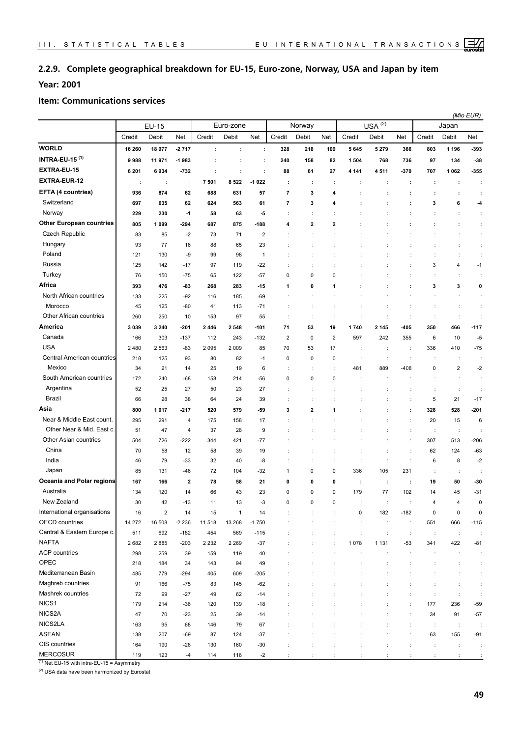## 2.2.9. Complete geographical breakdown for EU-15, Euro-zone, Norway, USA and Japan by item

**Year: 2001**

**Item: Communications services**

*(Mio EUR)*

| | EU-15 | | | Euro-zone | | | Norway | | | USA [2] | | | Japan | | |
|---|---|---|---|---|---|---|---|---|---|---|---|---|---|---|---|
| | Credit | Debit | Net | Credit | Debit | Net | Credit | Debit | Net | Credit | Debit | Net | Credit | Debit | Net |
| **WORLD** | **16 260** | **18 977** | **-2 717** | **:** | **:** | **:** | **328** | **218** | **109** | **5 645** | **5 279** | **366** | **803** | **1 196** | **-393** |
| **INTRA-EU-15 [1]** | **9 988** | **11 971** | **-1 983** | **:** | **:** | **:** | **240** | **158** | **82** | **1 504** | **768** | **736** | **97** | **134** | **-38** |
| **EXTRA-EU-15** | **6 201** | **6 934** | **-732** | **:** | **:** | **:** | **88** | **61** | **27** | **4 141** | **4 511** | **-370** | **707** | **1 062** | **-355** |
| **EXTRA-EUR-12** | : | : | : | **7 501** | **8 522** | **-1 022** | **:** | **:** | **:** | **:** | **:** | **:** | **:** | **:** | **:** |
| **EFTA (4 countries)** | **936** | **874** | **62** | **688** | **631** | **57** | **7** | **3** | **4** | **:** | **:** | **:** | **:** | **:** | **:** |
| Switzerland | **697** | **635** | **62** | **624** | **563** | **61** | **7** | **3** | **4** | **:** | **:** | **:** | **3** | **6** | **-4** |
| Norway | **229** | **230** | **-1** | **58** | **63** | **-5** | **:** | **:** | **:** | **:** | **:** | **:** | **:** | **:** | **:** |
| **Other European countries** | **805** | **1 099** | **-294** | **687** | **875** | **-188** | **4** | **2** | **2** | **:** | **:** | **:** | **:** | **:** | **:** |
| Czech Republic | 83 | 85 | -2 | 73 | 71 | 2 | : | : | : | : | : | : | : | : | : |
| Hungary | 93 | 77 | 16 | 88 | 65 | 23 | : | : | : | : | : | : | : | : | : |
| Poland | 121 | 130 | -9 | 99 | 98 | 1 | : | : | : | : | : | : | : | : | : |
| Russia | 125 | 142 | -17 | 97 | 119 | -22 | : | : | : | : | : | : | 3 | 4 | -1 |
| Turkey | 76 | 150 | -75 | 65 | 122 | -57 | 0 | 0 | 0 | : | : | : | : | : | : |
| **Africa** | **393** | **476** | **-83** | **268** | **283** | **-15** | **1** | **0** | **1** | **:** | **:** | **:** | **3** | **3** | **0** |
| North African countries | 133 | 225 | -92 | 116 | 185 | -69 | : | : | : | : | : | : | : | : | : |
| Morocco | 45 | 125 | -80 | 41 | 113 | -71 | : | : | : | : | : | : | : | : | : |
| Other African countries | 260 | 250 | 10 | 153 | 97 | 55 | : | : | : | : | : | : | : | : | : |
| **America** | **3 039** | **3 240** | **-201** | **2 446** | **2 548** | **-101** | **71** | **53** | **19** | **1 740** | **2 145** | **-405** | **350** | **466** | **-117** |
| Canada | 166 | 303 | -137 | 112 | 243 | -132 | 2 | 0 | 2 | 597 | 242 | 355 | 6 | 10 | -5 |
| USA | 2 480 | 2 563 | -83 | 2 095 | 2 009 | 85 | 70 | 53 | 17 | : | : | : | 336 | 410 | -75 |
| Central American countries | 218 | 125 | 93 | 80 | 82 | -1 | 0 | 0 | 0 | : | : | : | : | : | : |
| Mexico | 34 | 21 | 14 | 25 | 19 | 6 | : | : | : | 481 | 889 | -408 | 0 | 2 | -2 |
| South American countries | 172 | 240 | -68 | 158 | 214 | -56 | 0 | 0 | 0 | : | : | : | : | : | : |
| Argentina | 52 | 25 | 27 | 50 | 23 | 27 | : | : | : | : | : | : | : | : | : |
| Brazil | 66 | 28 | 38 | 64 | 24 | 39 | : | : | : | : | : | : | 5 | 21 | -17 |
| **Asia** | **800** | **1 017** | **-217** | **520** | **579** | **-59** | **3** | **2** | **1** | **:** | **:** | **:** | **328** | **528** | **-201** |
| Near & Middle East count. | 295 | 291 | 4 | 175 | 158 | 17 | : | : | : | : | : | : | 20 | 15 | 6 |
| Other Near & Mid. East c. | 51 | 47 | 4 | 37 | 28 | 9 | : | : | : | : | : | : | : | : | : |
| Other Asian countries | 504 | 726 | -222 | 344 | 421 | -77 | : | : | : | : | : | : | 307 | 513 | -206 |
| China | 70 | 58 | 12 | 58 | 39 | 19 | : | : | : | : | : | : | 62 | 124 | -63 |
| India | 46 | 79 | -33 | 32 | 40 | -8 | : | : | : | : | : | : | 6 | 8 | -2 |
| Japan | 85 | 131 | -46 | 72 | 104 | -32 | 1 | 0 | 0 | 336 | 105 | 231 | : | : | : |
| **Oceania and Polar regions** | **167** | **166** | **2** | **78** | **58** | **21** | **0** | **0** | **0** | **:** | **:** | **:** | **19** | **50** | **-30** |
| Australia | 134 | 120 | 14 | 66 | 43 | 23 | 0 | 0 | 0 | 179 | 77 | 102 | 14 | 45 | -31 |
| New Zealand | 30 | 42 | -13 | 11 | 13 | -3 | 0 | 0 | 0 | : | : | : | 4 | 4 | 0 |
| International organisations | 16 | 2 | 14 | 15 | 1 | 14 | : | : | : | 0 | 182 | -182 | 0 | 0 | 0 |
| OECD countries | 14 272 | 16 508 | -2 236 | 11 518 | 13 268 | -1 750 | : | : | : | : | : | : | 551 | 666 | -115 |
| Central & Eastern Europe c. | 511 | 692 | -182 | 454 | 569 | -115 | : | : | : | : | : | : | : | : | : |
| NAFTA | 2 682 | 2 885 | -203 | 2 232 | 2 269 | -37 | : | : | : | 1 078 | 1 131 | -53 | 341 | 422 | -81 |
| ACP countries | 298 | 259 | 39 | 159 | 119 | 40 | : | : | : | : | : | : | : | : | : |
| OPEC | 218 | 184 | 34 | 143 | 94 | 49 | : | : | : | : | : | : | : | : | : |
| Mediterranean Basin | 485 | 779 | -294 | 405 | 609 | -205 | : | : | : | : | : | : | : | : | : |
| Maghreb countries | 91 | 166 | -75 | 83 | 145 | -62 | : | : | : | : | : | : | : | : | : |
| Mashrek countries | 72 | 99 | -27 | 49 | 62 | -14 | : | : | : | : | : | : | : | : | : |
| NICS1 | 179 | 214 | -36 | 120 | 139 | -18 | : | : | : | : | : | : | 177 | 236 | -59 |
| NICS2A | 47 | 70 | -23 | 25 | 39 | -14 | : | : | : | : | : | : | 34 | 91 | -57 |
| NICS2LA | 163 | 95 | 68 | 146 | 79 | 67 | : | : | : | : | : | : | : | : | : |
| ASEAN | 138 | 207 | -69 | 87 | 124 | -37 | : | : | : | : | : | : | 63 | 155 | -91 |
| CIS countries | 164 | 190 | -26 | 130 | 160 | -30 | : | : | : | : | : | : | : | : | : |
| MERCOSUR | 119 | 123 | -4 | 114 | 116 | -2 | : | : | : | : | : | : | : | : | : |

[1] Net EU-15 with intra-EU-15 = Asymmetry

[2] USA data have been harmonized by Eurostat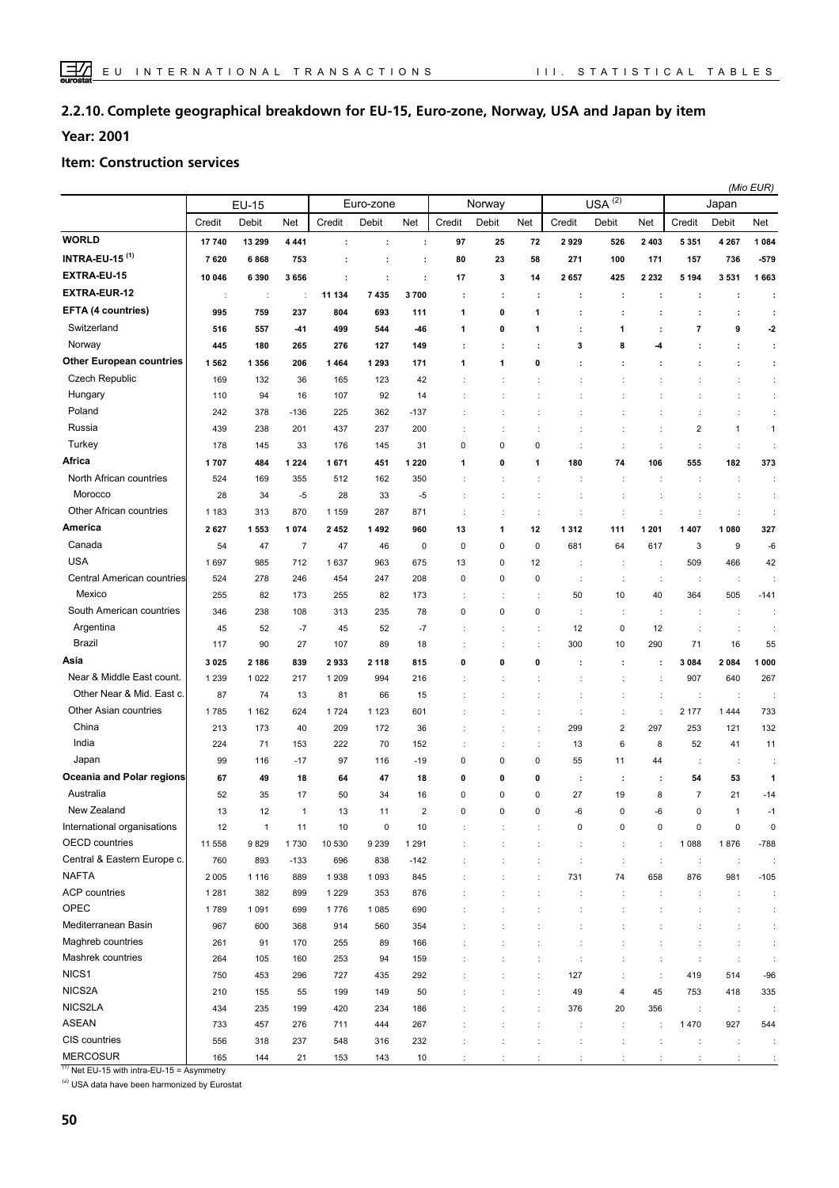## 2.2.10. Complete geographical breakdown for EU-15, Euro-zone, Norway, USA and Japan by item

**Year: 2001**

**Item: Construction services**

*(Mio EUR)*

| | EU-15 | | | Euro-zone | | | Norway | | | USA [(2)] | | | Japan | | |
|---|---|---|---|---|---|---|---|---|---|---|---|---|---|---|---|
| | Credit | Debit | Net | Credit | Debit | Net | Credit | Debit | Net | Credit | Debit | Net | Credit | Debit | Net |
| **WORLD** | **17 740** | **13 299** | **4 441** | **:** | **:** | **:** | **97** | **25** | **72** | **2 929** | **526** | **2 403** | **5 351** | **4 267** | **1 084** |
| **INTRA-EU-15 [(1)]** | **7 620** | **6 868** | **753** | **:** | **:** | **:** | **80** | **23** | **58** | **271** | **100** | **171** | **157** | **736** | **-579** |
| **EXTRA-EU-15** | **10 046** | **6 390** | **3 656** | **:** | **:** | **:** | **17** | **3** | **14** | **2 657** | **425** | **2 232** | **5 194** | **3 531** | **1 663** |
| **EXTRA-EUR-12** | : | : | : | **11 134** | **7 435** | **3 700** | **:** | **:** | **:** | **:** | **:** | **:** | **:** | **:** | **:** |
| **EFTA (4 countries)** | **995** | **759** | **237** | **804** | **693** | **111** | **1** | **0** | **1** | **:** | **:** | **:** | **:** | **:** | **:** |
| Switzerland | **516** | **557** | **-41** | **499** | **544** | **-46** | **1** | **0** | **1** | **:** | **1** | **:** | **7** | **9** | **-2** |
| Norway | **445** | **180** | **265** | **276** | **127** | **149** | **:** | **:** | **:** | **3** | **8** | **-4** | **:** | **:** | **:** |
| **Other European countries** | **1 562** | **1 356** | **206** | **1 464** | **1 293** | **171** | **1** | **1** | **0** | **:** | **:** | **:** | **:** | **:** | **:** |
| Czech Republic | 169 | 132 | 36 | 165 | 123 | 42 | : | : | : | : | : | : | : | : | : |
| Hungary | 110 | 94 | 16 | 107 | 92 | 14 | : | : | : | : | : | : | : | : | : |
| Poland | 242 | 378 | -136 | 225 | 362 | -137 | : | : | : | : | : | : | : | : | : |
| Russia | 439 | 238 | 201 | 437 | 237 | 200 | : | : | : | : | : | : | 2 | 1 | 1 |
| Turkey | 178 | 145 | 33 | 176 | 145 | 31 | 0 | 0 | 0 | : | : | : | : | : | : |
| **Africa** | **1 707** | **484** | **1 224** | **1 671** | **451** | **1 220** | **1** | **0** | **1** | **180** | **74** | **106** | **555** | **182** | **373** |
| North African countries | 524 | 169 | 355 | 512 | 162 | 350 | : | : | : | : | : | : | : | : | : |
| Morocco | 28 | 34 | -5 | 28 | 33 | -5 | : | : | : | : | : | : | : | : | : |
| Other African countries | 1 183 | 313 | 870 | 1 159 | 287 | 871 | : | : | : | : | : | : | : | : | : |
| **America** | **2 627** | **1 553** | **1 074** | **2 452** | **1 492** | **960** | **13** | **1** | **12** | **1 312** | **111** | **1 201** | **1 407** | **1 080** | **327** |
| Canada | 54 | 47 | 7 | 47 | 46 | 0 | 0 | 0 | 0 | 681 | 64 | 617 | 3 | 9 | -6 |
| USA | 1 697 | 985 | 712 | 1 637 | 963 | 675 | 13 | 0 | 12 | : | : | : | 509 | 466 | 42 |
| Central American countries | 524 | 278 | 246 | 454 | 247 | 208 | 0 | 0 | 0 | : | : | : | : | : | : |
| Mexico | 255 | 82 | 173 | 255 | 82 | 173 | : | : | : | 50 | 10 | 40 | 364 | 505 | -141 |
| South American countries | 346 | 238 | 108 | 313 | 235 | 78 | 0 | 0 | 0 | : | : | : | : | : | : |
| Argentina | 45 | 52 | -7 | 45 | 52 | -7 | : | : | : | 12 | 0 | 12 | : | : | : |
| Brazil | 117 | 90 | 27 | 107 | 89 | 18 | : | : | : | 300 | 10 | 290 | 71 | 16 | 55 |
| **Asia** | **3 025** | **2 186** | **839** | **2 933** | **2 118** | **815** | **0** | **0** | **0** | **:** | **:** | **:** | **3 084** | **2 084** | **1 000** |
| Near & Middle East count. | 1 239 | 1 022 | 217 | 1 209 | 994 | 216 | : | : | : | : | : | : | 907 | 640 | 267 |
| Other Near & Mid. East c. | 87 | 74 | 13 | 81 | 66 | 15 | : | : | : | : | : | : | : | : | : |
| Other Asian countries | 1 785 | 1 162 | 624 | 1 724 | 1 123 | 601 | : | : | : | : | : | : | 2 177 | 1 444 | 733 |
| China | 213 | 173 | 40 | 209 | 172 | 36 | : | : | : | 299 | 2 | 297 | 253 | 121 | 132 |
| India | 224 | 71 | 153 | 222 | 70 | 152 | : | : | : | 13 | 6 | 8 | 52 | 41 | 11 |
| Japan | 99 | 116 | -17 | 97 | 116 | -19 | 0 | 0 | 0 | 55 | 11 | 44 | : | : | : |
| **Oceania and Polar regions** | **67** | **49** | **18** | **64** | **47** | **18** | **0** | **0** | **0** | **:** | **:** | **:** | **54** | **53** | **1** |
| Australia | 52 | 35 | 17 | 50 | 34 | 16 | 0 | 0 | 0 | 27 | 19 | 8 | 7 | 21 | -14 |
| New Zealand | 13 | 12 | 1 | 13 | 11 | 2 | 0 | 0 | 0 | -6 | 0 | -6 | 0 | 1 | -1 |
| International organisations | 12 | 1 | 11 | 10 | 0 | 10 | : | : | : | 0 | 0 | 0 | 0 | 0 | 0 |
| OECD countries | 11 558 | 9 829 | 1 730 | 10 530 | 9 239 | 1 291 | : | : | : | : | : | : | 1 088 | 1 876 | -788 |
| Central & Eastern Europe c. | 760 | 893 | -133 | 696 | 838 | -142 | : | : | : | : | : | : | : | : | : |
| NAFTA | 2 005 | 1 116 | 889 | 1 938 | 1 093 | 845 | : | : | : | 731 | 74 | 658 | 876 | 981 | -105 |
| ACP countries | 1 281 | 382 | 899 | 1 229 | 353 | 876 | : | : | : | : | : | : | : | : | : |
| OPEC | 1 789 | 1 091 | 699 | 1 776 | 1 085 | 690 | : | : | : | : | : | : | : | : | : |
| Mediterranean Basin | 967 | 600 | 368 | 914 | 560 | 354 | : | : | : | : | : | : | : | : | : |
| Maghreb countries | 261 | 91 | 170 | 255 | 89 | 166 | : | : | : | : | : | : | : | : | : |
| Mashrek countries | 264 | 105 | 160 | 253 | 94 | 159 | : | : | : | : | : | : | : | : | : |
| NICS1 | 750 | 453 | 296 | 727 | 435 | 292 | : | : | : | 127 | : | : | 419 | 514 | -96 |
| NICS2A | 210 | 155 | 55 | 199 | 149 | 50 | : | : | : | 49 | 4 | 45 | 753 | 418 | 335 |
| NICS2LA | 434 | 235 | 199 | 420 | 234 | 186 | : | : | : | 376 | 20 | 356 | : | : | : |
| ASEAN | 733 | 457 | 276 | 711 | 444 | 267 | : | : | : | : | : | : | 1 470 | 927 | 544 |
| CIS countries | 556 | 318 | 237 | 548 | 316 | 232 | : | : | : | : | : | : | : | : | : |
| MERCOSUR | 165 | 144 | 21 | 153 | 143 | 10 | : | : | : | : | : | : | : | : | : |

[(1)] Net EU-15 with intra-EU-15 = Asymmetry

[(2)] USA data have been harmonized by Eurostat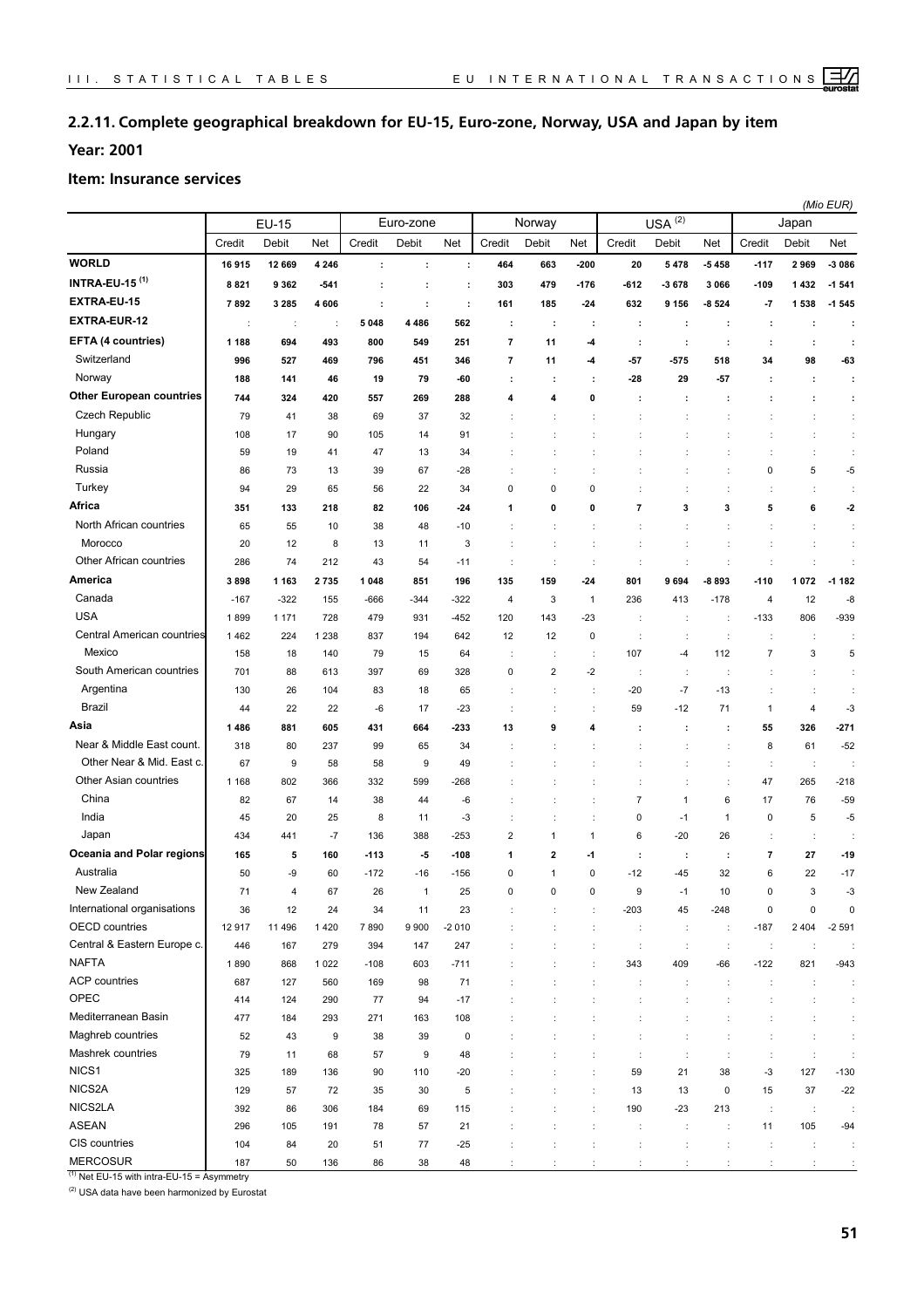## 2.2.11. Complete geographical breakdown for EU-15, Euro-zone, Norway, USA and Japan by item

**Year: 2001**

**Item: Insurance services**

*(Mio EUR)*

| | EU-15 | | | Euro-zone | | | Norway | | | USA (2) | | | Japan | | |
|---|---|---|---|---|---|---|---|---|---|---|---|---|---|---|---|
| | Credit | Debit | Net | Credit | Debit | Net | Credit | Debit | Net | Credit | Debit | Net | Credit | Debit | Net |
| **WORLD** | **16 915** | **12 669** | **4 246** | **:** | **:** | **:** | **464** | **663** | **-200** | **20** | **5 478** | **-5 458** | **-117** | **2 969** | **-3 086** |
| **INTRA-EU-15 (1)** | **8 821** | **9 362** | **-541** | **:** | **:** | **:** | **303** | **479** | **-176** | **-612** | **-3 678** | **3 066** | **-109** | **1 432** | **-1 541** |
| **EXTRA-EU-15** | **7 892** | **3 285** | **4 606** | **:** | **:** | **:** | **161** | **185** | **-24** | **632** | **9 156** | **-8 524** | **-7** | **1 538** | **-1 545** |
| **EXTRA-EUR-12** | : | : | : | **5 048** | **4 486** | **562** | **:** | **:** | **:** | **:** | **:** | **:** | **:** | **:** | **:** |
| **EFTA (4 countries)** | **1 188** | **694** | **493** | **800** | **549** | **251** | **7** | **11** | **-4** | **:** | **:** | **:** | **:** | **:** | **:** |
| Switzerland | 996 | 527 | 469 | 796 | 451 | 346 | 7 | 11 | -4 | -57 | -575 | 518 | 34 | 98 | -63 |
| Norway | 188 | 141 | 46 | 19 | 79 | -60 | : | : | : | -28 | 29 | -57 | : | : | : |
| **Other European countries** | **744** | **324** | **420** | **557** | **269** | **288** | **4** | **4** | **0** | **:** | **:** | **:** | **:** | **:** | **:** |
| Czech Republic | 79 | 41 | 38 | 69 | 37 | 32 | : | : | : | : | : | : | : | : | : |
| Hungary | 108 | 17 | 90 | 105 | 14 | 91 | : | : | : | : | : | : | : | : | : |
| Poland | 59 | 19 | 41 | 47 | 13 | 34 | : | : | : | : | : | : | : | : | : |
| Russia | 86 | 73 | 13 | 39 | 67 | -28 | : | : | : | : | : | : | 0 | 5 | -5 |
| Turkey | 94 | 29 | 65 | 56 | 22 | 34 | 0 | 0 | 0 | : | : | : | : | : | : |
| **Africa** | **351** | **133** | **218** | **82** | **106** | **-24** | **1** | **0** | **0** | **7** | **3** | **3** | **5** | **6** | **-2** |
| North African countries | 65 | 55 | 10 | 38 | 48 | -10 | : | : | : | : | : | : | : | : | : |
| Morocco | 20 | 12 | 8 | 13 | 11 | 3 | : | : | : | : | : | : | : | : | : |
| Other African countries | 286 | 74 | 212 | 43 | 54 | -11 | : | : | : | : | : | : | : | : | : |
| **America** | **3 898** | **1 163** | **2 735** | **1 048** | **851** | **196** | **135** | **159** | **-24** | **801** | **9 694** | **-8 893** | **-110** | **1 072** | **-1 182** |
| Canada | -167 | -322 | 155 | -666 | -344 | -322 | 4 | 3 | 1 | 236 | 413 | -178 | 4 | 12 | -8 |
| USA | 1 899 | 1 171 | 728 | 479 | 931 | -452 | 120 | 143 | -23 | : | : | : | -133 | 806 | -939 |
| Central American countries | 1 462 | 224 | 1 238 | 837 | 194 | 642 | 12 | 12 | 0 | : | : | : | : | : | : |
| Mexico | 158 | 18 | 140 | 79 | 15 | 64 | : | : | : | 107 | -4 | 112 | 7 | 3 | 5 |
| South American countries | 701 | 88 | 613 | 397 | 69 | 328 | 0 | 2 | -2 | : | : | : | : | : | : |
| Argentina | 130 | 26 | 104 | 83 | 18 | 65 | : | : | : | -20 | -7 | -13 | : | : | : |
| Brazil | 44 | 22 | 22 | -6 | 17 | -23 | : | : | : | 59 | -12 | 71 | 1 | 4 | -3 |
| **Asia** | **1 486** | **881** | **605** | **431** | **664** | **-233** | **13** | **9** | **4** | **:** | **:** | **:** | **55** | **326** | **-271** |
| Near & Middle East count. | 318 | 80 | 237 | 99 | 65 | 34 | : | : | : | : | : | : | 8 | 61 | -52 |
| Other Near & Mid. East c. | 67 | 9 | 58 | 58 | 9 | 49 | : | : | : | : | : | : | : | : | : |
| Other Asian countries | 1 168 | 802 | 366 | 332 | 599 | -268 | : | : | : | : | : | : | 47 | 265 | -218 |
| China | 82 | 67 | 14 | 38 | 44 | -6 | : | : | : | 7 | 1 | 6 | 17 | 76 | -59 |
| India | 45 | 20 | 25 | 8 | 11 | -3 | : | : | : | 0 | -1 | 1 | 0 | 5 | -5 |
| Japan | 434 | 441 | -7 | 136 | 388 | -253 | 2 | 1 | 1 | 6 | -20 | 26 | : | : | : |
| **Oceania and Polar regions** | **165** | **5** | **160** | **-113** | **-5** | **-108** | **1** | **2** | **-1** | **:** | **:** | **:** | **7** | **27** | **-19** |
| Australia | 50 | -9 | 60 | -172 | -16 | -156 | 0 | 1 | 0 | -12 | -45 | 32 | 6 | 22 | -17 |
| New Zealand | 71 | 4 | 67 | 26 | 1 | 25 | 0 | 0 | 0 | 9 | -1 | 10 | 0 | 3 | -3 |
| International organisations | 36 | 12 | 24 | 34 | 11 | 23 | : | : | : | -203 | 45 | -248 | 0 | 0 | 0 |
| OECD countries | 12 917 | 11 496 | 1 420 | 7 890 | 9 900 | -2 010 | : | : | : | : | : | : | -187 | 2 404 | -2 591 |
| Central & Eastern Europe c. | 446 | 167 | 279 | 394 | 147 | 247 | : | : | : | : | : | : | : | : | : |
| NAFTA | 1 890 | 868 | 1 022 | -108 | 603 | -711 | : | : | : | 343 | 409 | -66 | -122 | 821 | -943 |
| ACP countries | 687 | 127 | 560 | 169 | 98 | 71 | : | : | : | : | : | : | : | : | : |
| OPEC | 414 | 124 | 290 | 77 | 94 | -17 | : | : | : | : | : | : | : | : | : |
| Mediterranean Basin | 477 | 184 | 293 | 271 | 163 | 108 | : | : | : | : | : | : | : | : | : |
| Maghreb countries | 52 | 43 | 9 | 38 | 39 | 0 | : | : | : | : | : | : | : | : | : |
| Mashrek countries | 79 | 11 | 68 | 57 | 9 | 48 | : | : | : | : | : | : | : | : | : |
| NICS1 | 325 | 189 | 136 | 90 | 110 | -20 | : | : | : | 59 | 21 | 38 | -3 | 127 | -130 |
| NICS2A | 129 | 57 | 72 | 35 | 30 | 5 | : | : | : | 13 | 13 | 0 | 15 | 37 | -22 |
| NICS2LA | 392 | 86 | 306 | 184 | 69 | 115 | : | : | : | 190 | -23 | 213 | : | : | : |
| ASEAN | 296 | 105 | 191 | 78 | 57 | 21 | : | : | : | : | : | : | 11 | 105 | -94 |
| CIS countries | 104 | 84 | 20 | 51 | 77 | -25 | : | : | : | : | : | : | : | : | : |
| MERCOSUR | 187 | 50 | 136 | 86 | 38 | 48 | : | : | : | : | : | : | : | : | : |

(1) Net EU-15 with intra-EU-15 = Asymmetry

(2) USA data have been harmonized by Eurostat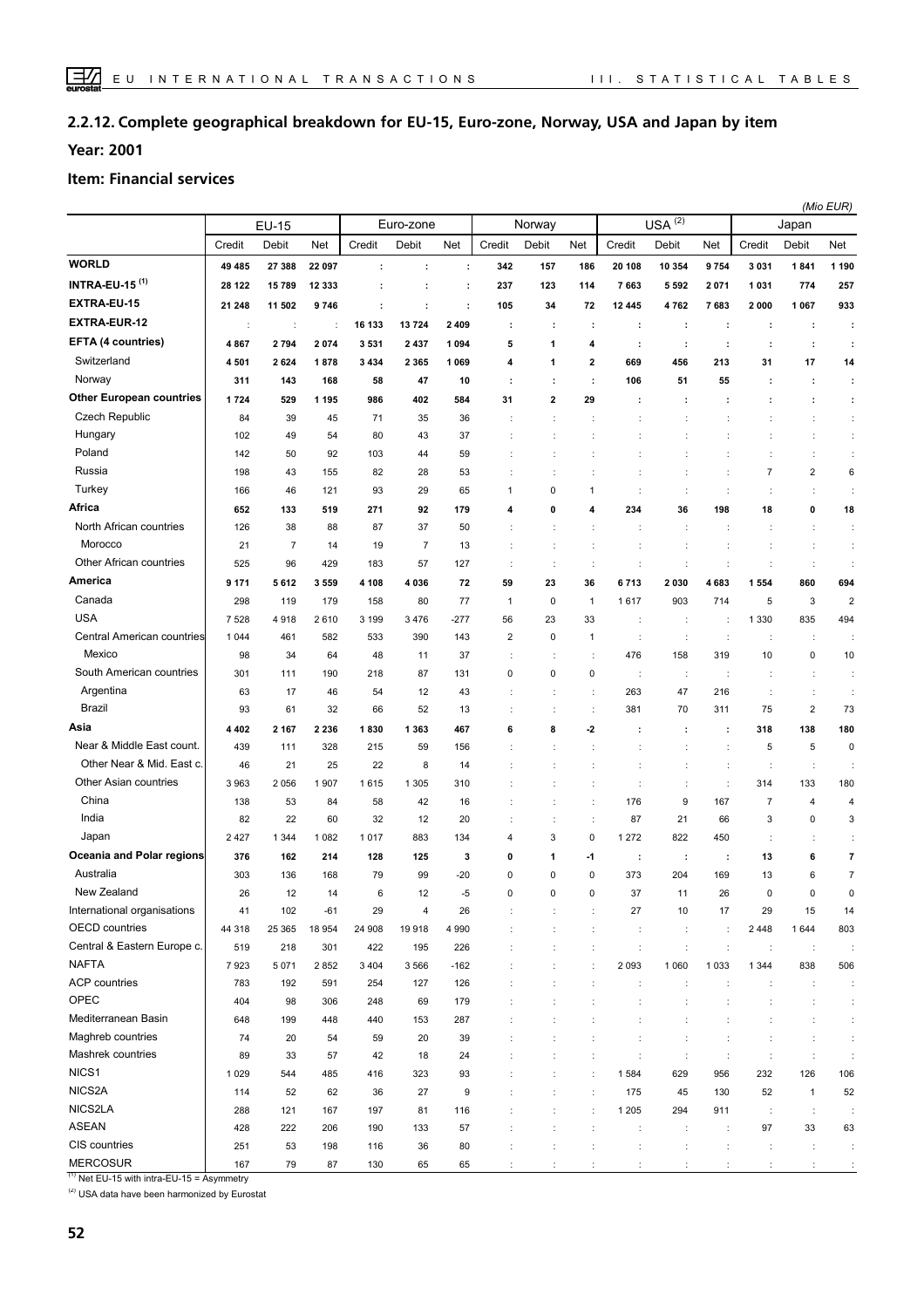## 2.2.12. Complete geographical breakdown for EU-15, Euro-zone, Norway, USA and Japan by item

**Year: 2001**

**Item: Financial services**

*(Mio EUR)*

| | EU-15 | | | Euro-zone | | | Norway | | | USA [(2)] | | | Japan | | |
|---|---|---|---|---|---|---|---|---|---|---|---|---|---|---|---|
| | Credit | Debit | Net | Credit | Debit | Net | Credit | Debit | Net | Credit | Debit | Net | Credit | Debit | Net |
| **WORLD** | **49 485** | **27 388** | **22 097** | **:** | **:** | **:** | **342** | **157** | **186** | **20 108** | **10 354** | **9 754** | **3 031** | **1 841** | **1 190** |
| **INTRA-EU-15 [(1)]** | **28 122** | **15 789** | **12 333** | **:** | **:** | **:** | **237** | **123** | **114** | **7 663** | **5 592** | **2 071** | **1 031** | **774** | **257** |
| **EXTRA-EU-15** | **21 248** | **11 502** | **9 746** | **:** | **:** | **:** | **105** | **34** | **72** | **12 445** | **4 762** | **7 683** | **2 000** | **1 067** | **933** |
| **EXTRA-EUR-12** | : | : | : | **16 133** | **13 724** | **2 409** | **:** | **:** | **:** | **:** | **:** | **:** | **:** | **:** | **:** |
| **EFTA (4 countries)** | **4 867** | **2 794** | **2 074** | **3 531** | **2 437** | **1 094** | **5** | **1** | **4** | **:** | **:** | **:** | **:** | **:** | **:** |
| Switzerland | **4 501** | **2 624** | **1 878** | **3 434** | **2 365** | **1 069** | **4** | **1** | **2** | **669** | **456** | **213** | **31** | **17** | **14** |
| Norway | **311** | **143** | **168** | **58** | **47** | **10** | **:** | **:** | **:** | **106** | **51** | **55** | **:** | **:** | **:** |
| **Other European countries** | **1 724** | **529** | **1 195** | **986** | **402** | **584** | **31** | **2** | **29** | **:** | **:** | **:** | **:** | **:** | **:** |
| Czech Republic | 84 | 39 | 45 | 71 | 35 | 36 | : | : | : | : | : | : | : | : | : |
| Hungary | 102 | 49 | 54 | 80 | 43 | 37 | : | : | : | : | : | : | : | : | : |
| Poland | 142 | 50 | 92 | 103 | 44 | 59 | : | : | : | : | : | : | : | : | : |
| Russia | 198 | 43 | 155 | 82 | 28 | 53 | : | : | : | : | : | : | 7 | 2 | 6 |
| Turkey | 166 | 46 | 121 | 93 | 29 | 65 | 1 | 0 | 1 | : | : | : | : | : | : |
| **Africa** | **652** | **133** | **519** | **271** | **92** | **179** | **4** | **0** | **4** | **234** | **36** | **198** | **18** | **0** | **18** |
| North African countries | 126 | 38 | 88 | 87 | 37 | 50 | : | : | : | : | : | : | : | : | : |
| Morocco | 21 | 7 | 14 | 19 | 7 | 13 | : | : | : | : | : | : | : | : | : |
| Other African countries | 525 | 96 | 429 | 183 | 57 | 127 | : | : | : | : | : | : | : | : | : |
| **America** | **9 171** | **5 612** | **3 559** | **4 108** | **4 036** | **72** | **59** | **23** | **36** | **6 713** | **2 030** | **4 683** | **1 554** | **860** | **694** |
| Canada | 298 | 119 | 179 | 158 | 80 | 77 | 1 | 0 | 1 | 1 617 | 903 | 714 | 5 | 3 | 2 |
| USA | 7 528 | 4 918 | 2 610 | 3 199 | 3 476 | -277 | 56 | 23 | 33 | : | : | : | 1 330 | 835 | 494 |
| Central American countries | 1 044 | 461 | 582 | 533 | 390 | 143 | 2 | 0 | 1 | : | : | : | : | : | : |
| Mexico | 98 | 34 | 64 | 48 | 11 | 37 | : | : | : | 476 | 158 | 319 | 10 | 0 | 10 |
| South American countries | 301 | 111 | 190 | 218 | 87 | 131 | 0 | 0 | 0 | : | : | : | : | : | : |
| Argentina | 63 | 17 | 46 | 54 | 12 | 43 | : | : | : | 263 | 47 | 216 | : | : | : |
| Brazil | 93 | 61 | 32 | 66 | 52 | 13 | : | : | : | 381 | 70 | 311 | 75 | 2 | 73 |
| **Asia** | **4 402** | **2 167** | **2 236** | **1 830** | **1 363** | **467** | **6** | **8** | **-2** | **:** | **:** | **:** | **318** | **138** | **180** |
| Near & Middle East count. | 439 | 111 | 328 | 215 | 59 | 156 | : | : | : | : | : | : | 5 | 5 | 0 |
| Other Near & Mid. East c. | 46 | 21 | 25 | 22 | 8 | 14 | : | : | : | : | : | : | : | : | : |
| Other Asian countries | 3 963 | 2 056 | 1 907 | 1 615 | 1 305 | 310 | : | : | : | : | : | : | 314 | 133 | 180 |
| China | 138 | 53 | 84 | 58 | 42 | 16 | : | : | : | 176 | 9 | 167 | 7 | 4 | 4 |
| India | 82 | 22 | 60 | 32 | 12 | 20 | : | : | : | 87 | 21 | 66 | 3 | 0 | 3 |
| Japan | 2 427 | 1 344 | 1 082 | 1 017 | 883 | 134 | 4 | 3 | 0 | 1 272 | 822 | 450 | : | : | : |
| **Oceania and Polar regions** | **376** | **162** | **214** | **128** | **125** | **3** | **0** | **1** | **-1** | **:** | **:** | **:** | **13** | **6** | **7** |
| Australia | 303 | 136 | 168 | 79 | 99 | -20 | 0 | 0 | 0 | 373 | 204 | 169 | 13 | 6 | 7 |
| New Zealand | 26 | 12 | 14 | 6 | 12 | -5 | 0 | 0 | 0 | 37 | 11 | 26 | 0 | 0 | 0 |
| International organisations | 41 | 102 | -61 | 29 | 4 | 26 | : | : | : | 27 | 10 | 17 | 29 | 15 | 14 |
| OECD countries | 44 318 | 25 365 | 18 954 | 24 908 | 19 918 | 4 990 | : | : | : | : | : | : | 2 448 | 1 644 | 803 |
| Central & Eastern Europe c. | 519 | 218 | 301 | 422 | 195 | 226 | : | : | : | : | : | : | : | : | : |
| NAFTA | 7 923 | 5 071 | 2 852 | 3 404 | 3 566 | -162 | : | : | : | 2 093 | 1 060 | 1 033 | 1 344 | 838 | 506 |
| ACP countries | 783 | 192 | 591 | 254 | 127 | 126 | : | : | : | : | : | : | : | : | : |
| OPEC | 404 | 98 | 306 | 248 | 69 | 179 | : | : | : | : | : | : | : | : | : |
| Mediterranean Basin | 648 | 199 | 448 | 440 | 153 | 287 | : | : | : | : | : | : | : | : | : |
| Maghreb countries | 74 | 20 | 54 | 59 | 20 | 39 | : | : | : | : | : | : | : | : | : |
| Mashrek countries | 89 | 33 | 57 | 42 | 18 | 24 | : | : | : | : | : | : | : | : | : |
| NICS1 | 1 029 | 544 | 485 | 416 | 323 | 93 | : | : | : | 1 584 | 629 | 956 | 232 | 126 | 106 |
| NICS2A | 114 | 52 | 62 | 36 | 27 | 9 | : | : | : | 175 | 45 | 130 | 52 | 1 | 52 |
| NICS2LA | 288 | 121 | 167 | 197 | 81 | 116 | : | : | : | 1 205 | 294 | 911 | : | : | : |
| ASEAN | 428 | 222 | 206 | 190 | 133 | 57 | : | : | : | : | : | : | 97 | 33 | 63 |
| CIS countries | 251 | 53 | 198 | 116 | 36 | 80 | : | : | : | : | : | : | : | : | : |
| MERCOSUR | 167 | 79 | 87 | 130 | 65 | 65 | : | : | : | : | : | : | : | : | : |

[(1)] Net EU-15 with intra-EU-15 = Asymmetry

[(2)] USA data have been harmonized by Eurostat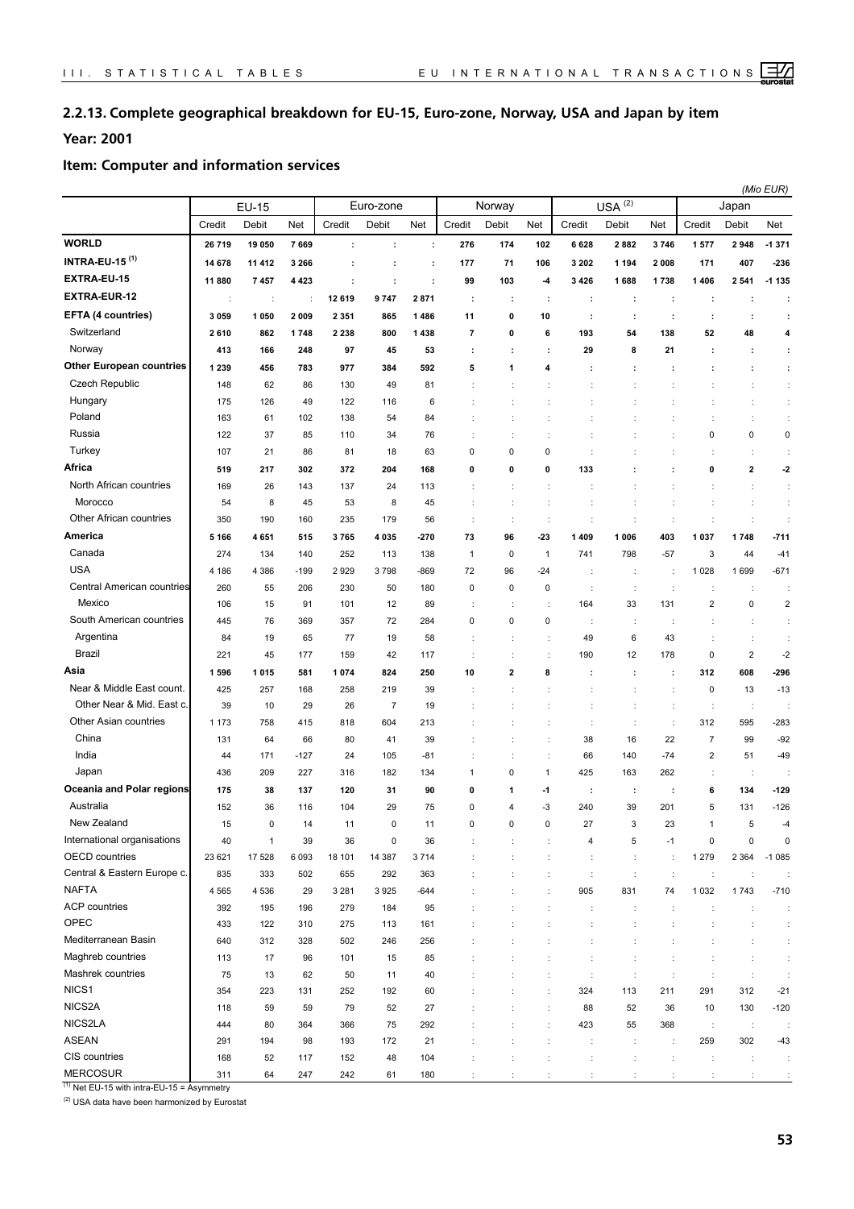## 2.2.13. Complete geographical breakdown for EU-15, Euro-zone, Norway, USA and Japan by item

**Year: 2001**

### Item: Computer and information services

*(Mio EUR)*

| | EU-15 | | | Euro-zone | | | Norway | | | USA (2) | | | Japan | | |
|---|---|---|---|---|---|---|---|---|---|---|---|---|---|---|---|
| | Credit | Debit | Net | Credit | Debit | Net | Credit | Debit | Net | Credit | Debit | Net | Credit | Debit | Net |
| **WORLD** | **26 719** | **19 050** | **7 669** | **:** | **:** | **:** | **276** | **174** | **102** | **6 628** | **2 882** | **3 746** | **1 577** | **2 948** | **-1 371** |
| **INTRA-EU-15 (1)** | **14 678** | **11 412** | **3 266** | **:** | **:** | **:** | **177** | **71** | **106** | **3 202** | **1 194** | **2 008** | **171** | **407** | **-236** |
| **EXTRA-EU-15** | **11 880** | **7 457** | **4 423** | **:** | **:** | **:** | **99** | **103** | **-4** | **3 426** | **1 688** | **1 738** | **1 406** | **2 541** | **-1 135** |
| **EXTRA-EUR-12** | : | : | : | **12 619** | **9 747** | **2 871** | **:** | **:** | **:** | **:** | **:** | **:** | **:** | **:** | **:** |
| **EFTA (4 countries)** | **3 059** | **1 050** | **2 009** | **2 351** | **865** | **1 486** | **11** | **0** | **10** | **:** | **:** | **:** | **:** | **:** | **:** |
| Switzerland | **2 610** | **862** | **1 748** | **2 238** | **800** | **1 438** | **7** | **0** | **6** | **193** | **54** | **138** | **52** | **48** | **4** |
| Norway | **413** | **166** | **248** | **97** | **45** | **53** | **:** | **:** | **:** | **29** | **8** | **21** | **:** | **:** | **:** |
| **Other European countries** | **1 239** | **456** | **783** | **977** | **384** | **592** | **5** | **1** | **4** | **:** | **:** | **:** | **:** | **:** | **:** |
| Czech Republic | 148 | 62 | 86 | 130 | 49 | 81 | : | : | : | : | : | : | : | : | : |
| Hungary | 175 | 126 | 49 | 122 | 116 | 6 | : | : | : | : | : | : | : | : | : |
| Poland | 163 | 61 | 102 | 138 | 54 | 84 | : | : | : | : | : | : | : | : | : |
| Russia | 122 | 37 | 85 | 110 | 34 | 76 | : | : | : | : | : | : | 0 | 0 | 0 |
| Turkey | 107 | 21 | 86 | 81 | 18 | 63 | 0 | 0 | 0 | : | : | : | : | : | : |
| **Africa** | **519** | **217** | **302** | **372** | **204** | **168** | **0** | **0** | **0** | **133** | **:** | **:** | **0** | **2** | **-2** |
| North African countries | 169 | 26 | 143 | 137 | 24 | 113 | : | : | : | : | : | : | : | : | : |
| Morocco | 54 | 8 | 45 | 53 | 8 | 45 | : | : | : | : | : | : | : | : | : |
| Other African countries | 350 | 190 | 160 | 235 | 179 | 56 | : | : | : | : | : | : | : | : | : |
| **America** | **5 166** | **4 651** | **515** | **3 765** | **4 035** | **-270** | **73** | **96** | **-23** | **1 409** | **1 006** | **403** | **1 037** | **1 748** | **-711** |
| Canada | 274 | 134 | 140 | 252 | 113 | 138 | 1 | 0 | 1 | 741 | 798 | -57 | 3 | 44 | -41 |
| USA | 4 186 | 4 386 | -199 | 2 929 | 3 798 | -869 | 72 | 96 | -24 | : | : | : | 1 028 | 1 699 | -671 |
| Central American countries | 260 | 55 | 206 | 230 | 50 | 180 | 0 | 0 | 0 | : | : | : | : | : | : |
| Mexico | 106 | 15 | 91 | 101 | 12 | 89 | : | : | : | 164 | 33 | 131 | 2 | 0 | 2 |
| South American countries | 445 | 76 | 369 | 357 | 72 | 284 | 0 | 0 | 0 | : | : | : | : | : | : |
| Argentina | 84 | 19 | 65 | 77 | 19 | 58 | : | : | : | 49 | 6 | 43 | : | : | : |
| Brazil | 221 | 45 | 177 | 159 | 42 | 117 | : | : | : | 190 | 12 | 178 | 0 | 2 | -2 |
| **Asia** | **1 596** | **1 015** | **581** | **1 074** | **824** | **250** | **10** | **2** | **8** | **:** | **:** | **:** | **312** | **608** | **-296** |
| Near & Middle East count. | 425 | 257 | 168 | 258 | 219 | 39 | : | : | : | : | : | : | 0 | 13 | -13 |
| Other Near & Mid. East c. | 39 | 10 | 29 | 26 | 7 | 19 | : | : | : | : | : | : | : | : | : |
| Other Asian countries | 1 173 | 758 | 415 | 818 | 604 | 213 | : | : | : | : | : | : | 312 | 595 | -283 |
| China | 131 | 64 | 66 | 80 | 41 | 39 | : | : | : | 38 | 16 | 22 | 7 | 99 | -92 |
| India | 44 | 171 | -127 | 24 | 105 | -81 | : | : | : | 66 | 140 | -74 | 2 | 51 | -49 |
| Japan | 436 | 209 | 227 | 316 | 182 | 134 | 1 | 0 | 1 | 425 | 163 | 262 | : | : | : |
| **Oceania and Polar regions** | **175** | **38** | **137** | **120** | **31** | **90** | **0** | **1** | **-1** | **:** | **:** | **:** | **6** | **134** | **-129** |
| Australia | 152 | 36 | 116 | 104 | 29 | 75 | 0 | 4 | -3 | 240 | 39 | 201 | 5 | 131 | -126 |
| New Zealand | 15 | 0 | 14 | 11 | 0 | 11 | 0 | 0 | 0 | 27 | 3 | 23 | 1 | 5 | -4 |
| International organisations | 40 | 1 | 39 | 36 | 0 | 36 | : | : | : | 4 | 5 | -1 | 0 | 0 | 0 |
| OECD countries | 23 621 | 17 528 | 6 093 | 18 101 | 14 387 | 3 714 | : | : | : | : | : | : | 1 279 | 2 364 | -1 085 |
| Central & Eastern Europe c. | 835 | 333 | 502 | 655 | 292 | 363 | : | : | : | : | : | : | : | : | : |
| NAFTA | 4 565 | 4 536 | 29 | 3 281 | 3 925 | -644 | : | : | : | 905 | 831 | 74 | 1 032 | 1 743 | -710 |
| ACP countries | 392 | 195 | 196 | 279 | 184 | 95 | : | : | : | : | : | : | : | : | : |
| OPEC | 433 | 122 | 310 | 275 | 113 | 161 | : | : | : | : | : | : | : | : | : |
| Mediterranean Basin | 640 | 312 | 328 | 502 | 246 | 256 | : | : | : | : | : | : | : | : | : |
| Maghreb countries | 113 | 17 | 96 | 101 | 15 | 85 | : | : | : | : | : | : | : | : | : |
| Mashrek countries | 75 | 13 | 62 | 50 | 11 | 40 | : | : | : | : | : | : | : | : | : |
| NICS1 | 354 | 223 | 131 | 252 | 192 | 60 | : | : | : | 324 | 113 | 211 | 291 | 312 | -21 |
| NICS2A | 118 | 59 | 59 | 79 | 52 | 27 | : | : | : | 88 | 52 | 36 | 10 | 130 | -120 |
| NICS2LA | 444 | 80 | 364 | 366 | 75 | 292 | : | : | : | 423 | 55 | 368 | : | : | : |
| ASEAN | 291 | 194 | 98 | 193 | 172 | 21 | : | : | : | : | : | : | 259 | 302 | -43 |
| CIS countries | 168 | 52 | 117 | 152 | 48 | 104 | : | : | : | : | : | : | : | : | : |
| MERCOSUR | 311 | 64 | 247 | 242 | 61 | 180 | : | : | : | : | : | : | : | : | : |

(1) Net EU-15 with intra-EU-15 = Asymmetry

(2) USA data have been harmonized by Eurostat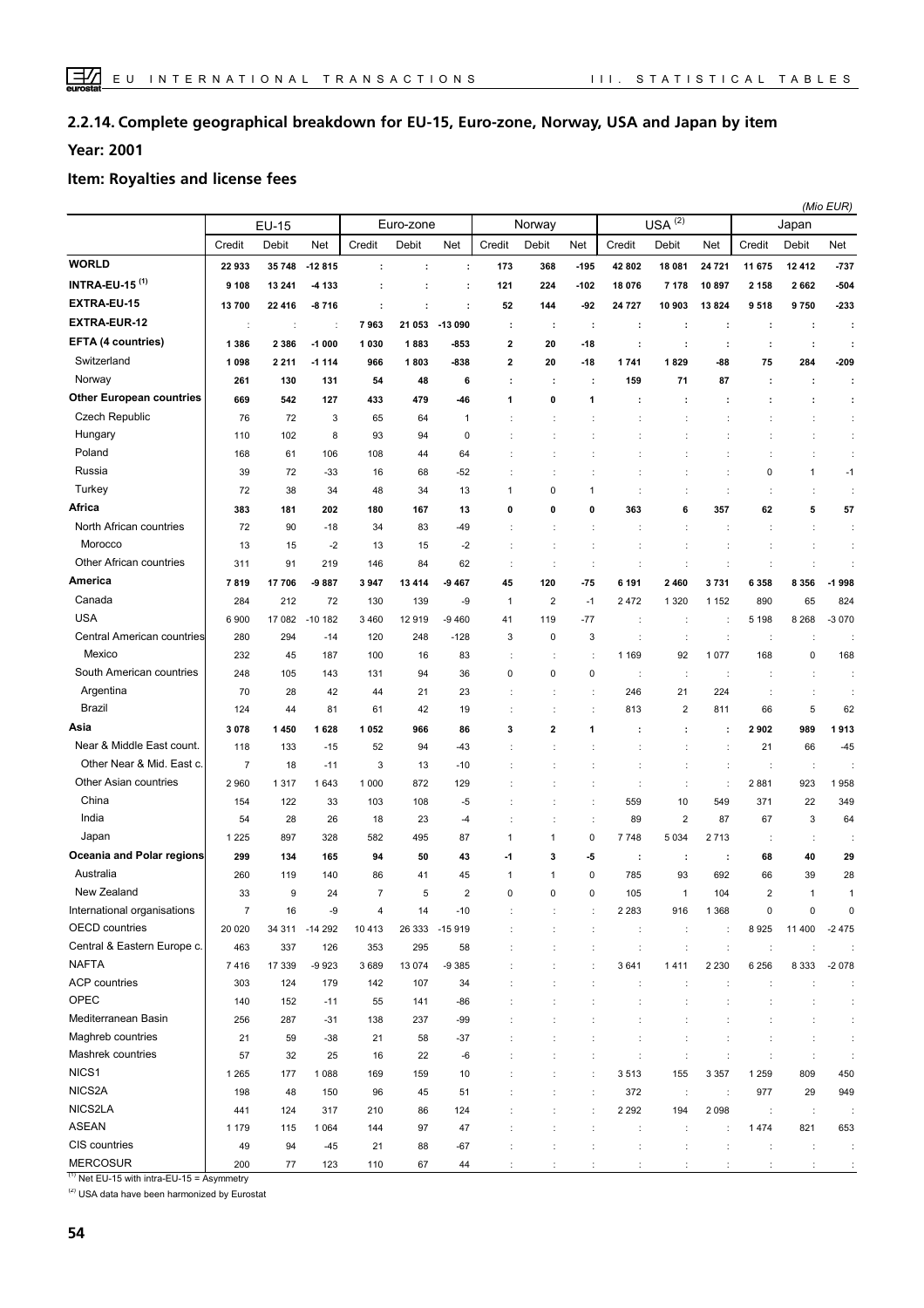## 2.2.14. Complete geographical breakdown for EU-15, Euro-zone, Norway, USA and Japan by item

**Year: 2001**

**Item: Royalties and license fees**

*(Mio EUR)*

| | EU-15 | | | Euro-zone | | | Norway | | | USA [2] | | | Japan | | |
|---|---|---|---|---|---|---|---|---|---|---|---|---|---|---|---|
| | Credit | Debit | Net | Credit | Debit | Net | Credit | Debit | Net | Credit | Debit | Net | Credit | Debit | Net |
| **WORLD** | **22 933** | **35 748** | **-12 815** | **:** | **:** | **:** | **173** | **368** | **-195** | **42 802** | **18 081** | **24 721** | **11 675** | **12 412** | **-737** |
| **INTRA-EU-15 [1]** | **9 108** | **13 241** | **-4 133** | **:** | **:** | **:** | **121** | **224** | **-102** | **18 076** | **7 178** | **10 897** | **2 158** | **2 662** | **-504** |
| **EXTRA-EU-15** | **13 700** | **22 416** | **-8 716** | **:** | **:** | **:** | **52** | **144** | **-92** | **24 727** | **10 903** | **13 824** | **9 518** | **9 750** | **-233** |
| **EXTRA-EUR-12** | : | : | : | **7 963** | **21 053** | **-13 090** | **:** | **:** | **:** | **:** | **:** | **:** | **:** | **:** | **:** |
| **EFTA (4 countries)** | **1 386** | **2 386** | **-1 000** | **1 030** | **1 883** | **-853** | **2** | **20** | **-18** | **:** | **:** | **:** | **:** | **:** | **:** |
| Switzerland | 1 098 | 2 211 | -1 114 | 966 | 1 803 | -838 | 2 | 20 | -18 | 1 741 | 1 829 | -88 | 75 | 284 | -209 |
| Norway | 261 | 130 | 131 | 54 | 48 | 6 | : | : | : | 159 | 71 | 87 | : | : | : |
| **Other European countries** | **669** | **542** | **127** | **433** | **479** | **-46** | **1** | **0** | **1** | **:** | **:** | **:** | **:** | **:** | **:** |
| Czech Republic | 76 | 72 | 3 | 65 | 64 | 1 | : | : | : | : | : | : | : | : | : |
| Hungary | 110 | 102 | 8 | 93 | 94 | 0 | : | : | : | : | : | : | : | : | : |
| Poland | 168 | 61 | 106 | 108 | 44 | 64 | : | : | : | : | : | : | : | : | : |
| Russia | 39 | 72 | -33 | 16 | 68 | -52 | : | : | : | : | : | : | 0 | 1 | -1 |
| Turkey | 72 | 38 | 34 | 48 | 34 | 13 | 1 | 0 | 1 | : | : | : | : | : | : |
| **Africa** | **383** | **181** | **202** | **180** | **167** | **13** | **0** | **0** | **0** | **363** | **6** | **357** | **62** | **5** | **57** |
| North African countries | 72 | 90 | -18 | 34 | 83 | -49 | : | : | : | : | : | : | : | : | : |
| Morocco | 13 | 15 | -2 | 13 | 15 | -2 | : | : | : | : | : | : | : | : | : |
| Other African countries | 311 | 91 | 219 | 146 | 84 | 62 | : | : | : | : | : | : | : | : | : |
| **America** | **7 819** | **17 706** | **-9 887** | **3 947** | **13 414** | **-9 467** | **45** | **120** | **-75** | **6 191** | **2 460** | **3 731** | **6 358** | **8 356** | **-1 998** |
| Canada | 284 | 212 | 72 | 130 | 139 | -9 | 1 | 2 | -1 | 2 472 | 1 320 | 1 152 | 890 | 65 | 824 |
| USA | 6 900 | 17 082 | -10 182 | 3 460 | 12 919 | -9 460 | 41 | 119 | -77 | : | : | : | 5 198 | 8 268 | -3 070 |
| Central American countries | 280 | 294 | -14 | 120 | 248 | -128 | 3 | 0 | 3 | : | : | : | : | : | : |
| Mexico | 232 | 45 | 187 | 100 | 16 | 83 | : | : | : | 1 169 | 92 | 1 077 | 168 | 0 | 168 |
| South American countries | 248 | 105 | 143 | 131 | 94 | 36 | 0 | 0 | 0 | : | : | : | : | : | : |
| Argentina | 70 | 28 | 42 | 44 | 21 | 23 | : | : | : | 246 | 21 | 224 | : | : | : |
| Brazil | 124 | 44 | 81 | 61 | 42 | 19 | : | : | : | 813 | 2 | 811 | 66 | 5 | 62 |
| **Asia** | **3 078** | **1 450** | **1 628** | **1 052** | **966** | **86** | **3** | **2** | **1** | **:** | **:** | **:** | **2 902** | **989** | **1 913** |
| Near & Middle East count. | 118 | 133 | -15 | 52 | 94 | -43 | : | : | : | : | : | : | 21 | 66 | -45 |
| Other Near & Mid. East c. | 7 | 18 | -11 | 3 | 13 | -10 | : | : | : | : | : | : | : | : | : |
| Other Asian countries | 2 960 | 1 317 | 1 643 | 1 000 | 872 | 129 | : | : | : | : | : | : | 2 881 | 923 | 1 958 |
| China | 154 | 122 | 33 | 103 | 108 | -5 | : | : | : | 559 | 10 | 549 | 371 | 22 | 349 |
| India | 54 | 28 | 26 | 18 | 23 | -4 | : | : | : | 89 | 2 | 87 | 67 | 3 | 64 |
| Japan | 1 225 | 897 | 328 | 582 | 495 | 87 | 1 | 1 | 0 | 7 748 | 5 034 | 2 713 | : | : | : |
| **Oceania and Polar regions** | **299** | **134** | **165** | **94** | **50** | **43** | **-1** | **3** | **-5** | **:** | **:** | **:** | **68** | **40** | **29** |
| Australia | 260 | 119 | 140 | 86 | 41 | 45 | 1 | 1 | 0 | 785 | 93 | 692 | 66 | 39 | 28 |
| New Zealand | 33 | 9 | 24 | 7 | 5 | 2 | 0 | 0 | 0 | 105 | 1 | 104 | 2 | 1 | 1 |
| International organisations | 7 | 16 | -9 | 4 | 14 | -10 | : | : | : | 2 283 | 916 | 1 368 | 0 | 0 | 0 |
| OECD countries | 20 020 | 34 311 | -14 292 | 10 413 | 26 333 | -15 919 | : | : | : | : | : | : | 8 925 | 11 400 | -2 475 |
| Central & Eastern Europe c. | 463 | 337 | 126 | 353 | 295 | 58 | : | : | : | : | : | : | : | : | : |
| NAFTA | 7 416 | 17 339 | -9 923 | 3 689 | 13 074 | -9 385 | : | : | : | 3 641 | 1 411 | 2 230 | 6 256 | 8 333 | -2 078 |
| ACP countries | 303 | 124 | 179 | 142 | 107 | 34 | : | : | : | : | : | : | : | : | : |
| OPEC | 140 | 152 | -11 | 55 | 141 | -86 | : | : | : | : | : | : | : | : | : |
| Mediterranean Basin | 256 | 287 | -31 | 138 | 237 | -99 | : | : | : | : | : | : | : | : | : |
| Maghreb countries | 21 | 59 | -38 | 21 | 58 | -37 | : | : | : | : | : | : | : | : | : |
| Mashrek countries | 57 | 32 | 25 | 16 | 22 | -6 | : | : | : | : | : | : | : | : | : |
| NICS1 | 1 265 | 177 | 1 088 | 169 | 159 | 10 | : | : | : | 3 513 | 155 | 3 357 | 1 259 | 809 | 450 |
| NICS2A | 198 | 48 | 150 | 96 | 45 | 51 | : | : | : | 372 | : | : | 977 | 29 | 949 |
| NICS2LA | 441 | 124 | 317 | 210 | 86 | 124 | : | : | : | 2 292 | 194 | 2 098 | : | : | : |
| ASEAN | 1 179 | 115 | 1 064 | 144 | 97 | 47 | : | : | : | : | : | : | 1 474 | 821 | 653 |
| CIS countries | 49 | 94 | -45 | 21 | 88 | -67 | : | : | : | : | : | : | : | : | : |
| MERCOSUR | 200 | 77 | 123 | 110 | 67 | 44 | : | : | : | : | : | : | : | : | : |

[1] Net EU-15 with intra-EU-15 = Asymmetry

[2] USA data have been harmonized by Eurostat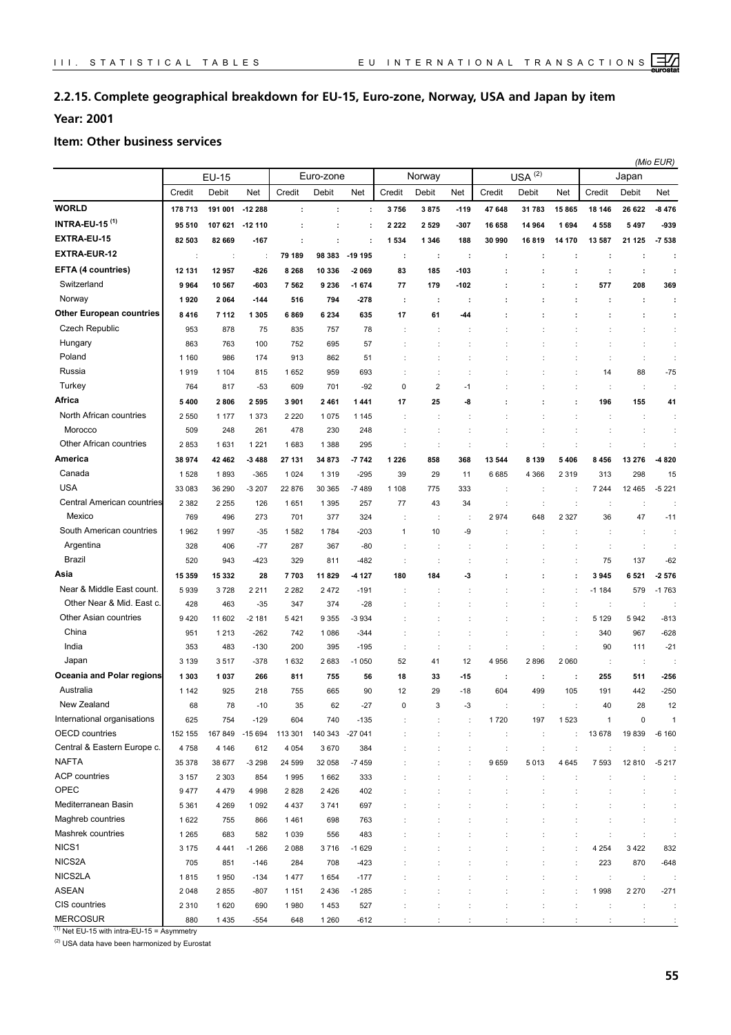## 2.2.15. Complete geographical breakdown for EU-15, Euro-zone, Norway, USA and Japan by item

**Year: 2001**

**Item: Other business services**

*(Mio EUR)*

| | EU-15 | | | Euro-zone | | | Norway | | | USA (2) | | | Japan | | |
|---|---|---|---|---|---|---|---|---|---|---|---|---|---|---|---|
| | Credit | Debit | Net | Credit | Debit | Net | Credit | Debit | Net | Credit | Debit | Net | Credit | Debit | Net |
| **WORLD** | **178 713** | **191 001** | **-12 288** | **:** | **:** | **:** | **3 756** | **3 875** | **-119** | **47 648** | **31 783** | **15 865** | **18 146** | **26 622** | **-8 476** |
| **INTRA-EU-15 (1)** | **95 510** | **107 621** | **-12 110** | **:** | **:** | **:** | **2 222** | **2 529** | **-307** | **16 658** | **14 964** | **1 694** | **4 558** | **5 497** | **-939** |
| **EXTRA-EU-15** | **82 503** | **82 669** | **-167** | **:** | **:** | **:** | **1 534** | **1 346** | **188** | **30 990** | **16 819** | **14 170** | **13 587** | **21 125** | **-7 538** |
| **EXTRA-EUR-12** | : | : | : | **79 189** | **98 383** | **-19 195** | **:** | **:** | **:** | **:** | **:** | **:** | **:** | **:** | **:** |
| **EFTA (4 countries)** | **12 131** | **12 957** | **-826** | **8 268** | **10 336** | **-2 069** | **83** | **185** | **-103** | **:** | **:** | **:** | **:** | **:** | **:** |
| Switzerland | **9 964** | **10 567** | **-603** | **7 562** | **9 236** | **-1 674** | **77** | **179** | **-102** | **:** | **:** | **:** | **577** | **208** | **369** |
| Norway | **1 920** | **2 064** | **-144** | **516** | **794** | **-278** | **:** | **:** | **:** | **:** | **:** | **:** | **:** | **:** | **:** |
| **Other European countries** | **8 416** | **7 112** | **1 305** | **6 869** | **6 234** | **635** | **17** | **61** | **-44** | **:** | **:** | **:** | **:** | **:** | **:** |
| Czech Republic | 953 | 878 | 75 | 835 | 757 | 78 | : | : | : | : | : | : | : | : | : |
| Hungary | 863 | 763 | 100 | 752 | 695 | 57 | : | : | : | : | : | : | : | : | : |
| Poland | 1 160 | 986 | 174 | 913 | 862 | 51 | : | : | : | : | : | : | : | : | : |
| Russia | 1 919 | 1 104 | 815 | 1 652 | 959 | 693 | : | : | : | : | : | : | 14 | 88 | -75 |
| Turkey | 764 | 817 | -53 | 609 | 701 | -92 | 0 | 2 | -1 | : | : | : | : | : | : |
| **Africa** | **5 400** | **2 806** | **2 595** | **3 901** | **2 461** | **1 441** | **17** | **25** | **-8** | **:** | **:** | **:** | **196** | **155** | **41** |
| North African countries | 2 550 | 1 177 | 1 373 | 2 220 | 1 075 | 1 145 | : | : | : | : | : | : | : | : | : |
| Morocco | 509 | 248 | 261 | 478 | 230 | 248 | : | : | : | : | : | : | : | : | : |
| Other African countries | 2 853 | 1 631 | 1 221 | 1 683 | 1 388 | 295 | : | : | : | : | : | : | : | : | : |
| **America** | **38 974** | **42 462** | **-3 488** | **27 131** | **34 873** | **-7 742** | **1 226** | **858** | **368** | **13 544** | **8 139** | **5 406** | **8 456** | **13 276** | **-4 820** |
| Canada | 1 528 | 1 893 | -365 | 1 024 | 1 319 | -295 | 39 | 29 | 11 | 6 685 | 4 366 | 2 319 | 313 | 298 | 15 |
| USA | 33 083 | 36 290 | -3 207 | 22 876 | 30 365 | -7 489 | 1 108 | 775 | 333 | : | : | : | 7 244 | 12 465 | -5 221 |
| Central American countries | 2 382 | 2 255 | 126 | 1 651 | 1 395 | 257 | 77 | 43 | 34 | : | : | : | : | : | : |
| Mexico | 769 | 496 | 273 | 701 | 377 | 324 | : | : | : | 2 974 | 648 | 2 327 | 36 | 47 | -11 |
| South American countries | 1 962 | 1 997 | -35 | 1 582 | 1 784 | -203 | 1 | 10 | -9 | : | : | : | : | : | : |
| Argentina | 328 | 406 | -77 | 287 | 367 | -80 | : | : | : | : | : | : | : | : | : |
| Brazil | 520 | 943 | -423 | 329 | 811 | -482 | : | : | : | : | : | : | 75 | 137 | -62 |
| **Asia** | **15 359** | **15 332** | **28** | **7 703** | **11 829** | **-4 127** | **180** | **184** | **-3** | **:** | **:** | **:** | **3 945** | **6 521** | **-2 576** |
| Near & Middle East count. | 5 939 | 3 728 | 2 211 | 2 282 | 2 472 | -191 | : | : | : | : | : | : | -1 184 | 579 | -1 763 |
| Other Near & Mid. East c. | 428 | 463 | -35 | 347 | 374 | -28 | : | : | : | : | : | : | : | : | : |
| Other Asian countries | 9 420 | 11 602 | -2 181 | 5 421 | 9 355 | -3 934 | : | : | : | : | : | : | 5 129 | 5 942 | -813 |
| China | 951 | 1 213 | -262 | 742 | 1 086 | -344 | : | : | : | : | : | : | 340 | 967 | -628 |
| India | 353 | 483 | -130 | 200 | 395 | -195 | : | : | : | : | : | : | 90 | 111 | -21 |
| Japan | 3 139 | 3 517 | -378 | 1 632 | 2 683 | -1 050 | 52 | 41 | 12 | 4 956 | 2 896 | 2 060 | : | : | : |
| **Oceania and Polar regions** | **1 303** | **1 037** | **266** | **811** | **755** | **56** | **18** | **33** | **-15** | **:** | **:** | **:** | **255** | **511** | **-256** |
| Australia | 1 142 | 925 | 218 | 755 | 665 | 90 | 12 | 29 | -18 | 604 | 499 | 105 | 191 | 442 | -250 |
| New Zealand | 68 | 78 | -10 | 35 | 62 | -27 | 0 | 3 | -3 | : | : | : | 40 | 28 | 12 |
| International organisations | 625 | 754 | -129 | 604 | 740 | -135 | : | : | : | 1 720 | 197 | 1 523 | 1 | 0 | 1 |
| OECD countries | 152 155 | 167 849 | -15 694 | 113 301 | 140 343 | -27 041 | : | : | : | : | : | : | 13 678 | 19 839 | -6 160 |
| Central & Eastern Europe c. | 4 758 | 4 146 | 612 | 4 054 | 3 670 | 384 | : | : | : | : | : | : | : | : | : |
| NAFTA | 35 378 | 38 677 | -3 298 | 24 599 | 32 058 | -7 459 | : | : | : | 9 659 | 5 013 | 4 645 | 7 593 | 12 810 | -5 217 |
| ACP countries | 3 157 | 2 303 | 854 | 1 995 | 1 662 | 333 | : | : | : | : | : | : | : | : | : |
| OPEC | 9 477 | 4 479 | 4 998 | 2 828 | 2 426 | 402 | : | : | : | : | : | : | : | : | : |
| Mediterranean Basin | 5 361 | 4 269 | 1 092 | 4 437 | 3 741 | 697 | : | : | : | : | : | : | : | : | : |
| Maghreb countries | 1 622 | 755 | 866 | 1 461 | 698 | 763 | : | : | : | : | : | : | : | : | : |
| Mashrek countries | 1 265 | 683 | 582 | 1 039 | 556 | 483 | : | : | : | : | : | : | : | : | : |
| NICS1 | 3 175 | 4 441 | -1 266 | 2 088 | 3 716 | -1 629 | : | : | : | : | : | : | 4 254 | 3 422 | 832 |
| NICS2A | 705 | 851 | -146 | 284 | 708 | -423 | : | : | : | : | : | : | 223 | 870 | -648 |
| NICS2LA | 1 815 | 1 950 | -134 | 1 477 | 1 654 | -177 | : | : | : | : | : | : | : | : | : |
| ASEAN | 2 048 | 2 855 | -807 | 1 151 | 2 436 | -1 285 | : | : | : | : | : | : | 1 998 | 2 270 | -271 |
| CIS countries | 2 310 | 1 620 | 690 | 1 980 | 1 453 | 527 | : | : | : | : | : | : | : | : | : |
| MERCOSUR | 880 | 1 435 | -554 | 648 | 1 260 | -612 | : | : | : | : | : | : | : | : | : |

(1) Net EU-15 with intra-EU-15 = Asymmetry

(2) USA data have been harmonized by Eurostat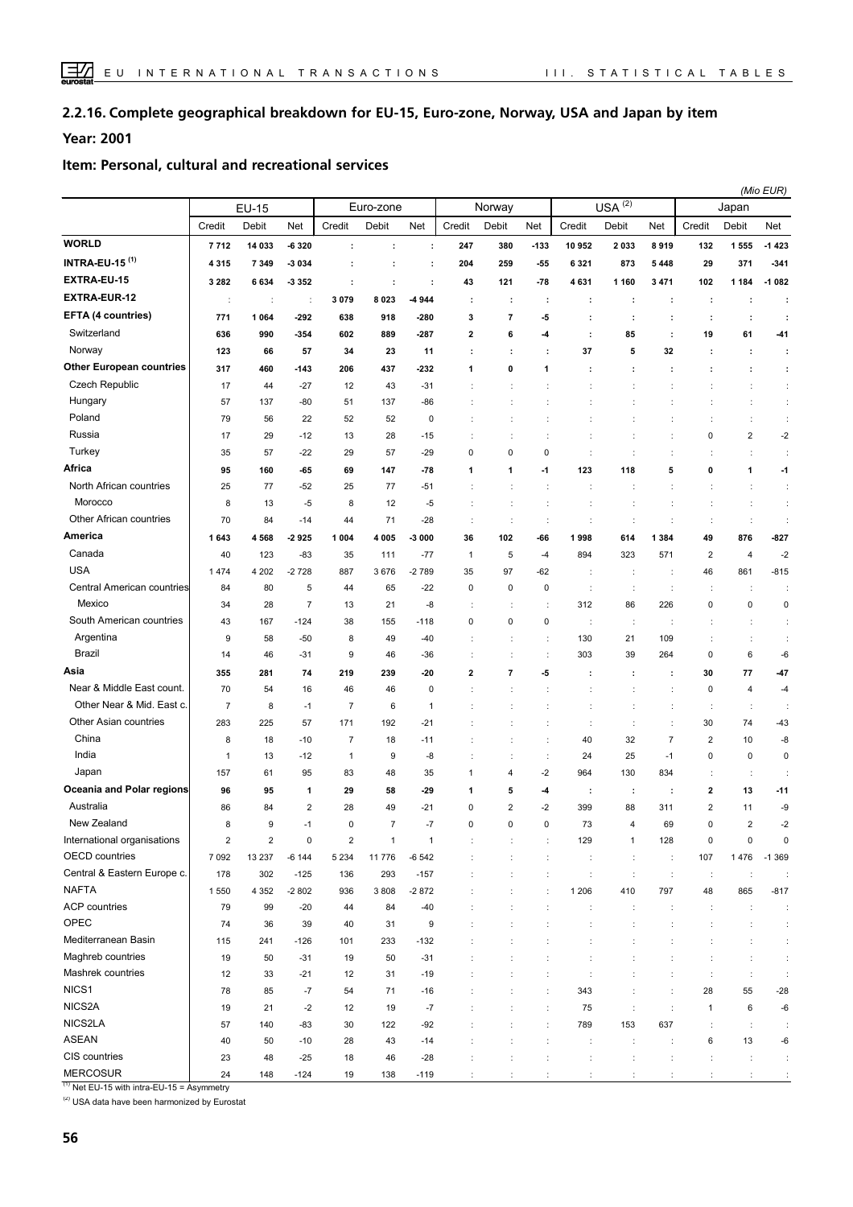## 2.2.16. Complete geographical breakdown for EU-15, Euro-zone, Norway, USA and Japan by item

**Year: 2001**

**Item: Personal, cultural and recreational services**

*(Mio EUR)*

| | EU-15 | | | Euro-zone | | | Norway | | | USA [2] | | | Japan | | |
|---|---|---|---|---|---|---|---|---|---|---|---|---|---|---|---|
| | Credit | Debit | Net | Credit | Debit | Net | Credit | Debit | Net | Credit | Debit | Net | Credit | Debit | Net |
| **WORLD** | **7 712** | **14 033** | **-6 320** | **:** | **:** | **:** | **247** | **380** | **-133** | **10 952** | **2 033** | **8 919** | **132** | **1 555** | **-1 423** |
| **INTRA-EU-15 [1]** | **4 315** | **7 349** | **-3 034** | **:** | **:** | **:** | **204** | **259** | **-55** | **6 321** | **873** | **5 448** | **29** | **371** | **-341** |
| **EXTRA-EU-15** | **3 282** | **6 634** | **-3 352** | **:** | **:** | **:** | **43** | **121** | **-78** | **4 631** | **1 160** | **3 471** | **102** | **1 184** | **-1 082** |
| **EXTRA-EUR-12** | : | : | : | **3 079** | **8 023** | **-4 944** | **:** | **:** | **:** | **:** | **:** | **:** | **:** | **:** | **:** |
| **EFTA (4 countries)** | **771** | **1 064** | **-292** | **638** | **918** | **-280** | **3** | **7** | **-5** | **:** | **:** | **:** | **:** | **:** | **:** |
| Switzerland | **636** | **990** | **-354** | **602** | **889** | **-287** | **2** | **6** | **-4** | **:** | **85** | **:** | **19** | **61** | **-41** |
| Norway | **123** | **66** | **57** | **34** | **23** | **11** | **:** | **:** | **:** | **37** | **5** | **32** | **:** | **:** | **:** |
| **Other European countries** | **317** | **460** | **-143** | **206** | **437** | **-232** | **1** | **0** | **1** | **:** | **:** | **:** | **:** | **:** | **:** |
| Czech Republic | 17 | 44 | -27 | 12 | 43 | -31 | : | : | : | : | : | : | : | : | : |
| Hungary | 57 | 137 | -80 | 51 | 137 | -86 | : | : | : | : | : | : | : | : | : |
| Poland | 79 | 56 | 22 | 52 | 52 | 0 | : | : | : | : | : | : | : | : | : |
| Russia | 17 | 29 | -12 | 13 | 28 | -15 | : | : | : | : | : | : | 0 | 2 | -2 |
| Turkey | 35 | 57 | -22 | 29 | 57 | -29 | 0 | 0 | 0 | : | : | : | : | : | : |
| **Africa** | **95** | **160** | **-65** | **69** | **147** | **-78** | **1** | **1** | **-1** | **123** | **118** | **5** | **0** | **1** | **-1** |
| North African countries | 25 | 77 | -52 | 25 | 77 | -51 | : | : | : | : | : | : | : | : | : |
| Morocco | 8 | 13 | -5 | 8 | 12 | -5 | : | : | : | : | : | : | : | : | : |
| Other African countries | 70 | 84 | -14 | 44 | 71 | -28 | : | : | : | : | : | : | : | : | : |
| **America** | **1 643** | **4 568** | **-2 925** | **1 004** | **4 005** | **-3 000** | **36** | **102** | **-66** | **1 998** | **614** | **1 384** | **49** | **876** | **-827** |
| Canada | 40 | 123 | -83 | 35 | 111 | -77 | 1 | 5 | -4 | 894 | 323 | 571 | 2 | 4 | -2 |
| USA | 1 474 | 4 202 | -2 728 | 887 | 3 676 | -2 789 | 35 | 97 | -62 | : | : | : | 46 | 861 | -815 |
| Central American countries | 84 | 80 | 5 | 44 | 65 | -22 | 0 | 0 | 0 | : | : | : | : | : | : |
| Mexico | 34 | 28 | 7 | 13 | 21 | -8 | : | : | : | 312 | 86 | 226 | 0 | 0 | 0 |
| South American countries | 43 | 167 | -124 | 38 | 155 | -118 | 0 | 0 | 0 | : | : | : | : | : | : |
| Argentina | 9 | 58 | -50 | 8 | 49 | -40 | : | : | : | 130 | 21 | 109 | : | : | : |
| Brazil | 14 | 46 | -31 | 9 | 46 | -36 | : | : | : | 303 | 39 | 264 | 0 | 6 | -6 |
| **Asia** | **355** | **281** | **74** | **219** | **239** | **-20** | **2** | **7** | **-5** | **:** | **:** | **:** | **30** | **77** | **-47** |
| Near & Middle East count. | 70 | 54 | 16 | 46 | 46 | 0 | : | : | : | : | : | : | 0 | 4 | -4 |
| Other Near & Mid. East c. | 7 | 8 | -1 | 7 | 6 | 1 | : | : | : | : | : | : | : | : | : |
| Other Asian countries | 283 | 225 | 57 | 171 | 192 | -21 | : | : | : | : | : | : | 30 | 74 | -43 |
| China | 8 | 18 | -10 | 7 | 18 | -11 | : | : | : | 40 | 32 | 7 | 2 | 10 | -8 |
| India | 1 | 13 | -12 | 1 | 9 | -8 | : | : | : | 24 | 25 | -1 | 0 | 0 | 0 |
| Japan | 157 | 61 | 95 | 83 | 48 | 35 | 1 | 4 | -2 | 964 | 130 | 834 | : | : | : |
| **Oceania and Polar regions** | **96** | **95** | **1** | **29** | **58** | **-29** | **1** | **5** | **-4** | **:** | **:** | **:** | **2** | **13** | **-11** |
| Australia | 86 | 84 | 2 | 28 | 49 | -21 | 0 | 2 | -2 | 399 | 88 | 311 | 2 | 11 | -9 |
| New Zealand | 8 | 9 | -1 | 0 | 7 | -7 | 0 | 0 | 0 | 73 | 4 | 69 | 0 | 2 | -2 |
| International organisations | 2 | 2 | 0 | 2 | 1 | 1 | : | : | : | 129 | 1 | 128 | 0 | 0 | 0 |
| OECD countries | 7 092 | 13 237 | -6 144 | 5 234 | 11 776 | -6 542 | : | : | : | : | : | : | 107 | 1 476 | -1 369 |
| Central & Eastern Europe c. | 178 | 302 | -125 | 136 | 293 | -157 | : | : | : | : | : | : | : | : | : |
| NAFTA | 1 550 | 4 352 | -2 802 | 936 | 3 808 | -2 872 | : | : | : | 1 206 | 410 | 797 | 48 | 865 | -817 |
| ACP countries | 79 | 99 | -20 | 44 | 84 | -40 | : | : | : | : | : | : | : | : | : |
| OPEC | 74 | 36 | 39 | 40 | 31 | 9 | : | : | : | : | : | : | : | : | : |
| Mediterranean Basin | 115 | 241 | -126 | 101 | 233 | -132 | : | : | : | : | : | : | : | : | : |
| Maghreb countries | 19 | 50 | -31 | 19 | 50 | -31 | : | : | : | : | : | : | : | : | : |
| Mashrek countries | 12 | 33 | -21 | 12 | 31 | -19 | : | : | : | : | : | : | : | : | : |
| NICS1 | 78 | 85 | -7 | 54 | 71 | -16 | : | : | : | 343 | : | : | 28 | 55 | -28 |
| NICS2A | 19 | 21 | -2 | 12 | 19 | -7 | : | : | : | 75 | : | : | 1 | 6 | -6 |
| NICS2LA | 57 | 140 | -83 | 30 | 122 | -92 | : | : | : | 789 | 153 | 637 | : | : | : |
| ASEAN | 40 | 50 | -10 | 28 | 43 | -14 | : | : | : | : | : | : | 6 | 13 | -6 |
| CIS countries | 23 | 48 | -25 | 18 | 46 | -28 | : | : | : | : | : | : | : | : | : |
| MERCOSUR | 24 | 148 | -124 | 19 | 138 | -119 | : | : | : | : | : | : | : | : | : |

[1] Net EU-15 with intra-EU-15 = Asymmetry

[2] USA data have been harmonized by Eurostat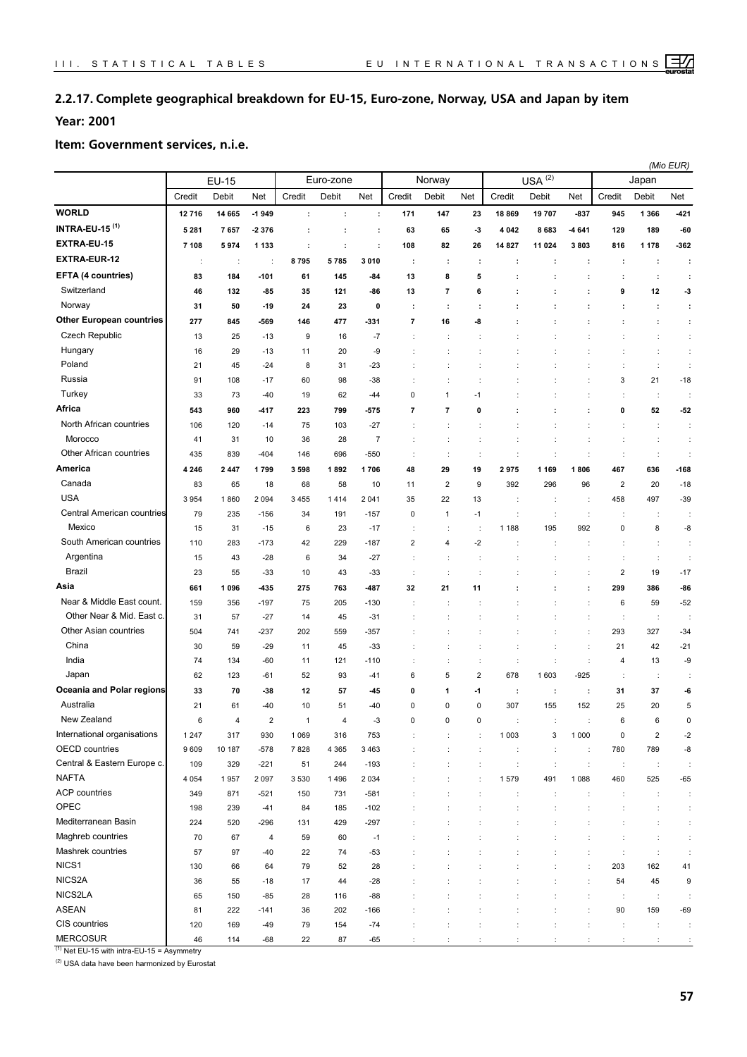## 2.2.17. Complete geographical breakdown for EU-15, Euro-zone, Norway, USA and Japan by item

**Year: 2001**

**Item: Government services, n.i.e.**

*(Mio EUR)*

| | EU-15 | | | Euro-zone | | | Norway | | | USA (2) | | | Japan | | |
|---|---|---|---|---|---|---|---|---|---|---|---|---|---|---|---|
| | Credit | Debit | Net | Credit | Debit | Net | Credit | Debit | Net | Credit | Debit | Net | Credit | Debit | Net |
| **WORLD** | **12 716** | **14 665** | **-1 949** | **:** | **:** | **:** | **171** | **147** | **23** | **18 869** | **19 707** | **-837** | **945** | **1 366** | **-421** |
| **INTRA-EU-15 (1)** | **5 281** | **7 657** | **-2 376** | **:** | **:** | **:** | **63** | **65** | **-3** | **4 042** | **8 683** | **-4 641** | **129** | **189** | **-60** |
| **EXTRA-EU-15** | **7 108** | **5 974** | **1 133** | **:** | **:** | **:** | **108** | **82** | **26** | **14 827** | **11 024** | **3 803** | **816** | **1 178** | **-362** |
| **EXTRA-EUR-12** | : | : | : | **8 795** | **5 785** | **3 010** | **:** | **:** | **:** | **:** | **:** | **:** | **:** | **:** | **:** |
| **EFTA (4 countries)** | **83** | **184** | **-101** | **61** | **145** | **-84** | **13** | **8** | **5** | **:** | **:** | **:** | **:** | **:** | **:** |
| Switzerland | **46** | **132** | **-85** | **35** | **121** | **-86** | **13** | **7** | **6** | **:** | **:** | **:** | **9** | **12** | **-3** |
| Norway | **31** | **50** | **-19** | **24** | **23** | **0** | **:** | **:** | **:** | **:** | **:** | **:** | **:** | **:** | **:** |
| **Other European countries** | **277** | **845** | **-569** | **146** | **477** | **-331** | **7** | **16** | **-8** | **:** | **:** | **:** | **:** | **:** | **:** |
| Czech Republic | 13 | 25 | -13 | 9 | 16 | -7 | : | : | : | : | : | : | : | : | : |
| Hungary | 16 | 29 | -13 | 11 | 20 | -9 | : | : | : | : | : | : | : | : | : |
| Poland | 21 | 45 | -24 | 8 | 31 | -23 | : | : | : | : | : | : | : | : | : |
| Russia | 91 | 108 | -17 | 60 | 98 | -38 | : | : | : | : | : | : | 3 | 21 | -18 |
| Turkey | 33 | 73 | -40 | 19 | 62 | -44 | 0 | 1 | -1 | : | : | : | : | : | : |
| **Africa** | **543** | **960** | **-417** | **223** | **799** | **-575** | **7** | **7** | **0** | **:** | **:** | **:** | **0** | **52** | **-52** |
| North African countries | 106 | 120 | -14 | 75 | 103 | -27 | : | : | : | : | : | : | : | : | : |
| Morocco | 41 | 31 | 10 | 36 | 28 | 7 | : | : | : | : | : | : | : | : | : |
| Other African countries | 435 | 839 | -404 | 146 | 696 | -550 | : | : | : | : | : | : | : | : | : |
| **America** | **4 246** | **2 447** | **1 799** | **3 598** | **1 892** | **1 706** | **48** | **29** | **19** | **2 975** | **1 169** | **1 806** | **467** | **636** | **-168** |
| Canada | 83 | 65 | 18 | 68 | 58 | 10 | 11 | 2 | 9 | 392 | 296 | 96 | 2 | 20 | -18 |
| USA | 3 954 | 1 860 | 2 094 | 3 455 | 1 414 | 2 041 | 35 | 22 | 13 | : | : | : | 458 | 497 | -39 |
| Central American countries | 79 | 235 | -156 | 34 | 191 | -157 | 0 | 1 | -1 | : | : | : | : | : | : |
| Mexico | 15 | 31 | -15 | 6 | 23 | -17 | : | : | : | 1 188 | 195 | 992 | 0 | 8 | -8 |
| South American countries | 110 | 283 | -173 | 42 | 229 | -187 | 2 | 4 | -2 | : | : | : | : | : | : |
| Argentina | 15 | 43 | -28 | 6 | 34 | -27 | : | : | : | : | : | : | : | : | : |
| Brazil | 23 | 55 | -33 | 10 | 43 | -33 | : | : | : | : | : | : | 2 | 19 | -17 |
| **Asia** | **661** | **1 096** | **-435** | **275** | **763** | **-487** | **32** | **21** | **11** | **:** | **:** | **:** | **299** | **386** | **-86** |
| Near & Middle East count. | 159 | 356 | -197 | 75 | 205 | -130 | : | : | : | : | : | : | 6 | 59 | -52 |
| Other Near & Mid. East c. | 31 | 57 | -27 | 14 | 45 | -31 | : | : | : | : | : | : | : | : | : |
| Other Asian countries | 504 | 741 | -237 | 202 | 559 | -357 | : | : | : | : | : | : | 293 | 327 | -34 |
| China | 30 | 59 | -29 | 11 | 45 | -33 | : | : | : | : | : | : | 21 | 42 | -21 |
| India | 74 | 134 | -60 | 11 | 121 | -110 | : | : | : | : | : | : | 4 | 13 | -9 |
| Japan | 62 | 123 | -61 | 52 | 93 | -41 | 6 | 5 | 2 | 678 | 1 603 | -925 | : | : | : |
| **Oceania and Polar regions** | **33** | **70** | **-38** | **12** | **57** | **-45** | **0** | **1** | **-1** | **:** | **:** | **:** | **31** | **37** | **-6** |
| Australia | 21 | 61 | -40 | 10 | 51 | -40 | 0 | 0 | 0 | 307 | 155 | 152 | 25 | 20 | 5 |
| New Zealand | 6 | 4 | 2 | 1 | 4 | -3 | 0 | 0 | 0 | : | : | : | 6 | 6 | 0 |
| International organisations | 1 247 | 317 | 930 | 1 069 | 316 | 753 | : | : | : | 1 003 | 3 | 1 000 | 0 | 2 | -2 |
| OECD countries | 9 609 | 10 187 | -578 | 7 828 | 4 365 | 3 463 | : | : | : | : | : | : | 780 | 789 | -8 |
| Central & Eastern Europe c. | 109 | 329 | -221 | 51 | 244 | -193 | : | : | : | : | : | : | : | : | : |
| NAFTA | 4 054 | 1 957 | 2 097 | 3 530 | 1 496 | 2 034 | : | : | : | 1 579 | 491 | 1 088 | 460 | 525 | -65 |
| ACP countries | 349 | 871 | -521 | 150 | 731 | -581 | : | : | : | : | : | : | : | : | : |
| OPEC | 198 | 239 | -41 | 84 | 185 | -102 | : | : | : | : | : | : | : | : | : |
| Mediterranean Basin | 224 | 520 | -296 | 131 | 429 | -297 | : | : | : | : | : | : | : | : | : |
| Maghreb countries | 70 | 67 | 4 | 59 | 60 | -1 | : | : | : | : | : | : | : | : | : |
| Mashrek countries | 57 | 97 | -40 | 22 | 74 | -53 | : | : | : | : | : | : | : | : | : |
| NICS1 | 130 | 66 | 64 | 79 | 52 | 28 | : | : | : | : | : | : | 203 | 162 | 41 |
| NICS2A | 36 | 55 | -18 | 17 | 44 | -28 | : | : | : | : | : | : | 54 | 45 | 9 |
| NICS2LA | 65 | 150 | -85 | 28 | 116 | -88 | : | : | : | : | : | : | : | : | : |
| ASEAN | 81 | 222 | -141 | 36 | 202 | -166 | : | : | : | : | : | : | 90 | 159 | -69 |
| CIS countries | 120 | 169 | -49 | 79 | 154 | -74 | : | : | : | : | : | : | : | : | : |
| MERCOSUR | 46 | 114 | -68 | 22 | 87 | -65 | : | : | : | : | : | : | : | : | : |

(1) Net EU-15 with intra-EU-15 = Asymmetry

(2) USA data have been harmonized by Eurostat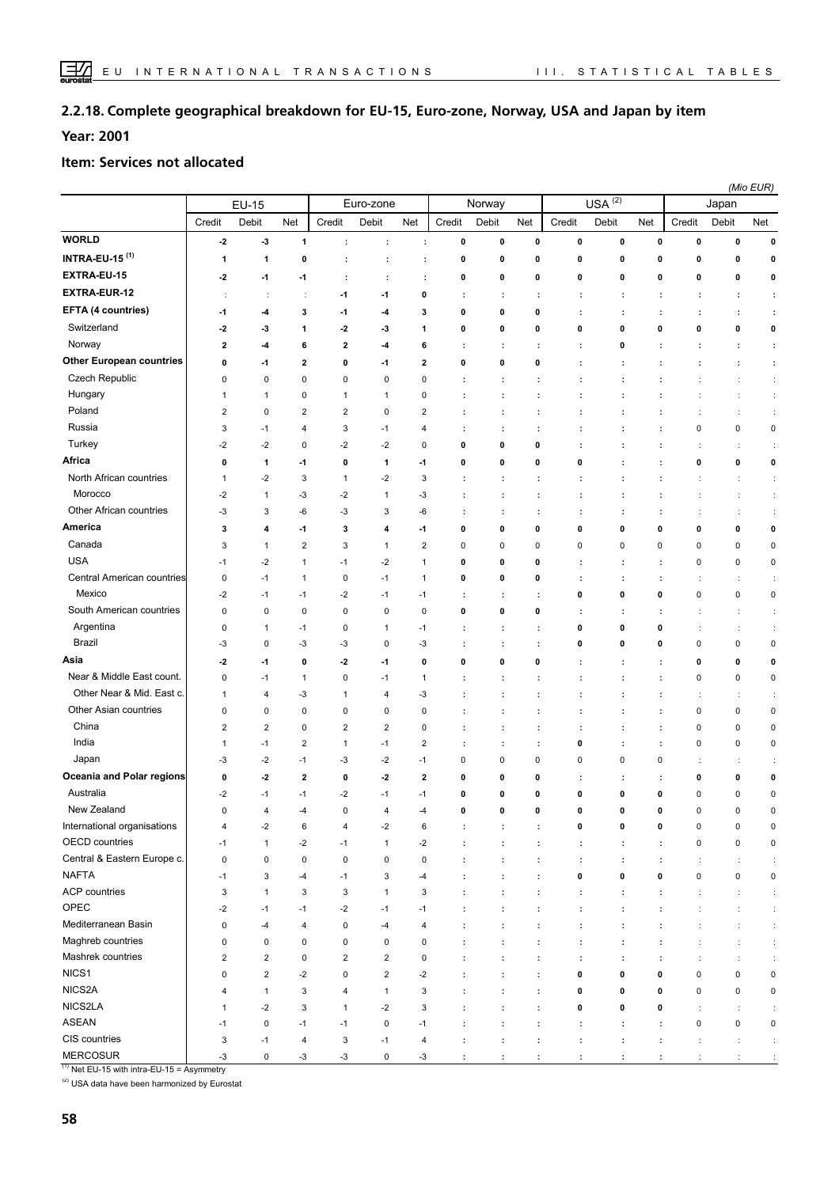## 2.2.18. Complete geographical breakdown for EU-15, Euro-zone, Norway, USA and Japan by item

### Year: 2001

### Item: Services not allocated

*(Mio EUR)*

| | EU-15 | | | Euro-zone | | | Norway | | | USA [(2)] | | | Japan | | |
|---|---|---|---|---|---|---|---|---|---|---|---|---|---|---|---|
| | Credit | Debit | Net | Credit | Debit | Net | Credit | Debit | Net | Credit | Debit | Net | Credit | Debit | Net |
| **WORLD** | -2 | -3 | 1 | : | : | : | 0 | 0 | 0 | 0 | 0 | 0 | 0 | 0 | 0 |
| **INTRA-EU-15 [(1)]** | 1 | 1 | 0 | : | : | : | 0 | 0 | 0 | 0 | 0 | 0 | 0 | 0 | 0 |
| **EXTRA-EU-15** | -2 | -1 | -1 | : | : | : | 0 | 0 | 0 | 0 | 0 | 0 | 0 | 0 | 0 |
| **EXTRA-EUR-12** | : | : | : | -1 | -1 | 0 | : | : | : | : | : | : | : | : | : |
| **EFTA (4 countries)** | -1 | -4 | 3 | -1 | -4 | 3 | 0 | 0 | 0 | : | : | : | : | : | : |
| Switzerland | -2 | -3 | 1 | -2 | -3 | 1 | 0 | 0 | 0 | 0 | 0 | 0 | 0 | 0 | 0 |
| Norway | 2 | -4 | 6 | 2 | -4 | 6 | : | : | : | : | 0 | : | : | : | : |
| **Other European countries** | 0 | -1 | 2 | 0 | -1 | 2 | 0 | 0 | 0 | : | : | : | : | : | : |
| Czech Republic | 0 | 0 | 0 | 0 | 0 | 0 | : | : | : | : | : | : | : | : | : |
| Hungary | 1 | 1 | 0 | 1 | 1 | 0 | : | : | : | : | : | : | : | : | : |
| Poland | 2 | 0 | 2 | 2 | 0 | 2 | : | : | : | : | : | : | : | : | : |
| Russia | 3 | -1 | 4 | 3 | -1 | 4 | : | : | : | : | : | : | 0 | 0 | 0 |
| Turkey | -2 | -2 | 0 | -2 | -2 | 0 | 0 | 0 | 0 | : | : | : | : | : | : |
| **Africa** | 0 | 1 | -1 | 0 | 1 | -1 | 0 | 0 | 0 | 0 | : | : | 0 | 0 | 0 |
| North African countries | 1 | -2 | 3 | 1 | -2 | 3 | : | : | : | : | : | : | : | : | : |
| Morocco | -2 | 1 | -3 | -2 | 1 | -3 | : | : | : | : | : | : | : | : | : |
| Other African countries | -3 | 3 | -6 | -3 | 3 | -6 | : | : | : | : | : | : | : | : | : |
| **America** | 3 | 4 | -1 | 3 | 4 | -1 | 0 | 0 | 0 | 0 | 0 | 0 | 0 | 0 | 0 |
| Canada | 3 | 1 | 2 | 3 | 1 | 2 | 0 | 0 | 0 | 0 | 0 | 0 | 0 | 0 | 0 |
| USA | -1 | -2 | 1 | -1 | -2 | 1 | 0 | 0 | 0 | : | : | : | 0 | 0 | 0 |
| Central American countries | 0 | -1 | 1 | 0 | -1 | 1 | 0 | 0 | 0 | : | : | : | : | : | : |
| Mexico | -2 | -1 | -1 | -2 | -1 | -1 | : | : | : | 0 | 0 | 0 | 0 | 0 | 0 |
| South American countries | 0 | 0 | 0 | 0 | 0 | 0 | 0 | 0 | 0 | : | : | : | : | : | : |
| Argentina | 0 | 1 | -1 | 0 | 1 | -1 | : | : | : | 0 | 0 | 0 | : | : | : |
| Brazil | -3 | 0 | -3 | -3 | 0 | -3 | : | : | : | 0 | 0 | 0 | 0 | 0 | 0 |
| **Asia** | -2 | -1 | 0 | -2 | -1 | 0 | 0 | 0 | 0 | : | : | : | 0 | 0 | 0 |
| Near & Middle East count. | 0 | -1 | 1 | 0 | -1 | 1 | : | : | : | : | : | : | 0 | 0 | 0 |
| Other Near & Mid. East c. | 1 | 4 | -3 | 1 | 4 | -3 | : | : | : | : | : | : | : | : | : |
| Other Asian countries | 0 | 0 | 0 | 0 | 0 | 0 | : | : | : | : | : | : | 0 | 0 | 0 |
| China | 2 | 2 | 0 | 2 | 2 | 0 | : | : | : | : | : | : | 0 | 0 | 0 |
| India | 1 | -1 | 2 | 1 | -1 | 2 | : | : | : | 0 | : | : | 0 | 0 | 0 |
| Japan | -3 | -2 | -1 | -3 | -2 | -1 | 0 | 0 | 0 | 0 | 0 | 0 | : | : | : |
| **Oceania and Polar regions** | 0 | -2 | 2 | 0 | -2 | 2 | 0 | 0 | 0 | : | : | : | 0 | 0 | 0 |
| Australia | -2 | -1 | -1 | -2 | -1 | -1 | 0 | 0 | 0 | 0 | 0 | 0 | 0 | 0 | 0 |
| New Zealand | 0 | 4 | -4 | 0 | 4 | -4 | 0 | 0 | 0 | 0 | 0 | 0 | 0 | 0 | 0 |
| International organisations | 4 | -2 | 6 | 4 | -2 | 6 | : | : | : | 0 | 0 | 0 | 0 | 0 | 0 |
| OECD countries | -1 | 1 | -2 | -1 | 1 | -2 | : | : | : | : | : | : | 0 | 0 | 0 |
| Central & Eastern Europe c. | 0 | 0 | 0 | 0 | 0 | 0 | : | : | : | : | : | : | : | : | : |
| NAFTA | -1 | 3 | -4 | -1 | 3 | -4 | : | : | : | 0 | 0 | 0 | 0 | 0 | 0 |
| ACP countries | 3 | 1 | 3 | 3 | 1 | 3 | : | : | : | : | : | : | : | : | : |
| OPEC | -2 | -1 | -1 | -2 | -1 | -1 | : | : | : | : | : | : | : | : | : |
| Mediterranean Basin | 0 | -4 | 4 | 0 | -4 | 4 | : | : | : | : | : | : | : | : | : |
| Maghreb countries | 0 | 0 | 0 | 0 | 0 | 0 | : | : | : | : | : | : | : | : | : |
| Mashrek countries | 2 | 2 | 0 | 2 | 2 | 0 | : | : | : | : | : | : | : | : | : |
| NICS1 | 0 | 2 | -2 | 0 | 2 | -2 | : | : | : | 0 | 0 | 0 | 0 | 0 | 0 |
| NICS2A | 4 | 1 | 3 | 4 | 1 | 3 | : | : | : | 0 | 0 | 0 | 0 | 0 | 0 |
| NICS2LA | 1 | -2 | 3 | 1 | -2 | 3 | : | : | : | 0 | 0 | 0 | : | : | : |
| ASEAN | -1 | 0 | -1 | -1 | 0 | -1 | : | : | : | : | : | : | 0 | 0 | 0 |
| CIS countries | 3 | -1 | 4 | 3 | -1 | 4 | : | : | : | : | : | : | : | : | : |
| MERCOSUR | -3 | 0 | -3 | -3 | 0 | -3 | : | : | : | : | : | : | : | : | : |

[(1)] Net EU-15 with intra-EU-15 = Asymmetry

[(2)] USA data have been harmonized by Eurostat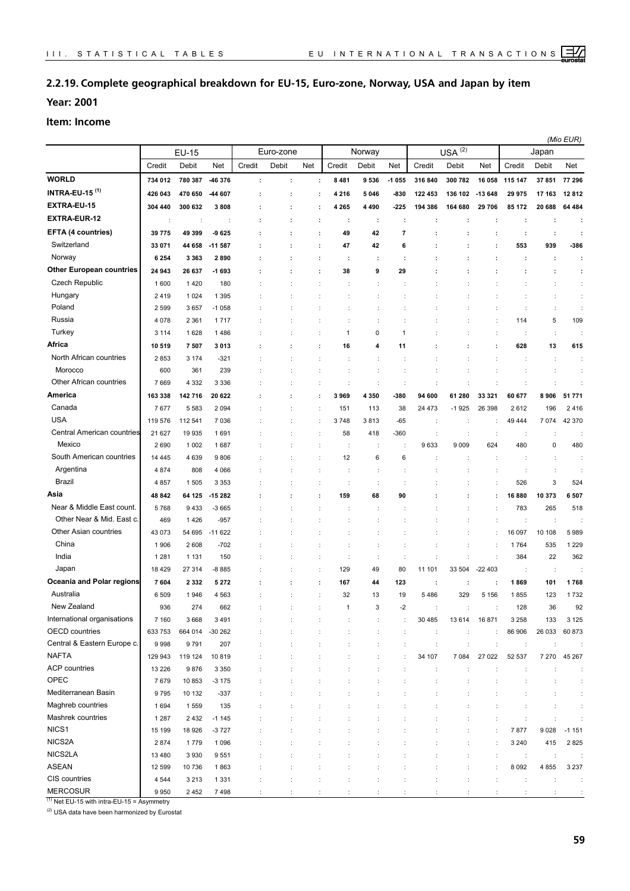## 2.2.19. Complete geographical breakdown for EU-15, Euro-zone, Norway, USA and Japan by item

**Year: 2001**

**Item: Income**

*(Mio EUR)*

| | EU-15 | | | Euro-zone | | | Norway | | | USA (2) | | | Japan | | |
|---|---|---|---|---|---|---|---|---|---|---|---|---|---|---|---|
| | Credit | Debit | Net | Credit | Debit | Net | Credit | Debit | Net | Credit | Debit | Net | Credit | Debit | Net |
| **WORLD** | **734 012** | **780 387** | **-46 376** | **:** | **:** | **:** | **8 481** | **9 536** | **-1 055** | **316 840** | **300 782** | **16 058** | **115 147** | **37 851** | **77 296** |
| **INTRA-EU-15 (1)** | **426 043** | **470 650** | **-44 607** | **:** | **:** | **:** | **4 216** | **5 046** | **-830** | **122 453** | **136 102** | **-13 648** | **29 975** | **17 163** | **12 812** |
| **EXTRA-EU-15** | **304 440** | **300 632** | **3 808** | **:** | **:** | **:** | **4 265** | **4 490** | **-225** | **194 386** | **164 680** | **29 706** | **85 172** | **20 688** | **64 484** |
| **EXTRA-EUR-12** | : | : | : | **:** | **:** | **:** | **:** | **:** | **:** | **:** | **:** | **:** | **:** | **:** | **:** |
| **EFTA (4 countries)** | **39 775** | **49 399** | **-9 625** | **:** | **:** | **:** | **49** | **42** | **7** | **:** | **:** | **:** | **:** | **:** | **:** |
| Switzerland | 33 071 | 44 658 | -11 587 | : | : | : | 47 | 42 | 6 | : | : | : | 553 | 939 | -386 |
| Norway | 6 254 | 3 363 | 2 890 | : | : | : | : | : | : | : | : | : | : | : | : |
| **Other European countries** | **24 943** | **26 637** | **-1 693** | **:** | **:** | **:** | **38** | **9** | **29** | **:** | **:** | **:** | **:** | **:** | **:** |
| Czech Republic | 1 600 | 1 420 | 180 | : | : | : | : | : | : | : | : | : | : | : | : |
| Hungary | 2 419 | 1 024 | 1 395 | : | : | : | : | : | : | : | : | : | : | : | : |
| Poland | 2 599 | 3 657 | -1 058 | : | : | : | : | : | : | : | : | : | : | : | : |
| Russia | 4 078 | 2 361 | 1 717 | : | : | : | : | : | : | : | : | : | 114 | 5 | 109 |
| Turkey | 3 114 | 1 628 | 1 486 | : | : | : | 1 | 0 | 1 | : | : | : | : | : | : |
| **Africa** | **10 519** | **7 507** | **3 013** | **:** | **:** | **:** | **16** | **4** | **11** | **:** | **:** | **:** | **628** | **13** | **615** |
| North African countries | 2 853 | 3 174 | -321 | : | : | : | : | : | : | : | : | : | : | : | : |
| Morocco | 600 | 361 | 239 | : | : | : | : | : | : | : | : | : | : | : | : |
| Other African countries | 7 669 | 4 332 | 3 336 | : | : | : | : | : | : | : | : | : | : | : | : |
| **America** | **163 338** | **142 716** | **20 622** | **:** | **:** | **:** | **3 969** | **4 350** | **-380** | **94 600** | **61 280** | **33 321** | **60 677** | **8 906** | **51 771** |
| Canada | 7 677 | 5 583 | 2 094 | : | : | : | 151 | 113 | 38 | 24 473 | -1 925 | 26 398 | 2 612 | 196 | 2 416 |
| USA | 119 576 | 112 541 | 7 036 | : | : | : | 3 748 | 3 813 | -65 | : | : | : | 49 444 | 7 074 | 42 370 |
| Central American countries | 21 627 | 19 935 | 1 691 | : | : | : | 58 | 418 | -360 | : | : | : | : | : | : |
| Mexico | 2 690 | 1 002 | 1 687 | : | : | : | : | : | : | 9 633 | 9 009 | 624 | 480 | 0 | 480 |
| South American countries | 14 445 | 4 639 | 9 806 | : | : | : | 12 | 6 | 6 | : | : | : | : | : | : |
| Argentina | 4 874 | 808 | 4 066 | : | : | : | : | : | : | : | : | : | : | : | : |
| Brazil | 4 857 | 1 505 | 3 353 | : | : | : | : | : | : | : | : | : | 526 | 3 | 524 |
| **Asia** | **48 842** | **64 125** | **-15 282** | **:** | **:** | **:** | **159** | **68** | **90** | **:** | **:** | **:** | **16 880** | **10 373** | **6 507** |
| Near & Middle East count. | 5 768 | 9 433 | -3 665 | : | : | : | : | : | : | : | : | : | 783 | 265 | 518 |
| Other Near & Mid. East c. | 469 | 1 426 | -957 | : | : | : | : | : | : | : | : | : | : | : | : |
| Other Asian countries | 43 073 | 54 695 | -11 622 | : | : | : | : | : | : | : | : | : | 16 097 | 10 108 | 5 989 |
| China | 1 906 | 2 608 | -702 | : | : | : | : | : | : | : | : | : | 1 764 | 535 | 1 229 |
| India | 1 281 | 1 131 | 150 | : | : | : | : | : | : | : | : | : | 384 | 22 | 362 |
| Japan | 18 429 | 27 314 | -8 885 | : | : | : | 129 | 49 | 80 | 11 101 | 33 504 | -22 403 | : | : | : |
| **Oceania and Polar regions** | **7 604** | **2 332** | **5 272** | **:** | **:** | **:** | **167** | **44** | **123** | **:** | **:** | **:** | **1 869** | **101** | **1 768** |
| Australia | 6 509 | 1 946 | 4 563 | : | : | : | 32 | 13 | 19 | 5 486 | 329 | 5 156 | 1 855 | 123 | 1 732 |
| New Zealand | 936 | 274 | 662 | : | : | : | 1 | 3 | -2 | : | : | : | 128 | 36 | 92 |
| International organisations | 7 160 | 3 668 | 3 491 | : | : | : | : | : | : | 30 485 | 13 614 | 16 871 | 3 258 | 133 | 3 125 |
| OECD countries | 633 753 | 664 014 | -30 262 | : | : | : | : | : | : | : | : | : | 86 906 | 26 033 | 60 873 |
| Central & Eastern Europe c. | 9 998 | 9 791 | 207 | : | : | : | : | : | : | : | : | : | : | : | : |
| NAFTA | 129 943 | 119 124 | 10 819 | : | : | : | : | : | : | 34 107 | 7 084 | 27 022 | 52 537 | 7 270 | 45 267 |
| ACP countries | 13 226 | 9 876 | 3 350 | : | : | : | : | : | : | : | : | : | : | : | : |
| OPEC | 7 679 | 10 853 | -3 175 | : | : | : | : | : | : | : | : | : | : | : | : |
| Mediterranean Basin | 9 795 | 10 132 | -337 | : | : | : | : | : | : | : | : | : | : | : | : |
| Maghreb countries | 1 694 | 1 559 | 135 | : | : | : | : | : | : | : | : | : | : | : | : |
| Mashrek countries | 1 287 | 2 432 | -1 145 | : | : | : | : | : | : | : | : | : | : | : | : |
| NICS1 | 15 199 | 18 926 | -3 727 | : | : | : | : | : | : | : | : | : | 7 877 | 9 028 | -1 151 |
| NICS2A | 2 874 | 1 779 | 1 096 | : | : | : | : | : | : | : | : | : | 3 240 | 415 | 2 825 |
| NICS2LA | 13 480 | 3 930 | 9 551 | : | : | : | : | : | : | : | : | : | : | : | : |
| ASEAN | 12 599 | 10 736 | 1 863 | : | : | : | : | : | : | : | : | : | 8 092 | 4 855 | 3 237 |
| CIS countries | 4 544 | 3 213 | 1 331 | : | : | : | : | : | : | : | : | : | : | : | : |
| MERCOSUR | 9 950 | 2 452 | 7 498 | : | : | : | : | : | : | : | : | : | : | : | : |

(1) Net EU-15 with intra-EU-15 = Asymmetry

(2) USA data have been harmonized by Eurostat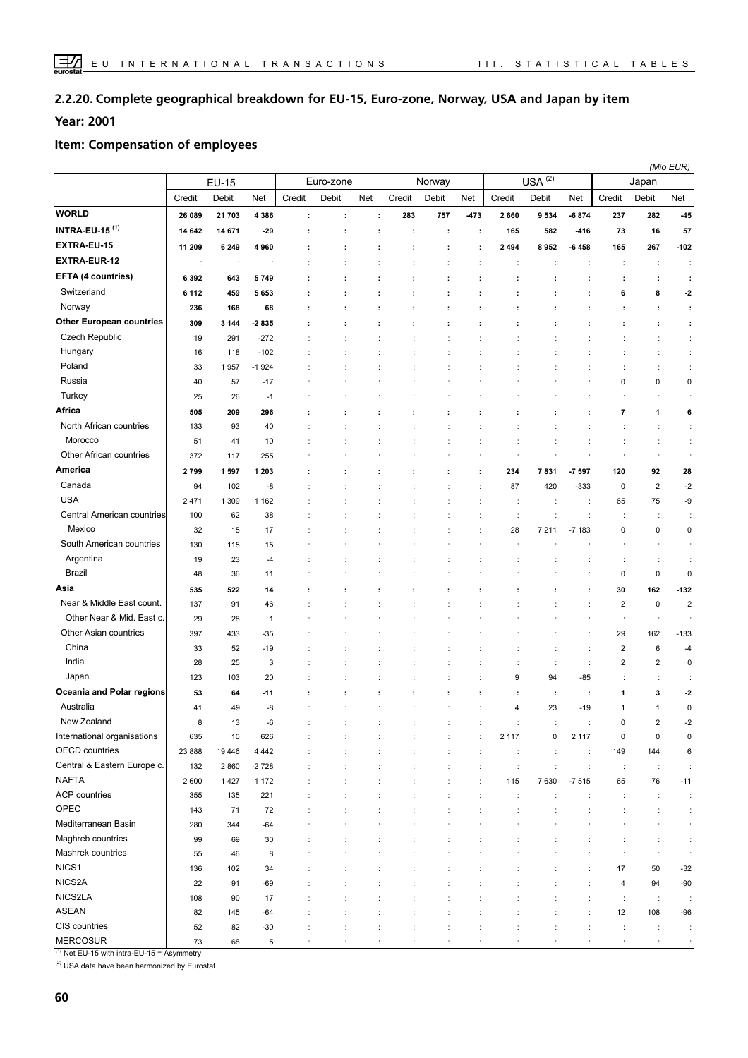## 2.2.20. Complete geographical breakdown for EU-15, Euro-zone, Norway, USA and Japan by item

### Year: 2001

### Item: Compensation of employees

*(Mio EUR)*

| | EU-15 | | | Euro-zone | | | Norway | | | USA (2) | | | Japan | | |
|---|---|---|---|---|---|---|---|---|---|---|---|---|---|---|---|
| | Credit | Debit | Net | Credit | Debit | Net | Credit | Debit | Net | Credit | Debit | Net | Credit | Debit | Net |
| **WORLD** | **26 089** | **21 703** | **4 386** | **:** | **:** | **:** | **283** | **757** | **-473** | **2 660** | **9 534** | **-6 874** | **237** | **282** | **-45** |
| **INTRA-EU-15 (1)** | **14 642** | **14 671** | **-29** | **:** | **:** | **:** | **:** | **:** | **:** | **165** | **582** | **-416** | **73** | **16** | **57** |
| **EXTRA-EU-15** | **11 209** | **6 249** | **4 960** | **:** | **:** | **:** | **:** | **:** | **:** | **2 494** | **8 952** | **-6 458** | **165** | **267** | **-102** |
| **EXTRA-EUR-12** | : | : | : | **:** | **:** | **:** | **:** | **:** | **:** | **:** | **:** | **:** | **:** | **:** | **:** |
| **EFTA (4 countries)** | **6 392** | **643** | **5 749** | **:** | **:** | **:** | **:** | **:** | **:** | **:** | **:** | **:** | **:** | **:** | **:** |
| Switzerland | **6 112** | **459** | **5 653** | **:** | **:** | **:** | **:** | **:** | **:** | **:** | **:** | **:** | **6** | **8** | **-2** |
| Norway | **236** | **168** | **68** | **:** | **:** | **:** | **:** | **:** | **:** | **:** | **:** | **:** | **:** | **:** | **:** |
| **Other European countries** | **309** | **3 144** | **-2 835** | **:** | **:** | **:** | **:** | **:** | **:** | **:** | **:** | **:** | **:** | **:** | **:** |
| Czech Republic | 19 | 291 | -272 | : | : | : | : | : | : | : | : | : | : | : | : |
| Hungary | 16 | 118 | -102 | : | : | : | : | : | : | : | : | : | : | : | : |
| Poland | 33 | 1 957 | -1 924 | : | : | : | : | : | : | : | : | : | : | : | : |
| Russia | 40 | 57 | -17 | : | : | : | : | : | : | : | : | : | 0 | 0 | 0 |
| Turkey | 25 | 26 | -1 | : | : | : | : | : | : | : | : | : | : | : | : |
| **Africa** | **505** | **209** | **296** | **:** | **:** | **:** | **:** | **:** | **:** | **:** | **:** | **:** | **7** | **1** | **6** |
| North African countries | 133 | 93 | 40 | : | : | : | : | : | : | : | : | : | : | : | : |
| Morocco | 51 | 41 | 10 | : | : | : | : | : | : | : | : | : | : | : | : |
| Other African countries | 372 | 117 | 255 | : | : | : | : | : | : | : | : | : | : | : | : |
| **America** | **2 799** | **1 597** | **1 203** | **:** | **:** | **:** | **:** | **:** | **:** | **234** | **7 831** | **-7 597** | **120** | **92** | **28** |
| Canada | 94 | 102 | -8 | : | : | : | : | : | : | 87 | 420 | -333 | 0 | 2 | -2 |
| USA | 2 471 | 1 309 | 1 162 | : | : | : | : | : | : | : | : | : | 65 | 75 | -9 |
| Central American countries | 100 | 62 | 38 | : | : | : | : | : | : | : | : | : | : | : | : |
| Mexico | 32 | 15 | 17 | : | : | : | : | : | : | 28 | 7 211 | -7 183 | 0 | 0 | 0 |
| South American countries | 130 | 115 | 15 | : | : | : | : | : | : | : | : | : | : | : | : |
| Argentina | 19 | 23 | -4 | : | : | : | : | : | : | : | : | : | : | : | : |
| Brazil | 48 | 36 | 11 | : | : | : | : | : | : | : | : | : | 0 | 0 | 0 |
| **Asia** | **535** | **522** | **14** | **:** | **:** | **:** | **:** | **:** | **:** | **:** | **:** | **:** | **30** | **162** | **-132** |
| Near & Middle East count. | 137 | 91 | 46 | : | : | : | : | : | : | : | : | : | 2 | 0 | 2 |
| Other Near & Mid. East c. | 29 | 28 | 1 | : | : | : | : | : | : | : | : | : | : | : | : |
| Other Asian countries | 397 | 433 | -35 | : | : | : | : | : | : | : | : | : | 29 | 162 | -133 |
| China | 33 | 52 | -19 | : | : | : | : | : | : | : | : | : | 2 | 6 | -4 |
| India | 28 | 25 | 3 | : | : | : | : | : | : | : | : | : | 2 | 2 | 0 |
| Japan | 123 | 103 | 20 | : | : | : | : | : | : | 9 | 94 | -85 | : | : | : |
| **Oceania and Polar regions** | **53** | **64** | **-11** | **:** | **:** | **:** | **:** | **:** | **:** | **:** | **:** | **:** | **1** | **3** | **-2** |
| Australia | 41 | 49 | -8 | : | : | : | : | : | : | 4 | 23 | -19 | 1 | 1 | 0 |
| New Zealand | 8 | 13 | -6 | : | : | : | : | : | : | : | : | : | 0 | 2 | -2 |
| International organisations | 635 | 10 | 626 | : | : | : | : | : | : | 2 117 | 0 | 2 117 | 0 | 0 | 0 |
| OECD countries | 23 888 | 19 446 | 4 442 | : | : | : | : | : | : | : | : | : | 149 | 144 | 6 |
| Central & Eastern Europe c. | 132 | 2 860 | -2 728 | : | : | : | : | : | : | : | : | : | : | : | : |
| NAFTA | 2 600 | 1 427 | 1 172 | : | : | : | : | : | : | 115 | 7 630 | -7 515 | 65 | 76 | -11 |
| ACP countries | 355 | 135 | 221 | : | : | : | : | : | : | : | : | : | : | : | : |
| OPEC | 143 | 71 | 72 | : | : | : | : | : | : | : | : | : | : | : | : |
| Mediterranean Basin | 280 | 344 | -64 | : | : | : | : | : | : | : | : | : | : | : | : |
| Maghreb countries | 99 | 69 | 30 | : | : | : | : | : | : | : | : | : | : | : | : |
| Mashrek countries | 55 | 46 | 8 | : | : | : | : | : | : | : | : | : | : | : | : |
| NICS1 | 136 | 102 | 34 | : | : | : | : | : | : | : | : | : | 17 | 50 | -32 |
| NICS2A | 22 | 91 | -69 | : | : | : | : | : | : | : | : | : | 4 | 94 | -90 |
| NICS2LA | 108 | 90 | 17 | : | : | : | : | : | : | : | : | : | : | : | : |
| ASEAN | 82 | 145 | -64 | : | : | : | : | : | : | : | : | : | 12 | 108 | -96 |
| CIS countries | 52 | 82 | -30 | : | : | : | : | : | : | : | : | : | : | : | : |
| MERCOSUR | 73 | 68 | 5 | : | : | : | : | : | : | : | : | : | : | : | : |

(1) Net EU-15 with intra-EU-15 = Asymmetry

(2) USA data have been harmonized by Eurostat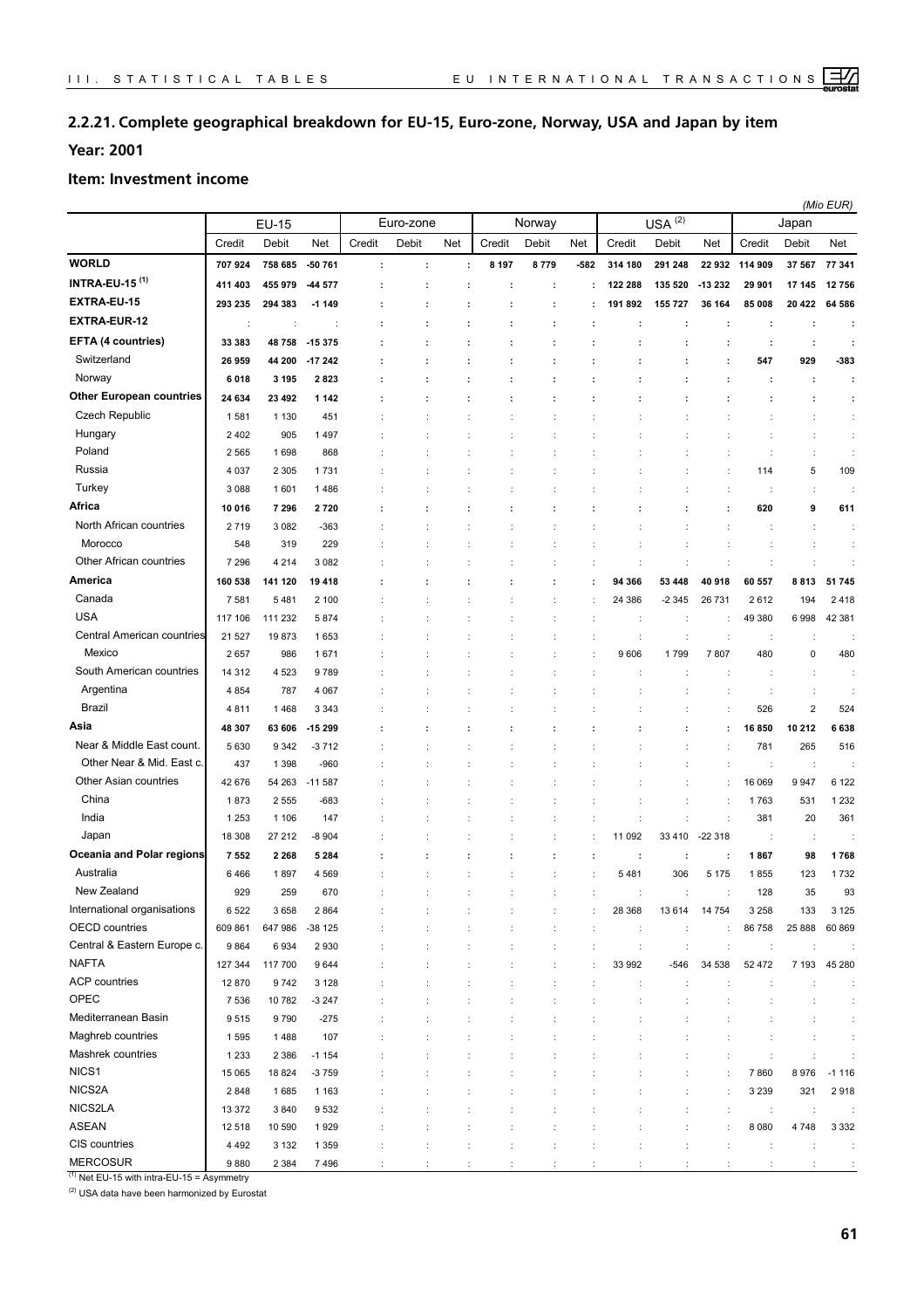## 2.2.21. Complete geographical breakdown for EU-15, Euro-zone, Norway, USA and Japan by item

**Year: 2001**

**Item: Investment income**

*(Mio EUR)*

| | EU-15 | | | Euro-zone | | | Norway | | | USA [(2)] | | | Japan | | |
|---|---|---|---|---|---|---|---|---|---|---|---|---|---|---|---|
| | Credit | Debit | Net | Credit | Debit | Net | Credit | Debit | Net | Credit | Debit | Net | Credit | Debit | Net |
| **WORLD** | **707 924** | **758 685** | **-50 761** | **:** | **:** | **:** | **8 197** | **8 779** | **-582** | **314 180** | **291 248** | **22 932** | **114 909** | **37 567** | **77 341** |
| **INTRA-EU-15 [(1)]** | **411 403** | **455 979** | **-44 577** | **:** | **:** | **:** | **:** | **:** | **:** | **122 288** | **135 520** | **-13 232** | **29 901** | **17 145** | **12 756** |
| **EXTRA-EU-15** | **293 235** | **294 383** | **-1 149** | **:** | **:** | **:** | **:** | **:** | **:** | **191 892** | **155 727** | **36 164** | **85 008** | **20 422** | **64 586** |
| **EXTRA-EUR-12** | : | : | : | **:** | **:** | **:** | **:** | **:** | **:** | **:** | **:** | **:** | **:** | **:** | **:** |
| **EFTA (4 countries)** | **33 383** | **48 758** | **-15 375** | **:** | **:** | **:** | **:** | **:** | **:** | **:** | **:** | **:** | **:** | **:** | **:** |
| Switzerland | **26 959** | **44 200** | **-17 242** | **:** | **:** | **:** | **:** | **:** | **:** | **:** | **:** | **:** | **547** | **929** | **-383** |
| Norway | **6 018** | **3 195** | **2 823** | **:** | **:** | **:** | **:** | **:** | **:** | **:** | **:** | **:** | **:** | **:** | **:** |
| **Other European countries** | **24 634** | **23 492** | **1 142** | **:** | **:** | **:** | **:** | **:** | **:** | **:** | **:** | **:** | **:** | **:** | **:** |
| Czech Republic | 1 581 | 1 130 | 451 | : | : | : | : | : | : | : | : | : | : | : | : |
| Hungary | 2 402 | 905 | 1 497 | : | : | : | : | : | : | : | : | : | : | : | : |
| Poland | 2 565 | 1 698 | 868 | : | : | : | : | : | : | : | : | : | : | : | : |
| Russia | 4 037 | 2 305 | 1 731 | : | : | : | : | : | : | : | : | : | 114 | 5 | 109 |
| Turkey | 3 088 | 1 601 | 1 486 | : | : | : | : | : | : | : | : | : | : | : | : |
| **Africa** | **10 016** | **7 296** | **2 720** | **:** | **:** | **:** | **:** | **:** | **:** | **:** | **:** | **:** | **620** | **9** | **611** |
| North African countries | 2 719 | 3 082 | -363 | : | : | : | : | : | : | : | : | : | : | : | : |
| Morocco | 548 | 319 | 229 | : | : | : | : | : | : | : | : | : | : | : | : |
| Other African countries | 7 296 | 4 214 | 3 082 | : | : | : | : | : | : | : | : | : | : | : | : |
| **America** | **160 538** | **141 120** | **19 418** | **:** | **:** | **:** | **:** | **:** | **:** | **94 366** | **53 448** | **40 918** | **60 557** | **8 813** | **51 745** |
| Canada | 7 581 | 5 481 | 2 100 | : | : | : | : | : | : | 24 386 | -2 345 | 26 731 | 2 612 | 194 | 2 418 |
| USA | 117 106 | 111 232 | 5 874 | : | : | : | : | : | : | : | : | : | 49 380 | 6 998 | 42 381 |
| Central American countries | 21 527 | 19 873 | 1 653 | : | : | : | : | : | : | : | : | : | : | : | : |
| Mexico | 2 657 | 986 | 1 671 | : | : | : | : | : | : | 9 606 | 1 799 | 7 807 | 480 | 0 | 480 |
| South American countries | 14 312 | 4 523 | 9 789 | : | : | : | : | : | : | : | : | : | : | : | : |
| Argentina | 4 854 | 787 | 4 067 | : | : | : | : | : | : | : | : | : | : | : | : |
| Brazil | 4 811 | 1 468 | 3 343 | : | : | : | : | : | : | : | : | : | 526 | 2 | 524 |
| **Asia** | **48 307** | **63 606** | **-15 299** | **:** | **:** | **:** | **:** | **:** | **:** | **:** | **:** | **:** | **16 850** | **10 212** | **6 638** |
| Near & Middle East count. | 5 630 | 9 342 | -3 712 | : | : | : | : | : | : | : | : | : | 781 | 265 | 516 |
| Other Near & Mid. East c. | 437 | 1 398 | -960 | : | : | : | : | : | : | : | : | : | : | : | : |
| Other Asian countries | 42 676 | 54 263 | -11 587 | : | : | : | : | : | : | : | : | : | 16 069 | 9 947 | 6 122 |
| China | 1 873 | 2 555 | -683 | : | : | : | : | : | : | : | : | : | 1 763 | 531 | 1 232 |
| India | 1 253 | 1 106 | 147 | : | : | : | : | : | : | : | : | : | 381 | 20 | 361 |
| Japan | 18 308 | 27 212 | -8 904 | : | : | : | : | : | : | 11 092 | 33 410 | -22 318 | : | : | : |
| **Oceania and Polar regions** | **7 552** | **2 268** | **5 284** | **:** | **:** | **:** | **:** | **:** | **:** | **:** | **:** | **:** | **1 867** | **98** | **1 768** |
| Australia | 6 466 | 1 897 | 4 569 | : | : | : | : | : | : | 5 481 | 306 | 5 175 | 1 855 | 123 | 1 732 |
| New Zealand | 929 | 259 | 670 | : | : | : | : | : | : | : | : | : | 128 | 35 | 93 |
| International organisations | 6 522 | 3 658 | 2 864 | : | : | : | : | : | : | 28 368 | 13 614 | 14 754 | 3 258 | 133 | 3 125 |
| OECD countries | 609 861 | 647 986 | -38 125 | : | : | : | : | : | : | : | : | : | 86 758 | 25 888 | 60 869 |
| Central & Eastern Europe c. | 9 864 | 6 934 | 2 930 | : | : | : | : | : | : | : | : | : | : | : | : |
| NAFTA | 127 344 | 117 700 | 9 644 | : | : | : | : | : | : | 33 992 | -546 | 34 538 | 52 472 | 7 193 | 45 280 |
| ACP countries | 12 870 | 9 742 | 3 128 | : | : | : | : | : | : | : | : | : | : | : | : |
| OPEC | 7 536 | 10 782 | -3 247 | : | : | : | : | : | : | : | : | : | : | : | : |
| Mediterranean Basin | 9 515 | 9 790 | -275 | : | : | : | : | : | : | : | : | : | : | : | : |
| Maghreb countries | 1 595 | 1 488 | 107 | : | : | : | : | : | : | : | : | : | : | : | : |
| Mashrek countries | 1 233 | 2 386 | -1 154 | : | : | : | : | : | : | : | : | : | : | : | : |
| NICS1 | 15 065 | 18 824 | -3 759 | : | : | : | : | : | : | : | : | : | 7 860 | 8 976 | -1 116 |
| NICS2A | 2 848 | 1 685 | 1 163 | : | : | : | : | : | : | : | : | : | 3 239 | 321 | 2 918 |
| NICS2LA | 13 372 | 3 840 | 9 532 | : | : | : | : | : | : | : | : | : | : | : | : |
| ASEAN | 12 518 | 10 590 | 1 929 | : | : | : | : | : | : | : | : | : | 8 080 | 4 748 | 3 332 |
| CIS countries | 4 492 | 3 132 | 1 359 | : | : | : | : | : | : | : | : | : | : | : | : |
| MERCOSUR | 9 880 | 2 384 | 7 496 | : | : | : | : | : | : | : | : | : | : | : | : |

(1) Net EU-15 with intra-EU-15 = Asymmetry

(2) USA data have been harmonized by Eurostat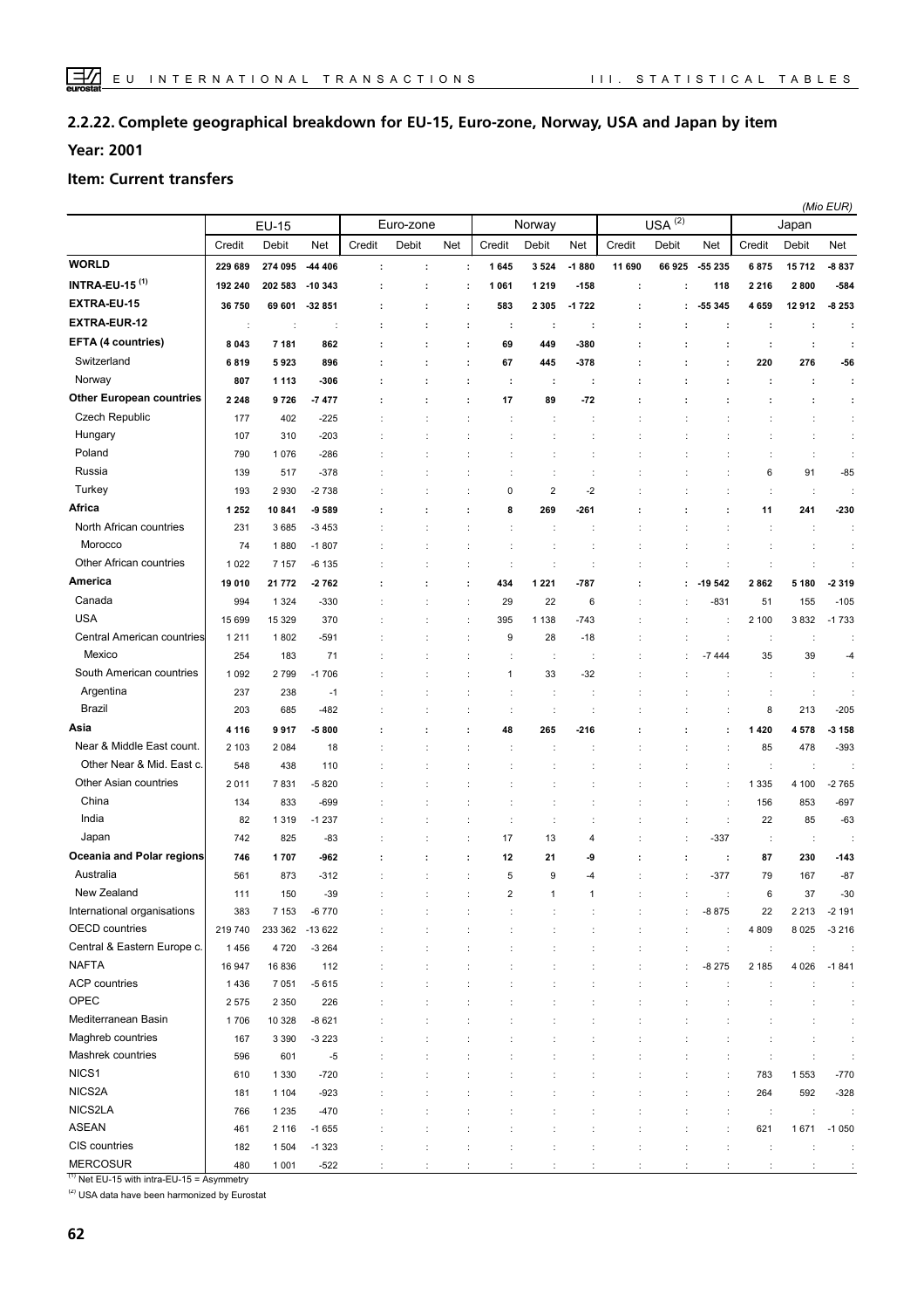## 2.2.22. Complete geographical breakdown for EU-15, Euro-zone, Norway, USA and Japan by item

**Year: 2001**

**Item: Current transfers**

*(Mio EUR)*

| | EU-15 | | | Euro-zone | | | Norway | | | USA (2) | | | Japan | | |
|---|---|---|---|---|---|---|---|---|---|---|---|---|---|---|---|
| | Credit | Debit | Net | Credit | Debit | Net | Credit | Debit | Net | Credit | Debit | Net | Credit | Debit | Net |
| **WORLD** | **229 689** | **274 095** | **-44 406** | **:** | **:** | **:** | **1 645** | **3 524** | **-1 880** | **11 690** | **66 925** | **-55 235** | **6 875** | **15 712** | **-8 837** |
| **INTRA-EU-15 (1)** | **192 240** | **202 583** | **-10 343** | **:** | **:** | **:** | **1 061** | **1 219** | **-158** | **:** | **:** | **118** | **2 216** | **2 800** | **-584** |
| **EXTRA-EU-15** | **36 750** | **69 601** | **-32 851** | **:** | **:** | **:** | **583** | **2 305** | **-1 722** | **:** | **:** | **-55 345** | **4 659** | **12 912** | **-8 253** |
| **EXTRA-EUR-12** | : | : | : | **:** | **:** | **:** | **:** | **:** | **:** | **:** | **:** | **:** | **:** | **:** | **:** |
| **EFTA (4 countries)** | **8 043** | **7 181** | **862** | **:** | **:** | **:** | **69** | **449** | **-380** | **:** | **:** | **:** | **:** | **:** | **:** |
| Switzerland | **6 819** | **5 923** | **896** | **:** | **:** | **:** | **67** | **445** | **-378** | **:** | **:** | **:** | **220** | **276** | **-56** |
| Norway | **807** | **1 113** | **-306** | **:** | **:** | **:** | **:** | **:** | **:** | **:** | **:** | **:** | **:** | **:** | **:** |
| **Other European countries** | **2 248** | **9 726** | **-7 477** | **:** | **:** | **:** | **17** | **89** | **-72** | **:** | **:** | **:** | **:** | **:** | **:** |
| Czech Republic | 177 | 402 | -225 | : | : | : | : | : | : | : | : | : | : | : | : |
| Hungary | 107 | 310 | -203 | : | : | : | : | : | : | : | : | : | : | : | : |
| Poland | 790 | 1 076 | -286 | : | : | : | : | : | : | : | : | : | : | : | : |
| Russia | 139 | 517 | -378 | : | : | : | : | : | : | : | : | : | 6 | 91 | -85 |
| Turkey | 193 | 2 930 | -2 738 | : | : | : | 0 | 2 | -2 | : | : | : | : | : | : |
| **Africa** | **1 252** | **10 841** | **-9 589** | **:** | **:** | **:** | **8** | **269** | **-261** | **:** | **:** | **:** | **11** | **241** | **-230** |
| North African countries | 231 | 3 685 | -3 453 | : | : | : | : | : | : | : | : | : | : | : | : |
| Morocco | 74 | 1 880 | -1 807 | : | : | : | : | : | : | : | : | : | : | : | : |
| Other African countries | 1 022 | 7 157 | -6 135 | : | : | : | : | : | : | : | : | : | : | : | : |
| **America** | **19 010** | **21 772** | **-2 762** | **:** | **:** | **:** | **434** | **1 221** | **-787** | **:** | **:** | **-19 542** | **2 862** | **5 180** | **-2 319** |
| Canada | 994 | 1 324 | -330 | : | : | : | 29 | 22 | 6 | : | : | -831 | 51 | 155 | -105 |
| USA | 15 699 | 15 329 | 370 | : | : | : | 395 | 1 138 | -743 | : | : | : | 2 100 | 3 832 | -1 733 |
| Central American countries | 1 211 | 1 802 | -591 | : | : | : | 9 | 28 | -18 | : | : | : | : | : | : |
| Mexico | 254 | 183 | 71 | : | : | : | : | : | : | : | : | -7 444 | 35 | 39 | -4 |
| South American countries | 1 092 | 2 799 | -1 706 | : | : | : | 1 | 33 | -32 | : | : | : | : | : | : |
| Argentina | 237 | 238 | -1 | : | : | : | : | : | : | : | : | : | : | : | : |
| Brazil | 203 | 685 | -482 | : | : | : | : | : | : | : | : | : | 8 | 213 | -205 |
| **Asia** | **4 116** | **9 917** | **-5 800** | **:** | **:** | **:** | **48** | **265** | **-216** | **:** | **:** | **:** | **1 420** | **4 578** | **-3 158** |
| Near & Middle East count. | 2 103 | 2 084 | 18 | : | : | : | : | : | : | : | : | : | 85 | 478 | -393 |
| Other Near & Mid. East c. | 548 | 438 | 110 | : | : | : | : | : | : | : | : | : | : | : | : |
| Other Asian countries | 2 011 | 7 831 | -5 820 | : | : | : | : | : | : | : | : | : | 1 335 | 4 100 | -2 765 |
| China | 134 | 833 | -699 | : | : | : | : | : | : | : | : | : | 156 | 853 | -697 |
| India | 82 | 1 319 | -1 237 | : | : | : | : | : | : | : | : | : | 22 | 85 | -63 |
| Japan | 742 | 825 | -83 | : | : | : | 17 | 13 | 4 | : | : | -337 | : | : | : |
| **Oceania and Polar regions** | **746** | **1 707** | **-962** | **:** | **:** | **:** | **12** | **21** | **-9** | **:** | **:** | **:** | **87** | **230** | **-143** |
| Australia | 561 | 873 | -312 | : | : | : | 5 | 9 | -4 | : | : | -377 | 79 | 167 | -87 |
| New Zealand | 111 | 150 | -39 | : | : | : | 2 | 1 | 1 | : | : | : | 6 | 37 | -30 |
| International organisations | 383 | 7 153 | -6 770 | : | : | : | : | : | : | : | : | -8 875 | 22 | 2 213 | -2 191 |
| OECD countries | 219 740 | 233 362 | -13 622 | : | : | : | : | : | : | : | : | : | 4 809 | 8 025 | -3 216 |
| Central & Eastern Europe c. | 1 456 | 4 720 | -3 264 | : | : | : | : | : | : | : | : | : | : | : | : |
| NAFTA | 16 947 | 16 836 | 112 | : | : | : | : | : | : | : | : | -8 275 | 2 185 | 4 026 | -1 841 |
| ACP countries | 1 436 | 7 051 | -5 615 | : | : | : | : | : | : | : | : | : | : | : | : |
| OPEC | 2 575 | 2 350 | 226 | : | : | : | : | : | : | : | : | : | : | : | : |
| Mediterranean Basin | 1 706 | 10 328 | -8 621 | : | : | : | : | : | : | : | : | : | : | : | : |
| Maghreb countries | 167 | 3 390 | -3 223 | : | : | : | : | : | : | : | : | : | : | : | : |
| Mashrek countries | 596 | 601 | -5 | : | : | : | : | : | : | : | : | : | : | : | : |
| NICS1 | 610 | 1 330 | -720 | : | : | : | : | : | : | : | : | : | 783 | 1 553 | -770 |
| NICS2A | 181 | 1 104 | -923 | : | : | : | : | : | : | : | : | : | 264 | 592 | -328 |
| NICS2LA | 766 | 1 235 | -470 | : | : | : | : | : | : | : | : | : | : | : | : |
| ASEAN | 461 | 2 116 | -1 655 | : | : | : | : | : | : | : | : | : | 621 | 1 671 | -1 050 |
| CIS countries | 182 | 1 504 | -1 323 | : | : | : | : | : | : | : | : | : | : | : | : |
| MERCOSUR | 480 | 1 001 | -522 | : | : | : | : | : | : | : | : | : | : | : | : |

(1) Net EU-15 with intra-EU-15 = Asymmetry

(2) USA data have been harmonized by Eurostat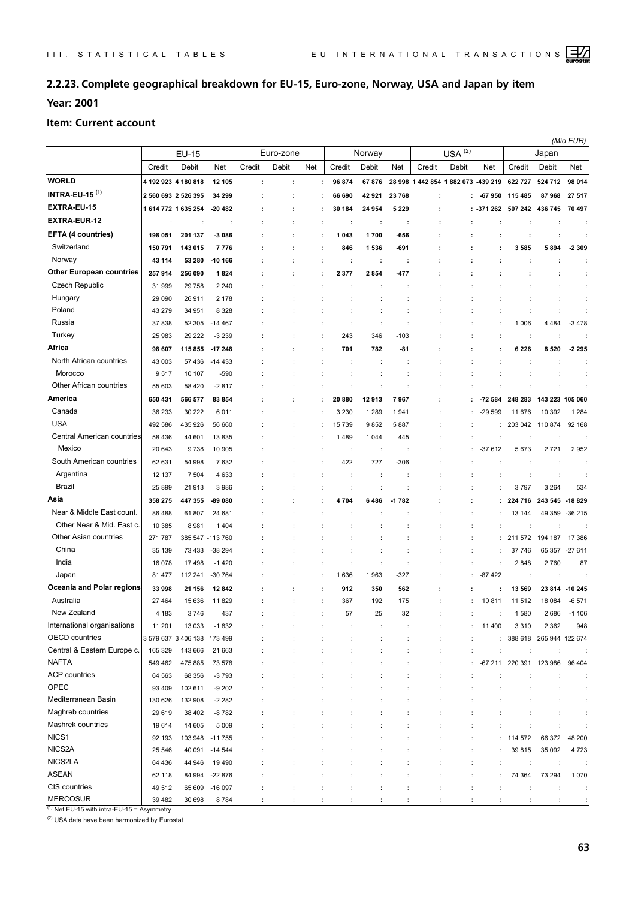## 2.2.23. Complete geographical breakdown for EU-15, Euro-zone, Norway, USA and Japan by item

**Year: 2001**

**Item: Current account**

*(Mio EUR)*

| | EU-15 | | | Euro-zone | | | Norway | | | USA [2] | | | Japan | | |
|---|---|---|---|---|---|---|---|---|---|---|---|---|---|---|---|
| | Credit | Debit | Net | Credit | Debit | Net | Credit | Debit | Net | Credit | Debit | Net | Credit | Debit | Net |
| **WORLD** | **4 192 923** | **4 180 818** | **12 105** | **:** | **:** | **:** | **96 874** | **67 876** | **28 998** | **1 442 854** | **1 882 073** | **-439 219** | **622 727** | **524 712** | **98 014** |
| **INTRA-EU-15 [1]** | **2 560 693** | **2 526 395** | **34 299** | **:** | **:** | **:** | **66 690** | **42 921** | **23 768** | **:** | **:** | **-67 950** | **115 485** | **87 968** | **27 517** |
| **EXTRA-EU-15** | **1 614 772** | **1 635 254** | **-20 482** | **:** | **:** | **:** | **30 184** | **24 954** | **5 229** | **:** | **:** | **-371 262** | **507 242** | **436 745** | **70 497** |
| **EXTRA-EUR-12** | : | : | : | **:** | **:** | **:** | **:** | **:** | **:** | **:** | **:** | **:** | **:** | **:** | **:** |
| **EFTA (4 countries)** | **198 051** | **201 137** | **-3 086** | **:** | **:** | **:** | **1 043** | **1 700** | **-656** | **:** | **:** | **:** | **:** | **:** | **:** |
| Switzerland | **150 791** | **143 015** | **7 776** | **:** | **:** | **:** | **846** | **1 536** | **-691** | **:** | **:** | **:** | **3 585** | **5 894** | **-2 309** |
| Norway | **43 114** | **53 280** | **-10 166** | **:** | **:** | **:** | **:** | **:** | **:** | **:** | **:** | **:** | **:** | **:** | **:** |
| **Other European countries** | **257 914** | **256 090** | **1 824** | **:** | **:** | **:** | **2 377** | **2 854** | **-477** | **:** | **:** | **:** | **:** | **:** | **:** |
| Czech Republic | 31 999 | 29 758 | 2 240 | : | : | : | : | : | : | : | : | : | : | : | : |
| Hungary | 29 090 | 26 911 | 2 178 | : | : | : | : | : | : | : | : | : | : | : | : |
| Poland | 43 279 | 34 951 | 8 328 | : | : | : | : | : | : | : | : | : | : | : | : |
| Russia | 37 838 | 52 305 | -14 467 | : | : | : | : | : | : | : | : | : | 1 006 | 4 484 | -3 478 |
| Turkey | 25 983 | 29 222 | -3 239 | : | : | : | 243 | 346 | -103 | : | : | : | : | : | : |
| **Africa** | **98 607** | **115 855** | **-17 248** | **:** | **:** | **:** | **701** | **782** | **-81** | **:** | **:** | **:** | **6 226** | **8 520** | **-2 295** |
| North African countries | 43 003 | 57 436 | -14 433 | : | : | : | : | : | : | : | : | : | : | : | : |
| Morocco | 9 517 | 10 107 | -590 | : | : | : | : | : | : | : | : | : | : | : | : |
| Other African countries | 55 603 | 58 420 | -2 817 | : | : | : | : | : | : | : | : | : | : | : | : |
| **America** | **650 431** | **566 577** | **83 854** | **:** | **:** | **:** | **20 880** | **12 913** | **7 967** | **:** | **:** | **-72 584** | **248 283** | **143 223** | **105 060** |
| Canada | 36 233 | 30 222 | 6 011 | : | : | : | 3 230 | 1 289 | 1 941 | : | : | -29 599 | 11 676 | 10 392 | 1 284 |
| USA | 492 586 | 435 926 | 56 660 | : | : | : | 15 739 | 9 852 | 5 887 | : | : | : | 203 042 | 110 874 | 92 168 |
| Central American countries | 58 436 | 44 601 | 13 835 | : | : | : | 1 489 | 1 044 | 445 | : | : | : | : | : | : |
| Mexico | 20 643 | 9 738 | 10 905 | : | : | : | : | : | : | : | : | -37 612 | 5 673 | 2 721 | 2 952 |
| South American countries | 62 631 | 54 998 | 7 632 | : | : | : | 422 | 727 | -306 | : | : | : | : | : | : |
| Argentina | 12 137 | 7 504 | 4 633 | : | : | : | : | : | : | : | : | : | : | : | : |
| Brazil | 25 899 | 21 913 | 3 986 | : | : | : | : | : | : | : | : | : | 3 797 | 3 264 | 534 |
| **Asia** | **358 275** | **447 355** | **-89 080** | **:** | **:** | **:** | **4 704** | **6 486** | **-1 782** | **:** | **:** | **:** | **224 716** | **243 545** | **-18 829** |
| Near & Middle East count. | 86 488 | 61 807 | 24 681 | : | : | : | : | : | : | : | : | : | 13 144 | 49 359 | -36 215 |
| Other Near & Mid. East c. | 10 385 | 8 981 | 1 404 | : | : | : | : | : | : | : | : | : | : | : | : |
| Other Asian countries | 271 787 | 385 547 | -113 760 | : | : | : | : | : | : | : | : | : | 211 572 | 194 187 | 17 386 |
| China | 35 139 | 73 433 | -38 294 | : | : | : | : | : | : | : | : | : | 37 746 | 65 357 | -27 611 |
| India | 16 078 | 17 498 | -1 420 | : | : | : | : | : | : | : | : | : | 2 848 | 2 760 | 87 |
| Japan | 81 477 | 112 241 | -30 764 | : | : | : | 1 636 | 1 963 | -327 | : | : | -87 422 | : | : | : |
| **Oceania and Polar regions** | **33 998** | **21 156** | **12 842** | **:** | **:** | **:** | **912** | **350** | **562** | **:** | **:** | **:** | **13 569** | **23 814** | **-10 245** |
| Australia | 27 464 | 15 636 | 11 829 | : | : | : | 367 | 192 | 175 | : | : | 10 811 | 11 512 | 18 084 | -6 571 |
| New Zealand | 4 183 | 3 746 | 437 | : | : | : | 57 | 25 | 32 | : | : | : | 1 580 | 2 686 | -1 106 |
| International organisations | 11 201 | 13 033 | -1 832 | : | : | : | : | : | : | : | : | 11 400 | 3 310 | 2 362 | 948 |
| OECD countries | 3 579 637 | 3 406 138 | 173 499 | : | : | : | : | : | : | : | : | : | 388 618 | 265 944 | 122 674 |
| Central & Eastern Europe c. | 165 329 | 143 666 | 21 663 | : | : | : | : | : | : | : | : | : | : | : | : |
| NAFTA | 549 462 | 475 885 | 73 578 | : | : | : | : | : | : | : | : | -67 211 | 220 391 | 123 986 | 96 404 |
| ACP countries | 64 563 | 68 356 | -3 793 | : | : | : | : | : | : | : | : | : | : | : | : |
| OPEC | 93 409 | 102 611 | -9 202 | : | : | : | : | : | : | : | : | : | : | : | : |
| Mediterranean Basin | 130 626 | 132 908 | -2 282 | : | : | : | : | : | : | : | : | : | : | : | : |
| Maghreb countries | 29 619 | 38 402 | -8 782 | : | : | : | : | : | : | : | : | : | : | : | : |
| Mashrek countries | 19 614 | 14 605 | 5 009 | : | : | : | : | : | : | : | : | : | : | : | : |
| NICS1 | 92 193 | 103 948 | -11 755 | : | : | : | : | : | : | : | : | : | 114 572 | 66 372 | 48 200 |
| NICS2A | 25 546 | 40 091 | -14 544 | : | : | : | : | : | : | : | : | : | 39 815 | 35 092 | 4 723 |
| NICS2LA | 64 436 | 44 946 | 19 490 | : | : | : | : | : | : | : | : | : | : | : | : |
| ASEAN | 62 118 | 84 994 | -22 876 | : | : | : | : | : | : | : | : | : | 74 364 | 73 294 | 1 070 |
| CIS countries | 49 512 | 65 609 | -16 097 | : | : | : | : | : | : | : | : | : | : | : | : |
| MERCOSUR | 39 482 | 30 698 | 8 784 | : | : | : | : | : | : | : | : | : | : | : | : |

[1] Net EU-15 with intra-EU-15 = Asymmetry

[2] USA data have been harmonized by Eurostat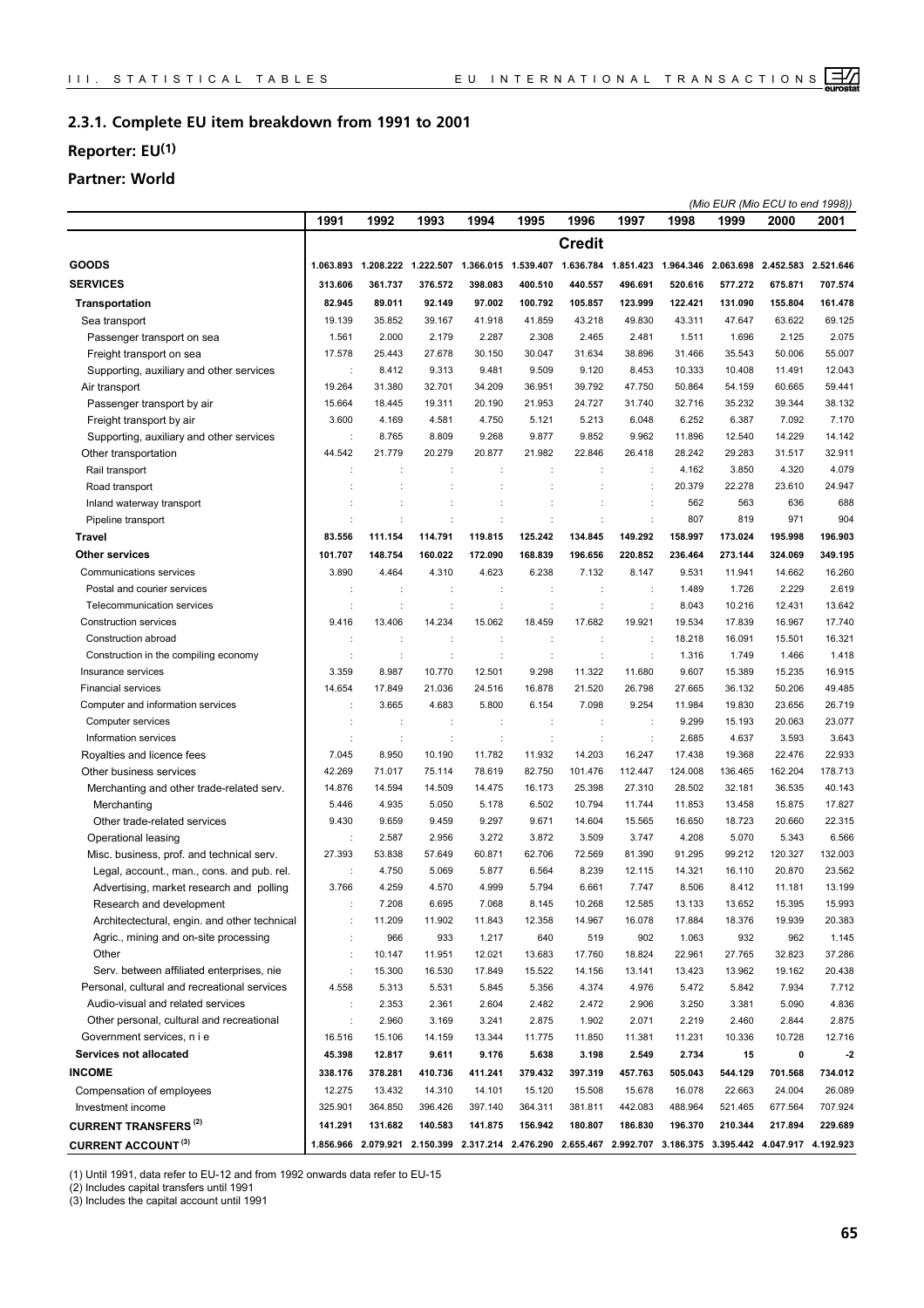## 2.3.1. Complete EU item breakdown from 1991 to 2001

## Reporter: EU(1)

## Partner: World

*(Mio EUR (Mio ECU to end 1998))*

| | 1991 | 1992 | 1993 | 1994 | 1995 | 1996 | 1997 | 1998 | 1999 | 2000 | 2001 |
|---|---|---|---|---|---|---|---|---|---|---|---|
| | | | | | | **Credit** | | | | | |
| **GOODS** | **1.063.893** | **1.208.222** | **1.222.507** | **1.366.015** | **1.539.407** | **1.636.784** | **1.851.423** | **1.964.346** | **2.063.698** | **2.452.583** | **2.521.646** |
| **SERVICES** | **313.606** | **361.737** | **376.572** | **398.083** | **400.510** | **440.557** | **496.691** | **520.616** | **577.272** | **675.871** | **707.574** |
| **Transportation** | **82.945** | **89.011** | **92.149** | **97.002** | **100.792** | **105.857** | **123.999** | **122.421** | **131.090** | **155.804** | **161.478** |
| Sea transport | 19.139 | 35.852 | 39.167 | 41.918 | 41.859 | 43.218 | 49.830 | 43.311 | 47.647 | 63.622 | 69.125 |
| Passenger transport on sea | 1.561 | 2.000 | 2.179 | 2.287 | 2.308 | 2.465 | 2.481 | 1.511 | 1.696 | 2.125 | 2.075 |
| Freight transport on sea | 17.578 | 25.443 | 27.678 | 30.150 | 30.047 | 31.634 | 38.896 | 31.466 | 35.543 | 50.006 | 55.007 |
| Supporting, auxiliary and other services | : | 8.412 | 9.313 | 9.481 | 9.509 | 9.120 | 8.453 | 10.333 | 10.408 | 11.491 | 12.043 |
| Air transport | 19.264 | 31.380 | 32.701 | 34.209 | 36.951 | 39.792 | 47.750 | 50.864 | 54.159 | 60.665 | 59.441 |
| Passenger transport by air | 15.664 | 18.445 | 19.311 | 20.190 | 21.953 | 24.727 | 31.740 | 32.716 | 35.232 | 39.344 | 38.132 |
| Freight transport by air | 3.600 | 4.169 | 4.581 | 4.750 | 5.121 | 5.213 | 6.048 | 6.252 | 6.387 | 7.092 | 7.170 |
| Supporting, auxiliary and other services | : | 8.765 | 8.809 | 9.268 | 9.877 | 9.852 | 9.962 | 11.896 | 12.540 | 14.229 | 14.142 |
| Other transportation | 44.542 | 21.779 | 20.279 | 20.877 | 21.982 | 22.846 | 26.418 | 28.242 | 29.283 | 31.517 | 32.911 |
| Rail transport | : | : | : | : | : | : | : | 4.162 | 3.850 | 4.320 | 4.079 |
| Road transport | : | : | : | : | : | : | : | 20.379 | 22.278 | 23.610 | 24.947 |
| Inland waterway transport | : | : | : | : | : | : | : | 562 | 563 | 636 | 688 |
| Pipeline transport | : | : | : | : | : | : | : | 807 | 819 | 971 | 904 |
| **Travel** | **83.556** | **111.154** | **114.791** | **119.815** | **125.242** | **134.845** | **149.292** | **158.997** | **173.024** | **195.998** | **196.903** |
| **Other services** | **101.707** | **148.754** | **160.022** | **172.090** | **168.839** | **196.656** | **220.852** | **236.464** | **273.144** | **324.069** | **349.195** |
| Communications services | 3.890 | 4.464 | 4.310 | 4.623 | 6.238 | 7.132 | 8.147 | 9.531 | 11.941 | 14.662 | 16.260 |
| Postal and courier services | : | : | : | : | : | : | : | 1.489 | 1.726 | 2.229 | 2.619 |
| Telecommunication services | : | : | : | : | : | : | : | 8.043 | 10.216 | 12.431 | 13.642 |
| Construction services | 9.416 | 13.406 | 14.234 | 15.062 | 18.459 | 17.682 | 19.921 | 19.534 | 17.839 | 16.967 | 17.740 |
| Construction abroad | : | : | : | : | : | : | : | 18.218 | 16.091 | 15.501 | 16.321 |
| Construction in the compiling economy | : | : | : | : | : | : | : | 1.316 | 1.749 | 1.466 | 1.418 |
| Insurance services | 3.359 | 8.987 | 10.770 | 12.501 | 9.298 | 11.322 | 11.680 | 9.607 | 15.389 | 15.235 | 16.915 |
| Financial services | 14.654 | 17.849 | 21.036 | 24.516 | 16.878 | 21.520 | 26.798 | 27.665 | 36.132 | 50.206 | 49.485 |
| Computer and information services | : | 3.665 | 4.683 | 5.800 | 6.154 | 7.098 | 9.254 | 11.984 | 19.830 | 23.656 | 26.719 |
| Computer services | : | : | : | : | : | : | : | 9.299 | 15.193 | 20.063 | 23.077 |
| Information services | : | : | : | : | : | : | : | 2.685 | 4.637 | 3.593 | 3.643 |
| Royalties and licence fees | 7.045 | 8.950 | 10.190 | 11.782 | 11.932 | 14.203 | 16.247 | 17.438 | 19.368 | 22.476 | 22.933 |
| Other business services | 42.269 | 71.017 | 75.114 | 78.619 | 82.750 | 101.476 | 112.447 | 124.008 | 136.465 | 162.204 | 178.713 |
| Merchanting and other trade-related serv. | 14.876 | 14.594 | 14.509 | 14.475 | 16.173 | 25.398 | 27.310 | 28.502 | 32.181 | 36.535 | 40.143 |
| Merchanting | 5.446 | 4.935 | 5.050 | 5.178 | 6.502 | 10.794 | 11.744 | 11.853 | 13.458 | 15.875 | 17.827 |
| Other trade-related services | 9.430 | 9.659 | 9.459 | 9.297 | 9.671 | 14.604 | 15.565 | 16.650 | 18.723 | 20.660 | 22.315 |
| Operational leasing | : | 2.587 | 2.956 | 3.272 | 3.872 | 3.509 | 3.747 | 4.208 | 5.070 | 5.343 | 6.566 |
| Misc. business, prof. and technical serv. | 27.393 | 53.838 | 57.649 | 60.871 | 62.706 | 72.569 | 81.390 | 91.295 | 99.212 | 120.327 | 132.003 |
| Legal, account., man., cons. and pub. rel. | : | 4.750 | 5.069 | 5.877 | 6.564 | 8.239 | 12.115 | 14.321 | 16.110 | 20.870 | 23.562 |
| Advertising, market research and polling | 3.766 | 4.259 | 4.570 | 4.999 | 5.794 | 6.661 | 7.747 | 8.506 | 8.412 | 11.181 | 13.199 |
| Research and development | : | 7.208 | 6.695 | 7.068 | 8.145 | 10.268 | 12.585 | 13.133 | 13.652 | 15.395 | 15.993 |
| Architectectural, engin. and other technical | : | 11.209 | 11.902 | 11.843 | 12.358 | 14.967 | 16.078 | 17.884 | 18.376 | 19.939 | 20.383 |
| Agric., mining and on-site processing | : | 966 | 933 | 1.217 | 640 | 519 | 902 | 1.063 | 932 | 962 | 1.145 |
| Other | : | 10.147 | 11.951 | 12.021 | 13.683 | 17.760 | 18.824 | 22.961 | 27.765 | 32.823 | 37.286 |
| Serv. between affiliated enterprises, nie | : | 15.300 | 16.530 | 17.849 | 15.522 | 14.156 | 13.141 | 13.423 | 13.962 | 19.162 | 20.438 |
| Personal, cultural and recreational services | 4.558 | 5.313 | 5.531 | 5.845 | 5.356 | 4.374 | 4.976 | 5.472 | 5.842 | 7.934 | 7.712 |
| Audio-visual and related services | : | 2.353 | 2.361 | 2.604 | 2.482 | 2.472 | 2.906 | 3.250 | 3.381 | 5.090 | 4.836 |
| Other personal, cultural and recreational | : | 2.960 | 3.169 | 3.241 | 2.875 | 1.902 | 2.071 | 2.219 | 2.460 | 2.844 | 2.875 |
| Government services, n i e | 16.516 | 15.106 | 14.159 | 13.344 | 11.775 | 11.850 | 11.381 | 11.231 | 10.336 | 10.728 | 12.716 |
| **Services not allocated** | **45.398** | **12.817** | **9.611** | **9.176** | **5.638** | **3.198** | **2.549** | **2.734** | **15** | **0** | **-2** |
| **INCOME** | **338.176** | **378.281** | **410.736** | **411.241** | **379.432** | **397.319** | **457.763** | **505.043** | **544.129** | **701.568** | **734.012** |
| Compensation of employees | 12.275 | 13.432 | 14.310 | 14.101 | 15.120 | 15.508 | 15.678 | 16.078 | 22.663 | 24.004 | 26.089 |
| Investment income | 325.901 | 364.850 | 396.426 | 397.140 | 364.311 | 381.811 | 442.083 | 488.964 | 521.465 | 677.564 | 707.924 |
| **CURRENT TRANSFERS (2)** | **141.291** | **131.682** | **140.583** | **141.875** | **156.942** | **180.807** | **186.830** | **196.370** | **210.344** | **217.894** | **229.689** |
| **CURRENT ACCOUNT (3)** | **1.856.966** | **2.079.921** | **2.150.399** | **2.317.214** | **2.476.290** | **2.655.467** | **2.992.707** | **3.186.375** | **3.395.442** | **4.047.917** | **4.192.923** |

(1) Until 1991, data refer to EU-12 and from 1992 onwards data refer to EU-15
(2) Includes capital transfers until 1991
(3) Includes the capital account until 1991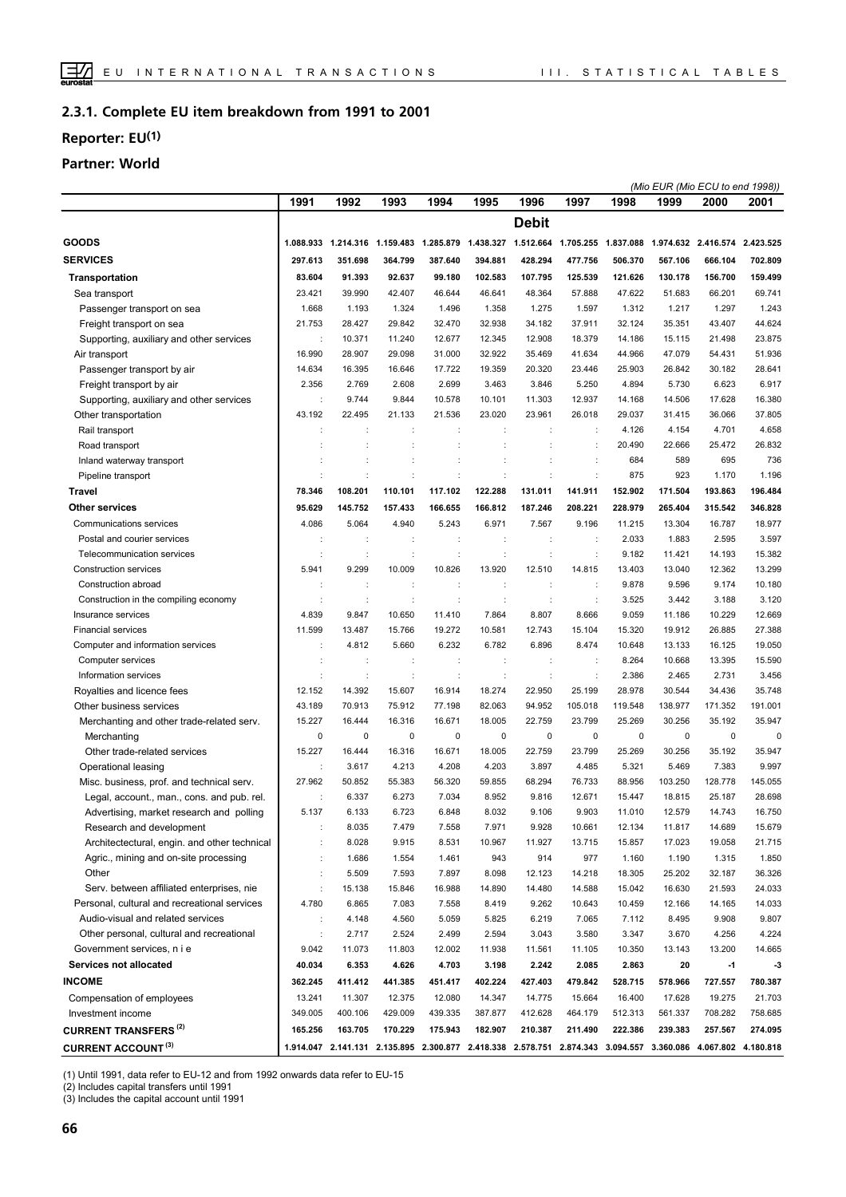## 2.3.1. Complete EU item breakdown from 1991 to 2001

## Reporter: EU(1)

## Partner: World

*(Mio EUR (Mio ECU to end 1998))*

| | 1991 | 1992 | 1993 | 1994 | 1995 | 1996 | 1997 | 1998 | 1999 | 2000 | 2001 |
|---|---|---|---|---|---|---|---|---|---|---|---|
| | | | | | | **Debit** | | | | | |
| **GOODS** | 1.088.933 | 1.214.316 | 1.159.483 | 1.285.879 | 1.438.327 | 1.512.664 | 1.705.255 | 1.837.088 | 1.974.632 | 2.416.574 | 2.423.525 |
| **SERVICES** | 297.613 | 351.698 | 364.799 | 387.640 | 394.881 | 428.294 | 477.756 | 506.370 | 567.106 | 666.104 | 702.809 |
| **Transportation** | 83.604 | 91.393 | 92.637 | 99.180 | 102.583 | 107.795 | 125.539 | 121.626 | 130.178 | 156.700 | 159.499 |
| Sea transport | 23.421 | 39.990 | 42.407 | 46.644 | 46.641 | 48.364 | 57.888 | 47.622 | 51.683 | 66.201 | 69.741 |
| Passenger transport on sea | 1.668 | 1.193 | 1.324 | 1.496 | 1.358 | 1.275 | 1.597 | 1.312 | 1.217 | 1.297 | 1.243 |
| Freight transport on sea | 21.753 | 28.427 | 29.842 | 32.470 | 32.938 | 34.182 | 37.911 | 32.124 | 35.351 | 43.407 | 44.624 |
| Supporting, auxiliary and other services | : | 10.371 | 11.240 | 12.677 | 12.345 | 12.908 | 18.379 | 14.186 | 15.115 | 21.498 | 23.875 |
| Air transport | 16.990 | 28.907 | 29.098 | 31.000 | 32.922 | 35.469 | 41.634 | 44.966 | 47.079 | 54.431 | 51.936 |
| Passenger transport by air | 14.634 | 16.395 | 16.646 | 17.722 | 19.359 | 20.320 | 23.446 | 25.903 | 26.842 | 30.182 | 28.641 |
| Freight transport by air | 2.356 | 2.769 | 2.608 | 2.699 | 3.463 | 3.846 | 5.250 | 4.894 | 5.730 | 6.623 | 6.917 |
| Supporting, auxiliary and other services | : | 9.744 | 9.844 | 10.578 | 10.101 | 11.303 | 12.937 | 14.168 | 14.506 | 17.628 | 16.380 |
| Other transportation | 43.192 | 22.495 | 21.133 | 21.536 | 23.020 | 23.961 | 26.018 | 29.037 | 31.415 | 36.066 | 37.805 |
| Rail transport | : | : | : | : | : | : | : | 4.126 | 4.154 | 4.701 | 4.658 |
| Road transport | : | : | : | : | : | : | : | 20.490 | 22.666 | 25.472 | 26.832 |
| Inland waterway transport | : | : | : | : | : | : | : | 684 | 589 | 695 | 736 |
| Pipeline transport | : | : | : | : | : | : | : | 875 | 923 | 1.170 | 1.196 |
| **Travel** | 78.346 | 108.201 | 110.101 | 117.102 | 122.288 | 131.011 | 141.911 | 152.902 | 171.504 | 193.863 | 196.484 |
| **Other services** | 95.629 | 145.752 | 157.433 | 166.655 | 166.812 | 187.246 | 208.221 | 228.979 | 265.404 | 315.542 | 346.828 |
| Communications services | 4.086 | 5.064 | 4.940 | 5.243 | 6.971 | 7.567 | 9.196 | 11.215 | 13.304 | 16.787 | 18.977 |
| Postal and courier services | : | : | : | : | : | : | : | 2.033 | 1.883 | 2.595 | 3.597 |
| Telecommunication services | : | : | : | : | : | : | : | 9.182 | 11.421 | 14.193 | 15.382 |
| Construction services | 5.941 | 9.299 | 10.009 | 10.826 | 13.920 | 12.510 | 14.815 | 13.403 | 13.040 | 12.362 | 13.299 |
| Construction abroad | : | : | : | : | : | : | : | 9.878 | 9.596 | 9.174 | 10.180 |
| Construction in the compiling economy | : | : | : | : | : | : | : | 3.525 | 3.442 | 3.188 | 3.120 |
| Insurance services | 4.839 | 9.847 | 10.650 | 11.410 | 7.864 | 8.807 | 8.666 | 9.059 | 11.186 | 10.229 | 12.669 |
| Financial services | 11.599 | 13.487 | 15.766 | 19.272 | 10.581 | 12.743 | 15.104 | 15.320 | 19.912 | 26.885 | 27.388 |
| Computer and information services | : | 4.812 | 5.660 | 6.232 | 6.782 | 6.896 | 8.474 | 10.648 | 13.133 | 16.125 | 19.050 |
| Computer services | : | : | : | : | : | : | : | 8.264 | 10.668 | 13.395 | 15.590 |
| Information services | : | : | : | : | : | : | : | 2.386 | 2.465 | 2.731 | 3.456 |
| Royalties and licence fees | 12.152 | 14.392 | 15.607 | 16.914 | 18.274 | 22.950 | 25.199 | 28.978 | 30.544 | 34.436 | 35.748 |
| Other business services | 43.189 | 70.913 | 75.912 | 77.198 | 82.063 | 94.952 | 105.018 | 119.548 | 138.977 | 171.352 | 191.001 |
| Merchanting and other trade-related serv. | 15.227 | 16.444 | 16.316 | 16.671 | 18.005 | 22.759 | 23.799 | 25.269 | 30.256 | 35.192 | 35.947 |
| Merchanting | 0 | 0 | 0 | 0 | 0 | 0 | 0 | 0 | 0 | 0 | 0 |
| Other trade-related services | 15.227 | 16.444 | 16.316 | 16.671 | 18.005 | 22.759 | 23.799 | 25.269 | 30.256 | 35.192 | 35.947 |
| Operational leasing | : | 3.617 | 4.213 | 4.208 | 4.203 | 3.897 | 4.485 | 5.321 | 5.469 | 7.383 | 9.997 |
| Misc. business, prof. and technical serv. | 27.962 | 50.852 | 55.383 | 56.320 | 59.855 | 68.294 | 76.733 | 88.956 | 103.250 | 128.778 | 145.055 |
| Legal, account., man., cons. and pub. rel. | : | 6.337 | 6.273 | 7.034 | 8.952 | 9.816 | 12.671 | 15.447 | 18.815 | 25.187 | 28.698 |
| Advertising, market research and polling | 5.137 | 6.133 | 6.723 | 6.848 | 8.032 | 9.106 | 9.903 | 11.010 | 12.579 | 14.743 | 16.750 |
| Research and development | : | 8.035 | 7.479 | 7.558 | 7.971 | 9.928 | 10.661 | 12.134 | 11.817 | 14.689 | 15.679 |
| Architectectural, engin. and other technical | : | 8.028 | 9.915 | 8.531 | 10.967 | 11.927 | 13.715 | 15.857 | 17.023 | 19.058 | 21.715 |
| Agric., mining and on-site processing | : | 1.686 | 1.554 | 1.461 | 943 | 914 | 977 | 1.160 | 1.190 | 1.315 | 1.850 |
| Other | : | 5.509 | 7.593 | 7.897 | 8.098 | 12.123 | 14.218 | 18.305 | 25.202 | 32.187 | 36.326 |
| Serv. between affiliated enterprises, nie | : | 15.138 | 15.846 | 16.988 | 14.890 | 14.480 | 14.588 | 15.042 | 16.630 | 21.593 | 24.033 |
| Personal, cultural and recreational services | 4.780 | 6.865 | 7.083 | 7.558 | 8.419 | 9.262 | 10.643 | 10.459 | 12.166 | 14.165 | 14.033 |
| Audio-visual and related services | : | 4.148 | 4.560 | 5.059 | 5.825 | 6.219 | 7.065 | 7.112 | 8.495 | 9.908 | 9.807 |
| Other personal, cultural and recreational | : | 2.717 | 2.524 | 2.499 | 2.594 | 3.043 | 3.580 | 3.347 | 3.670 | 4.256 | 4.224 |
| Government services, n i e | 9.042 | 11.073 | 11.803 | 12.002 | 11.938 | 11.561 | 11.105 | 10.350 | 13.143 | 13.200 | 14.665 |
| **Services not allocated** | 40.034 | 6.353 | 4.626 | 4.703 | 3.198 | 2.242 | 2.085 | 2.863 | 20 | -1 | -3 |
| **INCOME** | 362.245 | 411.412 | 441.385 | 451.417 | 402.224 | 427.403 | 479.842 | 528.715 | 578.966 | 727.557 | 780.387 |
| Compensation of employees | 13.241 | 11.307 | 12.375 | 12.080 | 14.347 | 14.775 | 15.664 | 16.400 | 17.628 | 19.275 | 21.703 |
| Investment income | 349.005 | 400.106 | 429.009 | 439.335 | 387.877 | 412.628 | 464.179 | 512.313 | 561.337 | 708.282 | 758.685 |
| **CURRENT TRANSFERS (2)** | 165.256 | 163.705 | 170.229 | 175.943 | 182.907 | 210.387 | 211.490 | 222.386 | 239.383 | 257.567 | 274.095 |
| **CURRENT ACCOUNT (3)** | 1.914.047 | 2.141.131 | 2.135.895 | 2.300.877 | 2.418.338 | 2.578.751 | 2.874.343 | 3.094.557 | 3.360.086 | 4.067.802 | 4.180.818 |

(1) Until 1991, data refer to EU-12 and from 1992 onwards data refer to EU-15
(2) Includes capital transfers until 1991
(3) Includes the capital account until 1991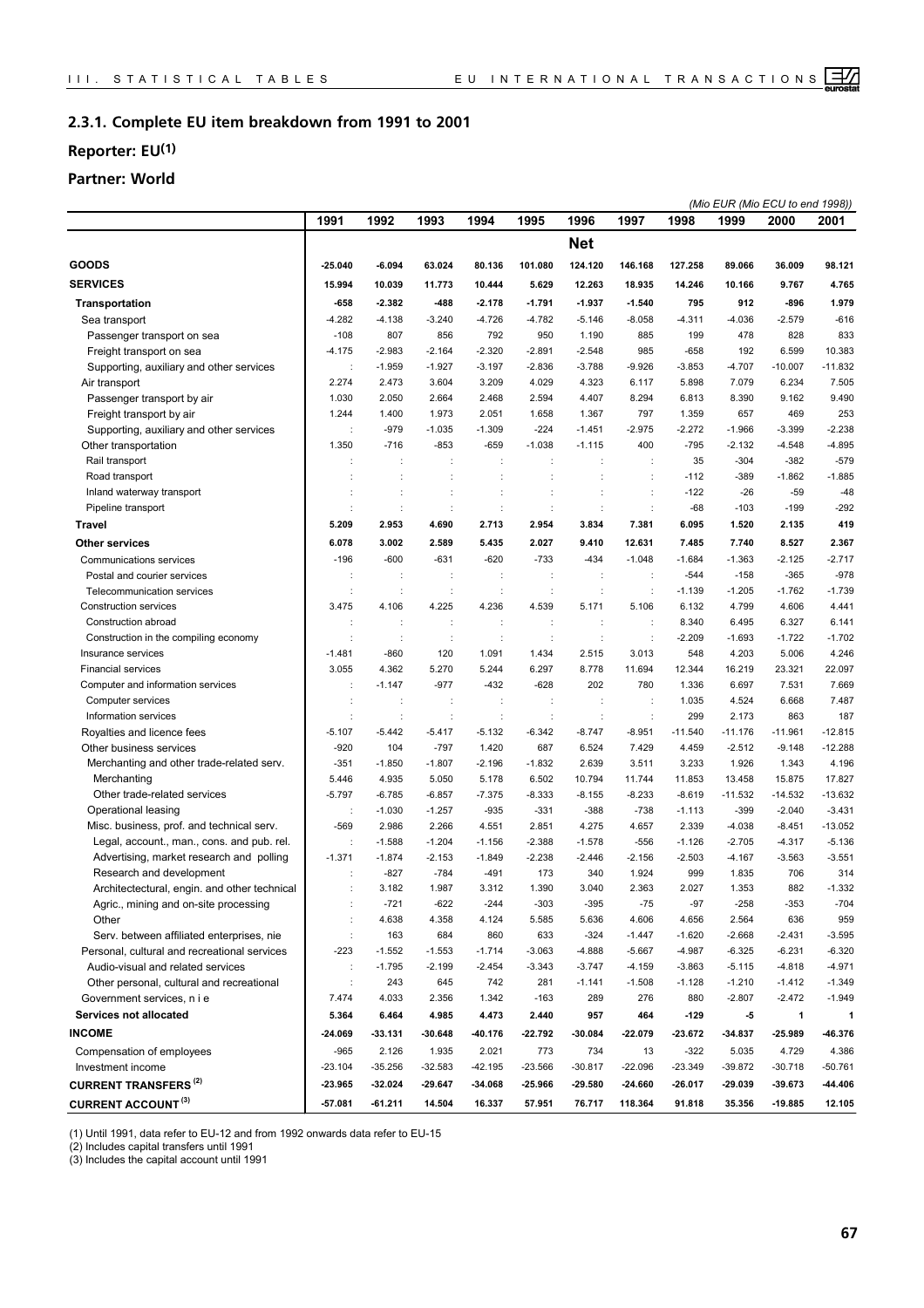## 2.3.1. Complete EU item breakdown from 1991 to 2001

### Reporter: EU(1)

### Partner: World

*(Mio EUR (Mio ECU to end 1998))*

| | 1991 | 1992 | 1993 | 1994 | 1995 | 1996 | 1997 | 1998 | 1999 | 2000 | 2001 |
|---|---|---|---|---|---|---|---|---|---|---|---|
| | | | | | | **Net** | | | | | |
| **GOODS** | **-25.040** | **-6.094** | **63.024** | **80.136** | **101.080** | **124.120** | **146.168** | **127.258** | **89.066** | **36.009** | **98.121** |
| **SERVICES** | **15.994** | **10.039** | **11.773** | **10.444** | **5.629** | **12.263** | **18.935** | **14.246** | **10.166** | **9.767** | **4.765** |
| **Transportation** | **-658** | **-2.382** | **-488** | **-2.178** | **-1.791** | **-1.937** | **-1.540** | **795** | **912** | **-896** | **1.979** |
| Sea transport | -4.282 | -4.138 | -3.240 | -4.726 | -4.782 | -5.146 | -8.058 | -4.311 | -4.036 | -2.579 | -616 |
| Passenger transport on sea | -108 | 807 | 856 | 792 | 950 | 1.190 | 885 | 199 | 478 | 828 | 833 |
| Freight transport on sea | -4.175 | -2.983 | -2.164 | -2.320 | -2.891 | -2.548 | 985 | -658 | 192 | 6.599 | 10.383 |
| Supporting, auxiliary and other services | : | -1.959 | -1.927 | -3.197 | -2.836 | -3.788 | -9.926 | -3.853 | -4.707 | -10.007 | -11.832 |
| Air transport | 2.274 | 2.473 | 3.604 | 3.209 | 4.029 | 4.323 | 6.117 | 5.898 | 7.079 | 6.234 | 7.505 |
| Passenger transport by air | 1.030 | 2.050 | 2.664 | 2.468 | 2.594 | 4.407 | 8.294 | 6.813 | 8.390 | 9.162 | 9.490 |
| Freight transport by air | 1.244 | 1.400 | 1.973 | 2.051 | 1.658 | 1.367 | 797 | 1.359 | 657 | 469 | 253 |
| Supporting, auxiliary and other services | : | -979 | -1.035 | -1.309 | -224 | -1.451 | -2.975 | -2.272 | -1.966 | -3.399 | -2.238 |
| Other transportation | 1.350 | -716 | -853 | -659 | -1.038 | -1.115 | 400 | -795 | -2.132 | -4.548 | -4.895 |
| Rail transport | : | : | : | : | : | : | : | 35 | -304 | -382 | -579 |
| Road transport | : | : | : | : | : | : | : | -112 | -389 | -1.862 | -1.885 |
| Inland waterway transport | : | : | : | : | : | : | : | -122 | -26 | -59 | -48 |
| Pipeline transport | : | : | : | : | : | : | : | -68 | -103 | -199 | -292 |
| **Travel** | **5.209** | **2.953** | **4.690** | **2.713** | **2.954** | **3.834** | **7.381** | **6.095** | **1.520** | **2.135** | **419** |
| **Other services** | **6.078** | **3.002** | **2.589** | **5.435** | **2.027** | **9.410** | **12.631** | **7.485** | **7.740** | **8.527** | **2.367** |
| Communications services | -196 | -600 | -631 | -620 | -733 | -434 | -1.048 | -1.684 | -1.363 | -2.125 | -2.717 |
| Postal and courier services | : | : | : | : | : | : | : | -544 | -158 | -365 | -978 |
| Telecommunication services | : | : | : | : | : | : | : | -1.139 | -1.205 | -1.762 | -1.739 |
| Construction services | 3.475 | 4.106 | 4.225 | 4.236 | 4.539 | 5.171 | 5.106 | 6.132 | 4.799 | 4.606 | 4.441 |
| Construction abroad | : | : | : | : | : | : | : | 8.340 | 6.495 | 6.327 | 6.141 |
| Construction in the compiling economy | : | : | : | : | : | : | : | -2.209 | -1.693 | -1.722 | -1.702 |
| Insurance services | -1.481 | -860 | 120 | 1.091 | 1.434 | 2.515 | 3.013 | 548 | 4.203 | 5.006 | 4.246 |
| Financial services | 3.055 | 4.362 | 5.270 | 5.244 | 6.297 | 8.778 | 11.694 | 12.344 | 16.219 | 23.321 | 22.097 |
| Computer and information services | : | -1.147 | -977 | -432 | -628 | 202 | 780 | 1.336 | 6.697 | 7.531 | 7.669 |
| Computer services | : | : | : | : | : | : | : | 1.035 | 4.524 | 6.668 | 7.487 |
| Information services | : | : | : | : | : | : | : | 299 | 2.173 | 863 | 187 |
| Royalties and licence fees | -5.107 | -5.442 | -5.417 | -5.132 | -6.342 | -8.747 | -8.951 | -11.540 | -11.176 | -11.961 | -12.815 |
| Other business services | -920 | 104 | -797 | 1.420 | 687 | 6.524 | 7.429 | 4.459 | -2.512 | -9.148 | -12.288 |
| Merchanting and other trade-related serv. | -351 | -1.850 | -1.807 | -2.196 | -1.832 | 2.639 | 3.511 | 3.233 | 1.926 | 1.343 | 4.196 |
| Merchanting | 5.446 | 4.935 | 5.050 | 5.178 | 6.502 | 10.794 | 11.744 | 11.853 | 13.458 | 15.875 | 17.827 |
| Other trade-related services | -5.797 | -6.785 | -6.857 | -7.375 | -8.333 | -8.155 | -8.233 | -8.619 | -11.532 | -14.532 | -13.632 |
| Operational leasing | : | -1.030 | -1.257 | -935 | -331 | -388 | -738 | -1.113 | -399 | -2.040 | -3.431 |
| Misc. business, prof. and technical serv. | -569 | 2.986 | 2.266 | 4.551 | 2.851 | 4.275 | 4.657 | 2.339 | -4.038 | -8.451 | -13.052 |
| Legal, account., man., cons. and pub. rel. | : | -1.588 | -1.204 | -1.156 | -2.388 | -1.578 | -556 | -1.126 | -2.705 | -4.317 | -5.136 |
| Advertising, market research and polling | -1.371 | -1.874 | -2.153 | -1.849 | -2.238 | -2.446 | -2.156 | -2.503 | -4.167 | -3.563 | -3.551 |
| Research and development | : | -827 | -784 | -491 | 173 | 340 | 1.924 | 999 | 1.835 | 706 | 314 |
| Architectectural, engin. and other technical | : | 3.182 | 1.987 | 3.312 | 1.390 | 3.040 | 2.363 | 2.027 | 1.353 | 882 | -1.332 |
| Agric., mining and on-site processing | : | -721 | -622 | -244 | -303 | -395 | -75 | -97 | -258 | -353 | -704 |
| Other | : | 4.638 | 4.358 | 4.124 | 5.585 | 5.636 | 4.606 | 4.656 | 2.564 | 636 | 959 |
| Serv. between affiliated enterprises, nie | : | 163 | 684 | 860 | 633 | -324 | -1.447 | -1.620 | -2.668 | -2.431 | -3.595 |
| Personal, cultural and recreational services | -223 | -1.552 | -1.553 | -1.714 | -3.063 | -4.888 | -5.667 | -4.987 | -6.325 | -6.231 | -6.320 |
| Audio-visual and related services | : | -1.795 | -2.199 | -2.454 | -3.343 | -3.747 | -4.159 | -3.863 | -5.115 | -4.818 | -4.971 |
| Other personal, cultural and recreational | : | 243 | 645 | 742 | 281 | -1.141 | -1.508 | -1.128 | -1.210 | -1.412 | -1.349 |
| Government services, n i e | 7.474 | 4.033 | 2.356 | 1.342 | -163 | 289 | 276 | 880 | -2.807 | -2.472 | -1.949 |
| **Services not allocated** | **5.364** | **6.464** | **4.985** | **4.473** | **2.440** | **957** | **464** | **-129** | **-5** | **1** | **1** |
| **INCOME** | **-24.069** | **-33.131** | **-30.648** | **-40.176** | **-22.792** | **-30.084** | **-22.079** | **-23.672** | **-34.837** | **-25.989** | **-46.376** |
| Compensation of employees | -965 | 2.126 | 1.935 | 2.021 | 773 | 734 | 13 | -322 | 5.035 | 4.729 | 4.386 |
| Investment income | -23.104 | -35.256 | -32.583 | -42.195 | -23.566 | -30.817 | -22.096 | -23.349 | -39.872 | -30.718 | -50.761 |
| **CURRENT TRANSFERS (2)** | **-23.965** | **-32.024** | **-29.647** | **-34.068** | **-25.966** | **-29.580** | **-24.660** | **-26.017** | **-29.039** | **-39.673** | **-44.406** |
| **CURRENT ACCOUNT (3)** | **-57.081** | **-61.211** | **14.504** | **16.337** | **57.951** | **76.717** | **118.364** | **91.818** | **35.356** | **-19.885** | **12.105** |

(1) Until 1991, data refer to EU-12 and from 1992 onwards data refer to EU-15
(2) Includes capital transfers until 1991
(3) Includes the capital account until 1991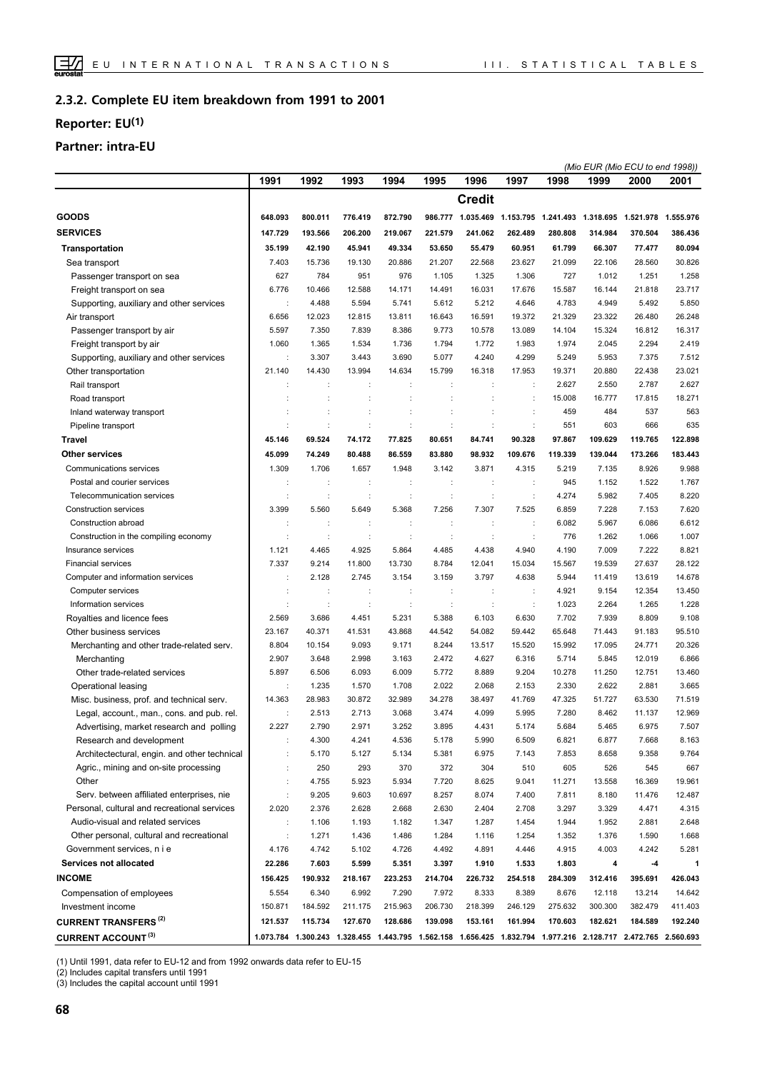## 2.3.2. Complete EU item breakdown from 1991 to 2001

## Reporter: EU(1)

## Partner: intra-EU

*(Mio EUR (Mio ECU to end 1998))*

| | 1991 | 1992 | 1993 | 1994 | 1995 | 1996 | 1997 | 1998 | 1999 | 2000 | 2001 |
|---|---|---|---|---|---|---|---|---|---|---|---|
| | | | | | | **Credit** | | | | | |
| **GOODS** | 648.093 | 800.011 | 776.419 | 872.790 | 986.777 | 1.035.469 | 1.153.795 | 1.241.493 | 1.318.695 | 1.521.978 | 1.555.976 |
| **SERVICES** | 147.729 | 193.566 | 206.200 | 219.067 | 221.579 | 241.062 | 262.489 | 280.808 | 314.984 | 370.504 | 386.436 |
| **Transportation** | 35.199 | 42.190 | 45.941 | 49.334 | 53.650 | 55.479 | 60.951 | 61.799 | 66.307 | 77.477 | 80.094 |
| Sea transport | 7.403 | 15.736 | 19.130 | 20.886 | 21.207 | 22.568 | 23.627 | 21.099 | 22.106 | 28.560 | 30.826 |
| Passenger transport on sea | 627 | 784 | 951 | 976 | 1.105 | 1.325 | 1.306 | 727 | 1.012 | 1.251 | 1.258 |
| Freight transport on sea | 6.776 | 10.466 | 12.588 | 14.171 | 14.491 | 16.031 | 17.676 | 15.587 | 16.144 | 21.818 | 23.717 |
| Supporting, auxiliary and other services | : | 4.488 | 5.594 | 5.741 | 5.612 | 5.212 | 4.646 | 4.783 | 4.949 | 5.492 | 5.850 |
| Air transport | 6.656 | 12.023 | 12.815 | 13.811 | 16.643 | 16.591 | 19.372 | 21.329 | 23.322 | 26.480 | 26.248 |
| Passenger transport by air | 5.597 | 7.350 | 7.839 | 8.386 | 9.773 | 10.578 | 13.089 | 14.104 | 15.324 | 16.812 | 16.317 |
| Freight transport by air | 1.060 | 1.365 | 1.534 | 1.736 | 1.794 | 1.772 | 1.983 | 1.974 | 2.045 | 2.294 | 2.419 |
| Supporting, auxiliary and other services | : | 3.307 | 3.443 | 3.690 | 5.077 | 4.240 | 4.299 | 5.249 | 5.953 | 7.375 | 7.512 |
| Other transportation | 21.140 | 14.430 | 13.994 | 14.634 | 15.799 | 16.318 | 17.953 | 19.371 | 20.880 | 22.438 | 23.021 |
| Rail transport | : | : | : | : | : | : | : | 2.627 | 2.550 | 2.787 | 2.627 |
| Road transport | : | : | : | : | : | : | : | 15.008 | 16.777 | 17.815 | 18.271 |
| Inland waterway transport | : | : | : | : | : | : | : | 459 | 484 | 537 | 563 |
| Pipeline transport | : | : | : | : | : | : | : | 551 | 603 | 666 | 635 |
| **Travel** | 45.146 | 69.524 | 74.172 | 77.825 | 80.651 | 84.741 | 90.328 | 97.867 | 109.629 | 119.765 | 122.898 |
| **Other services** | 45.099 | 74.249 | 80.488 | 86.559 | 83.880 | 98.932 | 109.676 | 119.339 | 139.044 | 173.266 | 183.443 |
| Communications services | 1.309 | 1.706 | 1.657 | 1.948 | 3.142 | 3.871 | 4.315 | 5.219 | 7.135 | 8.926 | 9.988 |
| Postal and courier services | : | : | : | : | : | : | : | 945 | 1.152 | 1.522 | 1.767 |
| Telecommunication services | : | : | : | : | : | : | : | 4.274 | 5.982 | 7.405 | 8.220 |
| Construction services | 3.399 | 5.560 | 5.649 | 5.368 | 7.256 | 7.307 | 7.525 | 6.859 | 7.228 | 7.153 | 7.620 |
| Construction abroad | : | : | : | : | : | : | : | 6.082 | 5.967 | 6.086 | 6.612 |
| Construction in the compiling economy | : | : | : | : | : | : | : | 776 | 1.262 | 1.066 | 1.007 |
| Insurance services | 1.121 | 4.465 | 4.925 | 5.864 | 4.485 | 4.438 | 4.940 | 4.190 | 7.009 | 7.222 | 8.821 |
| Financial services | 7.337 | 9.214 | 11.800 | 13.730 | 8.784 | 12.041 | 15.034 | 15.567 | 19.539 | 27.637 | 28.122 |
| Computer and information services | : | 2.128 | 2.745 | 3.154 | 3.159 | 3.797 | 4.638 | 5.944 | 11.419 | 13.619 | 14.678 |
| Computer services | : | : | : | : | : | : | : | 4.921 | 9.154 | 12.354 | 13.450 |
| Information services | : | : | : | : | : | : | : | 1.023 | 2.264 | 1.265 | 1.228 |
| Royalties and licence fees | 2.569 | 3.686 | 4.451 | 5.231 | 5.388 | 6.103 | 6.630 | 7.702 | 7.939 | 8.809 | 9.108 |
| Other business services | 23.167 | 40.371 | 41.531 | 43.868 | 44.542 | 54.082 | 59.442 | 65.648 | 71.443 | 91.183 | 95.510 |
| Merchanting and other trade-related serv. | 8.804 | 10.154 | 9.093 | 9.171 | 8.244 | 13.517 | 15.520 | 15.992 | 17.095 | 24.771 | 20.326 |
| Merchanting | 2.907 | 3.648 | 2.998 | 3.163 | 2.472 | 4.627 | 6.316 | 5.714 | 5.845 | 12.019 | 6.866 |
| Other trade-related services | 5.897 | 6.506 | 6.093 | 6.009 | 5.772 | 8.889 | 9.204 | 10.278 | 11.250 | 12.751 | 13.460 |
| Operational leasing | : | 1.235 | 1.570 | 1.708 | 2.022 | 2.068 | 2.153 | 2.330 | 2.622 | 2.881 | 3.665 |
| Misc. business, prof. and technical serv. | 14.363 | 28.983 | 30.872 | 32.989 | 34.278 | 38.497 | 41.769 | 47.325 | 51.727 | 63.530 | 71.519 |
| Legal, account., man., cons. and pub. rel. | : | 2.513 | 2.713 | 3.068 | 3.474 | 4.099 | 5.995 | 7.280 | 8.462 | 11.137 | 12.969 |
| Advertising, market research and polling | 2.227 | 2.790 | 2.971 | 3.252 | 3.895 | 4.431 | 5.174 | 5.684 | 5.465 | 6.975 | 7.507 |
| Research and development | : | 4.300 | 4.241 | 4.536 | 5.178 | 5.990 | 6.509 | 6.821 | 6.877 | 7.668 | 8.163 |
| Architectectural, engin. and other technical | : | 5.170 | 5.127 | 5.134 | 5.381 | 6.975 | 7.143 | 7.853 | 8.658 | 9.358 | 9.764 |
| Agric., mining and on-site processing | : | 250 | 293 | 370 | 372 | 304 | 510 | 605 | 526 | 545 | 667 |
| Other | : | 4.755 | 5.923 | 5.934 | 7.720 | 8.625 | 9.041 | 11.271 | 13.558 | 16.369 | 19.961 |
| Serv. between affiliated enterprises, nie | : | 9.205 | 9.603 | 10.697 | 8.257 | 8.074 | 7.400 | 7.811 | 8.180 | 11.476 | 12.487 |
| Personal, cultural and recreational services | 2.020 | 2.376 | 2.628 | 2.668 | 2.630 | 2.404 | 2.708 | 3.297 | 3.329 | 4.471 | 4.315 |
| Audio-visual and related services | : | 1.106 | 1.193 | 1.182 | 1.347 | 1.287 | 1.454 | 1.944 | 1.952 | 2.881 | 2.648 |
| Other personal, cultural and recreational | : | 1.271 | 1.436 | 1.486 | 1.284 | 1.116 | 1.254 | 1.352 | 1.376 | 1.590 | 1.668 |
| Government services, n i e | 4.176 | 4.742 | 5.102 | 4.726 | 4.492 | 4.891 | 4.446 | 4.915 | 4.003 | 4.242 | 5.281 |
| **Services not allocated** | 22.286 | 7.603 | 5.599 | 5.351 | 3.397 | 1.910 | 1.533 | 1.803 | 4 | -4 | 1 |
| **INCOME** | 156.425 | 190.932 | 218.167 | 223.253 | 214.704 | 226.732 | 254.518 | 284.309 | 312.416 | 395.691 | 426.043 |
| Compensation of employees | 5.554 | 6.340 | 6.992 | 7.290 | 7.972 | 8.333 | 8.389 | 8.676 | 12.118 | 13.214 | 14.642 |
| Investment income | 150.871 | 184.592 | 211.175 | 215.963 | 206.730 | 218.399 | 246.129 | 275.632 | 300.300 | 382.479 | 411.403 |
| **CURRENT TRANSFERS (2)** | 121.537 | 115.734 | 127.670 | 128.686 | 139.098 | 153.161 | 161.994 | 170.603 | 182.621 | 184.589 | 192.240 |
| **CURRENT ACCOUNT (3)** | 1.073.784 | 1.300.243 | 1.328.455 | 1.443.795 | 1.562.158 | 1.656.425 | 1.832.794 | 1.977.216 | 2.128.717 | 2.472.765 | 2.560.693 |

(1) Until 1991, data refer to EU-12 and from 1992 onwards data refer to EU-15
(2) Includes capital transfers until 1991
(3) Includes the capital account until 1991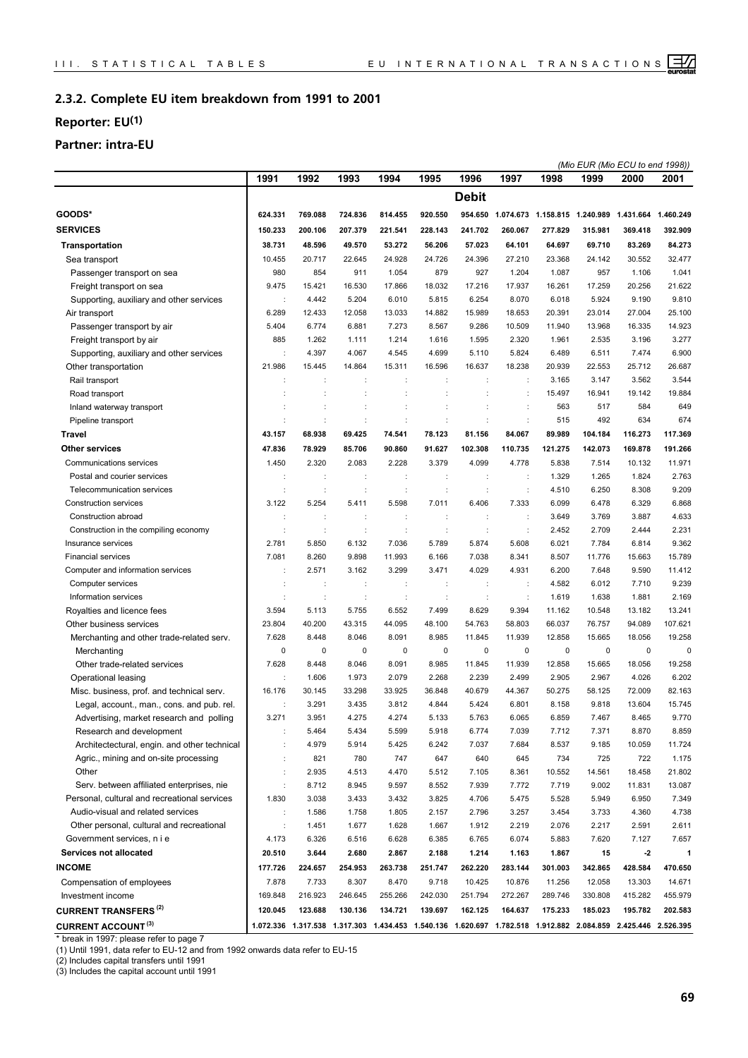## 2.3.2. Complete EU item breakdown from 1991 to 2001

### Reporter: EU[(1)]

### Partner: intra-EU

*(Mio EUR (Mio ECU to end 1998))*

| | 1991 | 1992 | 1993 | 1994 | 1995 | 1996 | 1997 | 1998 | 1999 | 2000 | 2001 |
|---|---|---|---|---|---|---|---|---|---|---|---|
| | | | | | | **Debit** | | | | | |
| **GOODS*** | 624.331 | 769.088 | 724.836 | 814.455 | 920.550 | 954.650 | 1.074.673 | 1.158.815 | 1.240.989 | 1.431.664 | 1.460.249 |
| **SERVICES** | 150.233 | 200.106 | 207.379 | 221.541 | 228.143 | 241.702 | 260.067 | 277.829 | 315.981 | 369.418 | 392.909 |
| **Transportation** | 38.731 | 48.596 | 49.570 | 53.272 | 56.206 | 57.023 | 64.101 | 64.697 | 69.710 | 83.269 | 84.273 |
| Sea transport | 10.455 | 20.717 | 22.645 | 24.928 | 24.726 | 24.396 | 27.210 | 23.368 | 24.142 | 30.552 | 32.477 |
| Passenger transport on sea | 980 | 854 | 911 | 1.054 | 879 | 927 | 1.204 | 1.087 | 957 | 1.106 | 1.041 |
| Freight transport on sea | 9.475 | 15.421 | 16.530 | 17.866 | 18.032 | 17.216 | 17.937 | 16.261 | 17.259 | 20.256 | 21.622 |
| Supporting, auxiliary and other services | : | 4.442 | 5.204 | 6.010 | 5.815 | 6.254 | 8.070 | 6.018 | 5.924 | 9.190 | 9.810 |
| Air transport | 6.289 | 12.433 | 12.058 | 13.033 | 14.882 | 15.989 | 18.653 | 20.391 | 23.014 | 27.004 | 25.100 |
| Passenger transport by air | 5.404 | 6.774 | 6.881 | 7.273 | 8.567 | 9.286 | 10.509 | 11.940 | 13.968 | 16.335 | 14.923 |
| Freight transport by air | 885 | 1.262 | 1.111 | 1.214 | 1.616 | 1.595 | 2.320 | 1.961 | 2.535 | 3.196 | 3.277 |
| Supporting, auxiliary and other services | : | 4.397 | 4.067 | 4.545 | 4.699 | 5.110 | 5.824 | 6.489 | 6.511 | 7.474 | 6.900 |
| Other transportation | 21.986 | 15.445 | 14.864 | 15.311 | 16.596 | 16.637 | 18.238 | 20.939 | 22.553 | 25.712 | 26.687 |
| Rail transport | : | : | : | : | : | : | : | 3.165 | 3.147 | 3.562 | 3.544 |
| Road transport | : | : | : | : | : | : | : | 15.497 | 16.941 | 19.142 | 19.884 |
| Inland waterway transport | : | : | : | : | : | : | : | 563 | 517 | 584 | 649 |
| Pipeline transport | : | : | : | : | : | : | : | 515 | 492 | 634 | 674 |
| **Travel** | 43.157 | 68.938 | 69.425 | 74.541 | 78.123 | 81.156 | 84.067 | 89.989 | 104.184 | 116.273 | 117.369 |
| **Other services** | 47.836 | 78.929 | 85.706 | 90.860 | 91.627 | 102.308 | 110.735 | 121.275 | 142.073 | 169.878 | 191.266 |
| Communications services | 1.450 | 2.320 | 2.083 | 2.228 | 3.379 | 4.099 | 4.778 | 5.838 | 7.514 | 10.132 | 11.971 |
| Postal and courier services | : | : | : | : | : | : | : | 1.329 | 1.265 | 1.824 | 2.763 |
| Telecommunication services | : | : | : | : | : | : | : | 4.510 | 6.250 | 8.308 | 9.209 |
| Construction services | 3.122 | 5.254 | 5.411 | 5.598 | 7.011 | 6.406 | 7.333 | 6.099 | 6.478 | 6.329 | 6.868 |
| Construction abroad | : | : | : | : | : | : | : | 3.649 | 3.769 | 3.887 | 4.633 |
| Construction in the compiling economy | : | : | : | : | : | : | : | 2.452 | 2.709 | 2.444 | 2.231 |
| Insurance services | 2.781 | 5.850 | 6.132 | 7.036 | 5.789 | 5.874 | 5.608 | 6.021 | 7.784 | 6.814 | 9.362 |
| Financial services | 7.081 | 8.260 | 9.898 | 11.993 | 6.166 | 7.038 | 8.341 | 8.507 | 11.776 | 15.663 | 15.789 |
| Computer and information services | : | 2.571 | 3.162 | 3.299 | 3.471 | 4.029 | 4.931 | 6.200 | 7.648 | 9.590 | 11.412 |
| Computer services | : | : | : | : | : | : | : | 4.582 | 6.012 | 7.710 | 9.239 |
| Information services | : | : | : | : | : | : | : | 1.619 | 1.638 | 1.881 | 2.169 |
| Royalties and licence fees | 3.594 | 5.113 | 5.755 | 6.552 | 7.499 | 8.629 | 9.394 | 11.162 | 10.548 | 13.182 | 13.241 |
| Other business services | 23.804 | 40.200 | 43.315 | 44.095 | 48.100 | 54.763 | 58.803 | 66.037 | 76.757 | 94.089 | 107.621 |
| Merchanting and other trade-related serv. | 7.628 | 8.448 | 8.046 | 8.091 | 8.985 | 11.845 | 11.939 | 12.858 | 15.665 | 18.056 | 19.258 |
| Merchanting | 0 | 0 | 0 | 0 | 0 | 0 | 0 | 0 | 0 | 0 | 0 |
| Other trade-related services | 7.628 | 8.448 | 8.046 | 8.091 | 8.985 | 11.845 | 11.939 | 12.858 | 15.665 | 18.056 | 19.258 |
| Operational leasing | : | 1.606 | 1.973 | 2.079 | 2.268 | 2.239 | 2.499 | 2.905 | 2.967 | 4.026 | 6.202 |
| Misc. business, prof. and technical serv. | 16.176 | 30.145 | 33.298 | 33.925 | 36.848 | 40.679 | 44.367 | 50.275 | 58.125 | 72.009 | 82.163 |
| Legal, account., man., cons. and pub. rel. | : | 3.291 | 3.435 | 3.812 | 4.844 | 5.424 | 6.801 | 8.158 | 9.818 | 13.604 | 15.745 |
| Advertising, market research and polling | 3.271 | 3.951 | 4.275 | 4.274 | 5.133 | 5.763 | 6.065 | 6.859 | 7.467 | 8.465 | 9.770 |
| Research and development | : | 5.464 | 5.434 | 5.599 | 5.918 | 6.774 | 7.039 | 7.712 | 7.371 | 8.870 | 8.859 |
| Architectectural, engin. and other technical | : | 4.979 | 5.914 | 5.425 | 6.242 | 7.037 | 7.684 | 8.537 | 9.185 | 10.059 | 11.724 |
| Agric., mining and on-site processing | : | 821 | 780 | 747 | 647 | 640 | 645 | 734 | 725 | 722 | 1.175 |
| Other | : | 2.935 | 4.513 | 4.470 | 5.512 | 7.105 | 8.361 | 10.552 | 14.561 | 18.458 | 21.802 |
| Serv. between affiliated enterprises, nie | : | 8.712 | 8.945 | 9.597 | 8.552 | 7.939 | 7.772 | 7.719 | 9.002 | 11.831 | 13.087 |
| Personal, cultural and recreational services | 1.830 | 3.038 | 3.433 | 3.432 | 3.825 | 4.706 | 5.475 | 5.528 | 5.949 | 6.950 | 7.349 |
| Audio-visual and related services | : | 1.586 | 1.758 | 1.805 | 2.157 | 2.796 | 3.257 | 3.454 | 3.733 | 4.360 | 4.738 |
| Other personal, cultural and recreational | : | 1.451 | 1.677 | 1.628 | 1.667 | 1.912 | 2.219 | 2.076 | 2.217 | 2.591 | 2.611 |
| Government services, n i e | 4.173 | 6.326 | 6.516 | 6.628 | 6.385 | 6.765 | 6.074 | 5.883 | 7.620 | 7.127 | 7.657 |
| **Services not allocated** | 20.510 | 3.644 | 2.680 | 2.867 | 2.188 | 1.214 | 1.163 | 1.867 | 15 | -2 | 1 |
| **INCOME** | 177.726 | 224.657 | 254.953 | 263.738 | 251.747 | 262.220 | 283.144 | 301.003 | 342.865 | 428.584 | 470.650 |
| Compensation of employees | 7.878 | 7.733 | 8.307 | 8.470 | 9.718 | 10.425 | 10.876 | 11.256 | 12.058 | 13.303 | 14.671 |
| Investment income | 169.848 | 216.923 | 246.645 | 255.266 | 242.030 | 251.794 | 272.267 | 289.746 | 330.808 | 415.282 | 455.979 |
| **CURRENT TRANSFERS [(2)]** | 120.045 | 123.688 | 130.136 | 134.721 | 139.697 | 162.125 | 164.637 | 175.233 | 185.023 | 195.782 | 202.583 |
| **CURRENT ACCOUNT [(3)]** | 1.072.336 | 1.317.538 | 1.317.303 | 1.434.453 | 1.540.136 | 1.620.697 | 1.782.518 | 1.912.882 | 2.084.859 | 2.425.446 | 2.526.395 |

\* break in 1997: please refer to page 7

(1) Until 1991, data refer to EU-12 and from 1992 onwards data refer to EU-15

(2) Includes capital transfers until 1991

(3) Includes the capital account until 1991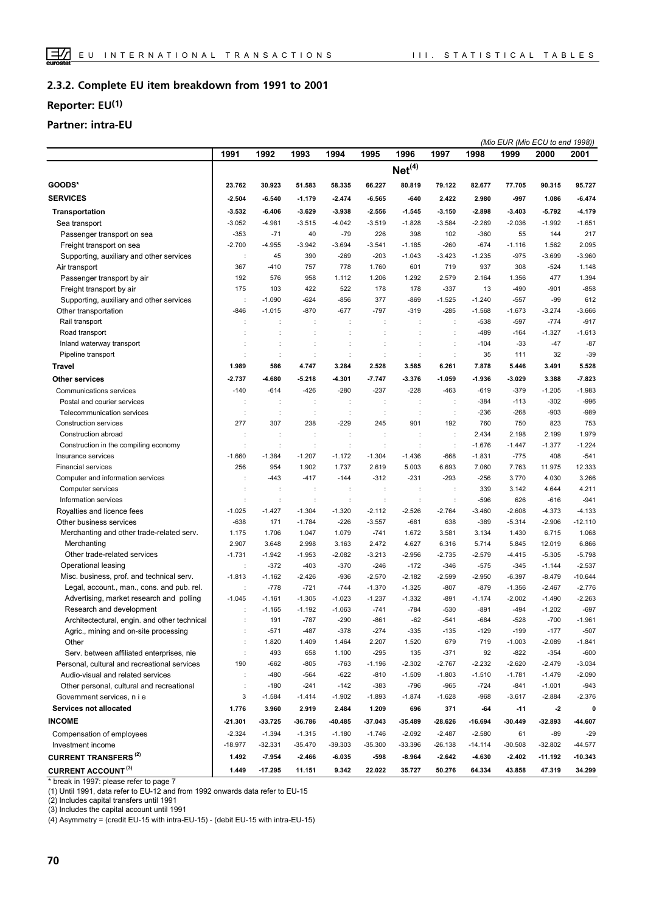## 2.3.2. Complete EU item breakdown from 1991 to 2001

### Reporter: EU(1)

### Partner: intra-EU

*(Mio EUR (Mio ECU to end 1998))*

| | 1991 | 1992 | 1993 | 1994 | 1995 | 1996 | 1997 | 1998 | 1999 | 2000 | 2001 |
|---|---|---|---|---|---|---|---|---|---|---|---|
| | | | | | | Net(4) | | | | | |
| **GOODS*** | **23.762** | **30.923** | **51.583** | **58.335** | **66.227** | **80.819** | **79.122** | **82.677** | **77.705** | **90.315** | **95.727** |
| **SERVICES** | **-2.504** | **-6.540** | **-1.179** | **-2.474** | **-6.565** | **-640** | **2.422** | **2.980** | **-997** | **1.086** | **-6.474** |
| **Transportation** | **-3.532** | **-6.406** | **-3.629** | **-3.938** | **-2.556** | **-1.545** | **-3.150** | **-2.898** | **-3.403** | **-5.792** | **-4.179** |
| Sea transport | -3.052 | -4.981 | -3.515 | -4.042 | -3.519 | -1.828 | -3.584 | -2.269 | -2.036 | -1.992 | -1.651 |
| Passenger transport on sea | -353 | -71 | 40 | -79 | 226 | 398 | 102 | -360 | 55 | 144 | 217 |
| Freight transport on sea | -2.700 | -4.955 | -3.942 | -3.694 | -3.541 | -1.185 | -260 | -674 | -1.116 | 1.562 | 2.095 |
| Supporting, auxiliary and other services | : | 45 | 390 | -269 | -203 | -1.043 | -3.423 | -1.235 | -975 | -3.699 | -3.960 |
| Air transport | 367 | -410 | 757 | 778 | 1.760 | 601 | 719 | 937 | 308 | -524 | 1.148 |
| Passenger transport by air | 192 | 576 | 958 | 1.112 | 1.206 | 1.292 | 2.579 | 2.164 | 1.356 | 477 | 1.394 |
| Freight transport by air | 175 | 103 | 422 | 522 | 178 | 178 | -337 | 13 | -490 | -901 | -858 |
| Supporting, auxiliary and other services | : | -1.090 | -624 | -856 | 377 | -869 | -1.525 | -1.240 | -557 | -99 | 612 |
| Other transportation | -846 | -1.015 | -870 | -677 | -797 | -319 | -285 | -1.568 | -1.673 | -3.274 | -3.666 |
| Rail transport | : | : | : | : | : | : | : | -538 | -597 | -774 | -917 |
| Road transport | : | : | : | : | : | : | : | -489 | -164 | -1.327 | -1.613 |
| Inland waterway transport | : | : | : | : | : | : | : | -104 | -33 | -47 | -87 |
| Pipeline transport | : | : | : | : | : | : | : | 35 | 111 | 32 | -39 |
| **Travel** | **1.989** | **586** | **4.747** | **3.284** | **2.528** | **3.585** | **6.261** | **7.878** | **5.446** | **3.491** | **5.528** |
| **Other services** | **-2.737** | **-4.680** | **-5.218** | **-4.301** | **-7.747** | **-3.376** | **-1.059** | **-1.936** | **-3.029** | **3.388** | **-7.823** |
| Communications services | -140 | -614 | -426 | -280 | -237 | -228 | -463 | -619 | -379 | -1.205 | -1.983 |
| Postal and courier services | : | : | : | : | : | : | : | -384 | -113 | -302 | -996 |
| Telecommunication services | : | : | : | : | : | : | : | -236 | -268 | -903 | -989 |
| Construction services | 277 | 307 | 238 | -229 | 245 | 901 | 192 | 760 | 750 | 823 | 753 |
| Construction abroad | : | : | : | : | : | : | : | 2.434 | 2.198 | 2.199 | 1.979 |
| Construction in the compiling economy | : | : | : | : | : | : | : | -1.676 | -1.447 | -1.377 | -1.224 |
| Insurance services | -1.660 | -1.384 | -1.207 | -1.172 | -1.304 | -1.436 | -668 | -1.831 | -775 | 408 | -541 |
| Financial services | 256 | 954 | 1.902 | 1.737 | 2.619 | 5.003 | 6.693 | 7.060 | 7.763 | 11.975 | 12.333 |
| Computer and information services | : | -443 | -417 | -144 | -312 | -231 | -293 | -256 | 3.770 | 4.030 | 3.266 |
| Computer services | : | : | : | : | : | : | : | 339 | 3.142 | 4.644 | 4.211 |
| Information services | : | : | : | : | : | : | : | -596 | 626 | -616 | -941 |
| Royalties and licence fees | -1.025 | -1.427 | -1.304 | -1.320 | -2.112 | -2.526 | -2.764 | -3.460 | -2.608 | -4.373 | -4.133 |
| Other business services | -638 | 171 | -1.784 | -226 | -3.557 | -681 | 638 | -389 | -5.314 | -2.906 | -12.110 |
| Merchanting and other trade-related serv. | 1.175 | 1.706 | 1.047 | 1.079 | -741 | 1.672 | 3.581 | 3.134 | 1.430 | 6.715 | 1.068 |
| Merchanting | 2.907 | 3.648 | 2.998 | 3.163 | 2.472 | 4.627 | 6.316 | 5.714 | 5.845 | 12.019 | 6.866 |
| Other trade-related services | -1.731 | -1.942 | -1.953 | -2.082 | -3.213 | -2.956 | -2.735 | -2.579 | -4.415 | -5.305 | -5.798 |
| Operational leasing | : | -372 | -403 | -370 | -246 | -172 | -346 | -575 | -345 | -1.144 | -2.537 |
| Misc. business, prof. and technical serv. | -1.813 | -1.162 | -2.426 | -936 | -2.570 | -2.182 | -2.599 | -2.950 | -6.397 | -8.479 | -10.644 |
| Legal, account., man., cons. and pub. rel. | : | -778 | -721 | -744 | -1.370 | -1.325 | -807 | -879 | -1.356 | -2.467 | -2.776 |
| Advertising, market research and polling | -1.045 | -1.161 | -1.305 | -1.023 | -1.237 | -1.332 | -891 | -1.174 | -2.002 | -1.490 | -2.263 |
| Research and development | : | -1.165 | -1.192 | -1.063 | -741 | -784 | -530 | -891 | -494 | -1.202 | -697 |
| Architectectural, engin. and other technical | : | 191 | -787 | -290 | -861 | -62 | -541 | -684 | -528 | -700 | -1.961 |
| Agric., mining and on-site processing | : | -571 | -487 | -378 | -274 | -335 | -135 | -129 | -199 | -177 | -507 |
| Other | : | 1.820 | 1.409 | 1.464 | 2.207 | 1.520 | 679 | 719 | -1.003 | -2.089 | -1.841 |
| Serv. between affiliated enterprises, nie | : | 493 | 658 | 1.100 | -295 | 135 | -371 | 92 | -822 | -354 | -600 |
| Personal, cultural and recreational services | 190 | -662 | -805 | -763 | -1.196 | -2.302 | -2.767 | -2.232 | -2.620 | -2.479 | -3.034 |
| Audio-visual and related services | : | -480 | -564 | -622 | -810 | -1.509 | -1.803 | -1.510 | -1.781 | -1.479 | -2.090 |
| Other personal, cultural and recreational | : | -180 | -241 | -142 | -383 | -796 | -965 | -724 | -841 | -1.001 | -943 |
| Government services, n i e | 3 | -1.584 | -1.414 | -1.902 | -1.893 | -1.874 | -1.628 | -968 | -3.617 | -2.884 | -2.376 |
| **Services not allocated** | **1.776** | **3.960** | **2.919** | **2.484** | **1.209** | **696** | **371** | **-64** | **-11** | **-2** | **0** |
| **INCOME** | **-21.301** | **-33.725** | **-36.786** | **-40.485** | **-37.043** | **-35.489** | **-28.626** | **-16.694** | **-30.449** | **-32.893** | **-44.607** |
| Compensation of employees | -2.324 | -1.394 | -1.315 | -1.180 | -1.746 | -2.092 | -2.487 | -2.580 | 61 | -89 | -29 |
| Investment income | -18.977 | -32.331 | -35.470 | -39.303 | -35.300 | -33.396 | -26.138 | -14.114 | -30.508 | -32.802 | -44.577 |
| **CURRENT TRANSFERS (2)** | **1.492** | **-7.954** | **-2.466** | **-6.035** | **-598** | **-8.964** | **-2.642** | **-4.630** | **-2.402** | **-11.192** | **-10.343** |
| **CURRENT ACCOUNT (3)** | **1.449** | **-17.295** | **11.151** | **9.342** | **22.022** | **35.727** | **50.276** | **64.334** | **43.858** | **47.319** | **34.299** |

* break in 1997: please refer to page 7

(1) Until 1991, data refer to EU-12 and from 1992 onwards data refer to EU-15

(2) Includes capital transfers until 1991

(3) Includes the capital account until 1991

(4) Asymmetry = (credit EU-15 with intra-EU-15) - (debit EU-15 with intra-EU-15)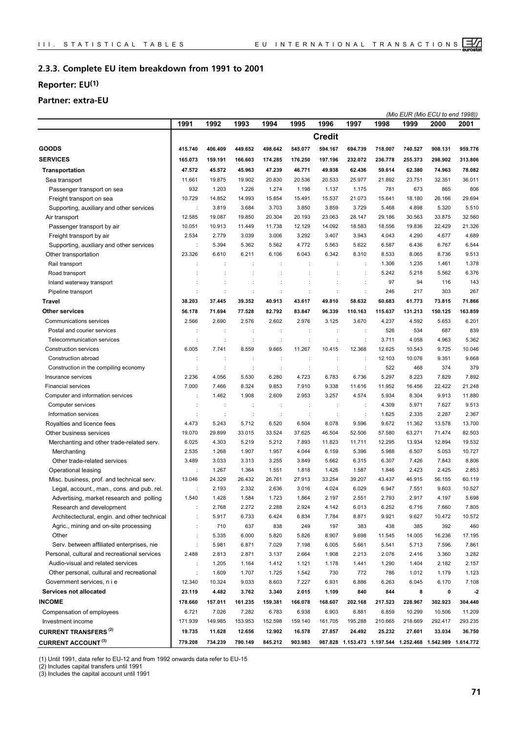## 2.3.3. Complete EU item breakdown from 1991 to 2001

### Reporter: EU(1)

### Partner: extra-EU

*(Mio EUR (Mio ECU to end 1998))*

| | 1991 | 1992 | 1993 | 1994 | 1995 | 1996 | 1997 | 1998 | 1999 | 2000 | 2001 |
|---|---|---|---|---|---|---|---|---|---|---|---|
| | | | | | | **Credit** | | | | | |
| **GOODS** | **415.740** | **406.409** | **449.652** | **498.642** | **545.077** | **594.167** | **694.739** | **718.007** | **740.527** | **908.131** | **959.776** |
| **SERVICES** | **165.073** | **159.191** | **166.603** | **174.285** | **176.250** | **197.196** | **232.072** | **236.778** | **255.373** | **298.902** | **313.806** |
| **Transportation** | **47.572** | **45.572** | **45.963** | **47.239** | **46.771** | **49.938** | **62.436** | **59.614** | **62.380** | **74.963** | **78.082** |
| Sea transport | 11.661 | 19.875 | 19.902 | 20.830 | 20.536 | 20.533 | 25.977 | 21.892 | 23.751 | 32.351 | 36.011 |
| Passenger transport on sea | 932 | 1.203 | 1.226 | 1.274 | 1.198 | 1.137 | 1.175 | 781 | 673 | 865 | 806 |
| Freight transport on sea | 10.729 | 14.852 | 14.993 | 15.854 | 15.491 | 15.537 | 21.073 | 15.641 | 18.180 | 26.166 | 29.694 |
| Supporting, auxiliary and other services | : | 3.819 | 3.684 | 3.703 | 3.850 | 3.859 | 3.729 | 5.468 | 4.898 | 5.320 | 5.510 |
| Air transport | 12.585 | 19.087 | 19.850 | 20.304 | 20.193 | 23.063 | 28.147 | 29.186 | 30.563 | 33.875 | 32.560 |
| Passenger transport by air | 10.051 | 10.913 | 11.449 | 11.738 | 12.129 | 14.092 | 18.583 | 18.556 | 19.836 | 22.429 | 21.326 |
| Freight transport by air | 2.534 | 2.779 | 3.039 | 3.006 | 3.292 | 3.407 | 3.943 | 4.043 | 4.290 | 4.677 | 4.689 |
| Supporting, auxiliary and other services | : | 5.394 | 5.362 | 5.562 | 4.772 | 5.563 | 5.622 | 6.587 | 6.436 | 6.767 | 6.544 |
| Other transportation | 23.326 | 6.610 | 6.211 | 6.106 | 6.043 | 6.342 | 8.310 | 8.533 | 8.065 | 8.736 | 9.513 |
| Rail transport | : | : | : | : | : | : | : | 1.306 | 1.235 | 1.461 | 1.378 |
| Road transport | : | : | : | : | : | : | : | 5.242 | 5.218 | 5.562 | 6.376 |
| Inland waterway transport | : | : | : | : | : | : | : | 97 | 94 | 116 | 143 |
| Pipeline transport | : | : | : | : | : | : | : | 246 | 217 | 303 | 267 |
| **Travel** | **38.203** | **37.445** | **39.352** | **40.913** | **43.617** | **49.810** | **58.632** | **60.683** | **61.773** | **73.815** | **71.866** |
| **Other services** | **56.178** | **71.694** | **77.528** | **82.792** | **83.847** | **96.339** | **110.163** | **115.637** | **131.213** | **150.125** | **163.859** |
| Communications services | 2.566 | 2.690 | 2.576 | 2.602 | 2.976 | 3.125 | 3.670 | 4.237 | 4.592 | 5.653 | 6.201 |
| Postal and courier services | : | : | : | : | : | : | : | 526 | 534 | 687 | 839 |
| Telecommunication services | : | : | : | : | : | : | : | 3.711 | 4.058 | 4.963 | 5.362 |
| Construction services | 6.005 | 7.741 | 8.559 | 9.665 | 11.267 | 10.415 | 12.368 | 12.625 | 10.543 | 9.725 | 10.046 |
| Construction abroad | : | : | : | : | : | : | : | 12.103 | 10.076 | 9.351 | 9.668 |
| Construction in the compiling economy | : | : | : | : | : | : | : | 522 | 468 | 374 | 379 |
| Insurance services | 2.236 | 4.056 | 5.530 | 6.280 | 4.723 | 6.783 | 6.736 | 5.297 | 8.223 | 7.829 | 7.892 |
| Financial services | 7.000 | 7.466 | 8.324 | 9.853 | 7.910 | 9.338 | 11.616 | 11.952 | 16.456 | 22.422 | 21.248 |
| Computer and information services | : | 1.462 | 1.908 | 2.609 | 2.953 | 3.257 | 4.574 | 5.934 | 8.304 | 9.913 | 11.880 |
| Computer services | : | : | : | : | : | : | : | 4.309 | 5.971 | 7.627 | 9.513 |
| Information services | : | : | : | : | : | : | : | 1.625 | 2.335 | 2.287 | 2.367 |
| Royalties and licence fees | 4.473 | 5.243 | 5.712 | 6.520 | 6.504 | 8.078 | 9.596 | 9.672 | 11.362 | 13.578 | 13.700 |
| Other business services | 19.070 | 29.899 | 33.015 | 33.524 | 37.625 | 46.504 | 52.506 | 57.580 | 63.271 | 71.474 | 82.503 |
| Merchanting and other trade-related serv. | 6.025 | 4.303 | 5.219 | 5.212 | 7.893 | 11.823 | 11.711 | 12.295 | 13.934 | 12.894 | 19.532 |
| Merchanting | 2.535 | 1.268 | 1.907 | 1.957 | 4.044 | 6.159 | 5.396 | 5.988 | 6.507 | 5.053 | 10.727 |
| Other trade-related services | 3.489 | 3.033 | 3.313 | 3.255 | 3.849 | 5.662 | 6.315 | 6.307 | 7.426 | 7.843 | 8.806 |
| Operational leasing | : | 1.267 | 1.364 | 1.551 | 1.818 | 1.426 | 1.587 | 1.846 | 2.423 | 2.425 | 2.853 |
| Misc. business, prof. and technical serv. | 13.046 | 24.329 | 26.432 | 26.761 | 27.913 | 33.254 | 39.207 | 43.437 | 46.915 | 56.155 | 60.119 |
| Legal, account., man., cons. and pub. rel. | : | 2.193 | 2.332 | 2.636 | 3.016 | 4.024 | 6.029 | 6.947 | 7.551 | 9.603 | 10.527 |
| Advertising, market research and polling | 1.540 | 1.428 | 1.584 | 1.723 | 1.864 | 2.197 | 2.551 | 2.793 | 2.917 | 4.197 | 5.698 |
| Research and development | : | 2.768 | 2.272 | 2.288 | 2.924 | 4.142 | 6.013 | 6.252 | 6.716 | 7.660 | 7.805 |
| Architectectural, engin. and other technical | : | 5.917 | 6.733 | 6.424 | 6.834 | 7.784 | 8.871 | 9.921 | 9.627 | 10.472 | 10.572 |
| Agric., mining and on-site processing | : | 710 | 637 | 838 | 249 | 197 | 383 | 438 | 385 | 392 | 460 |
| Other | : | 5.335 | 6.000 | 5.820 | 5.826 | 8.907 | 9.698 | 11.545 | 14.005 | 16.236 | 17.195 |
| Serv. between affiliated enterprises, nie | : | 5.981 | 6.871 | 7.029 | 7.198 | 6.005 | 5.661 | 5.541 | 5.713 | 7.596 | 7.861 |
| Personal, cultural and recreational services | 2.488 | 2.813 | 2.871 | 3.137 | 2.664 | 1.908 | 2.213 | 2.076 | 2.416 | 3.360 | 3.282 |
| Audio-visual and related services | : | 1.205 | 1.164 | 1.412 | 1.121 | 1.178 | 1.441 | 1.290 | 1.404 | 2.182 | 2.157 |
| Other personal, cultural and recreational | : | 1.609 | 1.707 | 1.725 | 1.542 | 730 | 772 | 786 | 1.012 | 1.179 | 1.123 |
| Government services, n i e | 12.340 | 10.324 | 9.033 | 8.603 | 7.227 | 6.931 | 6.886 | 6.263 | 6.045 | 6.170 | 7.108 |
| **Services not allocated** | **23.119** | **4.482** | **3.762** | **3.340** | **2.015** | **1.109** | **840** | **844** | **8** | **0** | **-2** |
| **INCOME** | **178.660** | **157.011** | **161.235** | **159.381** | **166.078** | **168.607** | **202.168** | **217.523** | **228.967** | **302.923** | **304.440** |
| Compensation of employees | 6.721 | 7.026 | 7.282 | 6.783 | 6.938 | 6.903 | 6.881 | 6.859 | 10.299 | 10.506 | 11.209 |
| Investment income | 171.939 | 149.985 | 153.953 | 152.598 | 159.140 | 161.705 | 195.288 | 210.665 | 218.669 | 292.417 | 293.235 |
| **CURRENT TRANSFERS (2)** | **19.735** | **11.628** | **12.656** | **12.902** | **16.578** | **27.857** | **24.492** | **25.232** | **27.601** | **33.034** | **36.750** |
| **CURRENT ACCOUNT (3)** | **779.208** | **734.239** | **790.149** | **845.212** | **903.983** | **987.828** | **1.153.473** | **1.197.544** | **1.252.468** | **1.542.989** | **1.614.772** |

(1) Until 1991, data refer to EU-12 and from 1992 onwards data refer to EU-15
(2) Includes capital transfers until 1991
(3) Includes the capital account until 1991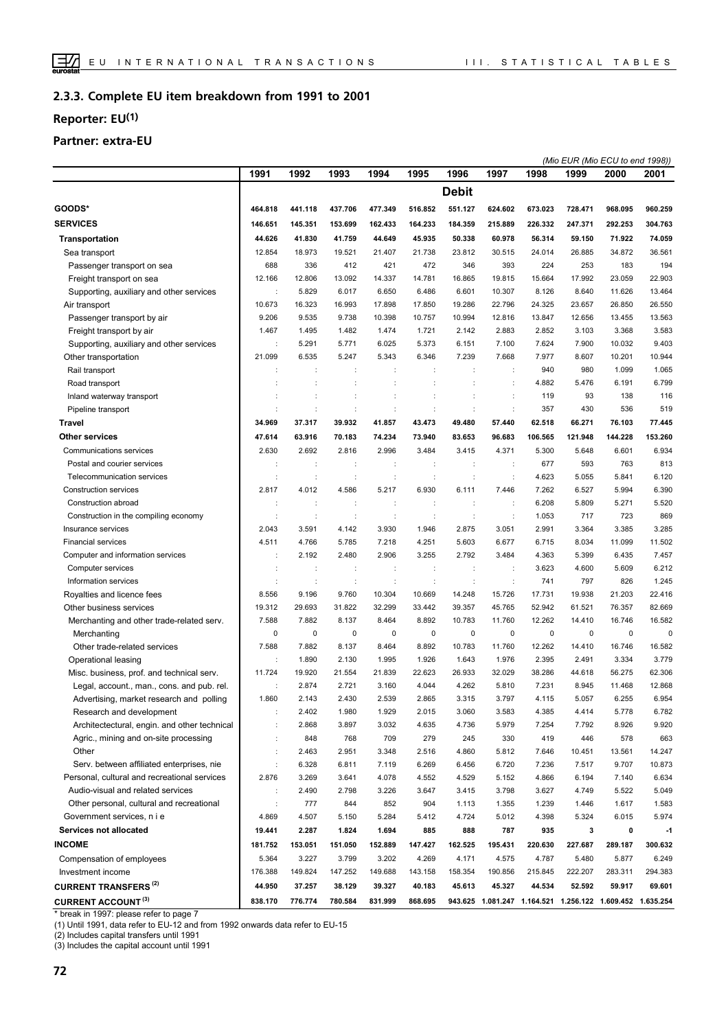## 2.3.3. Complete EU item breakdown from 1991 to 2001

## Reporter: EU(1)

## Partner: extra-EU

*(Mio EUR (Mio ECU to end 1998))*

| | 1991 | 1992 | 1993 | 1994 | 1995 | 1996 | 1997 | 1998 | 1999 | 2000 | 2001 |
|---|---|---|---|---|---|---|---|---|---|---|---|
| | | | | | | **Debit** | | | | | |
| **GOODS*** | 464.818 | 441.118 | 437.706 | 477.349 | 516.852 | 551.127 | 624.602 | 673.023 | 728.471 | 968.095 | 960.259 |
| **SERVICES** | 146.651 | 145.351 | 153.699 | 162.433 | 164.233 | 184.359 | 215.889 | 226.332 | 247.371 | 292.253 | 304.763 |
| **Transportation** | 44.626 | 41.830 | 41.759 | 44.649 | 45.935 | 50.338 | 60.978 | 56.314 | 59.150 | 71.922 | 74.059 |
| Sea transport | 12.854 | 18.973 | 19.521 | 21.407 | 21.738 | 23.812 | 30.515 | 24.014 | 26.885 | 34.872 | 36.561 |
| Passenger transport on sea | 688 | 336 | 412 | 421 | 472 | 346 | 393 | 224 | 253 | 183 | 194 |
| Freight transport on sea | 12.166 | 12.806 | 13.092 | 14.337 | 14.781 | 16.865 | 19.815 | 15.664 | 17.992 | 23.059 | 22.903 |
| Supporting, auxiliary and other services | : | 5.829 | 6.017 | 6.650 | 6.486 | 6.601 | 10.307 | 8.126 | 8.640 | 11.626 | 13.464 |
| Air transport | 10.673 | 16.323 | 16.993 | 17.898 | 17.850 | 19.286 | 22.796 | 24.325 | 23.657 | 26.850 | 26.550 |
| Passenger transport by air | 9.206 | 9.535 | 9.738 | 10.398 | 10.757 | 10.994 | 12.816 | 13.847 | 12.656 | 13.455 | 13.563 |
| Freight transport by air | 1.467 | 1.495 | 1.482 | 1.474 | 1.721 | 2.142 | 2.883 | 2.852 | 3.103 | 3.368 | 3.583 |
| Supporting, auxiliary and other services | : | 5.291 | 5.771 | 6.025 | 5.373 | 6.151 | 7.100 | 7.624 | 7.900 | 10.032 | 9.403 |
| Other transportation | 21.099 | 6.535 | 5.247 | 5.343 | 6.346 | 7.239 | 7.668 | 7.977 | 8.607 | 10.201 | 10.944 |
| Rail transport | : | : | : | : | : | : | : | 940 | 980 | 1.099 | 1.065 |
| Road transport | : | : | : | : | : | : | : | 4.882 | 5.476 | 6.191 | 6.799 |
| Inland waterway transport | : | : | : | : | : | : | : | 119 | 93 | 138 | 116 |
| Pipeline transport | : | : | : | : | : | : | : | 357 | 430 | 536 | 519 |
| **Travel** | 34.969 | 37.317 | 39.932 | 41.857 | 43.473 | 49.480 | 57.440 | 62.518 | 66.271 | 76.103 | 77.445 |
| **Other services** | 47.614 | 63.916 | 70.183 | 74.234 | 73.940 | 83.653 | 96.683 | 106.565 | 121.948 | 144.228 | 153.260 |
| Communications services | 2.630 | 2.692 | 2.816 | 2.996 | 3.484 | 3.415 | 4.371 | 5.300 | 5.648 | 6.601 | 6.934 |
| Postal and courier services | : | : | : | : | : | : | : | 677 | 593 | 763 | 813 |
| Telecommunication services | : | : | : | : | : | : | : | 4.623 | 5.055 | 5.841 | 6.120 |
| Construction services | 2.817 | 4.012 | 4.586 | 5.217 | 6.930 | 6.111 | 7.446 | 7.262 | 6.527 | 5.994 | 6.390 |
| Construction abroad | : | : | : | : | : | : | : | 6.208 | 5.809 | 5.271 | 5.520 |
| Construction in the compiling economy | : | : | : | : | : | : | : | 1.053 | 717 | 723 | 869 |
| Insurance services | 2.043 | 3.591 | 4.142 | 3.930 | 1.946 | 2.875 | 3.051 | 2.991 | 3.364 | 3.385 | 3.285 |
| Financial services | 4.511 | 4.766 | 5.785 | 7.218 | 4.251 | 5.603 | 6.677 | 6.715 | 8.034 | 11.099 | 11.502 |
| Computer and information services | : | 2.192 | 2.480 | 2.906 | 3.255 | 2.792 | 3.484 | 4.363 | 5.399 | 6.435 | 7.457 |
| Computer services | : | : | : | : | : | : | : | 3.623 | 4.600 | 5.609 | 6.212 |
| Information services | : | : | : | : | : | : | : | 741 | 797 | 826 | 1.245 |
| Royalties and licence fees | 8.556 | 9.196 | 9.760 | 10.304 | 10.669 | 14.248 | 15.726 | 17.731 | 19.938 | 21.203 | 22.416 |
| Other business services | 19.312 | 29.693 | 31.822 | 32.299 | 33.442 | 39.357 | 45.765 | 52.942 | 61.521 | 76.357 | 82.669 |
| Merchanting and other trade-related serv. | 7.588 | 7.882 | 8.137 | 8.464 | 8.892 | 10.783 | 11.760 | 12.262 | 14.410 | 16.746 | 16.582 |
| Merchanting | 0 | 0 | 0 | 0 | 0 | 0 | 0 | 0 | 0 | 0 | 0 |
| Other trade-related services | 7.588 | 7.882 | 8.137 | 8.464 | 8.892 | 10.783 | 11.760 | 12.262 | 14.410 | 16.746 | 16.582 |
| Operational leasing | : | 1.890 | 2.130 | 1.995 | 1.926 | 1.643 | 1.976 | 2.395 | 2.491 | 3.334 | 3.779 |
| Misc. business, prof. and technical serv. | 11.724 | 19.920 | 21.554 | 21.839 | 22.623 | 26.933 | 32.029 | 38.286 | 44.618 | 56.275 | 62.306 |
| Legal, account., man., cons. and pub. rel. | : | 2.874 | 2.721 | 3.160 | 4.044 | 4.262 | 5.810 | 7.231 | 8.945 | 11.468 | 12.868 |
| Advertising, market research and polling | 1.860 | 2.143 | 2.430 | 2.539 | 2.865 | 3.315 | 3.797 | 4.115 | 5.057 | 6.255 | 6.954 |
| Research and development | : | 2.402 | 1.980 | 1.929 | 2.015 | 3.060 | 3.583 | 4.385 | 4.414 | 5.778 | 6.782 |
| Architectectural, engin. and other technical | : | 2.868 | 3.897 | 3.032 | 4.635 | 4.736 | 5.979 | 7.254 | 7.792 | 8.926 | 9.920 |
| Agric., mining and on-site processing | : | 848 | 768 | 709 | 279 | 245 | 330 | 419 | 446 | 578 | 663 |
| Other | : | 2.463 | 2.951 | 3.348 | 2.516 | 4.860 | 5.812 | 7.646 | 10.451 | 13.561 | 14.247 |
| Serv. between affiliated enterprises, nie | : | 6.328 | 6.811 | 7.119 | 6.269 | 6.456 | 6.720 | 7.236 | 7.517 | 9.707 | 10.873 |
| Personal, cultural and recreational services | 2.876 | 3.269 | 3.641 | 4.078 | 4.552 | 4.529 | 5.152 | 4.866 | 6.194 | 7.140 | 6.634 |
| Audio-visual and related services | : | 2.490 | 2.798 | 3.226 | 3.647 | 3.415 | 3.798 | 3.627 | 4.749 | 5.522 | 5.049 |
| Other personal, cultural and recreational | : | 777 | 844 | 852 | 904 | 1.113 | 1.355 | 1.239 | 1.446 | 1.617 | 1.583 |
| Government services, n i e | 4.869 | 4.507 | 5.150 | 5.284 | 5.412 | 4.724 | 5.012 | 4.398 | 5.324 | 6.015 | 5.974 |
| **Services not allocated** | 19.441 | 2.287 | 1.824 | 1.694 | 885 | 888 | 787 | 935 | 3 | 0 | -1 |
| **INCOME** | 181.752 | 153.051 | 151.050 | 152.889 | 147.427 | 162.525 | 195.431 | 220.630 | 227.687 | 289.187 | 300.632 |
| Compensation of employees | 5.364 | 3.227 | 3.799 | 3.202 | 4.269 | 4.171 | 4.575 | 4.787 | 5.480 | 5.877 | 6.249 |
| Investment income | 176.388 | 149.824 | 147.252 | 149.688 | 143.158 | 158.354 | 190.856 | 215.845 | 222.207 | 283.311 | 294.383 |
| **CURRENT TRANSFERS (2)** | 44.950 | 37.257 | 38.129 | 39.327 | 40.183 | 45.613 | 45.327 | 44.534 | 52.592 | 59.917 | 69.601 |
| **CURRENT ACCOUNT (3)** | 838.170 | 776.774 | 780.584 | 831.999 | 868.695 | 943.625 | 1.081.247 | 1.164.521 | 1.256.122 | 1.609.452 | 1.635.254 |

\* break in 1997: please refer to page 7

(1) Until 1991, data refer to EU-12 and from 1992 onwards data refer to EU-15

(2) Includes capital transfers until 1991

(3) Includes the capital account until 1991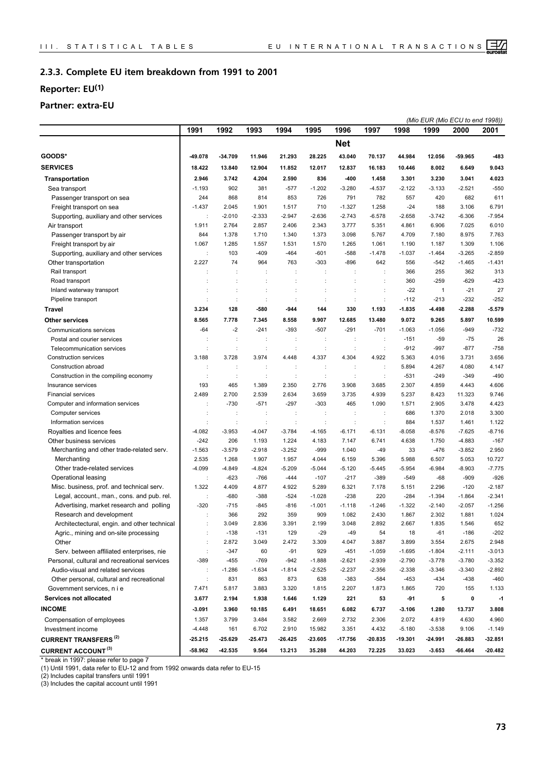## 2.3.3. Complete EU item breakdown from 1991 to 2001

### Reporter: EU(1)

### Partner: extra-EU

*(Mio EUR (Mio ECU to end 1998))*

| | 1991 | 1992 | 1993 | 1994 | 1995 | 1996 | 1997 | 1998 | 1999 | 2000 | 2001 |
|---|---|---|---|---|---|---|---|---|---|---|---|
| | | | | | | **Net** | | | | | |
| **GOODS*** | -49.078 | -34.709 | 11.946 | 21.293 | 28.225 | 43.040 | 70.137 | 44.984 | 12.056 | -59.965 | -483 |
| **SERVICES** | 18.422 | 13.840 | 12.904 | 11.852 | 12.017 | 12.837 | 16.183 | 10.446 | 8.002 | 6.649 | 9.043 |
| **Transportation** | 2.946 | 3.742 | 4.204 | 2.590 | 836 | -400 | 1.458 | 3.301 | 3.230 | 3.041 | 4.023 |
| Sea transport | -1.193 | 902 | 381 | -577 | -1.202 | -3.280 | -4.537 | -2.122 | -3.133 | -2.521 | -550 |
| Passenger transport on sea | 244 | 868 | 814 | 853 | 726 | 791 | 782 | 557 | 420 | 682 | 611 |
| Freight transport on sea | -1.437 | 2.045 | 1.901 | 1.517 | 710 | -1.327 | 1.258 | -24 | 188 | 3.106 | 6.791 |
| Supporting, auxiliary and other services | : | -2.010 | -2.333 | -2.947 | -2.636 | -2.743 | -6.578 | -2.658 | -3.742 | -6.306 | -7.954 |
| Air transport | 1.911 | 2.764 | 2.857 | 2.406 | 2.343 | 3.777 | 5.351 | 4.861 | 6.906 | 7.025 | 6.010 |
| Passenger transport by air | 844 | 1.378 | 1.710 | 1.340 | 1.373 | 3.098 | 5.767 | 4.709 | 7.180 | 8.975 | 7.763 |
| Freight transport by air | 1.067 | 1.285 | 1.557 | 1.531 | 1.570 | 1.265 | 1.061 | 1.190 | 1.187 | 1.309 | 1.106 |
| Supporting, auxiliary and other services | : | 103 | -409 | -464 | -601 | -588 | -1.478 | -1.037 | -1.464 | -3.265 | -2.859 |
| Other transportation | 2.227 | 74 | 964 | 763 | -303 | -896 | 642 | 556 | -542 | -1.465 | -1.431 |
| Rail transport | : | : | : | : | : | : | : | 366 | 255 | 362 | 313 |
| Road transport | : | : | : | : | : | : | : | 360 | -259 | -629 | -423 |
| Inland waterway transport | : | : | : | : | : | : | : | -22 | 1 | -21 | 27 |
| Pipeline transport | : | : | : | : | : | : | : | -112 | -213 | -232 | -252 |
| **Travel** | 3.234 | 128 | -580 | -944 | 144 | 330 | 1.193 | -1.835 | -4.498 | -2.288 | -5.579 |
| **Other services** | 8.565 | 7.778 | 7.345 | 8.558 | 9.907 | 12.685 | 13.480 | 9.072 | 9.265 | 5.897 | 10.599 |
| Communications services | -64 | -2 | -241 | -393 | -507 | -291 | -701 | -1.063 | -1.056 | -949 | -732 |
| Postal and courier services | : | : | : | : | : | : | : | -151 | -59 | -75 | 26 |
| Telecommunication services | : | : | : | : | : | : | : | -912 | -997 | -877 | -758 |
| Construction services | 3.188 | 3.728 | 3.974 | 4.448 | 4.337 | 4.304 | 4.922 | 5.363 | 4.016 | 3.731 | 3.656 |
| Construction abroad | : | : | : | : | : | : | : | 5.894 | 4.267 | 4.080 | 4.147 |
| Construction in the compiling economy | : | : | : | : | : | : | : | -531 | -249 | -349 | -490 |
| Insurance services | 193 | 465 | 1.389 | 2.350 | 2.776 | 3.908 | 3.685 | 2.307 | 4.859 | 4.443 | 4.606 |
| Financial services | 2.489 | 2.700 | 2.539 | 2.634 | 3.659 | 3.735 | 4.939 | 5.237 | 8.423 | 11.323 | 9.746 |
| Computer and information services | : | -730 | -571 | -297 | -303 | 465 | 1.090 | 1.571 | 2.905 | 3.478 | 4.423 |
| Computer services | : | : | : | : | : | : | : | 686 | 1.370 | 2.018 | 3.300 |
| Information services | : | : | : | : | : | : | : | 884 | 1.537 | 1.461 | 1.122 |
| Royalties and licence fees | -4.082 | -3.953 | -4.047 | -3.784 | -4.165 | -6.171 | -6.131 | -8.058 | -8.576 | -7.625 | -8.716 |
| Other business services | -242 | 206 | 1.193 | 1.224 | 4.183 | 7.147 | 6.741 | 4.638 | 1.750 | -4.883 | -167 |
| Merchanting and other trade-related serv. | -1.563 | -3.579 | -2.918 | -3.252 | -999 | 1.040 | -49 | 33 | -476 | -3.852 | 2.950 |
| Merchanting | 2.535 | 1.268 | 1.907 | 1.957 | 4.044 | 6.159 | 5.396 | 5.988 | 6.507 | 5.053 | 10.727 |
| Other trade-related services | -4.099 | -4.849 | -4.824 | -5.209 | -5.044 | -5.120 | -5.445 | -5.954 | -6.984 | -8.903 | -7.775 |
| Operational leasing | : | -623 | -766 | -444 | -107 | -217 | -389 | -549 | -68 | -909 | -926 |
| Misc. business, prof. and technical serv. | 1.322 | 4.409 | 4.877 | 4.922 | 5.289 | 6.321 | 7.178 | 5.151 | 2.296 | -120 | -2.187 |
| Legal, account., man., cons. and pub. rel. | : | -680 | -388 | -524 | -1.028 | -238 | 220 | -284 | -1.394 | -1.864 | -2.341 |
| Advertising, market research and polling | -320 | -715 | -845 | -816 | -1.001 | -1.118 | -1.246 | -1.322 | -2.140 | -2.057 | -1.256 |
| Research and development | : | 366 | 292 | 359 | 909 | 1.082 | 2.430 | 1.867 | 2.302 | 1.881 | 1.024 |
| Architectectural, engin. and other technical | : | 3.049 | 2.836 | 3.391 | 2.199 | 3.048 | 2.892 | 2.667 | 1.835 | 1.546 | 652 |
| Agric., mining and on-site processing | : | -138 | -131 | 129 | -29 | -49 | 54 | 18 | -61 | -186 | -202 |
| Other | : | 2.872 | 3.049 | 2.472 | 3.309 | 4.047 | 3.887 | 3.899 | 3.554 | 2.675 | 2.948 |
| Serv. between affiliated enterprises, nie | : | -347 | 60 | -91 | 929 | -451 | -1.059 | -1.695 | -1.804 | -2.111 | -3.013 |
| Personal, cultural and recreational services | -389 | -455 | -769 | -942 | -1.888 | -2.621 | -2.939 | -2.790 | -3.778 | -3.780 | -3.352 |
| Audio-visual and related services | : | -1.286 | -1.634 | -1.814 | -2.525 | -2.237 | -2.356 | -2.338 | -3.346 | -3.340 | -2.892 |
| Other personal, cultural and recreational | : | 831 | 863 | 873 | 638 | -383 | -584 | -453 | -434 | -438 | -460 |
| Government services, n i e | 7.471 | 5.817 | 3.883 | 3.320 | 1.815 | 2.207 | 1.873 | 1.865 | 720 | 155 | 1.133 |
| **Services not allocated** | 3.677 | 2.194 | 1.938 | 1.646 | 1.129 | 221 | 53 | -91 | 5 | 0 | -1 |
| **INCOME** | -3.091 | 3.960 | 10.185 | 6.491 | 18.651 | 6.082 | 6.737 | -3.106 | 1.280 | 13.737 | 3.808 |
| Compensation of employees | 1.357 | 3.799 | 3.484 | 3.582 | 2.669 | 2.732 | 2.306 | 2.072 | 4.819 | 4.630 | 4.960 |
| Investment income | -4.448 | 161 | 6.702 | 2.910 | 15.982 | 3.351 | 4.432 | -5.180 | -3.538 | 9.106 | -1.149 |
| **CURRENT TRANSFERS (2)** | -25.215 | -25.629 | -25.473 | -26.425 | -23.605 | -17.756 | -20.835 | -19.301 | -24.991 | -26.883 | -32.851 |
| **CURRENT ACCOUNT (3)** | -58.962 | -42.535 | 9.564 | 13.213 | 35.288 | 44.203 | 72.225 | 33.023 | -3.653 | -66.464 | -20.482 |

\* break in 1997: please refer to page 7

(1) Until 1991, data refer to EU-12 and from 1992 onwards data refer to EU-15

(2) Includes capital transfers until 1991

(3) Includes the capital account until 1991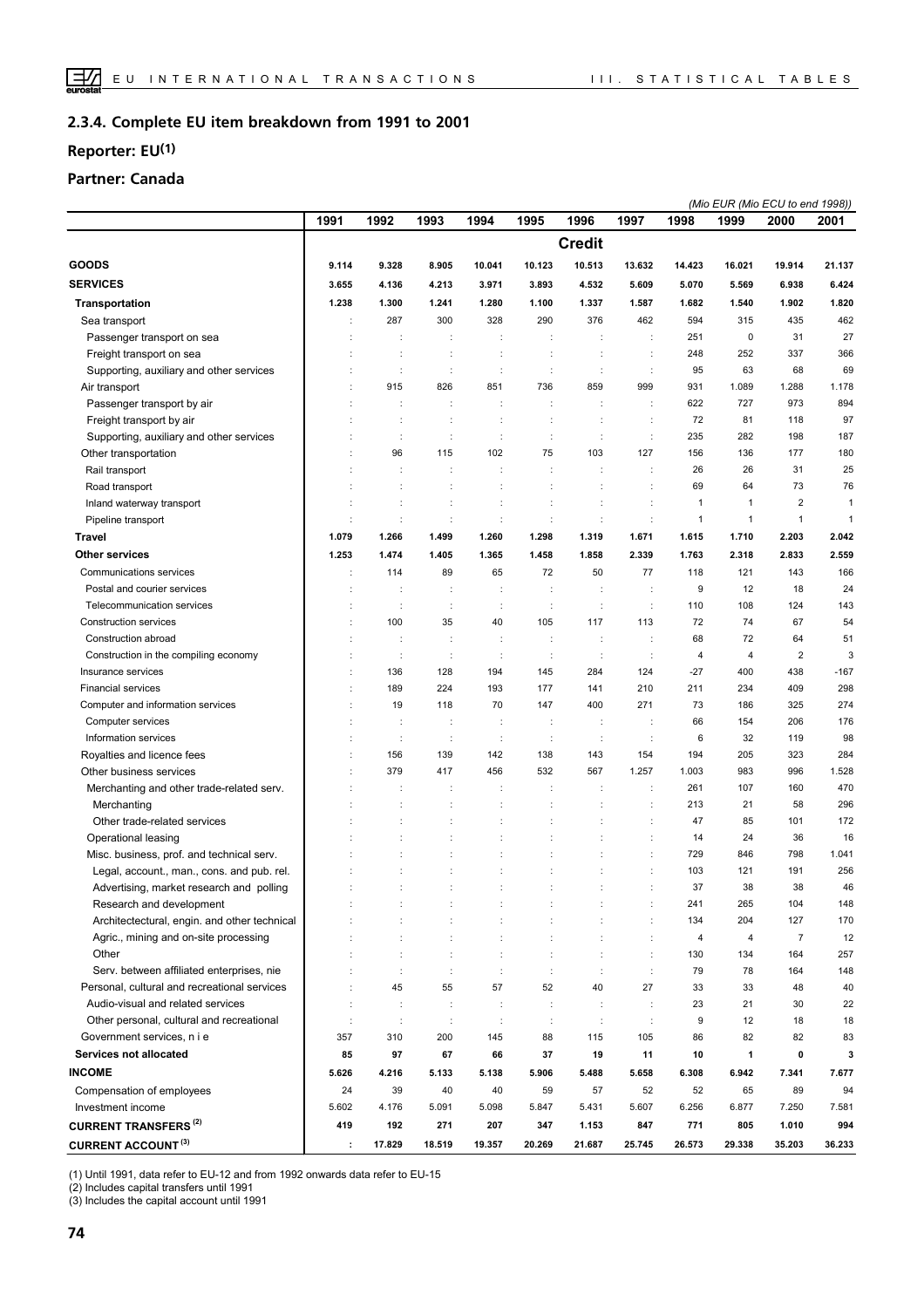## 2.3.4. Complete EU item breakdown from 1991 to 2001

## Reporter: EU(1)

## Partner: Canada

*(Mio EUR (Mio ECU to end 1998))*

| | 1991 | 1992 | 1993 | 1994 | 1995 | 1996 | 1997 | 1998 | 1999 | 2000 | 2001 |
|---|---|---|---|---|---|---|---|---|---|---|---|
| | | | | | | **Credit** | | | | | |
| **GOODS** | **9.114** | **9.328** | **8.905** | **10.041** | **10.123** | **10.513** | **13.632** | **14.423** | **16.021** | **19.914** | **21.137** |
| **SERVICES** | **3.655** | **4.136** | **4.213** | **3.971** | **3.893** | **4.532** | **5.609** | **5.070** | **5.569** | **6.938** | **6.424** |
| **Transportation** | **1.238** | **1.300** | **1.241** | **1.280** | **1.100** | **1.337** | **1.587** | **1.682** | **1.540** | **1.902** | **1.820** |
| Sea transport | : | 287 | 300 | 328 | 290 | 376 | 462 | 594 | 315 | 435 | 462 |
| Passenger transport on sea | : | : | : | : | : | : | : | 251 | 0 | 31 | 27 |
| Freight transport on sea | : | : | : | : | : | : | : | 248 | 252 | 337 | 366 |
| Supporting, auxiliary and other services | : | : | : | : | : | : | : | 95 | 63 | 68 | 69 |
| Air transport | : | 915 | 826 | 851 | 736 | 859 | 999 | 931 | 1.089 | 1.288 | 1.178 |
| Passenger transport by air | : | : | : | : | : | : | : | 622 | 727 | 973 | 894 |
| Freight transport by air | : | : | : | : | : | : | : | 72 | 81 | 118 | 97 |
| Supporting, auxiliary and other services | : | : | : | : | : | : | : | 235 | 282 | 198 | 187 |
| Other transportation | : | 96 | 115 | 102 | 75 | 103 | 127 | 156 | 136 | 177 | 180 |
| Rail transport | : | : | : | : | : | : | : | 26 | 26 | 31 | 25 |
| Road transport | : | : | : | : | : | : | : | 69 | 64 | 73 | 76 |
| Inland waterway transport | : | : | : | : | : | : | : | 1 | 1 | 2 | 1 |
| Pipeline transport | : | : | : | : | : | : | : | 1 | 1 | 1 | 1 |
| **Travel** | **1.079** | **1.266** | **1.499** | **1.260** | **1.298** | **1.319** | **1.671** | **1.615** | **1.710** | **2.203** | **2.042** |
| **Other services** | **1.253** | **1.474** | **1.405** | **1.365** | **1.458** | **1.858** | **2.339** | **1.763** | **2.318** | **2.833** | **2.559** |
| Communications services | : | 114 | 89 | 65 | 72 | 50 | 77 | 118 | 121 | 143 | 166 |
| Postal and courier services | : | : | : | : | : | : | : | 9 | 12 | 18 | 24 |
| Telecommunication services | : | : | : | : | : | : | : | 110 | 108 | 124 | 143 |
| Construction services | : | 100 | 35 | 40 | 105 | 117 | 113 | 72 | 74 | 67 | 54 |
| Construction abroad | : | : | : | : | : | : | : | 68 | 72 | 64 | 51 |
| Construction in the compiling economy | : | : | : | : | : | : | : | 4 | 4 | 2 | 3 |
| Insurance services | : | 136 | 128 | 194 | 145 | 284 | 124 | -27 | 400 | 438 | -167 |
| Financial services | : | 189 | 224 | 193 | 177 | 141 | 210 | 211 | 234 | 409 | 298 |
| Computer and information services | : | 19 | 118 | 70 | 147 | 400 | 271 | 73 | 186 | 325 | 274 |
| Computer services | : | : | : | : | : | : | : | 66 | 154 | 206 | 176 |
| Information services | : | : | : | : | : | : | : | 6 | 32 | 119 | 98 |
| Royalties and licence fees | : | 156 | 139 | 142 | 138 | 143 | 154 | 194 | 205 | 323 | 284 |
| Other business services | : | 379 | 417 | 456 | 532 | 567 | 1.257 | 1.003 | 983 | 996 | 1.528 |
| Merchanting and other trade-related serv. | : | : | : | : | : | : | : | 261 | 107 | 160 | 470 |
| Merchanting | : | : | : | : | : | : | : | 213 | 21 | 58 | 296 |
| Other trade-related services | : | : | : | : | : | : | : | 47 | 85 | 101 | 172 |
| Operational leasing | : | : | : | : | : | : | : | 14 | 24 | 36 | 16 |
| Misc. business, prof. and technical serv. | : | : | : | : | : | : | : | 729 | 846 | 798 | 1.041 |
| Legal, account., man., cons. and pub. rel. | : | : | : | : | : | : | : | 103 | 121 | 191 | 256 |
| Advertising, market research and polling | : | : | : | : | : | : | : | 37 | 38 | 38 | 46 |
| Research and development | : | : | : | : | : | : | : | 241 | 265 | 104 | 148 |
| Architectectural, engin. and other technical | : | : | : | : | : | : | : | 134 | 204 | 127 | 170 |
| Agric., mining and on-site processing | : | : | : | : | : | : | : | 4 | 4 | 7 | 12 |
| Other | : | : | : | : | : | : | : | 130 | 134 | 164 | 257 |
| Serv. between affiliated enterprises, nie | : | : | : | : | : | : | : | 79 | 78 | 164 | 148 |
| Personal, cultural and recreational services | : | 45 | 55 | 57 | 52 | 40 | 27 | 33 | 33 | 48 | 40 |
| Audio-visual and related services | : | : | : | : | : | : | : | 23 | 21 | 30 | 22 |
| Other personal, cultural and recreational | : | : | : | : | : | : | : | 9 | 12 | 18 | 18 |
| Government services, n i e | 357 | 310 | 200 | 145 | 88 | 115 | 105 | 86 | 82 | 82 | 83 |
| **Services not allocated** | **85** | **97** | **67** | **66** | **37** | **19** | **11** | **10** | **1** | **0** | **3** |
| **INCOME** | **5.626** | **4.216** | **5.133** | **5.138** | **5.906** | **5.488** | **5.658** | **6.308** | **6.942** | **7.341** | **7.677** |
| Compensation of employees | 24 | 39 | 40 | 40 | 59 | 57 | 52 | 52 | 65 | 89 | 94 |
| Investment income | 5.602 | 4.176 | 5.091 | 5.098 | 5.847 | 5.431 | 5.607 | 6.256 | 6.877 | 7.250 | 7.581 |
| **CURRENT TRANSFERS (2)** | **419** | **192** | **271** | **207** | **347** | **1.153** | **847** | **771** | **805** | **1.010** | **994** |
| **CURRENT ACCOUNT (3)** | **:** | **17.829** | **18.519** | **19.357** | **20.269** | **21.687** | **25.745** | **26.573** | **29.338** | **35.203** | **36.233** |

(1) Until 1991, data refer to EU-12 and from 1992 onwards data refer to EU-15
(2) Includes capital transfers until 1991
(3) Includes the capital account until 1991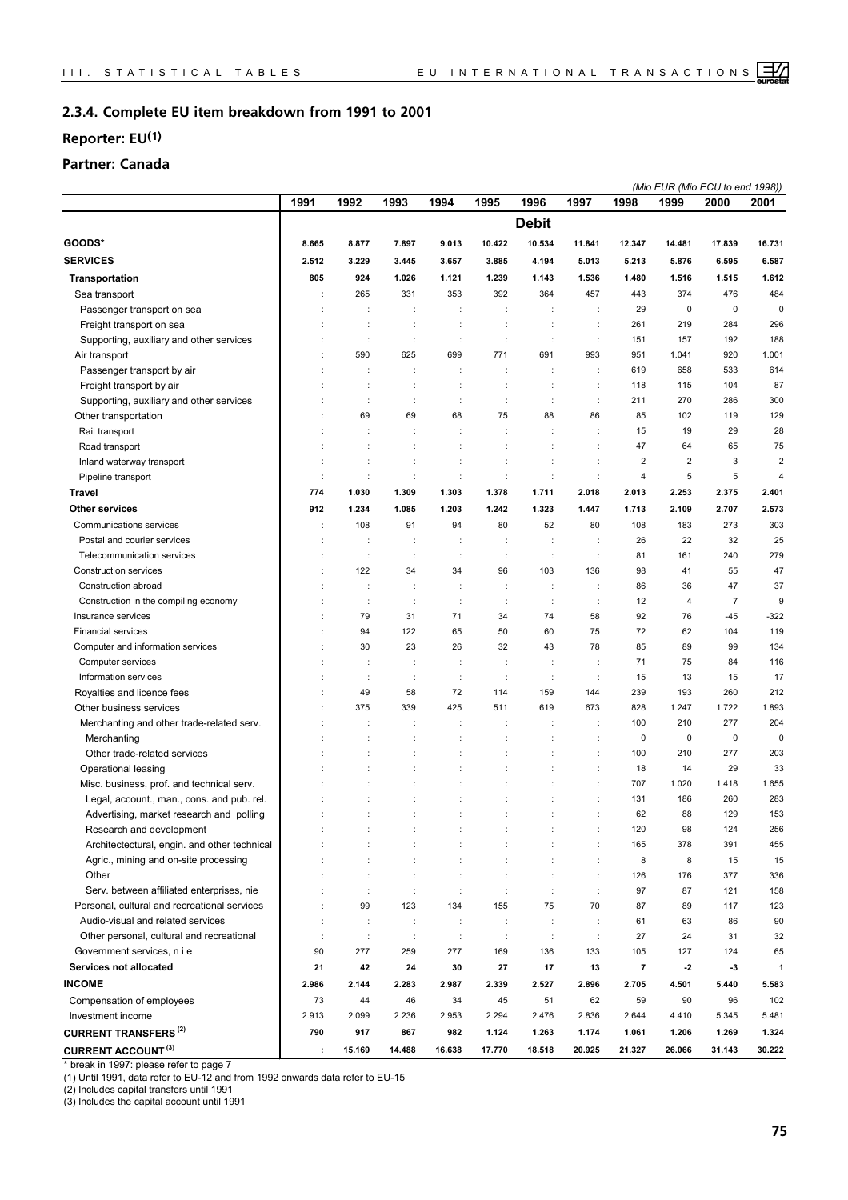## 2.3.4. Complete EU item breakdown from 1991 to 2001

## Reporter: EU(1)

## Partner: Canada

*(Mio EUR (Mio ECU to end 1998))*

| | 1991 | 1992 | 1993 | 1994 | 1995 | 1996 | 1997 | 1998 | 1999 | 2000 | 2001 |
|---|---|---|---|---|---|---|---|---|---|---|---|
| | | | | | | **Debit** | | | | | |
| **GOODS*** | **8.665** | **8.877** | **7.897** | **9.013** | **10.422** | **10.534** | **11.841** | **12.347** | **14.481** | **17.839** | **16.731** |
| **SERVICES** | **2.512** | **3.229** | **3.445** | **3.657** | **3.885** | **4.194** | **5.013** | **5.213** | **5.876** | **6.595** | **6.587** |
| **Transportation** | **805** | **924** | **1.026** | **1.121** | **1.239** | **1.143** | **1.536** | **1.480** | **1.516** | **1.515** | **1.612** |
| Sea transport | : | 265 | 331 | 353 | 392 | 364 | 457 | 443 | 374 | 476 | 484 |
| Passenger transport on sea | : | : | : | : | : | : | : | 29 | 0 | 0 | 0 |
| Freight transport on sea | : | : | : | : | : | : | : | 261 | 219 | 284 | 296 |
| Supporting, auxiliary and other services | : | : | : | : | : | : | : | 151 | 157 | 192 | 188 |
| Air transport | : | 590 | 625 | 699 | 771 | 691 | 993 | 951 | 1.041 | 920 | 1.001 |
| Passenger transport by air | : | : | : | : | : | : | : | 619 | 658 | 533 | 614 |
| Freight transport by air | : | : | : | : | : | : | : | 118 | 115 | 104 | 87 |
| Supporting, auxiliary and other services | : | : | : | : | : | : | : | 211 | 270 | 286 | 300 |
| Other transportation | : | 69 | 69 | 68 | 75 | 88 | 86 | 85 | 102 | 119 | 129 |
| Rail transport | : | : | : | : | : | : | : | 15 | 19 | 29 | 28 |
| Road transport | : | : | : | : | : | : | : | 47 | 64 | 65 | 75 |
| Inland waterway transport | : | : | : | : | : | : | : | 2 | 2 | 3 | 2 |
| Pipeline transport | : | : | : | : | : | : | : | 4 | 5 | 5 | 4 |
| **Travel** | **774** | **1.030** | **1.309** | **1.303** | **1.378** | **1.711** | **2.018** | **2.013** | **2.253** | **2.375** | **2.401** |
| **Other services** | **912** | **1.234** | **1.085** | **1.203** | **1.242** | **1.323** | **1.447** | **1.713** | **2.109** | **2.707** | **2.573** |
| Communications services | : | 108 | 91 | 94 | 80 | 52 | 80 | 108 | 183 | 273 | 303 |
| Postal and courier services | : | : | : | : | : | : | : | 26 | 22 | 32 | 25 |
| Telecommunication services | : | : | : | : | : | : | : | 81 | 161 | 240 | 279 |
| Construction services | : | 122 | 34 | 34 | 96 | 103 | 136 | 98 | 41 | 55 | 47 |
| Construction abroad | : | : | : | : | : | : | : | 86 | 36 | 47 | 37 |
| Construction in the compiling economy | : | : | : | : | : | : | : | 12 | 4 | 7 | 9 |
| Insurance services | : | 79 | 31 | 71 | 34 | 74 | 58 | 92 | 76 | -45 | -322 |
| Financial services | : | 94 | 122 | 65 | 50 | 60 | 75 | 72 | 62 | 104 | 119 |
| Computer and information services | : | 30 | 23 | 26 | 32 | 43 | 78 | 85 | 89 | 99 | 134 |
| Computer services | : | : | : | : | : | : | : | 71 | 75 | 84 | 116 |
| Information services | : | : | : | : | : | : | : | 15 | 13 | 15 | 17 |
| Royalties and licence fees | : | 49 | 58 | 72 | 114 | 159 | 144 | 239 | 193 | 260 | 212 |
| Other business services | : | 375 | 339 | 425 | 511 | 619 | 673 | 828 | 1.247 | 1.722 | 1.893 |
| Merchanting and other trade-related serv. | : | : | : | : | : | : | : | 100 | 210 | 277 | 204 |
| Merchanting | : | : | : | : | : | : | : | 0 | 0 | 0 | 0 |
| Other trade-related services | : | : | : | : | : | : | : | 100 | 210 | 277 | 203 |
| Operational leasing | : | : | : | : | : | : | : | 18 | 14 | 29 | 33 |
| Misc. business, prof. and technical serv. | : | : | : | : | : | : | : | 707 | 1.020 | 1.418 | 1.655 |
| Legal, account., man., cons. and pub. rel. | : | : | : | : | : | : | : | 131 | 186 | 260 | 283 |
| Advertising, market research and polling | : | : | : | : | : | : | : | 62 | 88 | 129 | 153 |
| Research and development | : | : | : | : | : | : | : | 120 | 98 | 124 | 256 |
| Architectectural, engin. and other technical | : | : | : | : | : | : | : | 165 | 378 | 391 | 455 |
| Agric., mining and on-site processing | : | : | : | : | : | : | : | 8 | 8 | 15 | 15 |
| Other | : | : | : | : | : | : | : | 126 | 176 | 377 | 336 |
| Serv. between affiliated enterprises, nie | : | : | : | : | : | : | : | 97 | 87 | 121 | 158 |
| Personal, cultural and recreational services | : | 99 | 123 | 134 | 155 | 75 | 70 | 87 | 89 | 117 | 123 |
| Audio-visual and related services | : | : | : | : | : | : | : | 61 | 63 | 86 | 90 |
| Other personal, cultural and recreational | : | : | : | : | : | : | : | 27 | 24 | 31 | 32 |
| Government services, n i e | 90 | 277 | 259 | 277 | 169 | 136 | 133 | 105 | 127 | 124 | 65 |
| **Services not allocated** | **21** | **42** | **24** | **30** | **27** | **17** | **13** | **7** | **-2** | **-3** | **1** |
| **INCOME** | **2.986** | **2.144** | **2.283** | **2.987** | **2.339** | **2.527** | **2.896** | **2.705** | **4.501** | **5.440** | **5.583** |
| Compensation of employees | 73 | 44 | 46 | 34 | 45 | 51 | 62 | 59 | 90 | 96 | 102 |
| Investment income | 2.913 | 2.099 | 2.236 | 2.953 | 2.294 | 2.476 | 2.836 | 2.644 | 4.410 | 5.345 | 5.481 |
| **CURRENT TRANSFERS (2)** | **790** | **917** | **867** | **982** | **1.124** | **1.263** | **1.174** | **1.061** | **1.206** | **1.269** | **1.324** |
| **CURRENT ACCOUNT (3)** | **:** | **15.169** | **14.488** | **16.638** | **17.770** | **18.518** | **20.925** | **21.327** | **26.066** | **31.143** | **30.222** |

\* break in 1997: please refer to page 7

(1) Until 1991, data refer to EU-12 and from 1992 onwards data refer to EU-15

(2) Includes capital transfers until 1991

(3) Includes the capital account until 1991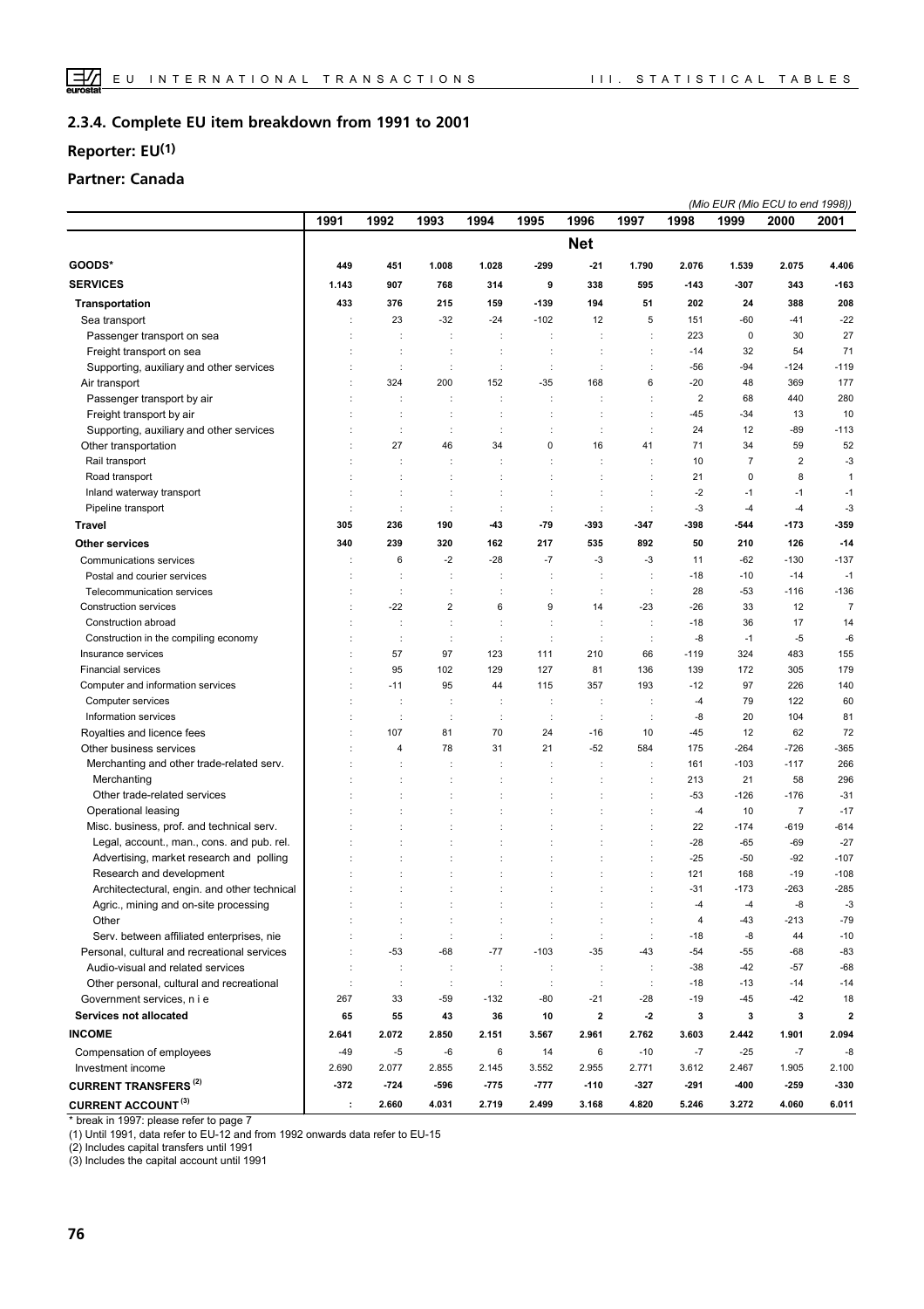## 2.3.4. Complete EU item breakdown from 1991 to 2001

## Reporter: EU(1)

## Partner: Canada

*(Mio EUR (Mio ECU to end 1998))*

| | 1991 | 1992 | 1993 | 1994 | 1995 | 1996 | 1997 | 1998 | 1999 | 2000 | 2001 |
|---|---|---|---|---|---|---|---|---|---|---|---|
| | | | | | | **Net** | | | | | |
| **GOODS*** | **449** | **451** | **1.008** | **1.028** | **-299** | **-21** | **1.790** | **2.076** | **1.539** | **2.075** | **4.406** |
| **SERVICES** | **1.143** | **907** | **768** | **314** | **9** | **338** | **595** | **-143** | **-307** | **343** | **-163** |
| **Transportation** | **433** | **376** | **215** | **159** | **-139** | **194** | **51** | **202** | **24** | **388** | **208** |
| Sea transport | : | 23 | -32 | -24 | -102 | 12 | 5 | 151 | -60 | -41 | -22 |
| Passenger transport on sea | : | : | : | : | : | : | : | 223 | 0 | 30 | 27 |
| Freight transport on sea | : | : | : | : | : | : | : | -14 | 32 | 54 | 71 |
| Supporting, auxiliary and other services | : | : | : | : | : | : | : | -56 | -94 | -124 | -119 |
| Air transport | : | 324 | 200 | 152 | -35 | 168 | 6 | -20 | 48 | 369 | 177 |
| Passenger transport by air | : | : | : | : | : | : | : | 2 | 68 | 440 | 280 |
| Freight transport by air | : | : | : | : | : | : | : | -45 | -34 | 13 | 10 |
| Supporting, auxiliary and other services | : | : | : | : | : | : | : | 24 | 12 | -89 | -113 |
| Other transportation | : | 27 | 46 | 34 | 0 | 16 | 41 | 71 | 34 | 59 | 52 |
| Rail transport | : | : | : | : | : | : | : | 10 | 7 | 2 | -3 |
| Road transport | : | : | : | : | : | : | : | 21 | 0 | 8 | 1 |
| Inland waterway transport | : | : | : | : | : | : | : | -2 | -1 | -1 | -1 |
| Pipeline transport | : | : | : | : | : | : | : | -3 | -4 | -4 | -3 |
| **Travel** | **305** | **236** | **190** | **-43** | **-79** | **-393** | **-347** | **-398** | **-544** | **-173** | **-359** |
| **Other services** | **340** | **239** | **320** | **162** | **217** | **535** | **892** | **50** | **210** | **126** | **-14** |
| Communications services | : | 6 | -2 | -28 | -7 | -3 | -3 | 11 | -62 | -130 | -137 |
| Postal and courier services | : | : | : | : | : | : | : | -18 | -10 | -14 | -1 |
| Telecommunication services | : | : | : | : | : | : | : | 28 | -53 | -116 | -136 |
| Construction services | : | -22 | 2 | 6 | 9 | 14 | -23 | -26 | 33 | 12 | 7 |
| Construction abroad | : | : | : | : | : | : | : | -18 | 36 | 17 | 14 |
| Construction in the compiling economy | : | : | : | : | : | : | : | -8 | -1 | -5 | -6 |
| Insurance services | : | 57 | 97 | 123 | 111 | 210 | 66 | -119 | 324 | 483 | 155 |
| Financial services | : | 95 | 102 | 129 | 127 | 81 | 136 | 139 | 172 | 305 | 179 |
| Computer and information services | : | -11 | 95 | 44 | 115 | 357 | 193 | -12 | 97 | 226 | 140 |
| Computer services | : | : | : | : | : | : | : | -4 | 79 | 122 | 60 |
| Information services | : | : | : | : | : | : | : | -8 | 20 | 104 | 81 |
| Royalties and licence fees | : | 107 | 81 | 70 | 24 | -16 | 10 | -45 | 12 | 62 | 72 |
| Other business services | : | 4 | 78 | 31 | 21 | -52 | 584 | 175 | -264 | -726 | -365 |
| Merchanting and other trade-related serv. | : | : | : | : | : | : | : | 161 | -103 | -117 | 266 |
| Merchanting | : | : | : | : | : | : | : | 213 | 21 | 58 | 296 |
| Other trade-related services | : | : | : | : | : | : | : | -53 | -126 | -176 | -31 |
| Operational leasing | : | : | : | : | : | : | : | -4 | 10 | 7 | -17 |
| Misc. business, prof. and technical serv. | : | : | : | : | : | : | : | 22 | -174 | -619 | -614 |
| Legal, account., man., cons. and pub. rel. | : | : | : | : | : | : | : | -28 | -65 | -69 | -27 |
| Advertising, market research and polling | : | : | : | : | : | : | : | -25 | -50 | -92 | -107 |
| Research and development | : | : | : | : | : | : | : | 121 | 168 | -19 | -108 |
| Architectectural, engin. and other technical | : | : | : | : | : | : | : | -31 | -173 | -263 | -285 |
| Agric., mining and on-site processing | : | : | : | : | : | : | : | -4 | -4 | -8 | -3 |
| Other | : | : | : | : | : | : | : | 4 | -43 | -213 | -79 |
| Serv. between affiliated enterprises, nie | : | : | : | : | : | : | : | -18 | -8 | 44 | -10 |
| Personal, cultural and recreational services | : | -53 | -68 | -77 | -103 | -35 | -43 | -54 | -55 | -68 | -83 |
| Audio-visual and related services | : | : | : | : | : | : | : | -38 | -42 | -57 | -68 |
| Other personal, cultural and recreational | : | : | : | : | : | : | : | -18 | -13 | -14 | -14 |
| Government services, n i e | 267 | 33 | -59 | -132 | -80 | -21 | -28 | -19 | -45 | -42 | 18 |
| **Services not allocated** | **65** | **55** | **43** | **36** | **10** | **2** | **-2** | **3** | **3** | **3** | **2** |
| **INCOME** | **2.641** | **2.072** | **2.850** | **2.151** | **3.567** | **2.961** | **2.762** | **3.603** | **2.442** | **1.901** | **2.094** |
| Compensation of employees | -49 | -5 | -6 | 6 | 14 | 6 | -10 | -7 | -25 | -7 | -8 |
| Investment income | 2.690 | 2.077 | 2.855 | 2.145 | 3.552 | 2.955 | 2.771 | 3.612 | 2.467 | 1.905 | 2.100 |
| **CURRENT TRANSFERS (2)** | **-372** | **-724** | **-596** | **-775** | **-777** | **-110** | **-327** | **-291** | **-400** | **-259** | **-330** |
| **CURRENT ACCOUNT (3)** | **:** | **2.660** | **4.031** | **2.719** | **2.499** | **3.168** | **4.820** | **5.246** | **3.272** | **4.060** | **6.011** |

* break in 1997: please refer to page 7

(1) Until 1991, data refer to EU-12 and from 1992 onwards data refer to EU-15

(2) Includes capital transfers until 1991

(3) Includes the capital account until 1991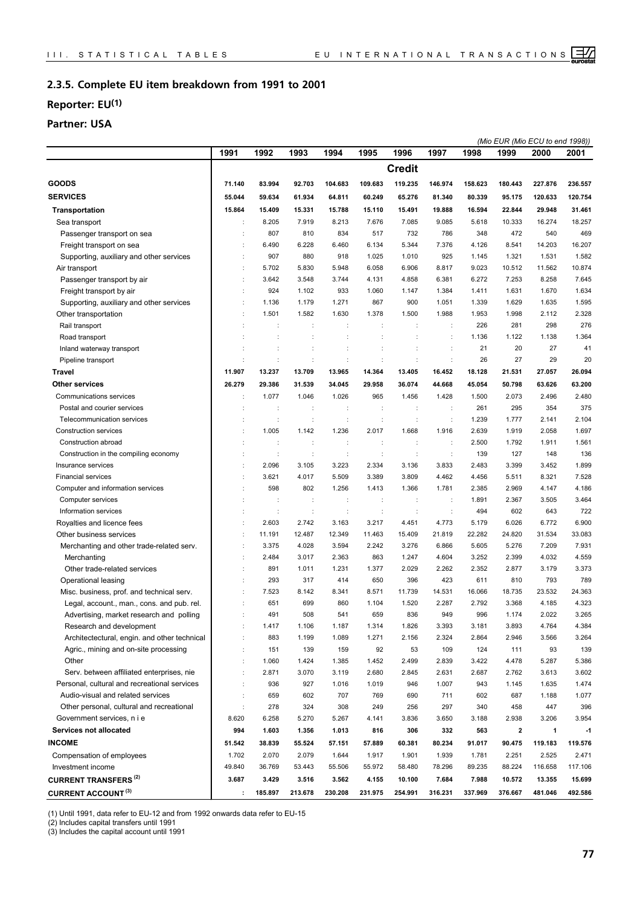## 2.3.5. Complete EU item breakdown from 1991 to 2001

### Reporter: EU(1)

### Partner: USA

*(Mio EUR (Mio ECU to end 1998))*

| | 1991 | 1992 | 1993 | 1994 | 1995 | 1996 | 1997 | 1998 | 1999 | 2000 | 2001 |
|---|---|---|---|---|---|---|---|---|---|---|---|
| | | | | | | **Credit** | | | | | |
| **GOODS** | **71.140** | **83.994** | **92.703** | **104.683** | **109.683** | **119.235** | **146.974** | **158.623** | **180.443** | **227.876** | **236.557** |
| **SERVICES** | **55.044** | **59.634** | **61.934** | **64.811** | **60.249** | **65.276** | **81.340** | **80.339** | **95.175** | **120.633** | **120.754** |
| **Transportation** | **15.864** | **15.409** | **15.331** | **15.788** | **15.110** | **15.491** | **19.888** | **16.594** | **22.844** | **29.948** | **31.461** |
| Sea transport | : | 8.205 | 7.919 | 8.213 | 7.676 | 7.085 | 9.085 | 5.618 | 10.333 | 16.274 | 18.257 |
| Passenger transport on sea | : | 807 | 810 | 834 | 517 | 732 | 786 | 348 | 472 | 540 | 469 |
| Freight transport on sea | : | 6.490 | 6.228 | 6.460 | 6.134 | 5.344 | 7.376 | 4.126 | 8.541 | 14.203 | 16.207 |
| Supporting, auxiliary and other services | : | 907 | 880 | 918 | 1.025 | 1.010 | 925 | 1.145 | 1.321 | 1.531 | 1.582 |
| Air transport | : | 5.702 | 5.830 | 5.948 | 6.058 | 6.906 | 8.817 | 9.023 | 10.512 | 11.562 | 10.874 |
| Passenger transport by air | : | 3.642 | 3.548 | 3.744 | 4.131 | 4.858 | 6.381 | 6.272 | 7.253 | 8.258 | 7.645 |
| Freight transport by air | : | 924 | 1.102 | 933 | 1.060 | 1.147 | 1.384 | 1.411 | 1.631 | 1.670 | 1.634 |
| Supporting, auxiliary and other services | : | 1.136 | 1.179 | 1.271 | 867 | 900 | 1.051 | 1.339 | 1.629 | 1.635 | 1.595 |
| Other transportation | : | 1.501 | 1.582 | 1.630 | 1.378 | 1.500 | 1.988 | 1.953 | 1.998 | 2.112 | 2.328 |
| Rail transport | : | : | : | : | : | : | : | 226 | 281 | 298 | 276 |
| Road transport | : | : | : | : | : | : | : | 1.136 | 1.122 | 1.138 | 1.364 |
| Inland waterway transport | : | : | : | : | : | : | : | 21 | 20 | 27 | 41 |
| Pipeline transport | : | : | : | : | : | : | : | 26 | 27 | 29 | 20 |
| **Travel** | **11.907** | **13.237** | **13.709** | **13.965** | **14.364** | **13.405** | **16.452** | **18.128** | **21.531** | **27.057** | **26.094** |
| **Other services** | **26.279** | **29.386** | **31.539** | **34.045** | **29.958** | **36.074** | **44.668** | **45.054** | **50.798** | **63.626** | **63.200** |
| Communications services | : | 1.077 | 1.046 | 1.026 | 965 | 1.456 | 1.428 | 1.500 | 2.073 | 2.496 | 2.480 |
| Postal and courier services | : | : | : | : | : | : | : | 261 | 295 | 354 | 375 |
| Telecommunication services | : | : | : | : | : | : | : | 1.239 | 1.777 | 2.141 | 2.104 |
| Construction services | : | 1.005 | 1.142 | 1.236 | 2.017 | 1.668 | 1.916 | 2.639 | 1.919 | 2.058 | 1.697 |
| Construction abroad | : | : | : | : | : | : | : | 2.500 | 1.792 | 1.911 | 1.561 |
| Construction in the compiling economy | : | : | : | : | : | : | : | 139 | 127 | 148 | 136 |
| Insurance services | : | 2.096 | 3.105 | 3.223 | 2.334 | 3.136 | 3.833 | 2.483 | 3.399 | 3.452 | 1.899 |
| Financial services | : | 3.621 | 4.017 | 5.509 | 3.389 | 3.809 | 4.462 | 4.456 | 5.511 | 8.321 | 7.528 |
| Computer and information services | : | 598 | 802 | 1.256 | 1.413 | 1.366 | 1.781 | 2.385 | 2.969 | 4.147 | 4.186 |
| Computer services | : | : | : | : | : | : | : | 1.891 | 2.367 | 3.505 | 3.464 |
| Information services | : | : | : | : | : | : | : | 494 | 602 | 643 | 722 |
| Royalties and licence fees | : | 2.603 | 2.742 | 3.163 | 3.217 | 4.451 | 4.773 | 5.179 | 6.026 | 6.772 | 6.900 |
| Other business services | : | 11.191 | 12.487 | 12.349 | 11.463 | 15.409 | 21.819 | 22.282 | 24.820 | 31.534 | 33.083 |
| Merchanting and other trade-related serv. | : | 3.375 | 4.028 | 3.594 | 2.242 | 3.276 | 6.866 | 5.605 | 5.276 | 7.209 | 7.931 |
| Merchanting | : | 2.484 | 3.017 | 2.363 | 863 | 1.247 | 4.604 | 3.252 | 2.399 | 4.032 | 4.559 |
| Other trade-related services | : | 891 | 1.011 | 1.231 | 1.377 | 2.029 | 2.262 | 2.352 | 2.877 | 3.179 | 3.373 |
| Operational leasing | : | 293 | 317 | 414 | 650 | 396 | 423 | 611 | 810 | 793 | 789 |
| Misc. business, prof. and technical serv. | : | 7.523 | 8.142 | 8.341 | 8.571 | 11.739 | 14.531 | 16.066 | 18.735 | 23.532 | 24.363 |
| Legal, account., man., cons. and pub. rel. | : | 651 | 699 | 860 | 1.104 | 1.520 | 2.287 | 2.792 | 3.368 | 4.185 | 4.323 |
| Advertising, market research and polling | : | 491 | 508 | 541 | 659 | 836 | 949 | 996 | 1.174 | 2.022 | 3.265 |
| Research and development | : | 1.417 | 1.106 | 1.187 | 1.314 | 1.826 | 3.393 | 3.181 | 3.893 | 4.764 | 4.384 |
| Architectectural, engin. and other technical | : | 883 | 1.199 | 1.089 | 1.271 | 2.156 | 2.324 | 2.864 | 2.946 | 3.566 | 3.264 |
| Agric., mining and on-site processing | : | 151 | 139 | 159 | 92 | 53 | 109 | 124 | 111 | 93 | 139 |
| Other | : | 1.060 | 1.424 | 1.385 | 1.452 | 2.499 | 2.839 | 3.422 | 4.478 | 5.287 | 5.386 |
| Serv. between affiliated enterprises, nie | : | 2.871 | 3.070 | 3.119 | 2.680 | 2.845 | 2.631 | 2.687 | 2.762 | 3.613 | 3.602 |
| Personal, cultural and recreational services | : | 936 | 927 | 1.016 | 1.019 | 946 | 1.007 | 943 | 1.145 | 1.635 | 1.474 |
| Audio-visual and related services | : | 659 | 602 | 707 | 769 | 690 | 711 | 602 | 687 | 1.188 | 1.077 |
| Other personal, cultural and recreational | : | 278 | 324 | 308 | 249 | 256 | 297 | 340 | 458 | 447 | 396 |
| Government services, n i e | 8.620 | 6.258 | 5.270 | 5.267 | 4.141 | 3.836 | 3.650 | 3.188 | 2.938 | 3.206 | 3.954 |
| **Services not allocated** | **994** | **1.603** | **1.356** | **1.013** | **816** | **306** | **332** | **563** | **2** | **1** | **-1** |
| **INCOME** | **51.542** | **38.839** | **55.524** | **57.151** | **57.889** | **60.381** | **80.234** | **91.017** | **90.475** | **119.183** | **119.576** |
| Compensation of employees | 1.702 | 2.070 | 2.079 | 1.644 | 1.917 | 1.901 | 1.939 | 1.781 | 2.251 | 2.525 | 2.471 |
| Investment income | 49.840 | 36.769 | 53.443 | 55.506 | 55.972 | 58.480 | 78.296 | 89.235 | 88.224 | 116.658 | 117.106 |
| **CURRENT TRANSFERS (2)** | **3.687** | **3.429** | **3.516** | **3.562** | **4.155** | **10.100** | **7.684** | **7.988** | **10.572** | **13.355** | **15.699** |
| **CURRENT ACCOUNT (3)** | **:** | **185.897** | **213.678** | **230.208** | **231.975** | **254.991** | **316.231** | **337.969** | **376.667** | **481.046** | **492.586** |

(1) Until 1991, data refer to EU-12 and from 1992 onwards data refer to EU-15
(2) Includes capital transfers until 1991
(3) Includes the capital account until 1991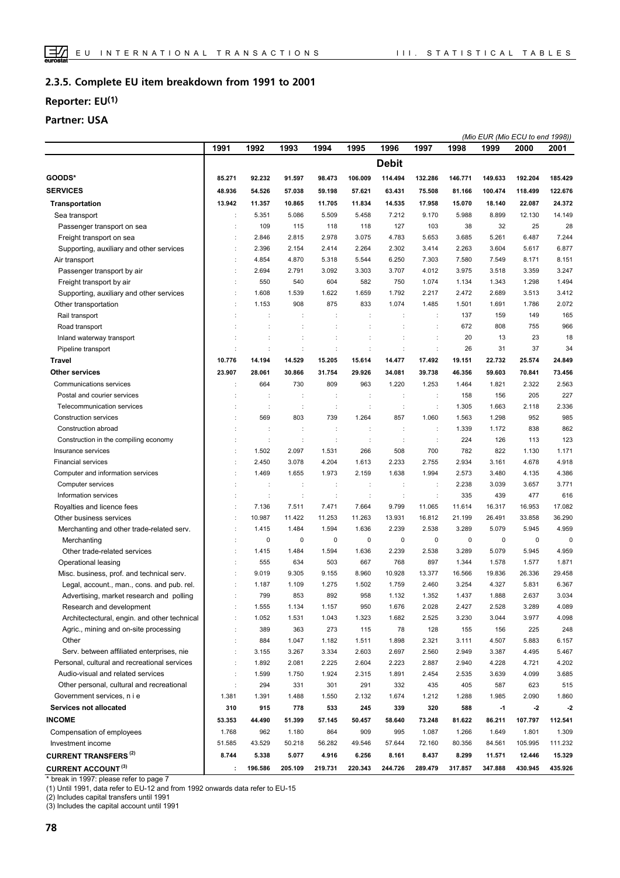## 2.3.5. Complete EU item breakdown from 1991 to 2001

## Reporter: EU(1)

## Partner: USA

*(Mio EUR (Mio ECU to end 1998))*

| | 1991 | 1992 | 1993 | 1994 | 1995 | 1996 | 1997 | 1998 | 1999 | 2000 | 2001 |
|---|---|---|---|---|---|---|---|---|---|---|---|
| | | | | | | **Debit** | | | | | |
| **GOODS*** | **85.271** | **92.232** | **91.597** | **98.473** | **106.009** | **114.494** | **132.286** | **146.771** | **149.633** | **192.204** | **185.429** |
| **SERVICES** | **48.936** | **54.526** | **57.038** | **59.198** | **57.621** | **63.431** | **75.508** | **81.166** | **100.474** | **118.499** | **122.676** |
| **Transportation** | **13.942** | **11.357** | **10.865** | **11.705** | **11.834** | **14.535** | **17.958** | **15.070** | **18.140** | **22.087** | **24.372** |
| Sea transport | : | 5.351 | 5.086 | 5.509 | 5.458 | 7.212 | 9.170 | 5.988 | 8.899 | 12.130 | 14.149 |
| Passenger transport on sea | : | 109 | 115 | 118 | 118 | 127 | 103 | 38 | 32 | 25 | 28 |
| Freight transport on sea | : | 2.846 | 2.815 | 2.978 | 3.075 | 4.783 | 5.653 | 3.685 | 5.261 | 6.487 | 7.244 |
| Supporting, auxiliary and other services | : | 2.396 | 2.154 | 2.414 | 2.264 | 2.302 | 3.414 | 2.263 | 3.604 | 5.617 | 6.877 |
| Air transport | : | 4.854 | 4.870 | 5.318 | 5.544 | 6.250 | 7.303 | 7.580 | 7.549 | 8.171 | 8.151 |
| Passenger transport by air | : | 2.694 | 2.791 | 3.092 | 3.303 | 3.707 | 4.012 | 3.975 | 3.518 | 3.359 | 3.247 |
| Freight transport by air | : | 550 | 540 | 604 | 582 | 750 | 1.074 | 1.134 | 1.343 | 1.298 | 1.494 |
| Supporting, auxiliary and other services | : | 1.608 | 1.539 | 1.622 | 1.659 | 1.792 | 2.217 | 2.472 | 2.689 | 3.513 | 3.412 |
| Other transportation | : | 1.153 | 908 | 875 | 833 | 1.074 | 1.485 | 1.501 | 1.691 | 1.786 | 2.072 |
| Rail transport | : | : | : | : | : | : | : | 137 | 159 | 149 | 165 |
| Road transport | : | : | : | : | : | : | : | 672 | 808 | 755 | 966 |
| Inland waterway transport | : | : | : | : | : | : | : | 20 | 13 | 23 | 18 |
| Pipeline transport | : | : | : | : | : | : | : | 26 | 31 | 37 | 34 |
| **Travel** | **10.776** | **14.194** | **14.529** | **15.205** | **15.614** | **14.477** | **17.492** | **19.151** | **22.732** | **25.574** | **24.849** |
| **Other services** | **23.907** | **28.061** | **30.866** | **31.754** | **29.926** | **34.081** | **39.738** | **46.356** | **59.603** | **70.841** | **73.456** |
| Communications services | : | 664 | 730 | 809 | 963 | 1.220 | 1.253 | 1.464 | 1.821 | 2.322 | 2.563 |
| Postal and courier services | : | : | : | : | : | : | : | 158 | 156 | 205 | 227 |
| Telecommunication services | : | : | : | : | : | : | : | 1.305 | 1.663 | 2.118 | 2.336 |
| Construction services | : | 569 | 803 | 739 | 1.264 | 857 | 1.060 | 1.563 | 1.298 | 952 | 985 |
| Construction abroad | : | : | : | : | : | : | : | 1.339 | 1.172 | 838 | 862 |
| Construction in the compiling economy | : | : | : | : | : | : | : | 224 | 126 | 113 | 123 |
| Insurance services | : | 1.502 | 2.097 | 1.531 | 266 | 508 | 700 | 782 | 822 | 1.130 | 1.171 |
| Financial services | : | 2.450 | 3.078 | 4.204 | 1.613 | 2.233 | 2.755 | 2.934 | 3.161 | 4.678 | 4.918 |
| Computer and information services | : | 1.469 | 1.655 | 1.973 | 2.159 | 1.638 | 1.994 | 2.573 | 3.480 | 4.135 | 4.386 |
| Computer services | : | : | : | : | : | : | : | 2.238 | 3.039 | 3.657 | 3.771 |
| Information services | : | : | : | : | : | : | : | 335 | 439 | 477 | 616 |
| Royalties and licence fees | : | 7.136 | 7.511 | 7.471 | 7.664 | 9.799 | 11.065 | 11.614 | 16.317 | 16.953 | 17.082 |
| Other business services | : | 10.987 | 11.422 | 11.253 | 11.263 | 13.931 | 16.812 | 21.199 | 26.491 | 33.858 | 36.290 |
| Merchanting and other trade-related serv. | : | 1.415 | 1.484 | 1.594 | 1.636 | 2.239 | 2.538 | 3.289 | 5.079 | 5.945 | 4.959 |
| Merchanting | : | 0 | 0 | 0 | 0 | 0 | 0 | 0 | 0 | 0 | 0 |
| Other trade-related services | : | 1.415 | 1.484 | 1.594 | 1.636 | 2.239 | 2.538 | 3.289 | 5.079 | 5.945 | 4.959 |
| Operational leasing | : | 555 | 634 | 503 | 667 | 768 | 897 | 1.344 | 1.578 | 1.577 | 1.871 |
| Misc. business, prof. and technical serv. | : | 9.019 | 9.305 | 9.155 | 8.960 | 10.928 | 13.377 | 16.566 | 19.836 | 26.336 | 29.458 |
| Legal, account., man., cons. and pub. rel. | : | 1.187 | 1.109 | 1.275 | 1.502 | 1.759 | 2.460 | 3.254 | 4.327 | 5.831 | 6.367 |
| Advertising, market research and polling | : | 799 | 853 | 892 | 958 | 1.132 | 1.352 | 1.437 | 1.888 | 2.637 | 3.034 |
| Research and development | : | 1.555 | 1.134 | 1.157 | 950 | 1.676 | 2.028 | 2.427 | 2.528 | 3.289 | 4.089 |
| Architectectural, engin. and other technical | : | 1.052 | 1.531 | 1.043 | 1.323 | 1.682 | 2.525 | 3.230 | 3.044 | 3.977 | 4.098 |
| Agric., mining and on-site processing | : | 389 | 363 | 273 | 115 | 78 | 128 | 155 | 156 | 225 | 248 |
| Other | : | 884 | 1.047 | 1.182 | 1.511 | 1.898 | 2.321 | 3.111 | 4.507 | 5.883 | 6.157 |
| Serv. between affiliated enterprises, nie | : | 3.155 | 3.267 | 3.334 | 2.603 | 2.697 | 2.560 | 2.949 | 3.387 | 4.495 | 5.467 |
| Personal, cultural and recreational services | : | 1.892 | 2.081 | 2.225 | 2.604 | 2.223 | 2.887 | 2.940 | 4.228 | 4.721 | 4.202 |
| Audio-visual and related services | : | 1.599 | 1.750 | 1.924 | 2.315 | 1.891 | 2.454 | 2.535 | 3.639 | 4.099 | 3.685 |
| Other personal, cultural and recreational | : | 294 | 331 | 301 | 291 | 332 | 435 | 405 | 587 | 623 | 515 |
| Government services, n i e | 1.381 | 1.391 | 1.488 | 1.550 | 2.132 | 1.674 | 1.212 | 1.288 | 1.985 | 2.090 | 1.860 |
| **Services not allocated** | **310** | **915** | **778** | **533** | **245** | **339** | **320** | **588** | **-1** | **-2** | **-2** |
| **INCOME** | **53.353** | **44.490** | **51.399** | **57.145** | **50.457** | **58.640** | **73.248** | **81.622** | **86.211** | **107.797** | **112.541** |
| Compensation of employees | 1.768 | 962 | 1.180 | 864 | 909 | 995 | 1.087 | 1.266 | 1.649 | 1.801 | 1.309 |
| Investment income | 51.585 | 43.529 | 50.218 | 56.282 | 49.546 | 57.644 | 72.160 | 80.356 | 84.561 | 105.995 | 111.232 |
| **CURRENT TRANSFERS (2)** | **8.744** | **5.338** | **5.077** | **4.916** | **6.256** | **8.161** | **8.437** | **8.299** | **11.571** | **12.446** | **15.329** |
| **CURRENT ACCOUNT (3)** | **:** | **196.586** | **205.109** | **219.731** | **220.343** | **244.726** | **289.479** | **317.857** | **347.888** | **430.945** | **435.926** |

\* break in 1997: please refer to page 7

(1) Until 1991, data refer to EU-12 and from 1992 onwards data refer to EU-15

(2) Includes capital transfers until 1991

(3) Includes the capital account until 1991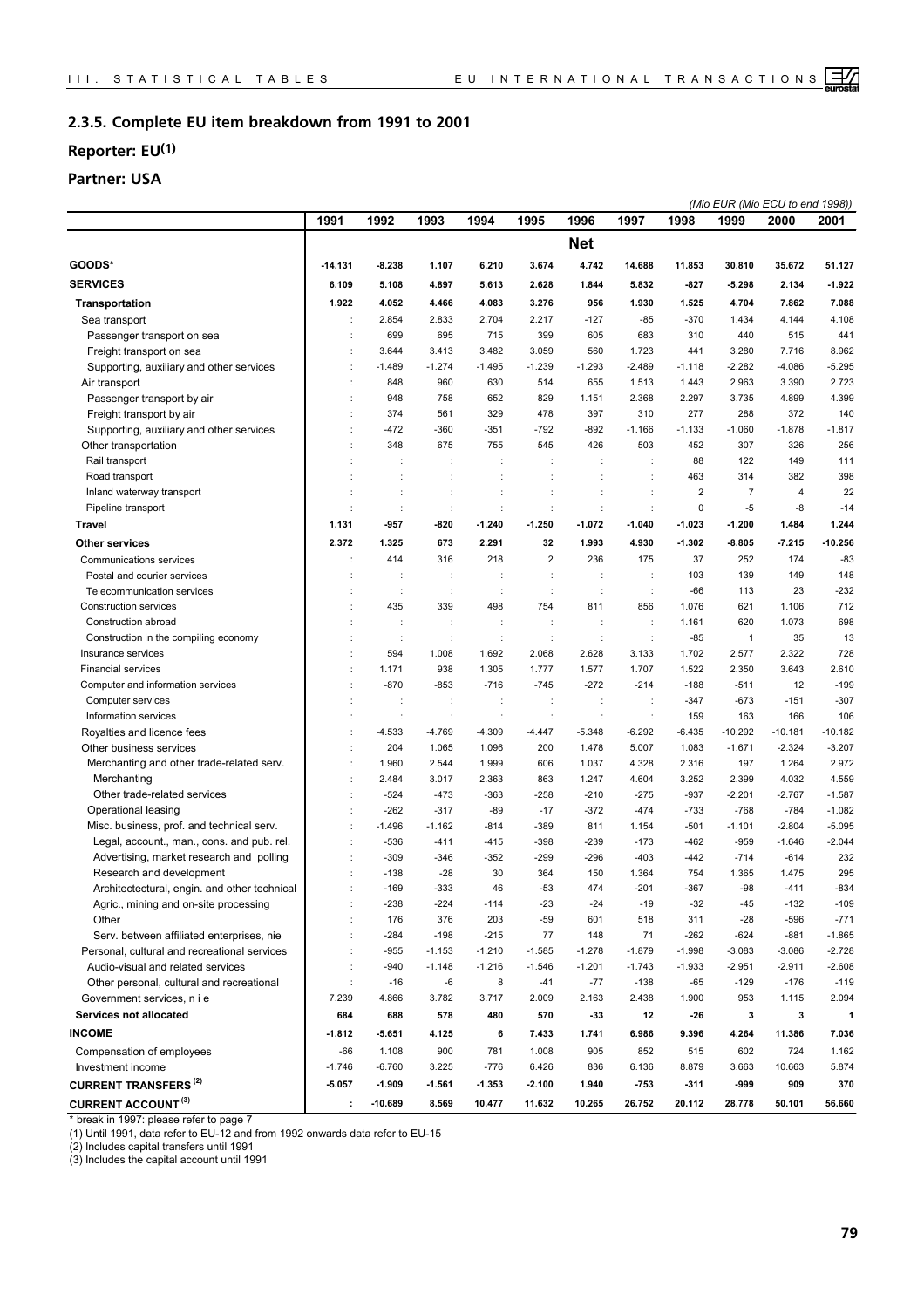## 2.3.5. Complete EU item breakdown from 1991 to 2001

### Reporter: EU(1)

### Partner: USA

*(Mio EUR (Mio ECU to end 1998))*

| | 1991 | 1992 | 1993 | 1994 | 1995 | 1996 | 1997 | 1998 | 1999 | 2000 | 2001 |
|---|---|---|---|---|---|---|---|---|---|---|---|
| | | | | | | **Net** | | | | | |
| **GOODS*** | **-14.131** | **-8.238** | **1.107** | **6.210** | **3.674** | **4.742** | **14.688** | **11.853** | **30.810** | **35.672** | **51.127** |
| **SERVICES** | **6.109** | **5.108** | **4.897** | **5.613** | **2.628** | **1.844** | **5.832** | **-827** | **-5.298** | **2.134** | **-1.922** |
| **Transportation** | **1.922** | **4.052** | **4.466** | **4.083** | **3.276** | **956** | **1.930** | **1.525** | **4.704** | **7.862** | **7.088** |
| Sea transport | : | 2.854 | 2.833 | 2.704 | 2.217 | -127 | -85 | -370 | 1.434 | 4.144 | 4.108 |
| Passenger transport on sea | : | 699 | 695 | 715 | 399 | 605 | 683 | 310 | 440 | 515 | 441 |
| Freight transport on sea | : | 3.644 | 3.413 | 3.482 | 3.059 | 560 | 1.723 | 441 | 3.280 | 7.716 | 8.962 |
| Supporting, auxiliary and other services | : | -1.489 | -1.274 | -1.495 | -1.239 | -1.293 | -2.489 | -1.118 | -2.282 | -4.086 | -5.295 |
| Air transport | : | 848 | 960 | 630 | 514 | 655 | 1.513 | 1.443 | 2.963 | 3.390 | 2.723 |
| Passenger transport by air | : | 948 | 758 | 652 | 829 | 1.151 | 2.368 | 2.297 | 3.735 | 4.899 | 4.399 |
| Freight transport by air | : | 374 | 561 | 329 | 478 | 397 | 310 | 277 | 288 | 372 | 140 |
| Supporting, auxiliary and other services | : | -472 | -360 | -351 | -792 | -892 | -1.166 | -1.133 | -1.060 | -1.878 | -1.817 |
| Other transportation | : | 348 | 675 | 755 | 545 | 426 | 503 | 452 | 307 | 326 | 256 |
| Rail transport | : | : | : | : | : | : | : | 88 | 122 | 149 | 111 |
| Road transport | : | : | : | : | : | : | : | 463 | 314 | 382 | 398 |
| Inland waterway transport | : | : | : | : | : | : | : | 2 | 7 | 4 | 22 |
| Pipeline transport | : | : | : | : | : | : | : | 0 | -5 | -8 | -14 |
| **Travel** | **1.131** | **-957** | **-820** | **-1.240** | **-1.250** | **-1.072** | **-1.040** | **-1.023** | **-1.200** | **1.484** | **1.244** |
| **Other services** | **2.372** | **1.325** | **673** | **2.291** | **32** | **1.993** | **4.930** | **-1.302** | **-8.805** | **-7.215** | **-10.256** |
| Communications services | : | 414 | 316 | 218 | 2 | 236 | 175 | 37 | 252 | 174 | -83 |
| Postal and courier services | : | : | : | : | : | : | : | 103 | 139 | 149 | 148 |
| Telecommunication services | : | : | : | : | : | : | : | -66 | 113 | 23 | -232 |
| Construction services | : | 435 | 339 | 498 | 754 | 811 | 856 | 1.076 | 621 | 1.106 | 712 |
| Construction abroad | : | : | : | : | : | : | : | 1.161 | 620 | 1.073 | 698 |
| Construction in the compiling economy | : | : | : | : | : | : | : | -85 | 1 | 35 | 13 |
| Insurance services | : | 594 | 1.008 | 1.692 | 2.068 | 2.628 | 3.133 | 1.702 | 2.577 | 2.322 | 728 |
| Financial services | : | 1.171 | 938 | 1.305 | 1.777 | 1.577 | 1.707 | 1.522 | 2.350 | 3.643 | 2.610 |
| Computer and information services | : | -870 | -853 | -716 | -745 | -272 | -214 | -188 | -511 | 12 | -199 |
| Computer services | : | : | : | : | : | : | : | -347 | -673 | -151 | -307 |
| Information services | : | : | : | : | : | : | : | 159 | 163 | 166 | 106 |
| Royalties and licence fees | : | -4.533 | -4.769 | -4.309 | -4.447 | -5.348 | -6.292 | -6.435 | -10.292 | -10.181 | -10.182 |
| Other business services | : | 204 | 1.065 | 1.096 | 200 | 1.478 | 5.007 | 1.083 | -1.671 | -2.324 | -3.207 |
| Merchanting and other trade-related serv. | : | 1.960 | 2.544 | 1.999 | 606 | 1.037 | 4.328 | 2.316 | 197 | 1.264 | 2.972 |
| Merchanting | : | 2.484 | 3.017 | 2.363 | 863 | 1.247 | 4.604 | 3.252 | 2.399 | 4.032 | 4.559 |
| Other trade-related services | : | -524 | -473 | -363 | -258 | -210 | -275 | -937 | -2.201 | -2.767 | -1.587 |
| Operational leasing | : | -262 | -317 | -89 | -17 | -372 | -474 | -733 | -768 | -784 | -1.082 |
| Misc. business, prof. and technical serv. | : | -1.496 | -1.162 | -814 | -389 | 811 | 1.154 | -501 | -1.101 | -2.804 | -5.095 |
| Legal, account., man., cons. and pub. rel. | : | -536 | -411 | -415 | -398 | -239 | -173 | -462 | -959 | -1.646 | -2.044 |
| Advertising, market research and polling | : | -309 | -346 | -352 | -299 | -296 | -403 | -442 | -714 | -614 | 232 |
| Research and development | : | -138 | -28 | 30 | 364 | 150 | 1.364 | 754 | 1.365 | 1.475 | 295 |
| Architectectural, engin. and other technical | : | -169 | -333 | 46 | -53 | 474 | -201 | -367 | -98 | -411 | -834 |
| Agric., mining and on-site processing | : | -238 | -224 | -114 | -23 | -24 | -19 | -32 | -45 | -132 | -109 |
| Other | : | 176 | 376 | 203 | -59 | 601 | 518 | 311 | -28 | -596 | -771 |
| Serv. between affiliated enterprises, nie | : | -284 | -198 | -215 | 77 | 148 | 71 | -262 | -624 | -881 | -1.865 |
| Personal, cultural and recreational services | : | -955 | -1.153 | -1.210 | -1.585 | -1.278 | -1.879 | -1.998 | -3.083 | -3.086 | -2.728 |
| Audio-visual and related services | : | -940 | -1.148 | -1.216 | -1.546 | -1.201 | -1.743 | -1.933 | -2.951 | -2.911 | -2.608 |
| Other personal, cultural and recreational | : | -16 | -6 | 8 | -41 | -77 | -138 | -65 | -129 | -176 | -119 |
| Government services, n i e | 7.239 | 4.866 | 3.782 | 3.717 | 2.009 | 2.163 | 2.438 | 1.900 | 953 | 1.115 | 2.094 |
| **Services not allocated** | **684** | **688** | **578** | **480** | **570** | **-33** | **12** | **-26** | **3** | **3** | **1** |
| **INCOME** | **-1.812** | **-5.651** | **4.125** | **6** | **7.433** | **1.741** | **6.986** | **9.396** | **4.264** | **11.386** | **7.036** |
| Compensation of employees | -66 | 1.108 | 900 | 781 | 1.008 | 905 | 852 | 515 | 602 | 724 | 1.162 |
| Investment income | -1.746 | -6.760 | 3.225 | -776 | 6.426 | 836 | 6.136 | 8.879 | 3.663 | 10.663 | 5.874 |
| **CURRENT TRANSFERS (2)** | **-5.057** | **-1.909** | **-1.561** | **-1.353** | **-2.100** | **1.940** | **-753** | **-311** | **-999** | **909** | **370** |
| **CURRENT ACCOUNT (3)** | **:** | **-10.689** | **8.569** | **10.477** | **11.632** | **10.265** | **26.752** | **20.112** | **28.778** | **50.101** | **56.660** |

* break in 1997: please refer to page 7

(1) Until 1991, data refer to EU-12 and from 1992 onwards data refer to EU-15

(2) Includes capital transfers until 1991

(3) Includes the capital account until 1991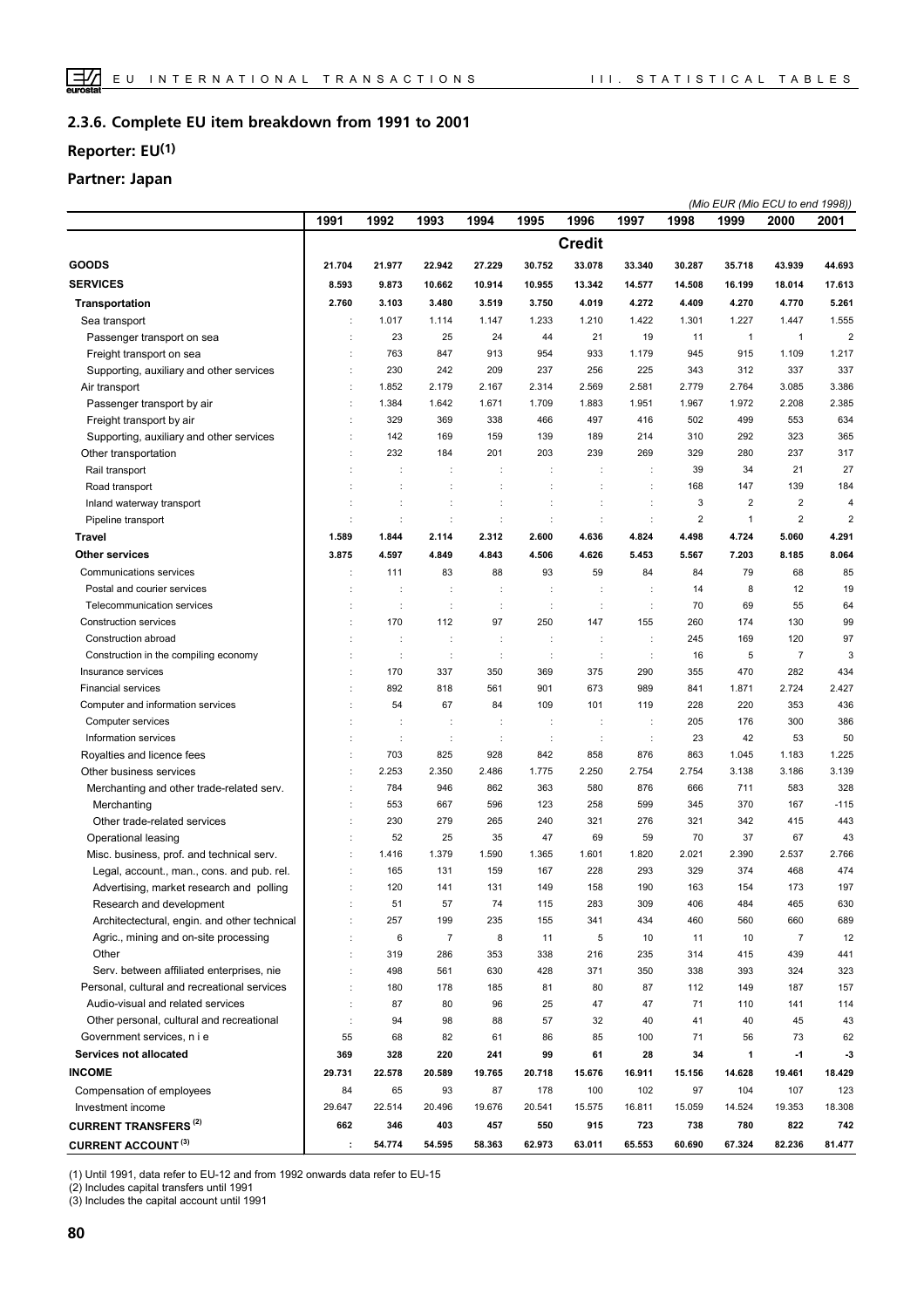## 2.3.6. Complete EU item breakdown from 1991 to 2001

## Reporter: EU(1)

## Partner: Japan

*(Mio EUR (Mio ECU to end 1998))*

| | 1991 | 1992 | 1993 | 1994 | 1995 | 1996 | 1997 | 1998 | 1999 | 2000 | 2001 |
|---|---|---|---|---|---|---|---|---|---|---|---|
| | | | | | | **Credit** | | | | | |
| **GOODS** | **21.704** | **21.977** | **22.942** | **27.229** | **30.752** | **33.078** | **33.340** | **30.287** | **35.718** | **43.939** | **44.693** |
| **SERVICES** | **8.593** | **9.873** | **10.662** | **10.914** | **10.955** | **13.342** | **14.577** | **14.508** | **16.199** | **18.014** | **17.613** |
| **Transportation** | **2.760** | **3.103** | **3.480** | **3.519** | **3.750** | **4.019** | **4.272** | **4.409** | **4.270** | **4.770** | **5.261** |
| Sea transport | : | 1.017 | 1.114 | 1.147 | 1.233 | 1.210 | 1.422 | 1.301 | 1.227 | 1.447 | 1.555 |
| Passenger transport on sea | : | 23 | 25 | 24 | 44 | 21 | 19 | 11 | 1 | 1 | 2 |
| Freight transport on sea | : | 763 | 847 | 913 | 954 | 933 | 1.179 | 945 | 915 | 1.109 | 1.217 |
| Supporting, auxiliary and other services | : | 230 | 242 | 209 | 237 | 256 | 225 | 343 | 312 | 337 | 337 |
| Air transport | : | 1.852 | 2.179 | 2.167 | 2.314 | 2.569 | 2.581 | 2.779 | 2.764 | 3.085 | 3.386 |
| Passenger transport by air | : | 1.384 | 1.642 | 1.671 | 1.709 | 1.883 | 1.951 | 1.967 | 1.972 | 2.208 | 2.385 |
| Freight transport by air | : | 329 | 369 | 338 | 466 | 497 | 416 | 502 | 499 | 553 | 634 |
| Supporting, auxiliary and other services | : | 142 | 169 | 159 | 139 | 189 | 214 | 310 | 292 | 323 | 365 |
| Other transportation | : | 232 | 184 | 201 | 203 | 239 | 269 | 329 | 280 | 237 | 317 |
| Rail transport | : | : | : | : | : | : | : | 39 | 34 | 21 | 27 |
| Road transport | : | : | : | : | : | : | : | 168 | 147 | 139 | 184 |
| Inland waterway transport | : | : | : | : | : | : | : | 3 | 2 | 2 | 4 |
| Pipeline transport | : | : | : | : | : | : | : | 2 | 1 | 2 | 2 |
| **Travel** | **1.589** | **1.844** | **2.114** | **2.312** | **2.600** | **4.636** | **4.824** | **4.498** | **4.724** | **5.060** | **4.291** |
| **Other services** | **3.875** | **4.597** | **4.849** | **4.843** | **4.506** | **4.626** | **5.453** | **5.567** | **7.203** | **8.185** | **8.064** |
| Communications services | : | 111 | 83 | 88 | 93 | 59 | 84 | 84 | 79 | 68 | 85 |
| Postal and courier services | : | : | : | : | : | : | : | 14 | 8 | 12 | 19 |
| Telecommunication services | : | : | : | : | : | : | : | 70 | 69 | 55 | 64 |
| Construction services | : | 170 | 112 | 97 | 250 | 147 | 155 | 260 | 174 | 130 | 99 |
| Construction abroad | : | : | : | : | : | : | : | 245 | 169 | 120 | 97 |
| Construction in the compiling economy | : | : | : | : | : | : | : | 16 | 5 | 7 | 3 |
| Insurance services | : | 170 | 337 | 350 | 369 | 375 | 290 | 355 | 470 | 282 | 434 |
| Financial services | : | 892 | 818 | 561 | 901 | 673 | 989 | 841 | 1.871 | 2.724 | 2.427 |
| Computer and information services | : | 54 | 67 | 84 | 109 | 101 | 119 | 228 | 220 | 353 | 436 |
| Computer services | : | : | : | : | : | : | : | 205 | 176 | 300 | 386 |
| Information services | : | : | : | : | : | : | : | 23 | 42 | 53 | 50 |
| Royalties and licence fees | : | 703 | 825 | 928 | 842 | 858 | 876 | 863 | 1.045 | 1.183 | 1.225 |
| Other business services | : | 2.253 | 2.350 | 2.486 | 1.775 | 2.250 | 2.754 | 2.754 | 3.138 | 3.186 | 3.139 |
| Merchanting and other trade-related serv. | : | 784 | 946 | 862 | 363 | 580 | 876 | 666 | 711 | 583 | 328 |
| Merchanting | : | 553 | 667 | 596 | 123 | 258 | 599 | 345 | 370 | 167 | -115 |
| Other trade-related services | : | 230 | 279 | 265 | 240 | 321 | 276 | 321 | 342 | 415 | 443 |
| Operational leasing | : | 52 | 25 | 35 | 47 | 69 | 59 | 70 | 37 | 67 | 43 |
| Misc. business, prof. and technical serv. | : | 1.416 | 1.379 | 1.590 | 1.365 | 1.601 | 1.820 | 2.021 | 2.390 | 2.537 | 2.766 |
| Legal, account., man., cons. and pub. rel. | : | 165 | 131 | 159 | 167 | 228 | 293 | 329 | 374 | 468 | 474 |
| Advertising, market research and polling | : | 120 | 141 | 131 | 149 | 158 | 190 | 163 | 154 | 173 | 197 |
| Research and development | : | 51 | 57 | 74 | 115 | 283 | 309 | 406 | 484 | 465 | 630 |
| Architectectural, engin. and other technical | : | 257 | 199 | 235 | 155 | 341 | 434 | 460 | 560 | 660 | 689 |
| Agric., mining and on-site processing | : | 6 | 7 | 8 | 11 | 5 | 10 | 11 | 10 | 7 | 12 |
| Other | : | 319 | 286 | 353 | 338 | 216 | 235 | 314 | 415 | 439 | 441 |
| Serv. between affiliated enterprises, nie | : | 498 | 561 | 630 | 428 | 371 | 350 | 338 | 393 | 324 | 323 |
| Personal, cultural and recreational services | : | 180 | 178 | 185 | 81 | 80 | 87 | 112 | 149 | 187 | 157 |
| Audio-visual and related services | : | 87 | 80 | 96 | 25 | 47 | 47 | 71 | 110 | 141 | 114 |
| Other personal, cultural and recreational | : | 94 | 98 | 88 | 57 | 32 | 40 | 41 | 40 | 45 | 43 |
| Government services, n i e | 55 | 68 | 82 | 61 | 86 | 85 | 100 | 71 | 56 | 73 | 62 |
| **Services not allocated** | **369** | **328** | **220** | **241** | **99** | **61** | **28** | **34** | **1** | **-1** | **-3** |
| **INCOME** | **29.731** | **22.578** | **20.589** | **19.765** | **20.718** | **15.676** | **16.911** | **15.156** | **14.628** | **19.461** | **18.429** |
| Compensation of employees | 84 | 65 | 93 | 87 | 178 | 100 | 102 | 97 | 104 | 107 | 123 |
| Investment income | 29.647 | 22.514 | 20.496 | 19.676 | 20.541 | 15.575 | 16.811 | 15.059 | 14.524 | 19.353 | 18.308 |
| **CURRENT TRANSFERS (2)** | **662** | **346** | **403** | **457** | **550** | **915** | **723** | **738** | **780** | **822** | **742** |
| **CURRENT ACCOUNT (3)** | **:** | **54.774** | **54.595** | **58.363** | **62.973** | **63.011** | **65.553** | **60.690** | **67.324** | **82.236** | **81.477** |

(1) Until 1991, data refer to EU-12 and from 1992 onwards data refer to EU-15
(2) Includes capital transfers until 1991
(3) Includes the capital account until 1991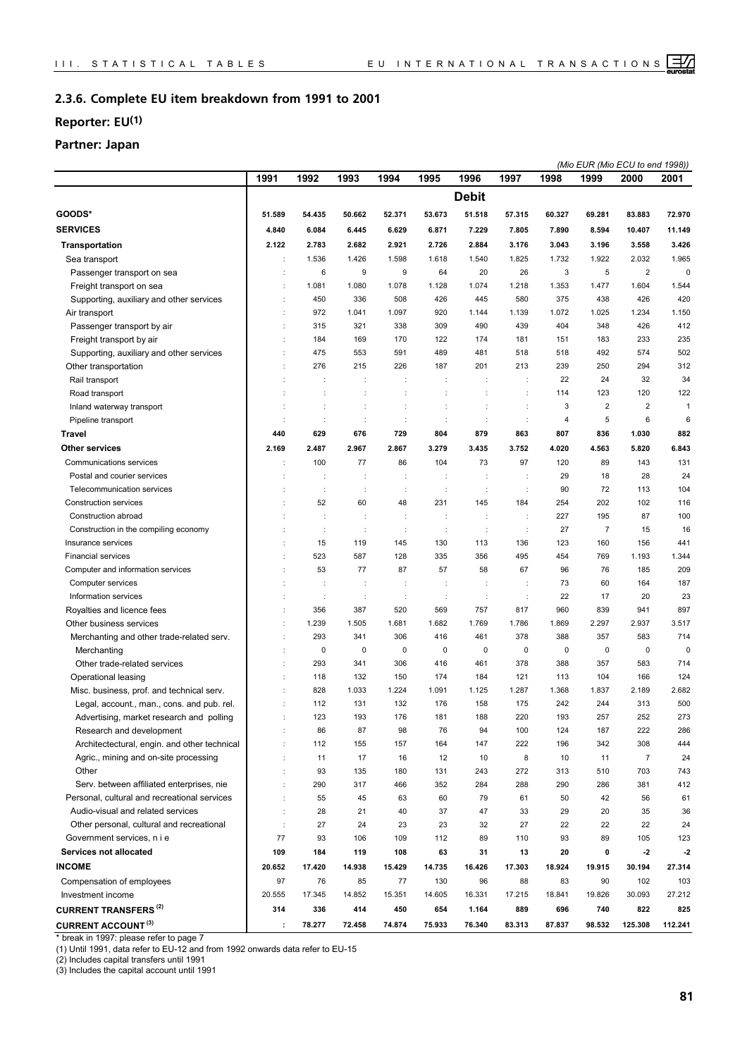## 2.3.6. Complete EU item breakdown from 1991 to 2001

## Reporter: EU(1)

## Partner: Japan

*(Mio EUR (Mio ECU to end 1998))*

| | 1991 | 1992 | 1993 | 1994 | 1995 | 1996 | 1997 | 1998 | 1999 | 2000 | 2001 |
|---|---|---|---|---|---|---|---|---|---|---|---|
| | | | | | | **Debit** | | | | | |
| **GOODS*** | **51.589** | **54.435** | **50.662** | **52.371** | **53.673** | **51.518** | **57.315** | **60.327** | **69.281** | **83.883** | **72.970** |
| **SERVICES** | **4.840** | **6.084** | **6.445** | **6.629** | **6.871** | **7.229** | **7.805** | **7.890** | **8.594** | **10.407** | **11.149** |
| **Transportation** | **2.122** | **2.783** | **2.682** | **2.921** | **2.726** | **2.884** | **3.176** | **3.043** | **3.196** | **3.558** | **3.426** |
| Sea transport | : | 1.536 | 1.426 | 1.598 | 1.618 | 1.540 | 1.825 | 1.732 | 1.922 | 2.032 | 1.965 |
| Passenger transport on sea | : | 6 | 9 | 9 | 64 | 20 | 26 | 3 | 5 | 2 | 0 |
| Freight transport on sea | : | 1.081 | 1.080 | 1.078 | 1.128 | 1.074 | 1.218 | 1.353 | 1.477 | 1.604 | 1.544 |
| Supporting, auxiliary and other services | : | 450 | 336 | 508 | 426 | 445 | 580 | 375 | 438 | 426 | 420 |
| Air transport | : | 972 | 1.041 | 1.097 | 920 | 1.144 | 1.139 | 1.072 | 1.025 | 1.234 | 1.150 |
| Passenger transport by air | : | 315 | 321 | 338 | 309 | 490 | 439 | 404 | 348 | 426 | 412 |
| Freight transport by air | : | 184 | 169 | 170 | 122 | 174 | 181 | 151 | 183 | 233 | 235 |
| Supporting, auxiliary and other services | : | 475 | 553 | 591 | 489 | 481 | 518 | 518 | 492 | 574 | 502 |
| Other transportation | : | 276 | 215 | 226 | 187 | 201 | 213 | 239 | 250 | 294 | 312 |
| Rail transport | : | : | : | : | : | : | : | 22 | 24 | 32 | 34 |
| Road transport | : | : | : | : | : | : | : | 114 | 123 | 120 | 122 |
| Inland waterway transport | : | : | : | : | : | : | : | 3 | 2 | 2 | 1 |
| Pipeline transport | : | : | : | : | : | : | : | 4 | 5 | 6 | 6 |
| **Travel** | **440** | **629** | **676** | **729** | **804** | **879** | **863** | **807** | **836** | **1.030** | **882** |
| **Other services** | **2.169** | **2.487** | **2.967** | **2.867** | **3.279** | **3.435** | **3.752** | **4.020** | **4.563** | **5.820** | **6.843** |
| Communications services | : | 100 | 77 | 86 | 104 | 73 | 97 | 120 | 89 | 143 | 131 |
| Postal and courier services | : | : | : | : | : | : | : | 29 | 18 | 28 | 24 |
| Telecommunication services | : | : | : | : | : | : | : | 90 | 72 | 113 | 104 |
| Construction services | : | 52 | 60 | 48 | 231 | 145 | 184 | 254 | 202 | 102 | 116 |
| Construction abroad | : | : | : | : | : | : | : | 227 | 195 | 87 | 100 |
| Construction in the compiling economy | : | : | : | : | : | : | : | 27 | 7 | 15 | 16 |
| Insurance services | : | 15 | 119 | 145 | 130 | 113 | 136 | 123 | 160 | 156 | 441 |
| Financial services | : | 523 | 587 | 128 | 335 | 356 | 495 | 454 | 769 | 1.193 | 1.344 |
| Computer and information services | : | 53 | 77 | 87 | 57 | 58 | 67 | 96 | 76 | 185 | 209 |
| Computer services | : | : | : | : | : | : | : | 73 | 60 | 164 | 187 |
| Information services | : | : | : | : | : | : | : | 22 | 17 | 20 | 23 |
| Royalties and licence fees | : | 356 | 387 | 520 | 569 | 757 | 817 | 960 | 839 | 941 | 897 |
| Other business services | : | 1.239 | 1.505 | 1.681 | 1.682 | 1.769 | 1.786 | 1.869 | 2.297 | 2.937 | 3.517 |
| Merchanting and other trade-related serv. | : | 293 | 341 | 306 | 416 | 461 | 378 | 388 | 357 | 583 | 714 |
| Merchanting | : | 0 | 0 | 0 | 0 | 0 | 0 | 0 | 0 | 0 | 0 |
| Other trade-related services | : | 293 | 341 | 306 | 416 | 461 | 378 | 388 | 357 | 583 | 714 |
| Operational leasing | : | 118 | 132 | 150 | 174 | 184 | 121 | 113 | 104 | 166 | 124 |
| Misc. business, prof. and technical serv. | : | 828 | 1.033 | 1.224 | 1.091 | 1.125 | 1.287 | 1.368 | 1.837 | 2.189 | 2.682 |
| Legal, account., man., cons. and pub. rel. | : | 112 | 131 | 132 | 176 | 158 | 175 | 242 | 244 | 313 | 500 |
| Advertising, market research and polling | : | 123 | 193 | 176 | 181 | 188 | 220 | 193 | 257 | 252 | 273 |
| Research and development | : | 86 | 87 | 98 | 76 | 94 | 100 | 124 | 187 | 222 | 286 |
| Architectectural, engin. and other technical | : | 112 | 155 | 157 | 164 | 147 | 222 | 196 | 342 | 308 | 444 |
| Agric., mining and on-site processing | : | 11 | 17 | 16 | 12 | 10 | 8 | 10 | 11 | 7 | 24 |
| Other | : | 93 | 135 | 180 | 131 | 243 | 272 | 313 | 510 | 703 | 743 |
| Serv. between affiliated enterprises, nie | : | 290 | 317 | 466 | 352 | 284 | 288 | 290 | 286 | 381 | 412 |
| Personal, cultural and recreational services | : | 55 | 45 | 63 | 60 | 79 | 61 | 50 | 42 | 56 | 61 |
| Audio-visual and related services | : | 28 | 21 | 40 | 37 | 47 | 33 | 29 | 20 | 35 | 36 |
| Other personal, cultural and recreational | : | 27 | 24 | 23 | 23 | 32 | 27 | 22 | 22 | 22 | 24 |
| Government services, n i e | 77 | 93 | 106 | 109 | 112 | 89 | 110 | 93 | 89 | 105 | 123 |
| **Services not allocated** | **109** | **184** | **119** | **108** | **63** | **31** | **13** | **20** | **0** | **-2** | **-2** |
| **INCOME** | **20.652** | **17.420** | **14.938** | **15.429** | **14.735** | **16.426** | **17.303** | **18.924** | **19.915** | **30.194** | **27.314** |
| Compensation of employees | 97 | 76 | 85 | 77 | 130 | 96 | 88 | 83 | 90 | 102 | 103 |
| Investment income | 20.555 | 17.345 | 14.852 | 15.351 | 14.605 | 16.331 | 17.215 | 18.841 | 19.826 | 30.093 | 27.212 |
| **CURRENT TRANSFERS (2)** | **314** | **336** | **414** | **450** | **654** | **1.164** | **889** | **696** | **740** | **822** | **825** |
| **CURRENT ACCOUNT (3)** | **:** | **78.277** | **72.458** | **74.874** | **75.933** | **76.340** | **83.313** | **87.837** | **98.532** | **125.308** | **112.241** |

* break in 1997: please refer to page 7

(1) Until 1991, data refer to EU-12 and from 1992 onwards data refer to EU-15

(2) Includes capital transfers until 1991

(3) Includes the capital account until 1991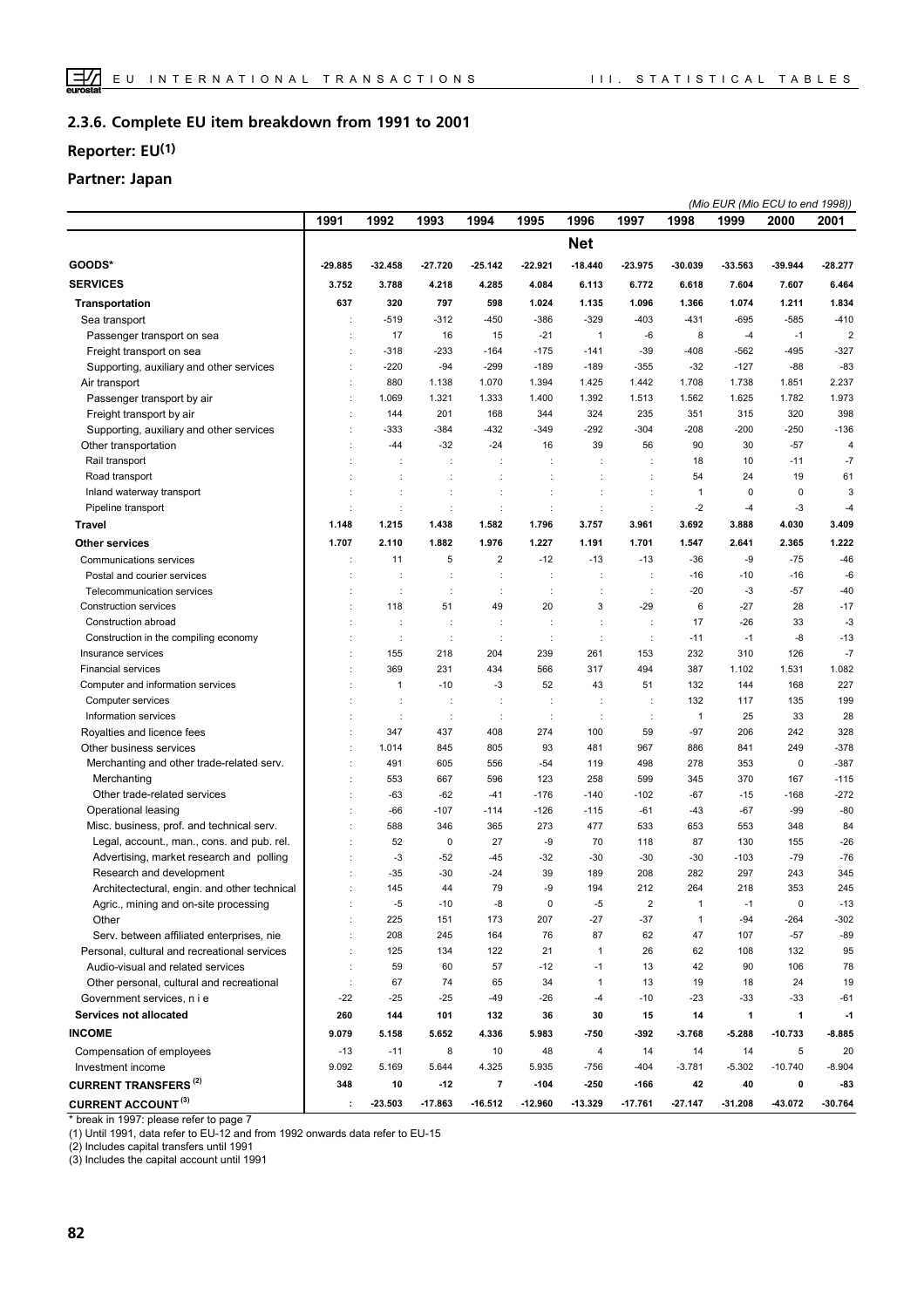## 2.3.6. Complete EU item breakdown from 1991 to 2001

### Reporter: EU(1)

### Partner: Japan

*(Mio EUR (Mio ECU to end 1998))*

| | 1991 | 1992 | 1993 | 1994 | 1995 | 1996 | 1997 | 1998 | 1999 | 2000 | 2001 |
|---|---|---|---|---|---|---|---|---|---|---|---|
| | | | | | | **Net** | | | | | |
| **GOODS*** | **-29.885** | **-32.458** | **-27.720** | **-25.142** | **-22.921** | **-18.440** | **-23.975** | **-30.039** | **-33.563** | **-39.944** | **-28.277** |
| **SERVICES** | **3.752** | **3.788** | **4.218** | **4.285** | **4.084** | **6.113** | **6.772** | **6.618** | **7.604** | **7.607** | **6.464** |
| **Transportation** | **637** | **320** | **797** | **598** | **1.024** | **1.135** | **1.096** | **1.366** | **1.074** | **1.211** | **1.834** |
| Sea transport | : | -519 | -312 | -450 | -386 | -329 | -403 | -431 | -695 | -585 | -410 |
| Passenger transport on sea | : | 17 | 16 | 15 | -21 | 1 | -6 | 8 | -4 | -1 | 2 |
| Freight transport on sea | : | -318 | -233 | -164 | -175 | -141 | -39 | -408 | -562 | -495 | -327 |
| Supporting, auxiliary and other services | : | -220 | -94 | -299 | -189 | -189 | -355 | -32 | -127 | -88 | -83 |
| Air transport | : | 880 | 1.138 | 1.070 | 1.394 | 1.425 | 1.442 | 1.708 | 1.738 | 1.851 | 2.237 |
| Passenger transport by air | : | 1.069 | 1.321 | 1.333 | 1.400 | 1.392 | 1.513 | 1.562 | 1.625 | 1.782 | 1.973 |
| Freight transport by air | : | 144 | 201 | 168 | 344 | 324 | 235 | 351 | 315 | 320 | 398 |
| Supporting, auxiliary and other services | : | -333 | -384 | -432 | -349 | -292 | -304 | -208 | -200 | -250 | -136 |
| Other transportation | : | -44 | -32 | -24 | 16 | 39 | 56 | 90 | 30 | -57 | 4 |
| Rail transport | : | : | : | : | : | : | : | 18 | 10 | -11 | -7 |
| Road transport | : | : | : | : | : | : | : | 54 | 24 | 19 | 61 |
| Inland waterway transport | : | : | : | : | : | : | : | 1 | 0 | 0 | 3 |
| Pipeline transport | : | : | : | : | : | : | : | -2 | -4 | -3 | -4 |
| **Travel** | **1.148** | **1.215** | **1.438** | **1.582** | **1.796** | **3.757** | **3.961** | **3.692** | **3.888** | **4.030** | **3.409** |
| **Other services** | **1.707** | **2.110** | **1.882** | **1.976** | **1.227** | **1.191** | **1.701** | **1.547** | **2.641** | **2.365** | **1.222** |
| Communications services | : | 11 | 5 | 2 | -12 | -13 | -13 | -36 | -9 | -75 | -46 |
| Postal and courier services | : | : | : | : | : | : | : | -16 | -10 | -16 | -6 |
| Telecommunication services | : | : | : | : | : | : | : | -20 | -3 | -57 | -40 |
| Construction services | : | 118 | 51 | 49 | 20 | 3 | -29 | 6 | -27 | 28 | -17 |
| Construction abroad | : | : | : | : | : | : | : | 17 | -26 | 33 | -3 |
| Construction in the compiling economy | : | : | : | : | : | : | : | -11 | -1 | -8 | -13 |
| Insurance services | : | 155 | 218 | 204 | 239 | 261 | 153 | 232 | 310 | 126 | -7 |
| Financial services | : | 369 | 231 | 434 | 566 | 317 | 494 | 387 | 1.102 | 1.531 | 1.082 |
| Computer and information services | : | 1 | -10 | -3 | 52 | 43 | 51 | 132 | 144 | 168 | 227 |
| Computer services | : | : | : | : | : | : | : | 132 | 117 | 135 | 199 |
| Information services | : | : | : | : | : | : | : | 1 | 25 | 33 | 28 |
| Royalties and licence fees | : | 347 | 437 | 408 | 274 | 100 | 59 | -97 | 206 | 242 | 328 |
| Other business services | : | 1.014 | 845 | 805 | 93 | 481 | 967 | 886 | 841 | 249 | -378 |
| Merchanting and other trade-related serv. | : | 491 | 605 | 556 | -54 | 119 | 498 | 278 | 353 | 0 | -387 |
| Merchanting | : | 553 | 667 | 596 | 123 | 258 | 599 | 345 | 370 | 167 | -115 |
| Other trade-related services | : | -63 | -62 | -41 | -176 | -140 | -102 | -67 | -15 | -168 | -272 |
| Operational leasing | : | -66 | -107 | -114 | -126 | -115 | -61 | -43 | -67 | -99 | -80 |
| Misc. business, prof. and technical serv. | : | 588 | 346 | 365 | 273 | 477 | 533 | 653 | 553 | 348 | 84 |
| Legal, account., man., cons. and pub. rel. | : | 52 | 0 | 27 | -9 | 70 | 118 | 87 | 130 | 155 | -26 |
| Advertising, market research and polling | : | -3 | -52 | -45 | -32 | -30 | -30 | -30 | -103 | -79 | -76 |
| Research and development | : | -35 | -30 | -24 | 39 | 189 | 208 | 282 | 297 | 243 | 345 |
| Architectectural, engin. and other technical | : | 145 | 44 | 79 | -9 | 194 | 212 | 264 | 218 | 353 | 245 |
| Agric., mining and on-site processing | : | -5 | -10 | -8 | 0 | -5 | 2 | 1 | -1 | 0 | -13 |
| Other | : | 225 | 151 | 173 | 207 | -27 | -37 | 1 | -94 | -264 | -302 |
| Serv. between affiliated enterprises, nie | : | 208 | 245 | 164 | 76 | 87 | 62 | 47 | 107 | -57 | -89 |
| Personal, cultural and recreational services | : | 125 | 134 | 122 | 21 | 1 | 26 | 62 | 108 | 132 | 95 |
| Audio-visual and related services | : | 59 | 60 | 57 | -12 | -1 | 13 | 42 | 90 | 106 | 78 |
| Other personal, cultural and recreational | : | 67 | 74 | 65 | 34 | 1 | 13 | 19 | 18 | 24 | 19 |
| Government services, n i e | -22 | -25 | -25 | -49 | -26 | -4 | -10 | -23 | -33 | -33 | -61 |
| **Services not allocated** | **260** | **144** | **101** | **132** | **36** | **30** | **15** | **14** | **1** | **1** | **-1** |
| **INCOME** | **9.079** | **5.158** | **5.652** | **4.336** | **5.983** | **-750** | **-392** | **-3.768** | **-5.288** | **-10.733** | **-8.885** |
| Compensation of employees | -13 | -11 | 8 | 10 | 48 | 4 | 14 | 14 | 14 | 5 | 20 |
| Investment income | 9.092 | 5.169 | 5.644 | 4.325 | 5.935 | -756 | -404 | -3.781 | -5.302 | -10.740 | -8.904 |
| **CURRENT TRANSFERS (2)** | **348** | **10** | **-12** | **7** | **-104** | **-250** | **-166** | **42** | **40** | **0** | **-83** |
| **CURRENT ACCOUNT (3)** | **:** | **-23.503** | **-17.863** | **-16.512** | **-12.960** | **-13.329** | **-17.761** | **-27.147** | **-31.208** | **-43.072** | **-30.764** |

\* break in 1997: please refer to page 7

(1) Until 1991, data refer to EU-12 and from 1992 onwards data refer to EU-15

(2) Includes capital transfers until 1991

(3) Includes the capital account until 1991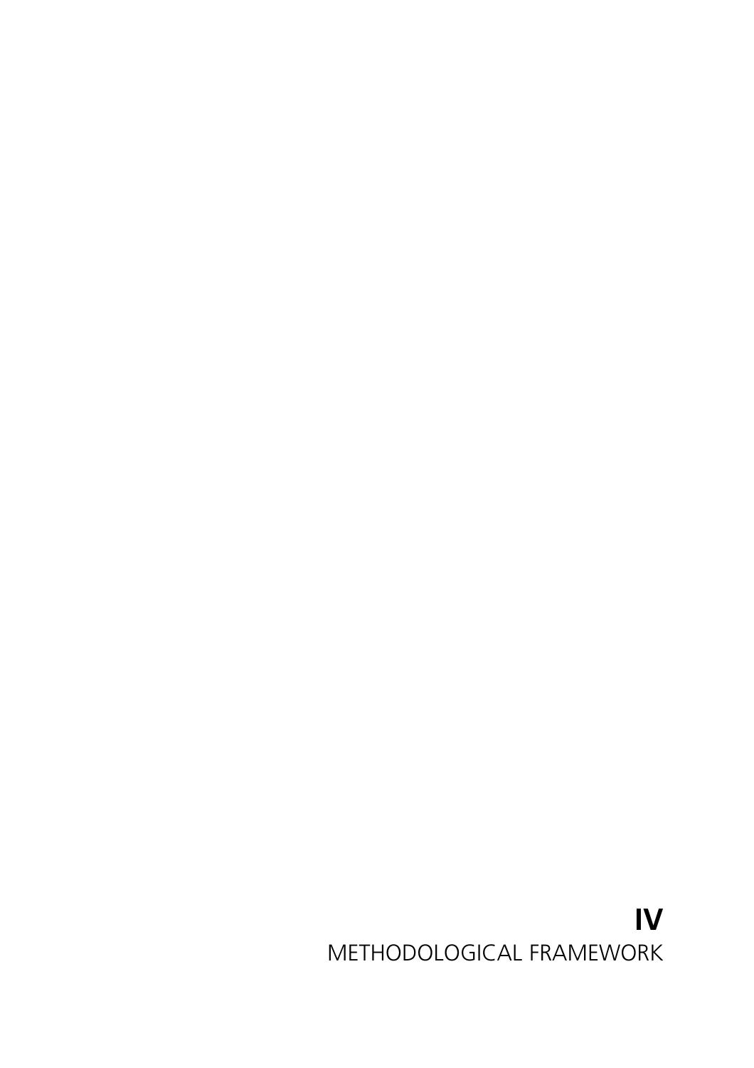# IV
METHODOLOGICAL FRAMEWORK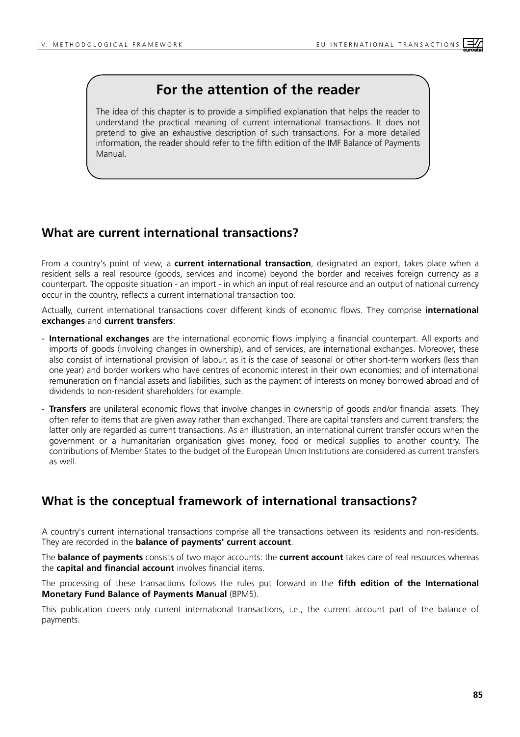## For the attention of the reader

The idea of this chapter is to provide a simplified explanation that helps the reader to understand the practical meaning of current international transactions. It does not pretend to give an exhaustive description of such transactions. For a more detailed information, the reader should refer to the fifth edition of the IMF Balance of Payments Manual.

## What are current international transactions?

From a country's point of view, a **current international transaction**, designated an export, takes place when a resident sells a real resource (goods, services and income) beyond the border and receives foreign currency as a counterpart. The opposite situation - an import - in which an input of real resource and an output of national currency occur in the country, reflects a current international transaction too.

Actually, current international transactions cover different kinds of economic flows. They comprise **international exchanges** and **current transfers**:

- **International exchanges** are the international economic flows implying a financial counterpart. All exports and imports of goods (involving changes in ownership), and of services, are international exchanges. Moreover, these also consist of international provision of labour, as it is the case of seasonal or other short-term workers (less than one year) and border workers who have centres of economic interest in their own economies; and of international remuneration on financial assets and liabilities, such as the payment of interests on money borrowed abroad and of dividends to non-resident shareholders for example.
- **Transfers** are unilateral economic flows that involve changes in ownership of goods and/or financial assets. They often refer to items that are given away rather than exchanged. There are capital transfers and current transfers; the latter only are regarded as current transactions. As an illustration, an international current transfer occurs when the government or a humanitarian organisation gives money, food or medical supplies to another country. The contributions of Member States to the budget of the European Union Institutions are considered as current transfers as well.

## What is the conceptual framework of international transactions?

A country's current international transactions comprise all the transactions between its residents and non-residents. They are recorded in the **balance of payments' current account**.

The **balance of payments** consists of two major accounts: the **current account** takes care of real resources whereas the **capital and financial account** involves financial items.

The processing of these transactions follows the rules put forward in the **fifth edition of the International Monetary Fund Balance of Payments Manual** (BPM5).

This publication covers only current international transactions, i.e., the current account part of the balance of payments.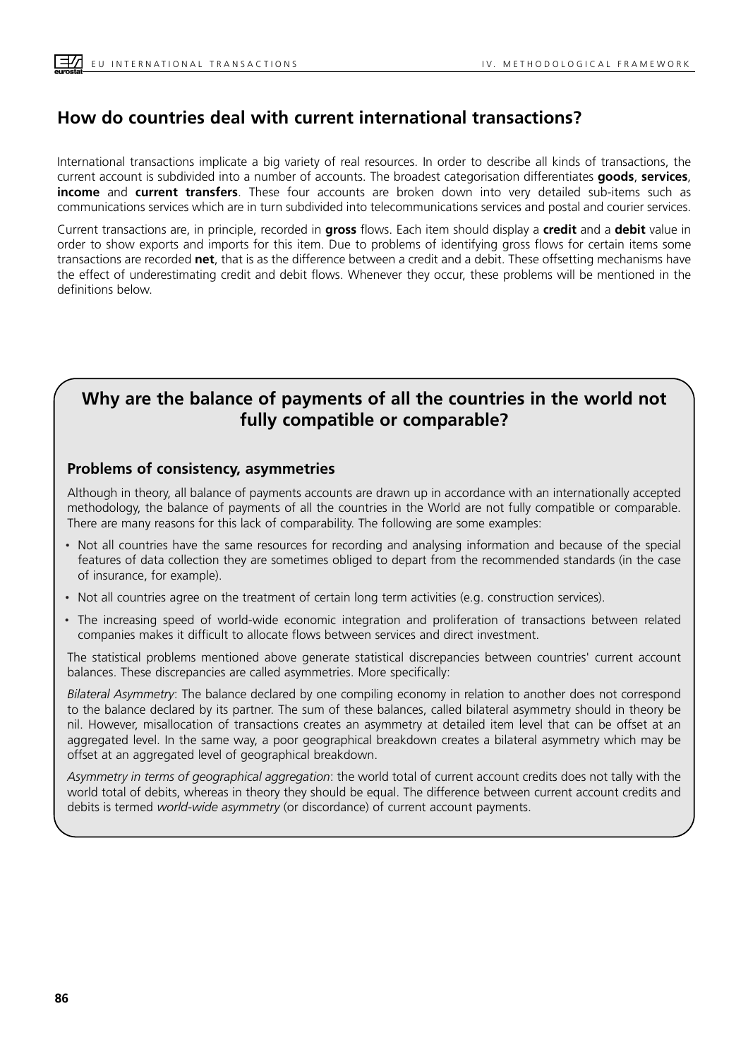## How do countries deal with current international transactions?

International transactions implicate a big variety of real resources. In order to describe all kinds of transactions, the current account is subdivided into a number of accounts. The broadest categorisation differentiates **goods**, **services**, **income** and **current transfers**. These four accounts are broken down into very detailed sub-items such as communications services which are in turn subdivided into telecommunications services and postal and courier services.

Current transactions are, in principle, recorded in **gross** flows. Each item should display a **credit** and a **debit** value in order to show exports and imports for this item. Due to problems of identifying gross flows for certain items some transactions are recorded **net**, that is as the difference between a credit and a debit. These offsetting mechanisms have the effect of underestimating credit and debit flows. Whenever they occur, these problems will be mentioned in the definitions below.

## Why are the balance of payments of all the countries in the world not fully compatible or comparable?

### Problems of consistency, asymmetries

Although in theory, all balance of payments accounts are drawn up in accordance with an internationally accepted methodology, the balance of payments of all the countries in the World are not fully compatible or comparable. There are many reasons for this lack of comparability. The following are some examples:

- Not all countries have the same resources for recording and analysing information and because of the special features of data collection they are sometimes obliged to depart from the recommended standards (in the case of insurance, for example).
- Not all countries agree on the treatment of certain long term activities (e.g. construction services).
- The increasing speed of world-wide economic integration and proliferation of transactions between related companies makes it difficult to allocate flows between services and direct investment.

The statistical problems mentioned above generate statistical discrepancies between countries' current account balances. These discrepancies are called asymmetries. More specifically:

*Bilateral Asymmetry*: The balance declared by one compiling economy in relation to another does not correspond to the balance declared by its partner. The sum of these balances, called bilateral asymmetry should in theory be nil. However, misallocation of transactions creates an asymmetry at detailed item level that can be offset at an aggregated level. In the same way, a poor geographical breakdown creates a bilateral asymmetry which may be offset at an aggregated level of geographical breakdown.

*Asymmetry in terms of geographical aggregation*: the world total of current account credits does not tally with the world total of debits, whereas in theory they should be equal. The difference between current account credits and debits is termed *world-wide asymmetry* (or discordance) of current account payments.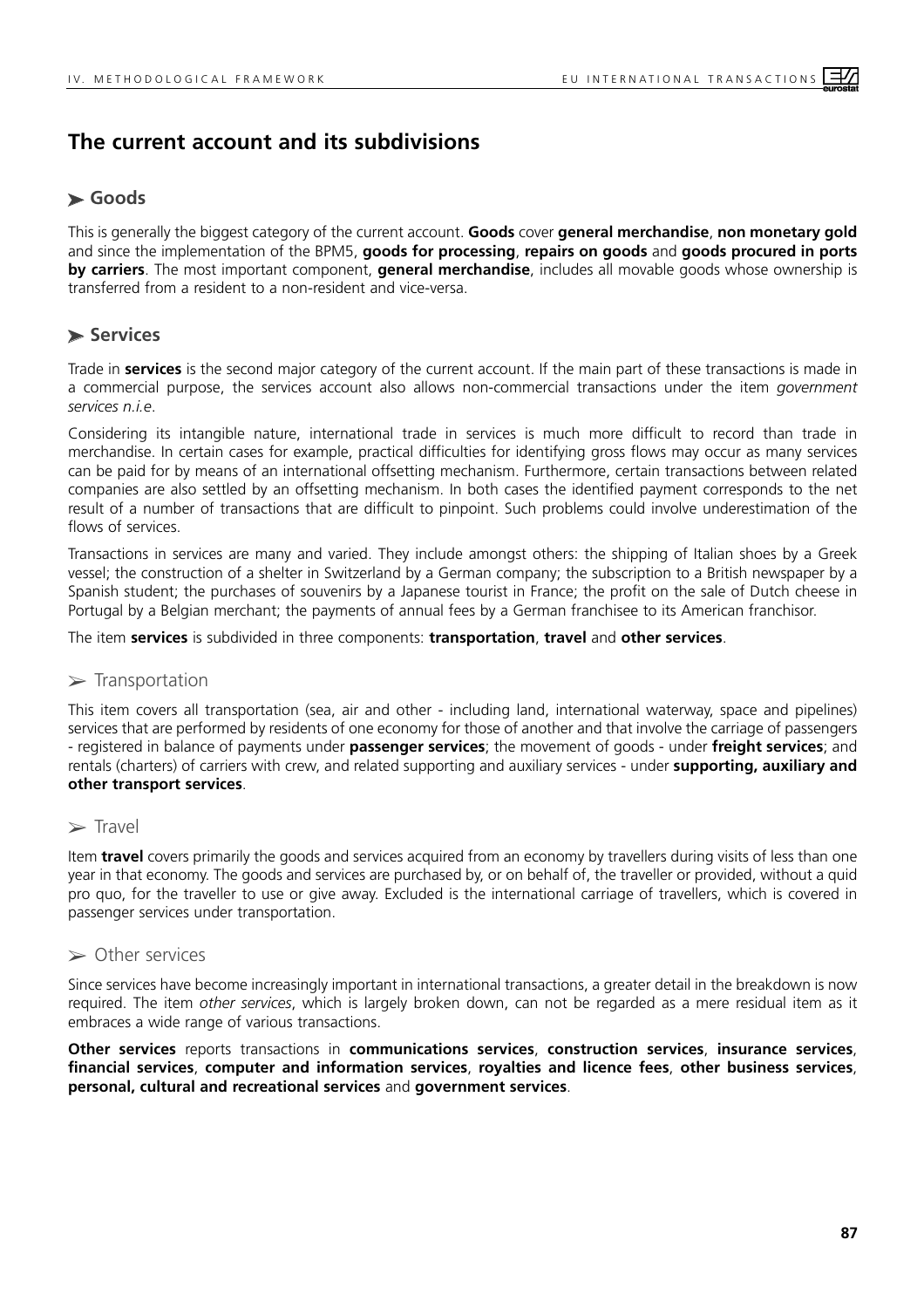## The current account and its subdivisions

### ➤ Goods

This is generally the biggest category of the current account. **Goods** cover **general merchandise**, **non monetary gold** and since the implementation of the BPM5, **goods for processing**, **repairs on goods** and **goods procured in ports by carriers**. The most important component, **general merchandise**, includes all movable goods whose ownership is transferred from a resident to a non-resident and vice-versa.

### ➤ Services

Trade in **services** is the second major category of the current account. If the main part of these transactions is made in a commercial purpose, the services account also allows non-commercial transactions under the item *government services n.i.e*.

Considering its intangible nature, international trade in services is much more difficult to record than trade in merchandise. In certain cases for example, practical difficulties for identifying gross flows may occur as many services can be paid for by means of an international offsetting mechanism. Furthermore, certain transactions between related companies are also settled by an offsetting mechanism. In both cases the identified payment corresponds to the net result of a number of transactions that are difficult to pinpoint. Such problems could involve underestimation of the flows of services.

Transactions in services are many and varied. They include amongst others: the shipping of Italian shoes by a Greek vessel; the construction of a shelter in Switzerland by a German company; the subscription to a British newspaper by a Spanish student; the purchases of souvenirs by a Japanese tourist in France; the profit on the sale of Dutch cheese in Portugal by a Belgian merchant; the payments of annual fees by a German franchisee to its American franchisor.

The item **services** is subdivided in three components: **transportation**, **travel** and **other services**.

#### ➢ Transportation

This item covers all transportation (sea, air and other - including land, international waterway, space and pipelines) services that are performed by residents of one economy for those of another and that involve the carriage of passengers - registered in balance of payments under **passenger services**; the movement of goods - under **freight services**; and rentals (charters) of carriers with crew, and related supporting and auxiliary services - under **supporting, auxiliary and other transport services**.

#### ➢ Travel

Item **travel** covers primarily the goods and services acquired from an economy by travellers during visits of less than one year in that economy. The goods and services are purchased by, or on behalf of, the traveller or provided, without a quid pro quo, for the traveller to use or give away. Excluded is the international carriage of travellers, which is covered in passenger services under transportation.

#### ➢ Other services

Since services have become increasingly important in international transactions, a greater detail in the breakdown is now required. The item *other services*, which is largely broken down, can not be regarded as a mere residual item as it embraces a wide range of various transactions.

**Other services** reports transactions in **communications services**, **construction services**, **insurance services**, **financial services**, **computer and information services**, **royalties and licence fees**, **other business services**, **personal, cultural and recreational services** and **government services**.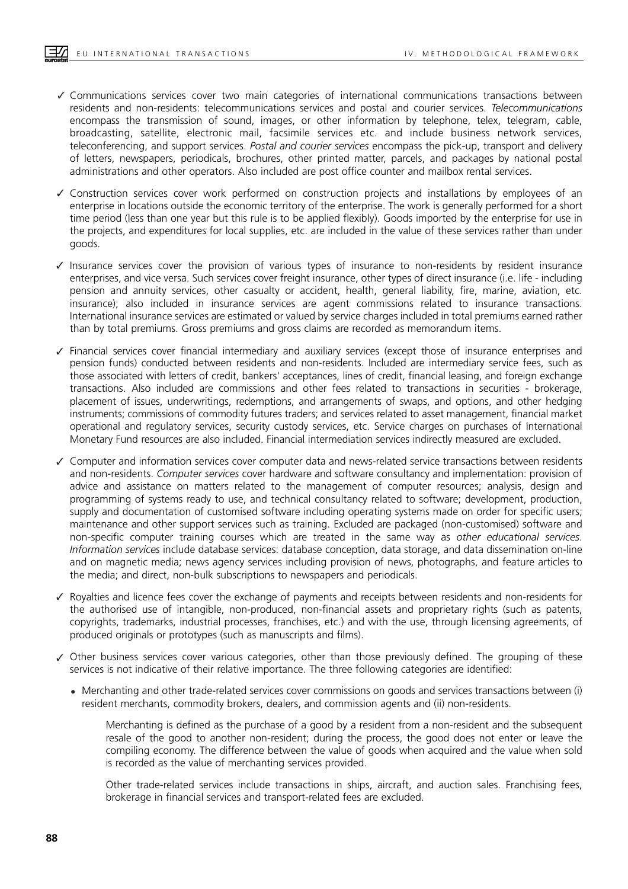- ✓ Communications services cover two main categories of international communications transactions between residents and non-residents: telecommunications services and postal and courier services. *Telecommunications* encompass the transmission of sound, images, or other information by telephone, telex, telegram, cable, broadcasting, satellite, electronic mail, facsimile services etc. and include business network services, teleconferencing, and support services. *Postal and courier services* encompass the pick-up, transport and delivery of letters, newspapers, periodicals, brochures, other printed matter, parcels, and packages by national postal administrations and other operators. Also included are post office counter and mailbox rental services.

- ✓ Construction services cover work performed on construction projects and installations by employees of an enterprise in locations outside the economic territory of the enterprise. The work is generally performed for a short time period (less than one year but this rule is to be applied flexibly). Goods imported by the enterprise for use in the projects, and expenditures for local supplies, etc. are included in the value of these services rather than under goods.

- ✓ Insurance services cover the provision of various types of insurance to non-residents by resident insurance enterprises, and vice versa. Such services cover freight insurance, other types of direct insurance (i.e. life - including pension and annuity services, other casualty or accident, health, general liability, fire, marine, aviation, etc. insurance); also included in insurance services are agent commissions related to insurance transactions. International insurance services are estimated or valued by service charges included in total premiums earned rather than by total premiums. Gross premiums and gross claims are recorded as memorandum items.

- ✓ Financial services cover financial intermediary and auxiliary services (except those of insurance enterprises and pension funds) conducted between residents and non-residents. Included are intermediary service fees, such as those associated with letters of credit, bankers' acceptances, lines of credit, financial leasing, and foreign exchange transactions. Also included are commissions and other fees related to transactions in securities - brokerage, placement of issues, underwritings, redemptions, and arrangements of swaps, and options, and other hedging instruments; commissions of commodity futures traders; and services related to asset management, financial market operational and regulatory services, security custody services, etc. Service charges on purchases of International Monetary Fund resources are also included. Financial intermediation services indirectly measured are excluded.

- ✓ Computer and information services cover computer data and news-related service transactions between residents and non-residents. *Computer services* cover hardware and software consultancy and implementation: provision of advice and assistance on matters related to the management of computer resources; analysis, design and programming of systems ready to use, and technical consultancy related to software; development, production, supply and documentation of customised software including operating systems made on order for specific users; maintenance and other support services such as training. Excluded are packaged (non-customised) software and non-specific computer training courses which are treated in the same way as *other educational services*. *Information services* include database services: database conception, data storage, and data dissemination on-line and on magnetic media; news agency services including provision of news, photographs, and feature articles to the media; and direct, non-bulk subscriptions to newspapers and periodicals.

- ✓ Royalties and licence fees cover the exchange of payments and receipts between residents and non-residents for the authorised use of intangible, non-produced, non-financial assets and proprietary rights (such as patents, copyrights, trademarks, industrial processes, franchises, etc.) and with the use, through licensing agreements, of produced originals or prototypes (such as manuscripts and films).

- ✓ Other business services cover various categories, other than those previously defined. The grouping of these services is not indicative of their relative importance. The three following categories are identified:

  - Merchanting and other trade-related services cover commissions on goods and services transactions between (i) resident merchants, commodity brokers, dealers, and commission agents and (ii) non-residents.

    Merchanting is defined as the purchase of a good by a resident from a non-resident and the subsequent resale of the good to another non-resident; during the process, the good does not enter or leave the compiling economy. The difference between the value of goods when acquired and the value when sold is recorded as the value of merchanting services provided.

    Other trade-related services include transactions in ships, aircraft, and auction sales. Franchising fees, brokerage in financial services and transport-related fees are excluded.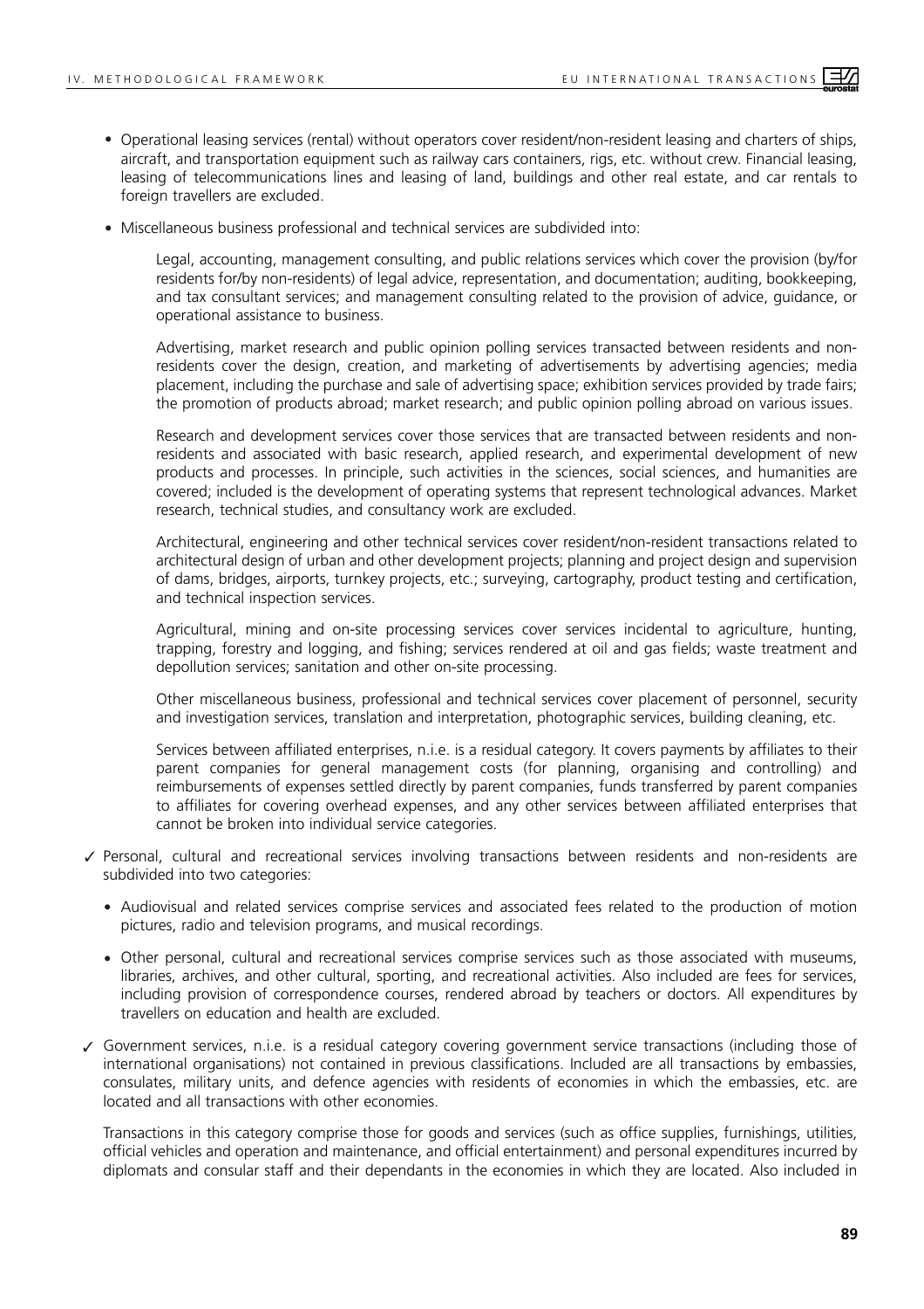- Operational leasing services (rental) without operators cover resident/non-resident leasing and charters of ships, aircraft, and transportation equipment such as railway cars containers, rigs, etc. without crew. Financial leasing, leasing of telecommunications lines and leasing of land, buildings and other real estate, and car rentals to foreign travellers are excluded.

- Miscellaneous business professional and technical services are subdivided into:

  Legal, accounting, management consulting, and public relations services which cover the provision (by/for residents for/by non-residents) of legal advice, representation, and documentation; auditing, bookkeeping, and tax consultant services; and management consulting related to the provision of advice, guidance, or operational assistance to business.

  Advertising, market research and public opinion polling services transacted between residents and non-residents cover the design, creation, and marketing of advertisements by advertising agencies; media placement, including the purchase and sale of advertising space; exhibition services provided by trade fairs; the promotion of products abroad; market research; and public opinion polling abroad on various issues.

  Research and development services cover those services that are transacted between residents and non-residents and associated with basic research, applied research, and experimental development of new products and processes. In principle, such activities in the sciences, social sciences, and humanities are covered; included is the development of operating systems that represent technological advances. Market research, technical studies, and consultancy work are excluded.

  Architectural, engineering and other technical services cover resident/non-resident transactions related to architectural design of urban and other development projects; planning and project design and supervision of dams, bridges, airports, turnkey projects, etc.; surveying, cartography, product testing and certification, and technical inspection services.

  Agricultural, mining and on-site processing services cover services incidental to agriculture, hunting, trapping, forestry and logging, and fishing; services rendered at oil and gas fields; waste treatment and depollution services; sanitation and other on-site processing.

  Other miscellaneous business, professional and technical services cover placement of personnel, security and investigation services, translation and interpretation, photographic services, building cleaning, etc.

  Services between affiliated enterprises, n.i.e. is a residual category. It covers payments by affiliates to their parent companies for general management costs (for planning, organising and controlling) and reimbursements of expenses settled directly by parent companies, funds transferred by parent companies to affiliates for covering overhead expenses, and any other services between affiliated enterprises that cannot be broken into individual service categories.

✓ Personal, cultural and recreational services involving transactions between residents and non-residents are subdivided into two categories:

- Audiovisual and related services comprise services and associated fees related to the production of motion pictures, radio and television programs, and musical recordings.

- Other personal, cultural and recreational services comprise services such as those associated with museums, libraries, archives, and other cultural, sporting, and recreational activities. Also included are fees for services, including provision of correspondence courses, rendered abroad by teachers or doctors. All expenditures by travellers on education and health are excluded.

✓ Government services, n.i.e. is a residual category covering government service transactions (including those of international organisations) not contained in previous classifications. Included are all transactions by embassies, consulates, military units, and defence agencies with residents of economies in which the embassies, etc. are located and all transactions with other economies.

Transactions in this category comprise those for goods and services (such as office supplies, furnishings, utilities, official vehicles and operation and maintenance, and official entertainment) and personal expenditures incurred by diplomats and consular staff and their dependants in the economies in which they are located. Also included in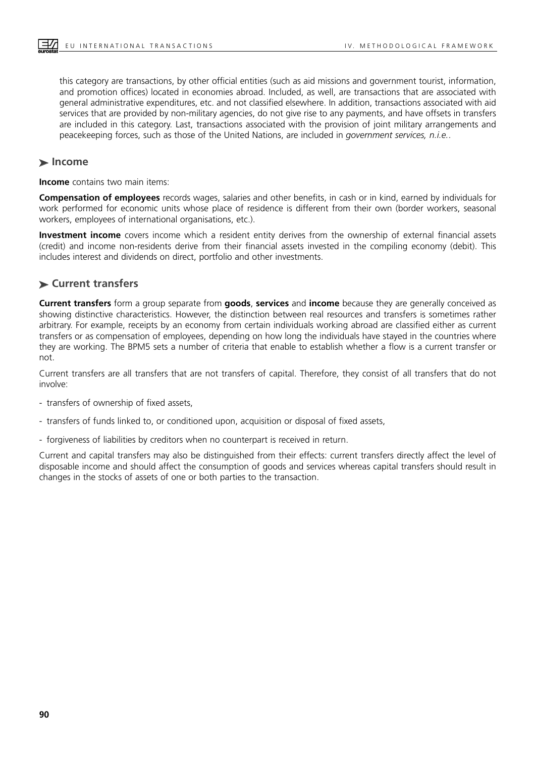this category are transactions, by other official entities (such as aid missions and government tourist, information, and promotion offices) located in economies abroad. Included, as well, are transactions that are associated with general administrative expenditures, etc. and not classified elsewhere. In addition, transactions associated with aid services that are provided by non-military agencies, do not give rise to any payments, and have offsets in transfers are included in this category. Last, transactions associated with the provision of joint military arrangements and peacekeeping forces, such as those of the United Nations, are included in *government services, n.i.e.*.

## Income

**Income** contains two main items:

**Compensation of employees** records wages, salaries and other benefits, in cash or in kind, earned by individuals for work performed for economic units whose place of residence is different from their own (border workers, seasonal workers, employees of international organisations, etc.).

**Investment income** covers income which a resident entity derives from the ownership of external financial assets (credit) and income non-residents derive from their financial assets invested in the compiling economy (debit). This includes interest and dividends on direct, portfolio and other investments.

## Current transfers

**Current transfers** form a group separate from **goods**, **services** and **income** because they are generally conceived as showing distinctive characteristics. However, the distinction between real resources and transfers is sometimes rather arbitrary. For example, receipts by an economy from certain individuals working abroad are classified either as current transfers or as compensation of employees, depending on how long the individuals have stayed in the countries where they are working. The BPM5 sets a number of criteria that enable to establish whether a flow is a current transfer or not.

Current transfers are all transfers that are not transfers of capital. Therefore, they consist of all transfers that do not involve:

- transfers of ownership of fixed assets,
- transfers of funds linked to, or conditioned upon, acquisition or disposal of fixed assets,
- forgiveness of liabilities by creditors when no counterpart is received in return.

Current and capital transfers may also be distinguished from their effects: current transfers directly affect the level of disposable income and should affect the consumption of goods and services whereas capital transfers should result in changes in the stocks of assets of one or both parties to the transaction.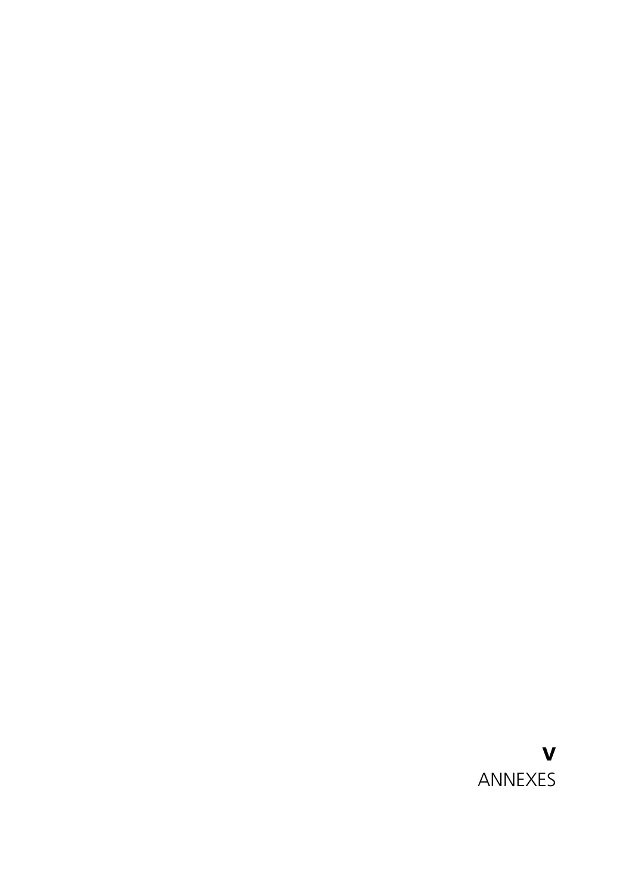# V
# ANNEXES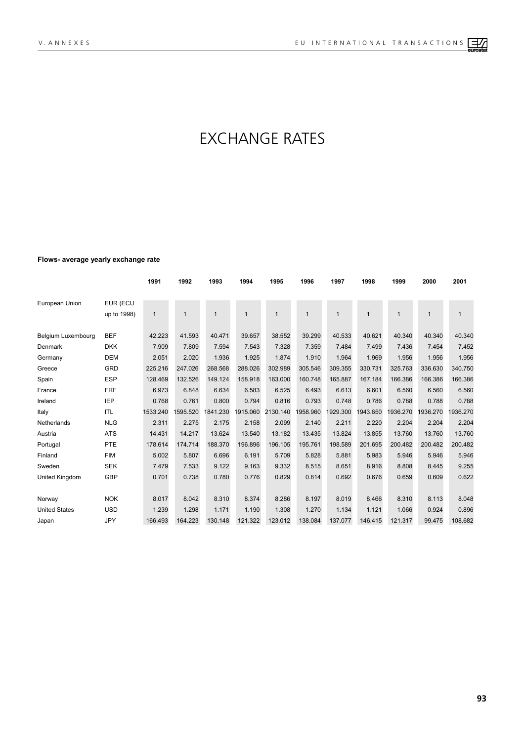# EXCHANGE RATES

**Flows- average yearly exchange rate**

| | | 1991 | 1992 | 1993 | 1994 | 1995 | 1996 | 1997 | 1998 | 1999 | 2000 | 2001 |
|---|---|---|---|---|---|---|---|---|---|---|---|---|
| European Union | EUR (ECU up to 1998) | 1 | 1 | 1 | 1 | 1 | 1 | 1 | 1 | 1 | 1 | 1 |
| Belgium Luxembourg | BEF | 42.223 | 41.593 | 40.471 | 39.657 | 38.552 | 39.299 | 40.533 | 40.621 | 40.340 | 40.340 | 40.340 |
| Denmark | DKK | 7.909 | 7.809 | 7.594 | 7.543 | 7.328 | 7.359 | 7.484 | 7.499 | 7.436 | 7.454 | 7.452 |
| Germany | DEM | 2.051 | 2.020 | 1.936 | 1.925 | 1.874 | 1.910 | 1.964 | 1.969 | 1.956 | 1.956 | 1.956 |
| Greece | GRD | 225.216 | 247.026 | 268.568 | 288.026 | 302.989 | 305.546 | 309.355 | 330.731 | 325.763 | 336.630 | 340.750 |
| Spain | ESP | 128.469 | 132.526 | 149.124 | 158.918 | 163.000 | 160.748 | 165.887 | 167.184 | 166.386 | 166.386 | 166.386 |
| France | FRF | 6.973 | 6.848 | 6.634 | 6.583 | 6.525 | 6.493 | 6.613 | 6.601 | 6.560 | 6.560 | 6.560 |
| Ireland | IEP | 0.768 | 0.761 | 0.800 | 0.794 | 0.816 | 0.793 | 0.748 | 0.786 | 0.788 | 0.788 | 0.788 |
| Italy | ITL | 1533.240 | 1595.520 | 1841.230 | 1915.060 | 2130.140 | 1958.960 | 1929.300 | 1943.650 | 1936.270 | 1936.270 | 1936.270 |
| Netherlands | NLG | 2.311 | 2.275 | 2.175 | 2.158 | 2.099 | 2.140 | 2.211 | 2.220 | 2.204 | 2.204 | 2.204 |
| Austria | ATS | 14.431 | 14.217 | 13.624 | 13.540 | 13.182 | 13.435 | 13.824 | 13.855 | 13.760 | 13.760 | 13.760 |
| Portugal | PTE | 178.614 | 174.714 | 188.370 | 196.896 | 196.105 | 195.761 | 198.589 | 201.695 | 200.482 | 200.482 | 200.482 |
| Finland | FIM | 5.002 | 5.807 | 6.696 | 6.191 | 5.709 | 5.828 | 5.881 | 5.983 | 5.946 | 5.946 | 5.946 |
| Sweden | SEK | 7.479 | 7.533 | 9.122 | 9.163 | 9.332 | 8.515 | 8.651 | 8.916 | 8.808 | 8.445 | 9.255 |
| United Kingdom | GBP | 0.701 | 0.738 | 0.780 | 0.776 | 0.829 | 0.814 | 0.692 | 0.676 | 0.659 | 0.609 | 0.622 |
| Norway | NOK | 8.017 | 8.042 | 8.310 | 8.374 | 8.286 | 8.197 | 8.019 | 8.466 | 8.310 | 8.113 | 8.048 |
| United States | USD | 1.239 | 1.298 | 1.171 | 1.190 | 1.308 | 1.270 | 1.134 | 1.121 | 1.066 | 0.924 | 0.896 |
| Japan | JPY | 166.493 | 164.223 | 130.148 | 121.322 | 123.012 | 138.084 | 137.077 | 146.415 | 121.317 | 99.475 | 108.682 |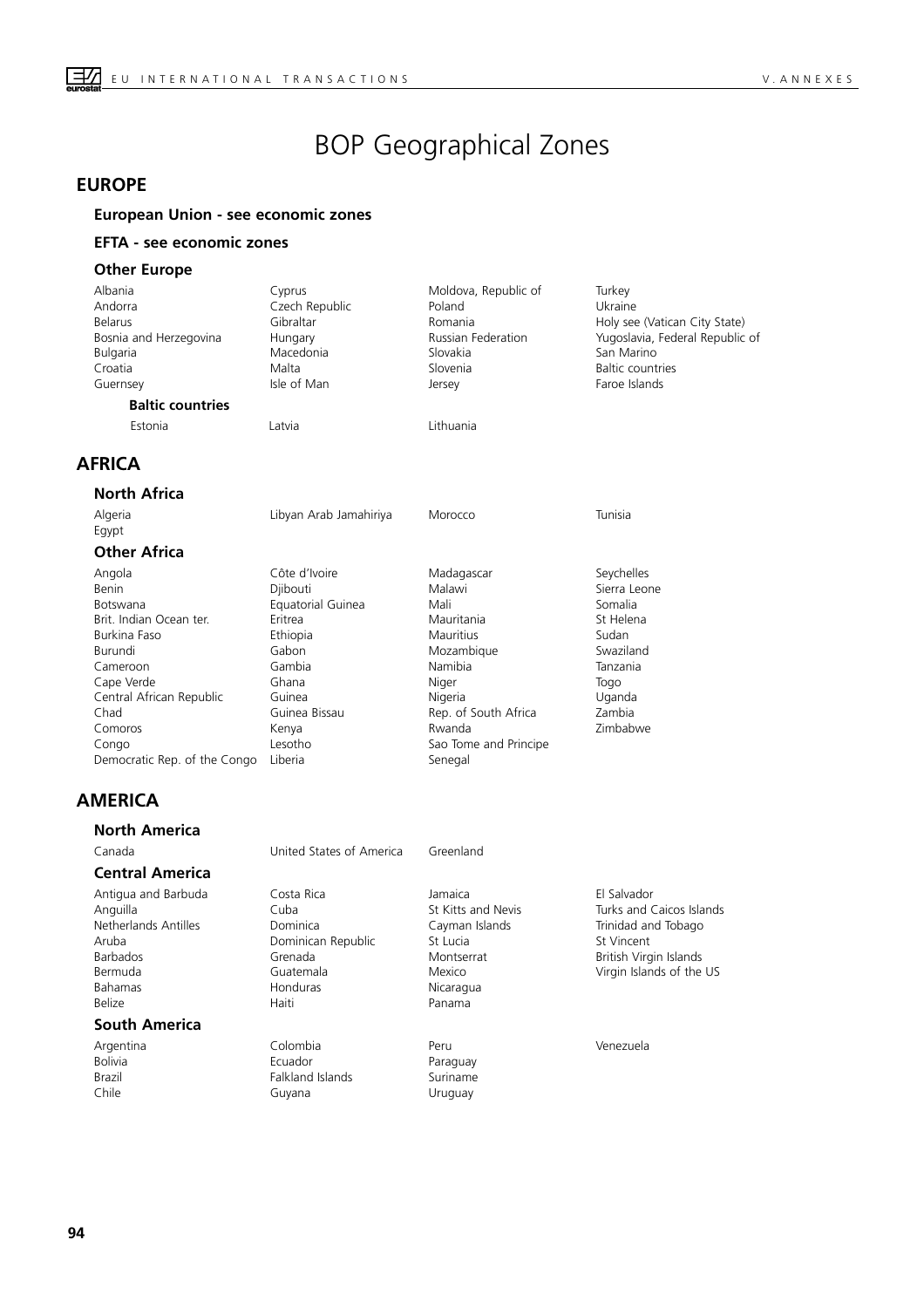# BOP Geographical Zones

## EUROPE

### European Union - see economic zones

### EFTA - see economic zones

### Other Europe

| | | | |
|---|---|---|---|
| Albania | Cyprus | Moldova, Republic of | Turkey |
| Andorra | Czech Republic | Poland | Ukraine |
| Belarus | Gibraltar | Romania | Holy see (Vatican City State) |
| Bosnia and Herzegovina | Hungary | Russian Federation | Yugoslavia, Federal Republic of |
| Bulgaria | Macedonia | Slovakia | San Marino |
| Croatia | Malta | Slovenia | Baltic countries |
| Guernsey | Isle of Man | Jersey | Faroe Islands |

#### Baltic countries

| | | |
|---|---|---|
| Estonia | Latvia | Lithuania |

## AFRICA

### North Africa

| | | | |
|---|---|---|---|
| Algeria | Libyan Arab Jamahiriya | Morocco | Tunisia |
| Egypt | | | |

### Other Africa

| | | | |
|---|---|---|---|
| Angola | Côte d'Ivoire | Madagascar | Seychelles |
| Benin | Djibouti | Malawi | Sierra Leone |
| Botswana | Equatorial Guinea | Mali | Somalia |
| Brit. Indian Ocean ter. | Eritrea | Mauritania | St Helena |
| Burkina Faso | Ethiopia | Mauritius | Sudan |
| Burundi | Gabon | Mozambique | Swaziland |
| Cameroon | Gambia | Namibia | Tanzania |
| Cape Verde | Ghana | Niger | Togo |
| Central African Republic | Guinea | Nigeria | Uganda |
| Chad | Guinea Bissau | Rep. of South Africa | Zambia |
| Comoros | Kenya | Rwanda | Zimbabwe |
| Congo | Lesotho | Sao Tome and Principe | |
| Democratic Rep. of the Congo | Liberia | Senegal | |

## AMERICA

### North America

| | | |
|---|---|---|
| Canada | United States of America | Greenland |

### Central America

| | | | |
|---|---|---|---|
| Antigua and Barbuda | Costa Rica | Jamaica | El Salvador |
| Anguilla | Cuba | St Kitts and Nevis | Turks and Caicos Islands |
| Netherlands Antilles | Dominica | Cayman Islands | Trinidad and Tobago |
| Aruba | Dominican Republic | St Lucia | St Vincent |
| Barbados | Grenada | Montserrat | British Virgin Islands |
| Bermuda | Guatemala | Mexico | Virgin Islands of the US |
| Bahamas | Honduras | Nicaragua | |
| Belize | Haiti | Panama | |

### South America

| | | | |
|---|---|---|---|
| Argentina | Colombia | Peru | Venezuela |
| Bolivia | Ecuador | Paraguay | |
| Brazil | Falkland Islands | Suriname | |
| Chile | Guyana | Uruguay | |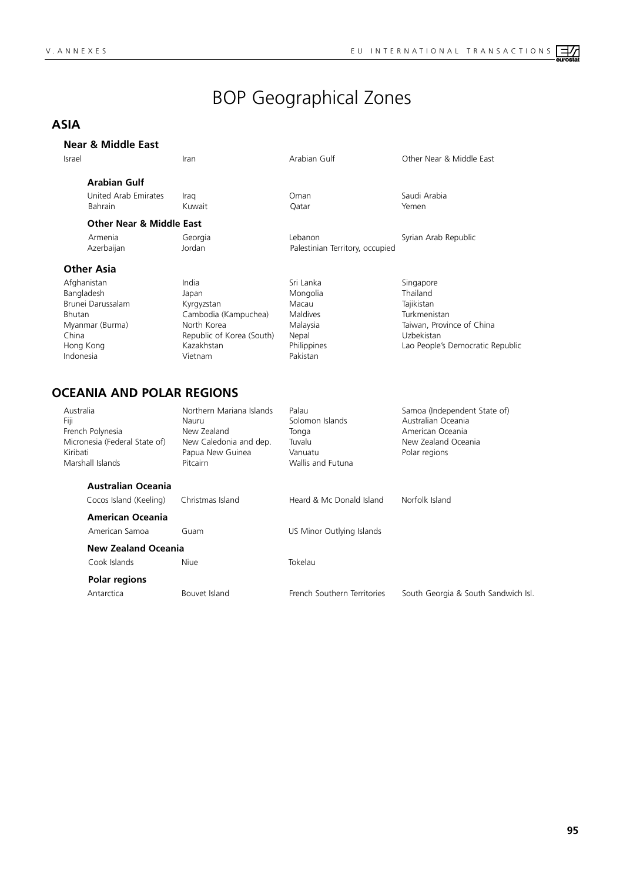# BOP Geographical Zones

## ASIA

### Near & Middle East

| | | | |
|---|---|---|---|
| Israel | Iran | Arabian Gulf | Other Near & Middle East |

#### Arabian Gulf

| | | | |
|---|---|---|---|
| United Arab Emirates | Iraq | Oman | Saudi Arabia |
| Bahrain | Kuwait | Qatar | Yemen |

#### Other Near & Middle East

| | | | |
|---|---|---|---|
| Armenia | Georgia | Lebanon | Syrian Arab Republic |
| Azerbaijan | Jordan | Palestinian Territory, occupied | |

### Other Asia

| | | | |
|---|---|---|---|
| Afghanistan | India | Sri Lanka | Singapore |
| Bangladesh | Japan | Mongolia | Thailand |
| Brunei Darussalam | Kyrgyzstan | Macau | Tajikistan |
| Bhutan | Cambodia (Kampuchea) | Maldives | Turkmenistan |
| Myanmar (Burma) | North Korea | Malaysia | Taiwan, Province of China |
| China | Republic of Korea (South) | Nepal | Uzbekistan |
| Hong Kong | Kazakhstan | Philippines | Lao People's Democratic Republic |
| Indonesia | Vietnam | Pakistan | |

## OCEANIA AND POLAR REGIONS

| | | | |
|---|---|---|---|
| Australia | Northern Mariana Islands | Palau | Samoa (Independent State of) |
| Fiji | Nauru | Solomon Islands | Australian Oceania |
| French Polynesia | New Zealand | Tonga | American Oceania |
| Micronesia (Federal State of) | New Caledonia and dep. | Tuvalu | New Zealand Oceania |
| Kiribati | Papua New Guinea | Vanuatu | Polar regions |
| Marshall Islands | Pitcairn | Wallis and Futuna | |

#### Australian Oceania

| | | | |
|---|---|---|---|
| Cocos Island (Keeling) | Christmas Island | Heard & Mc Donald Island | Norfolk Island |

#### American Oceania

| | | |
|---|---|---|
| American Samoa | Guam | US Minor Outlying Islands |

#### New Zealand Oceania

| | | |
|---|---|---|
| Cook Islands | Niue | Tokelau |

#### Polar regions

| | | | |
|---|---|---|---|
| Antarctica | Bouvet Island | French Southern Territories | South Georgia & South Sandwich Isl. |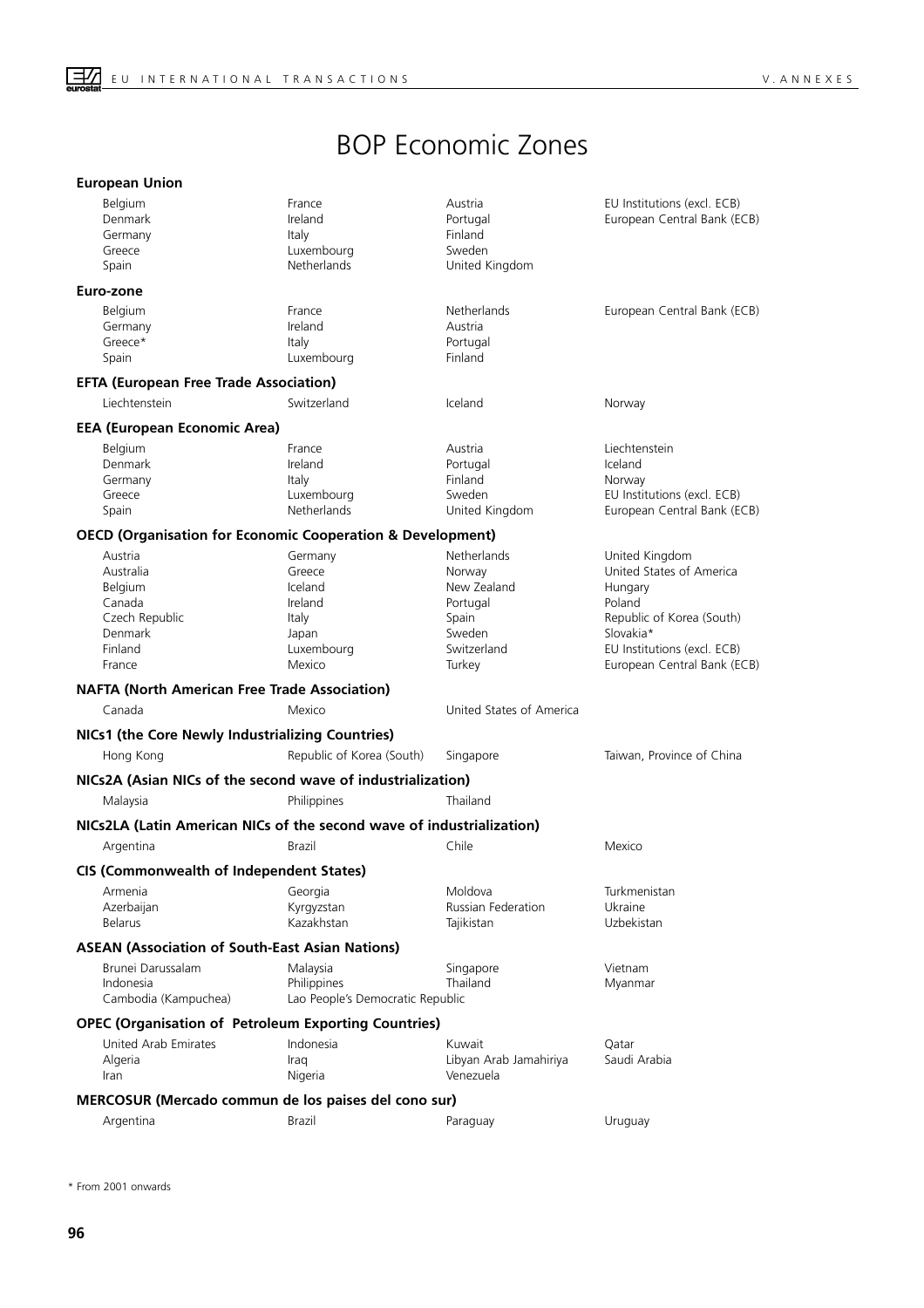# BOP Economic Zones

### European Union

| | | | |
|---|---|---|---|
| Belgium | France | Austria | EU Institutions (excl. ECB) |
| Denmark | Ireland | Portugal | European Central Bank (ECB) |
| Germany | Italy | Finland | |
| Greece | Luxembourg | Sweden | |
| Spain | Netherlands | United Kingdom | |

### Euro-zone

| | | | |
|---|---|---|---|
| Belgium | France | Netherlands | European Central Bank (ECB) |
| Germany | Ireland | Austria | |
| Greece* | Italy | Portugal | |
| Spain | Luxembourg | Finland | |

### EFTA (European Free Trade Association)

| | | | |
|---|---|---|---|
| Liechtenstein | Switzerland | Iceland | Norway |

### EEA (European Economic Area)

| | | | |
|---|---|---|---|
| Belgium | France | Austria | Liechtenstein |
| Denmark | Ireland | Portugal | Iceland |
| Germany | Italy | Finland | Norway |
| Greece | Luxembourg | Sweden | EU Institutions (excl. ECB) |
| Spain | Netherlands | United Kingdom | European Central Bank (ECB) |

### OECD (Organisation for Economic Cooperation & Development)

| | | | |
|---|---|---|---|
| Austria | Germany | Netherlands | United Kingdom |
| Australia | Greece | Norway | United States of America |
| Belgium | Iceland | New Zealand | Hungary |
| Canada | Ireland | Portugal | Poland |
| Czech Republic | Italy | Spain | Republic of Korea (South) |
| Denmark | Japan | Sweden | Slovakia* |
| Finland | Luxembourg | Switzerland | EU Institutions (excl. ECB) |
| France | Mexico | Turkey | European Central Bank (ECB) |

### NAFTA (North American Free Trade Association)

| | | | |
|---|---|---|---|
| Canada | Mexico | United States of America | |

### NICs1 (the Core Newly Industrializing Countries)

| | | | |
|---|---|---|---|
| Hong Kong | Republic of Korea (South) | Singapore | Taiwan, Province of China |

### NICs2A (Asian NICs of the second wave of industrialization)

| | | | |
|---|---|---|---|
| Malaysia | Philippines | Thailand | |

### NICs2LA (Latin American NICs of the second wave of industrialization)

| | | | |
|---|---|---|---|
| Argentina | Brazil | Chile | Mexico |

### CIS (Commonwealth of Independent States)

| | | | |
|---|---|---|---|
| Armenia | Georgia | Moldova | Turkmenistan |
| Azerbaijan | Kyrgyzstan | Russian Federation | Ukraine |
| Belarus | Kazakhstan | Tajikistan | Uzbekistan |

### ASEAN (Association of South-East Asian Nations)

| | | | |
|---|---|---|---|
| Brunei Darussalam | Malaysia | Singapore | Vietnam |
| Indonesia | Philippines | Thailand | Myanmar |
| Cambodia (Kampuchea) | Lao People's Democratic Republic | | |

### OPEC (Organisation of Petroleum Exporting Countries)

| | | | |
|---|---|---|---|
| United Arab Emirates | Indonesia | Kuwait | Qatar |
| Algeria | Iraq | Libyan Arab Jamahiriya | Saudi Arabia |
| Iran | Nigeria | Venezuela | |

### MERCOSUR (Mercado commun de los paises del cono sur)

| | | | |
|---|---|---|---|
| Argentina | Brazil | Paraguay | Uruguay |

\* From 2001 onwards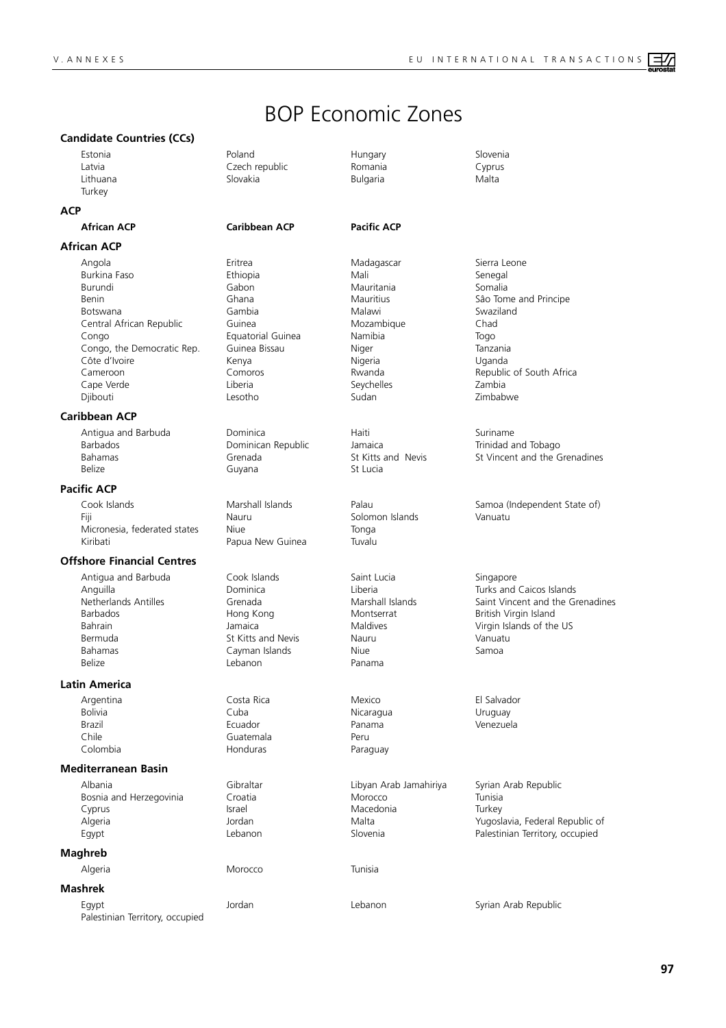# BOP Economic Zones

### Candidate Countries (CCs)

| | | | |
|---|---|---|---|
| Estonia | Poland | Hungary | Slovenia |
| Latvia | Czech republic | Romania | Cyprus |
| Lithuana | Slovakia | Bulgaria | Malta |
| Turkey | | | |

### ACP

| | | |
|---|---|---|
| **African ACP** | **Caribbean ACP** | **Pacific ACP** |

### African ACP

| | | | |
|---|---|---|---|
| Angola | Eritrea | Madagascar | Sierra Leone |
| Burkina Faso | Ethiopia | Mali | Senegal |
| Burundi | Gabon | Mauritania | Somalia |
| Benin | Ghana | Mauritius | São Tome and Principe |
| Botswana | Gambia | Malawi | Swaziland |
| Central African Republic | Guinea | Mozambique | Chad |
| Congo | Equatorial Guinea | Namibia | Togo |
| Congo, the Democratic Rep. | Guinea Bissau | Niger | Tanzania |
| Côte d'Ivoire | Kenya | Nigeria | Uganda |
| Cameroon | Comoros | Rwanda | Republic of South Africa |
| Cape Verde | Liberia | Seychelles | Zambia |
| Djibouti | Lesotho | Sudan | Zimbabwe |

### Caribbean ACP

| | | | |
|---|---|---|---|
| Antigua and Barbuda | Dominica | Haiti | Suriname |
| Barbados | Dominican Republic | Jamaica | Trinidad and Tobago |
| Bahamas | Grenada | St Kitts and Nevis | St Vincent and the Grenadines |
| Belize | Guyana | St Lucia | |

### Pacific ACP

| | | | |
|---|---|---|---|
| Cook Islands | Marshall Islands | Palau | Samoa (Independent State of) |
| Fiji | Nauru | Solomon Islands | Vanuatu |
| Micronesia, federated states | Niue | Tonga | |
| Kiribati | Papua New Guinea | Tuvalu | |

### Offshore Financial Centres

| | | | |
|---|---|---|---|
| Antigua and Barbuda | Cook Islands | Saint Lucia | Singapore |
| Anguilla | Dominica | Liberia | Turks and Caicos Islands |
| Netherlands Antilles | Grenada | Marshall Islands | Saint Vincent and the Grenadines |
| Barbados | Hong Kong | Montserrat | British Virgin Island |
| Bahrain | Jamaica | Maldives | Virgin Islands of the US |
| Bermuda | St Kitts and Nevis | Nauru | Vanuatu |
| Bahamas | Cayman Islands | Niue | Samoa |
| Belize | Lebanon | Panama | |

### Latin America

| | | | |
|---|---|---|---|
| Argentina | Costa Rica | Mexico | El Salvador |
| Bolivia | Cuba | Nicaragua | Uruguay |
| Brazil | Ecuador | Panama | Venezuela |
| Chile | Guatemala | Peru | |
| Colombia | Honduras | Paraguay | |

### Mediterranean Basin

| | | | |
|---|---|---|---|
| Albania | Gibraltar | Libyan Arab Jamahiriya | Syrian Arab Republic |
| Bosnia and Herzegovinia | Croatia | Morocco | Tunisia |
| Cyprus | Israel | Macedonia | Turkey |
| Algeria | Jordan | Malta | Yugoslavia, Federal Republic of |
| Egypt | Lebanon | Slovenia | Palestinian Territory, occupied |

### Maghreb

| | | |
|---|---|---|
| Algeria | Morocco | Tunisia |

### Mashrek

| | | | |
|---|---|---|---|
| Egypt | Jordan | Lebanon | Syrian Arab Republic |
| Palestinian Territory, occupied | | | |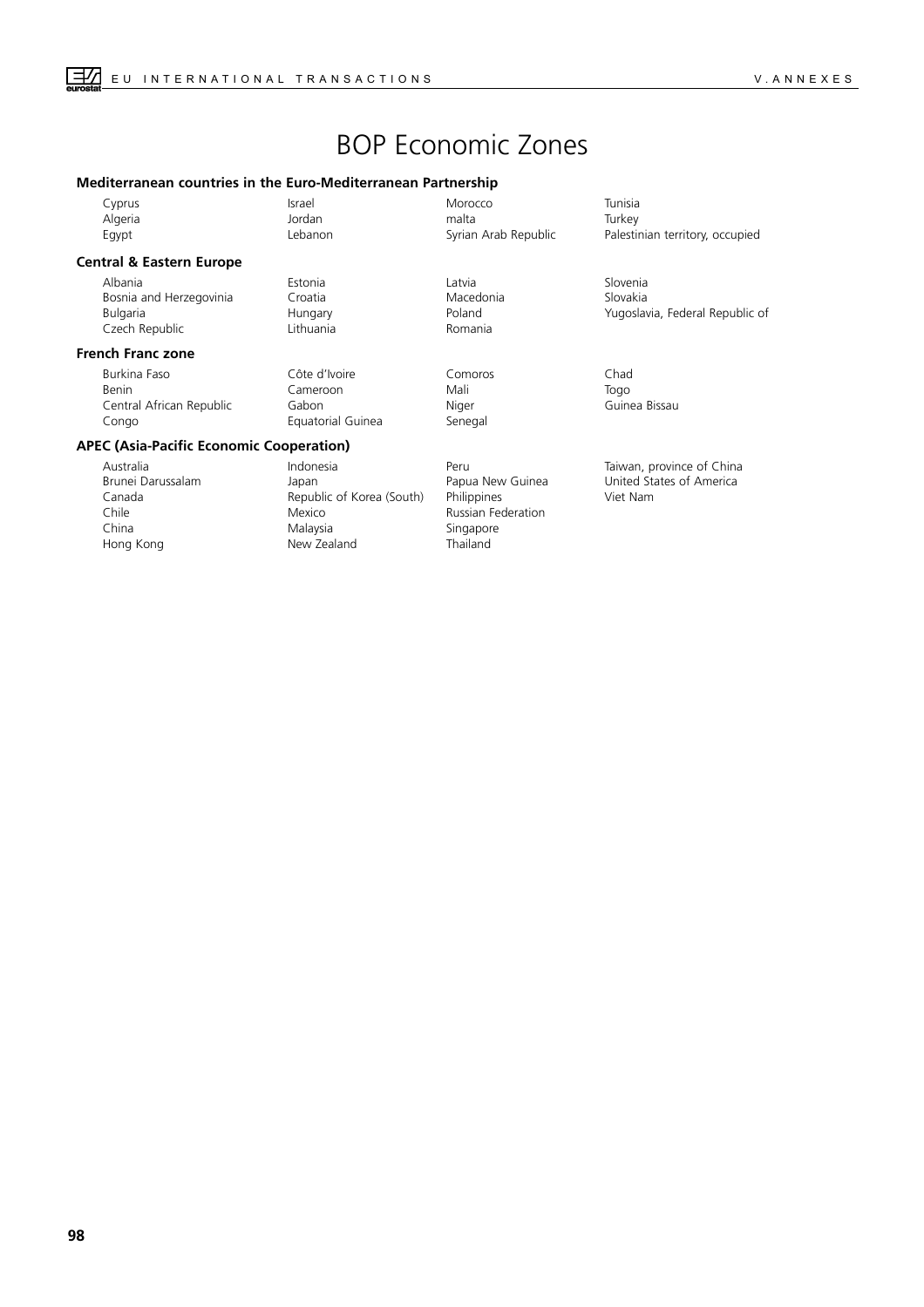# BOP Economic Zones

**Mediterranean countries in the Euro-Mediterranean Partnership**

| | | | |
|---|---|---|---|
| Cyprus | Israel | Morocco | Tunisia |
| Algeria | Jordan | malta | Turkey |
| Egypt | Lebanon | Syrian Arab Republic | Palestinian territory, occupied |

**Central & Eastern Europe**

| | | | |
|---|---|---|---|
| Albania | Estonia | Latvia | Slovenia |
| Bosnia and Herzegovinia | Croatia | Macedonia | Slovakia |
| Bulgaria | Hungary | Poland | Yugoslavia, Federal Republic of |
| Czech Republic | Lithuania | Romania | |

**French Franc zone**

| | | | |
|---|---|---|---|
| Burkina Faso | Côte d'Ivoire | Comoros | Chad |
| Benin | Cameroon | Mali | Togo |
| Central African Republic | Gabon | Niger | Guinea Bissau |
| Congo | Equatorial Guinea | Senegal | |

**APEC (Asia-Pacific Economic Cooperation)**

| | | | |
|---|---|---|---|
| Australia | Indonesia | Peru | Taiwan, province of China |
| Brunei Darussalam | Japan | Papua New Guinea | United States of America |
| Canada | Republic of Korea (South) | Philippines | Viet Nam |
| Chile | Mexico | Russian Federation | |
| China | Malaysia | Singapore | |
| Hong Kong | New Zealand | Thailand | |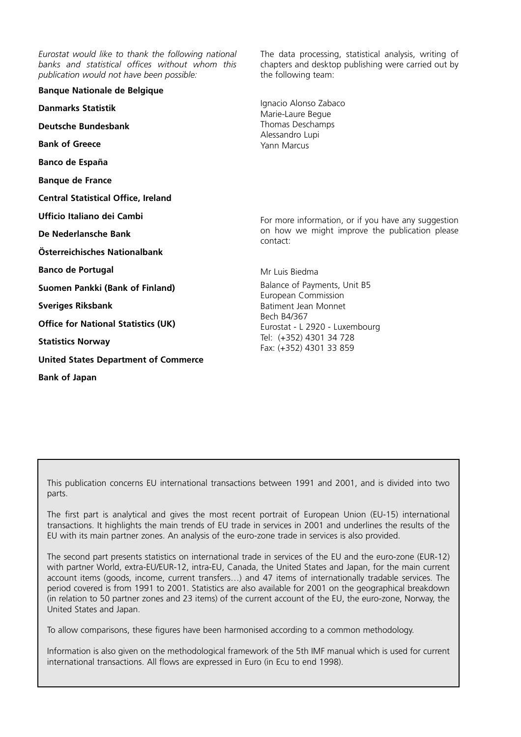*Eurostat would like to thank the following national banks and statistical offices without whom this publication would not have been possible:*

**Banque Nationale de Belgique**

**Danmarks Statistik**

**Deutsche Bundesbank**

**Bank of Greece**

**Banco de España**

**Banque de France**

**Central Statistical Office, Ireland**

**Ufficio Italiano dei Cambi**

**De Nederlansche Bank**

**Österreichisches Nationalbank**

**Banco de Portugal**

**Suomen Pankki (Bank of Finland)**

**Sveriges Riksbank**

**Office for National Statistics (UK)**

**Statistics Norway**

**United States Department of Commerce**

**Bank of Japan**

The data processing, statistical analysis, writing of chapters and desktop publishing were carried out by the following team:

Ignacio Alonso Zabaco
Marie-Laure Begue
Thomas Deschamps
Alessandro Lupi
Yann Marcus

For more information, or if you have any suggestion on how we might improve the publication please contact:

Mr Luis Biedma

Balance of Payments, Unit B5
European Commission
Batiment Jean Monnet
Bech B4/367
Eurostat - L 2920 - Luxembourg
Tel: (+352) 4301 34 728
Fax: (+352) 4301 33 859

This publication concerns EU international transactions between 1991 and 2001, and is divided into two parts.

The first part is analytical and gives the most recent portrait of European Union (EU-15) international transactions. It highlights the main trends of EU trade in services in 2001 and underlines the results of the EU with its main partner zones. An analysis of the euro-zone trade in services is also provided.

The second part presents statistics on international trade in services of the EU and the euro-zone (EUR-12) with partner World, extra-EU/EUR-12, intra-EU, Canada, the United States and Japan, for the main current account items (goods, income, current transfers…) and 47 items of internationally tradable services. The period covered is from 1991 to 2001. Statistics are also available for 2001 on the geographical breakdown (in relation to 50 partner zones and 23 items) of the current account of the EU, the euro-zone, Norway, the United States and Japan.

To allow comparisons, these figures have been harmonised according to a common methodology.

Information is also given on the methodological framework of the 5th IMF manual which is used for current international transactions. All flows are expressed in Euro (in Ecu to end 1998).